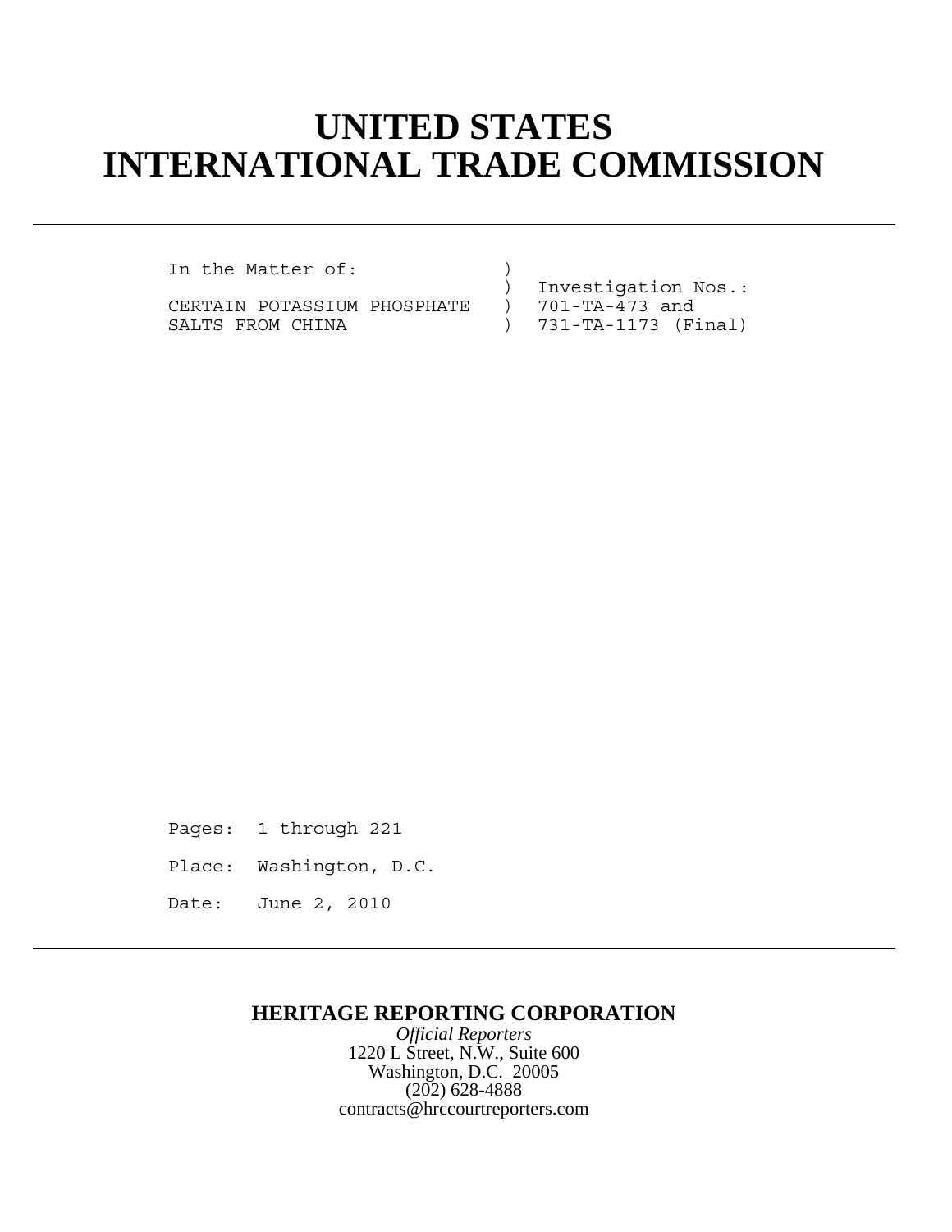# UNITED STATES INTERNATIONAL TRADE COMMISSION

---

```
In the Matter of:             )
                              )  Investigation Nos.:
CERTAIN POTASSIUM PHOSPHATE   )  701-TA-473 and
SALTS FROM CHINA              )  731-TA-1173 (Final)
```

Pages: 1 through 221

Place: Washington, D.C.

Date: June 2, 2010

---

**HERITAGE REPORTING CORPORATION**

*Official Reporters*

1220 L Street, N.W., Suite 600

Washington, D.C. 20005

(202) 628-4888

contracts@hrccourtreporters.com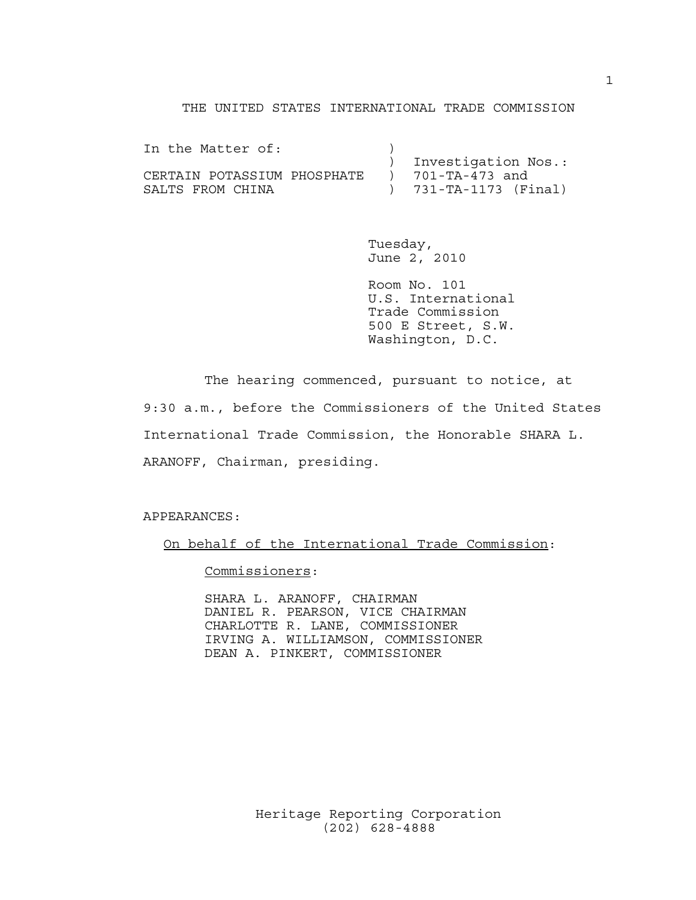THE UNITED STATES INTERNATIONAL TRADE COMMISSION

```
In the Matter of:            )
                             )  Investigation Nos.:
CERTAIN POTASSIUM PHOSPHATE  )  701-TA-473 and
SALTS FROM CHINA             )  731-TA-1173 (Final)
```

Tuesday,
June 2, 2010

Room No. 101
U.S. International
Trade Commission
500 E Street, S.W.
Washington, D.C.

The hearing commenced, pursuant to notice, at 9:30 a.m., before the Commissioners of the United States International Trade Commission, the Honorable SHARA L. ARANOFF, Chairman, presiding.

APPEARANCES:

On behalf of the International Trade Commission:

Commissioners:

SHARA L. ARANOFF, CHAIRMAN
DANIEL R. PEARSON, VICE CHAIRMAN
CHARLOTTE R. LANE, COMMISSIONER
IRVING A. WILLIAMSON, COMMISSIONER
DEAN A. PINKERT, COMMISSIONER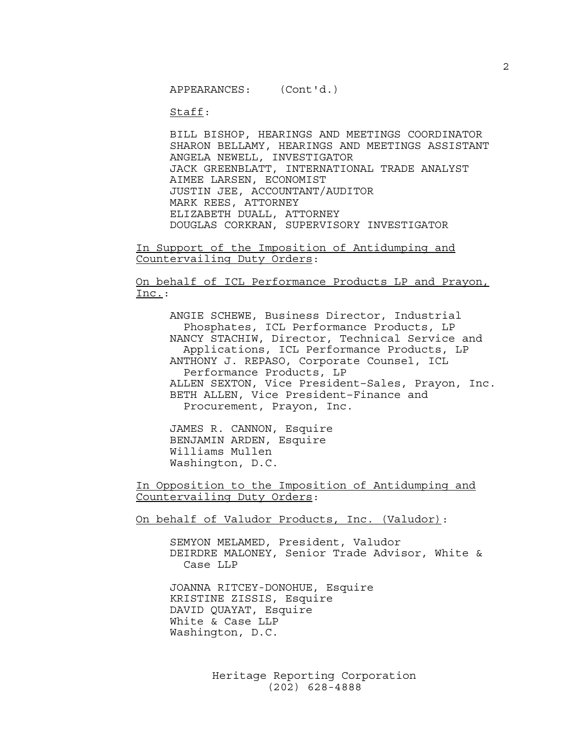APPEARANCES: (Cont'd.)

<u>Staff</u>:

BILL BISHOP, HEARINGS AND MEETINGS COORDINATOR
SHARON BELLAMY, HEARINGS AND MEETINGS ASSISTANT
ANGELA NEWELL, INVESTIGATOR
JACK GREENBLATT, INTERNATIONAL TRADE ANALYST
AIMEE LARSEN, ECONOMIST
JUSTIN JEE, ACCOUNTANT/AUDITOR
MARK REES, ATTORNEY
ELIZABETH DUALL, ATTORNEY
DOUGLAS CORKRAN, SUPERVISORY INVESTIGATOR

<u>In Support of the Imposition of Antidumping and Countervailing Duty Orders</u>:

<u>On behalf of ICL Performance Products LP and Prayon, Inc.</u>:

ANGIE SCHEWE, Business Director, Industrial Phosphates, ICL Performance Products, LP
NANCY STACHIW, Director, Technical Service and Applications, ICL Performance Products, LP
ANTHONY J. REPASO, Corporate Counsel, ICL Performance Products, LP
ALLEN SEXTON, Vice President-Sales, Prayon, Inc.
BETH ALLEN, Vice President-Finance and Procurement, Prayon, Inc.

JAMES R. CANNON, Esquire
BENJAMIN ARDEN, Esquire
Williams Mullen
Washington, D.C.

<u>In Opposition to the Imposition of Antidumping and Countervailing Duty Orders</u>:

<u>On behalf of Valudor Products, Inc. (Valudor)</u>:

SEMYON MELAMED, President, Valudor
DEIRDRE MALONEY, Senior Trade Advisor, White & Case LLP

JOANNA RITCEY-DONOHUE, Esquire
KRISTINE ZISSIS, Esquire
DAVID QUAYAT, Esquire
White & Case LLP
Washington, D.C.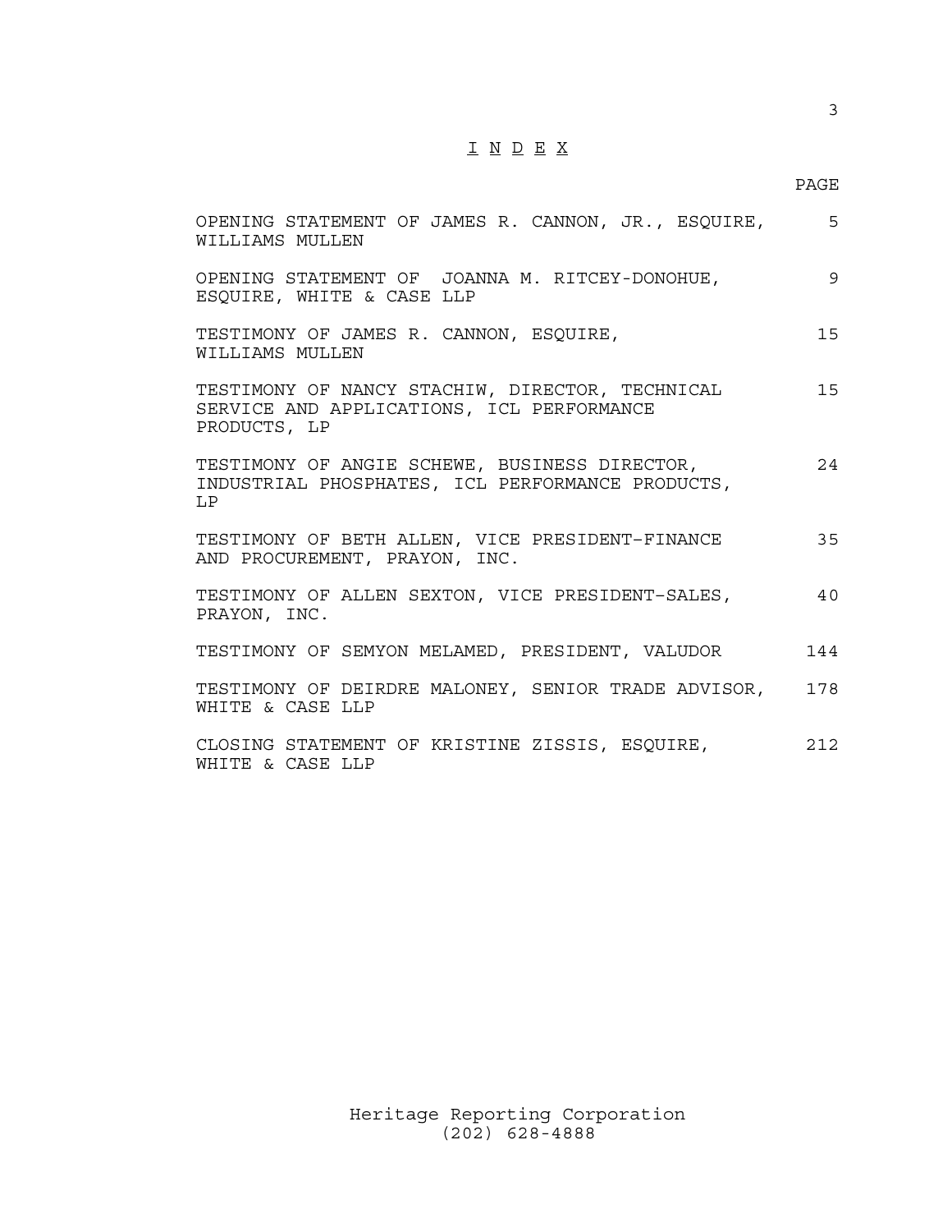# I N D E X

| | PAGE |
|---|---|
| OPENING STATEMENT OF JAMES R. CANNON, JR., ESQUIRE, WILLIAMS MULLEN | 5 |
| OPENING STATEMENT OF JOANNA M. RITCEY-DONOHUE, ESQUIRE, WHITE & CASE LLP | 9 |
| TESTIMONY OF JAMES R. CANNON, ESQUIRE, WILLIAMS MULLEN | 15 |
| TESTIMONY OF NANCY STACHIW, DIRECTOR, TECHNICAL SERVICE AND APPLICATIONS, ICL PERFORMANCE PRODUCTS, LP | 15 |
| TESTIMONY OF ANGIE SCHEWE, BUSINESS DIRECTOR, INDUSTRIAL PHOSPHATES, ICL PERFORMANCE PRODUCTS, LP | 24 |
| TESTIMONY OF BETH ALLEN, VICE PRESIDENT-FINANCE AND PROCUREMENT, PRAYON, INC. | 35 |
| TESTIMONY OF ALLEN SEXTON, VICE PRESIDENT-SALES, PRAYON, INC. | 40 |
| TESTIMONY OF SEMYON MELAMED, PRESIDENT, VALUDOR | 144 |
| TESTIMONY OF DEIRDRE MALONEY, SENIOR TRADE ADVISOR, WHITE & CASE LLP | 178 |
| CLOSING STATEMENT OF KRISTINE ZISSIS, ESQUIRE, WHITE & CASE LLP | 212 |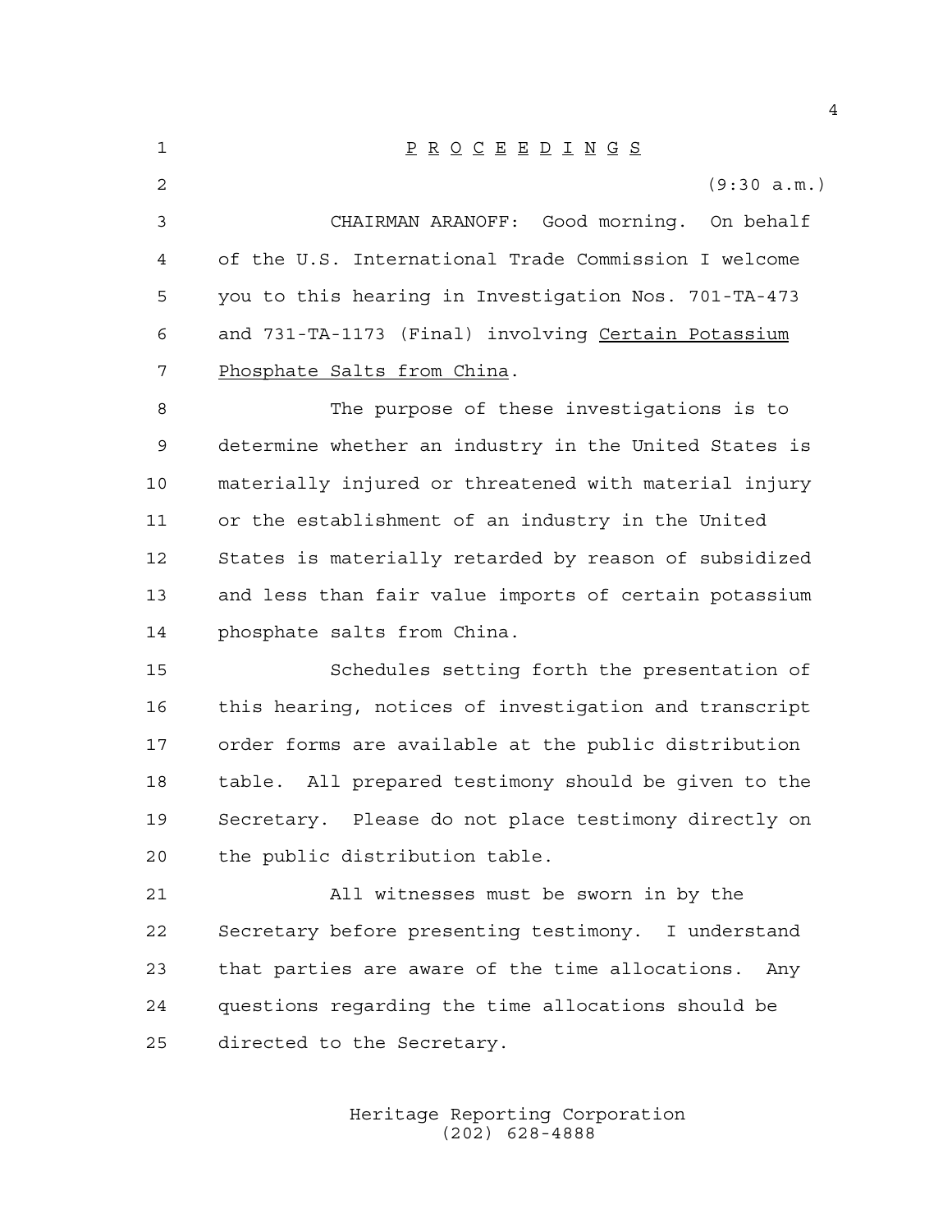P R O C E E D I N G S

(9:30 a.m.)

CHAIRMAN ARANOFF: Good morning. On behalf of the U.S. International Trade Commission I welcome you to this hearing in Investigation Nos. 701-TA-473 and 731-TA-1173 (Final) involving Certain Potassium Phosphate Salts from China.

The purpose of these investigations is to determine whether an industry in the United States is materially injured or threatened with material injury or the establishment of an industry in the United States is materially retarded by reason of subsidized and less than fair value imports of certain potassium phosphate salts from China.

Schedules setting forth the presentation of this hearing, notices of investigation and transcript order forms are available at the public distribution table. All prepared testimony should be given to the Secretary. Please do not place testimony directly on the public distribution table.

All witnesses must be sworn in by the Secretary before presenting testimony. I understand that parties are aware of the time allocations. Any questions regarding the time allocations should be directed to the Secretary.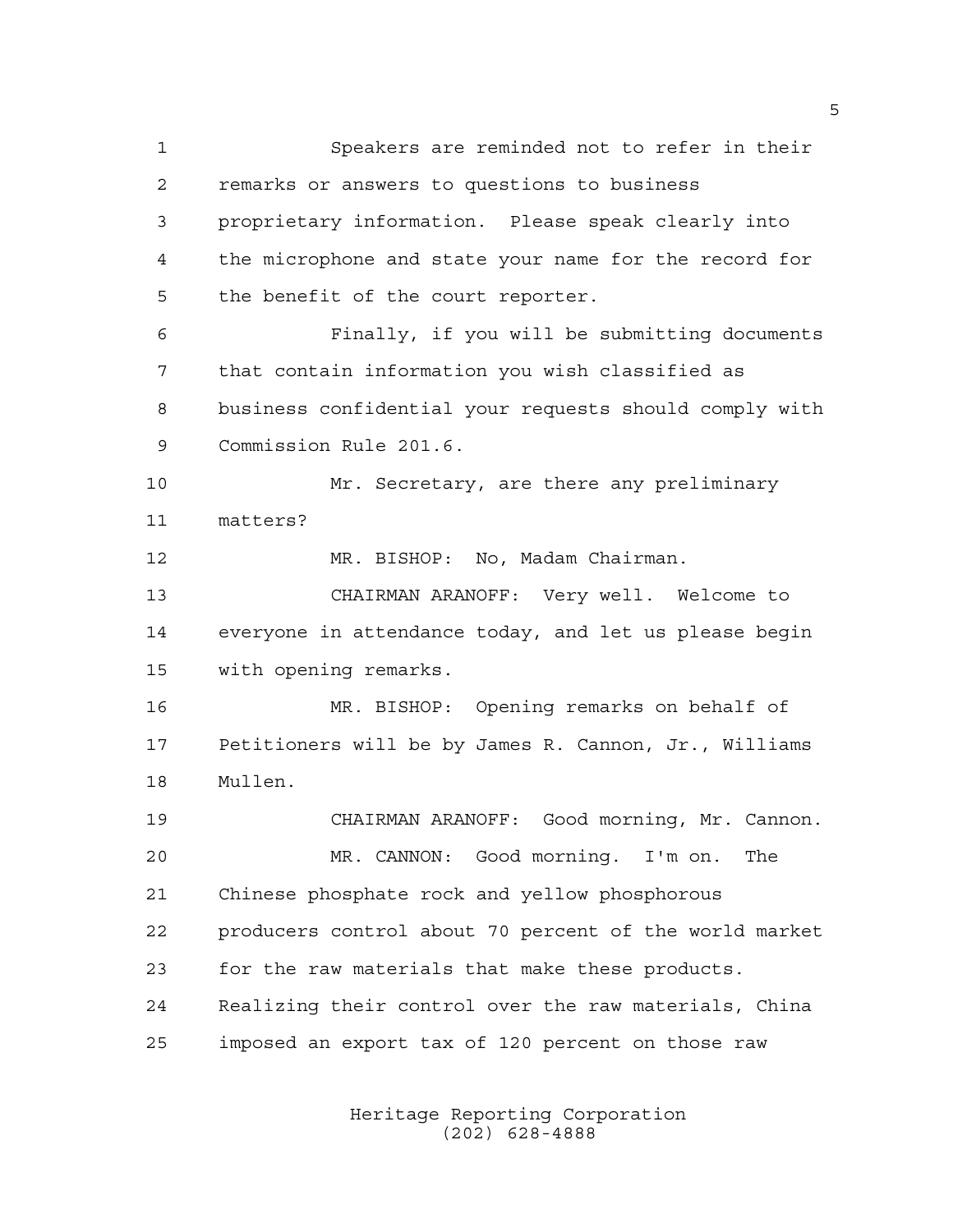Speakers are reminded not to refer in their remarks or answers to questions to business proprietary information. Please speak clearly into the microphone and state your name for the record for the benefit of the court reporter.

Finally, if you will be submitting documents that contain information you wish classified as business confidential your requests should comply with Commission Rule 201.6.

Mr. Secretary, are there any preliminary matters?

MR. BISHOP: No, Madam Chairman.

CHAIRMAN ARANOFF: Very well. Welcome to everyone in attendance today, and let us please begin with opening remarks.

MR. BISHOP: Opening remarks on behalf of Petitioners will be by James R. Cannon, Jr., Williams Mullen.

CHAIRMAN ARANOFF: Good morning, Mr. Cannon.

MR. CANNON: Good morning. I'm on. The Chinese phosphate rock and yellow phosphorous producers control about 70 percent of the world market for the raw materials that make these products. Realizing their control over the raw materials, China imposed an export tax of 120 percent on those raw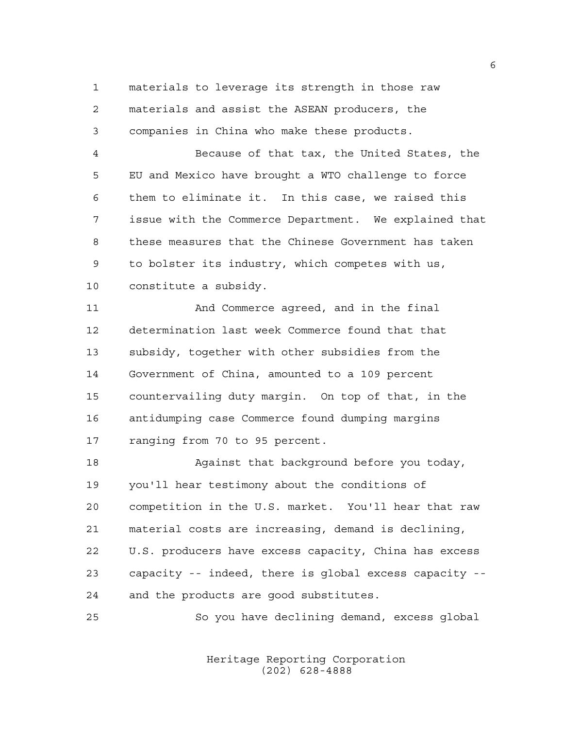materials to leverage its strength in those raw materials and assist the ASEAN producers, the companies in China who make these products.

Because of that tax, the United States, the EU and Mexico have brought a WTO challenge to force them to eliminate it. In this case, we raised this issue with the Commerce Department. We explained that these measures that the Chinese Government has taken to bolster its industry, which competes with us, constitute a subsidy.

And Commerce agreed, and in the final determination last week Commerce found that that subsidy, together with other subsidies from the Government of China, amounted to a 109 percent countervailing duty margin. On top of that, in the antidumping case Commerce found dumping margins ranging from 70 to 95 percent.

Against that background before you today, you'll hear testimony about the conditions of competition in the U.S. market. You'll hear that raw material costs are increasing, demand is declining, U.S. producers have excess capacity, China has excess capacity -- indeed, there is global excess capacity -- and the products are good substitutes.

So you have declining demand, excess global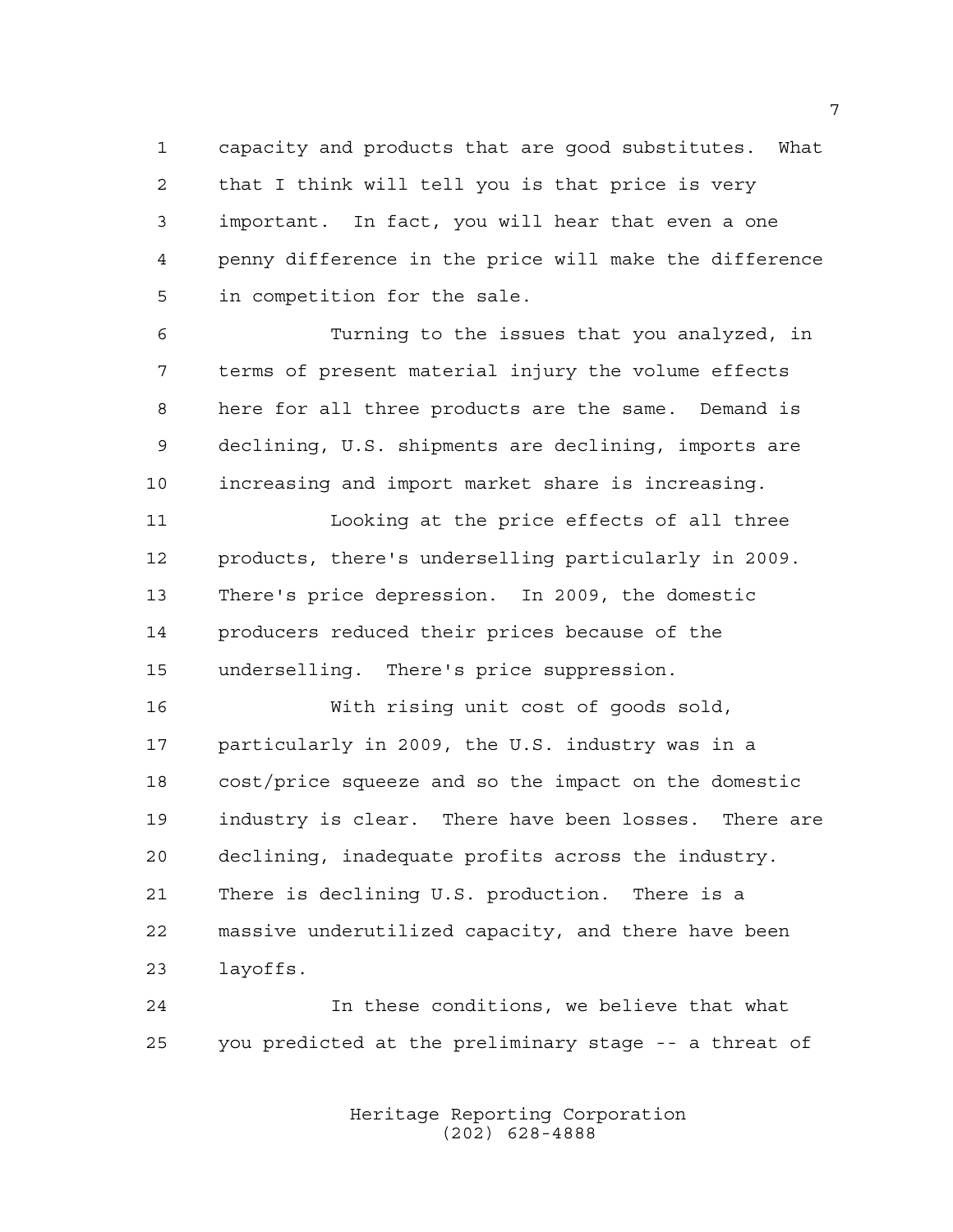capacity and products that are good substitutes. What that I think will tell you is that price is very important. In fact, you will hear that even a one penny difference in the price will make the difference in competition for the sale.

Turning to the issues that you analyzed, in terms of present material injury the volume effects here for all three products are the same. Demand is declining, U.S. shipments are declining, imports are increasing and import market share is increasing.

Looking at the price effects of all three products, there's underselling particularly in 2009. There's price depression. In 2009, the domestic producers reduced their prices because of the underselling. There's price suppression.

With rising unit cost of goods sold, particularly in 2009, the U.S. industry was in a cost/price squeeze and so the impact on the domestic industry is clear. There have been losses. There are declining, inadequate profits across the industry. There is declining U.S. production. There is a massive underutilized capacity, and there have been layoffs.

In these conditions, we believe that what you predicted at the preliminary stage -- a threat of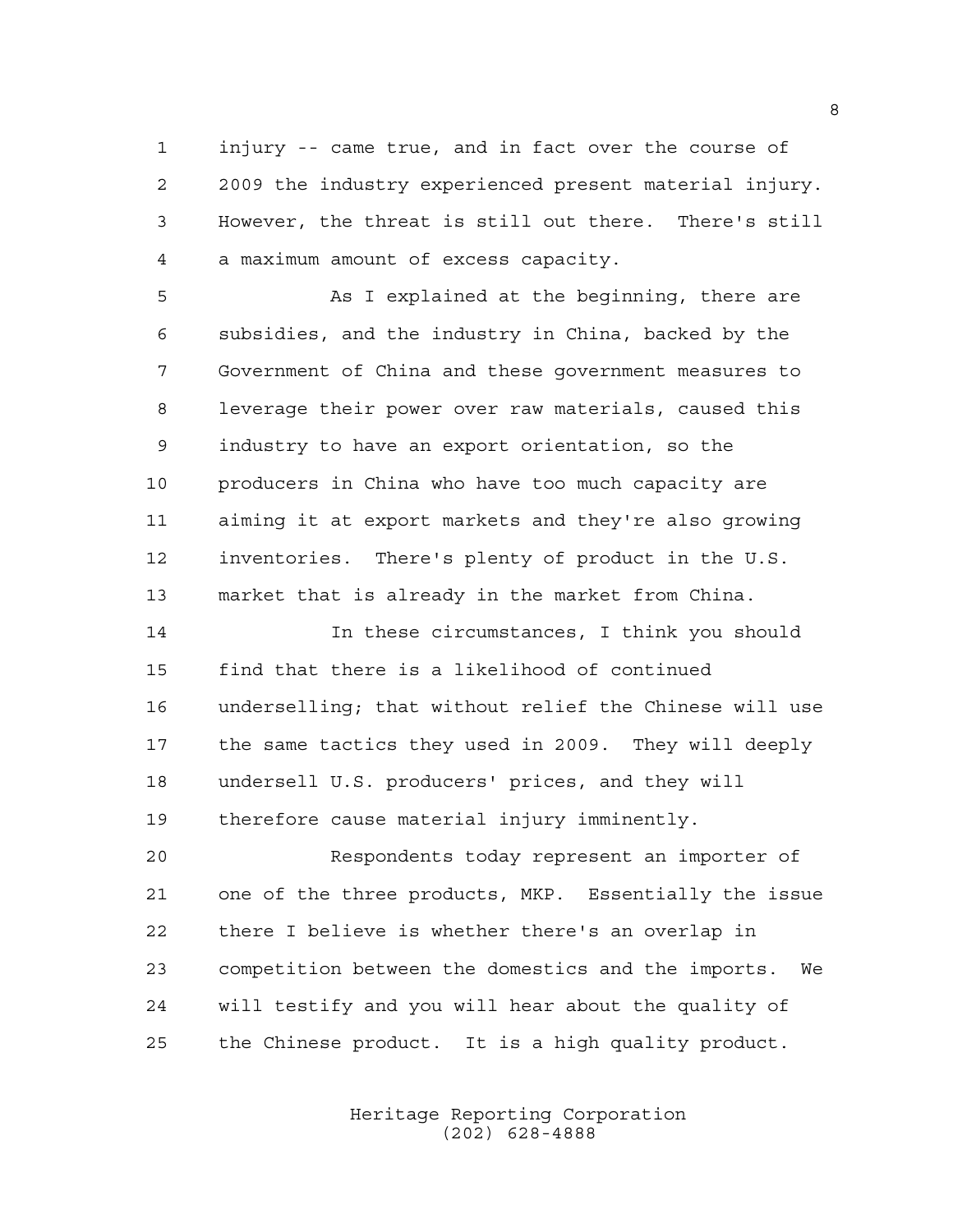injury -- came true, and in fact over the course of 2009 the industry experienced present material injury. However, the threat is still out there. There's still a maximum amount of excess capacity.

As I explained at the beginning, there are subsidies, and the industry in China, backed by the Government of China and these government measures to leverage their power over raw materials, caused this industry to have an export orientation, so the producers in China who have too much capacity are aiming it at export markets and they're also growing inventories. There's plenty of product in the U.S. market that is already in the market from China.

In these circumstances, I think you should find that there is a likelihood of continued underselling; that without relief the Chinese will use the same tactics they used in 2009. They will deeply undersell U.S. producers' prices, and they will therefore cause material injury imminently.

Respondents today represent an importer of one of the three products, MKP. Essentially the issue there I believe is whether there's an overlap in competition between the domestics and the imports. We will testify and you will hear about the quality of the Chinese product. It is a high quality product.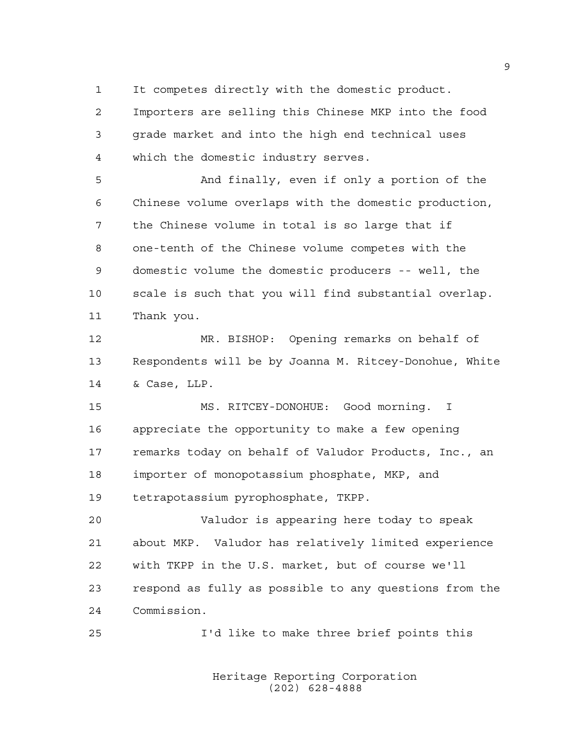It competes directly with the domestic product. Importers are selling this Chinese MKP into the food grade market and into the high end technical uses which the domestic industry serves.

And finally, even if only a portion of the Chinese volume overlaps with the domestic production, the Chinese volume in total is so large that if one-tenth of the Chinese volume competes with the domestic volume the domestic producers -- well, the scale is such that you will find substantial overlap. Thank you.

MR. BISHOP: Opening remarks on behalf of Respondents will be by Joanna M. Ritcey-Donohue, White & Case, LLP.

MS. RITCEY-DONOHUE: Good morning. I appreciate the opportunity to make a few opening remarks today on behalf of Valudor Products, Inc., an importer of monopotassium phosphate, MKP, and tetrapotassium pyrophosphate, TKPP.

Valudor is appearing here today to speak about MKP. Valudor has relatively limited experience with TKPP in the U.S. market, but of course we'll respond as fully as possible to any questions from the Commission.

I'd like to make three brief points this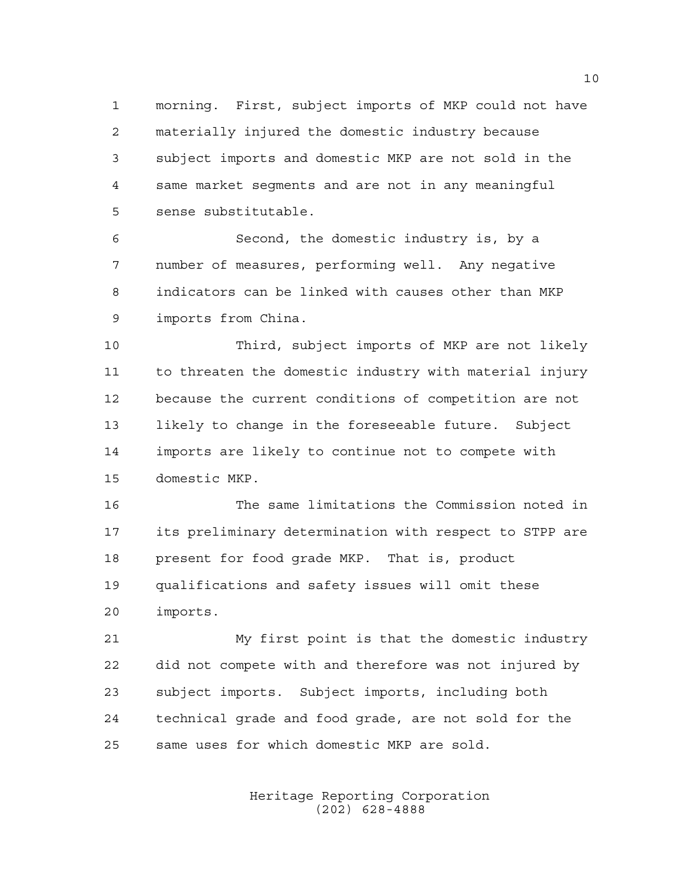morning. First, subject imports of MKP could not have materially injured the domestic industry because subject imports and domestic MKP are not sold in the same market segments and are not in any meaningful sense substitutable.

Second, the domestic industry is, by a number of measures, performing well. Any negative indicators can be linked with causes other than MKP imports from China.

Third, subject imports of MKP are not likely to threaten the domestic industry with material injury because the current conditions of competition are not likely to change in the foreseeable future. Subject imports are likely to continue not to compete with domestic MKP.

The same limitations the Commission noted in its preliminary determination with respect to STPP are present for food grade MKP. That is, product qualifications and safety issues will omit these imports.

My first point is that the domestic industry did not compete with and therefore was not injured by subject imports. Subject imports, including both technical grade and food grade, are not sold for the same uses for which domestic MKP are sold.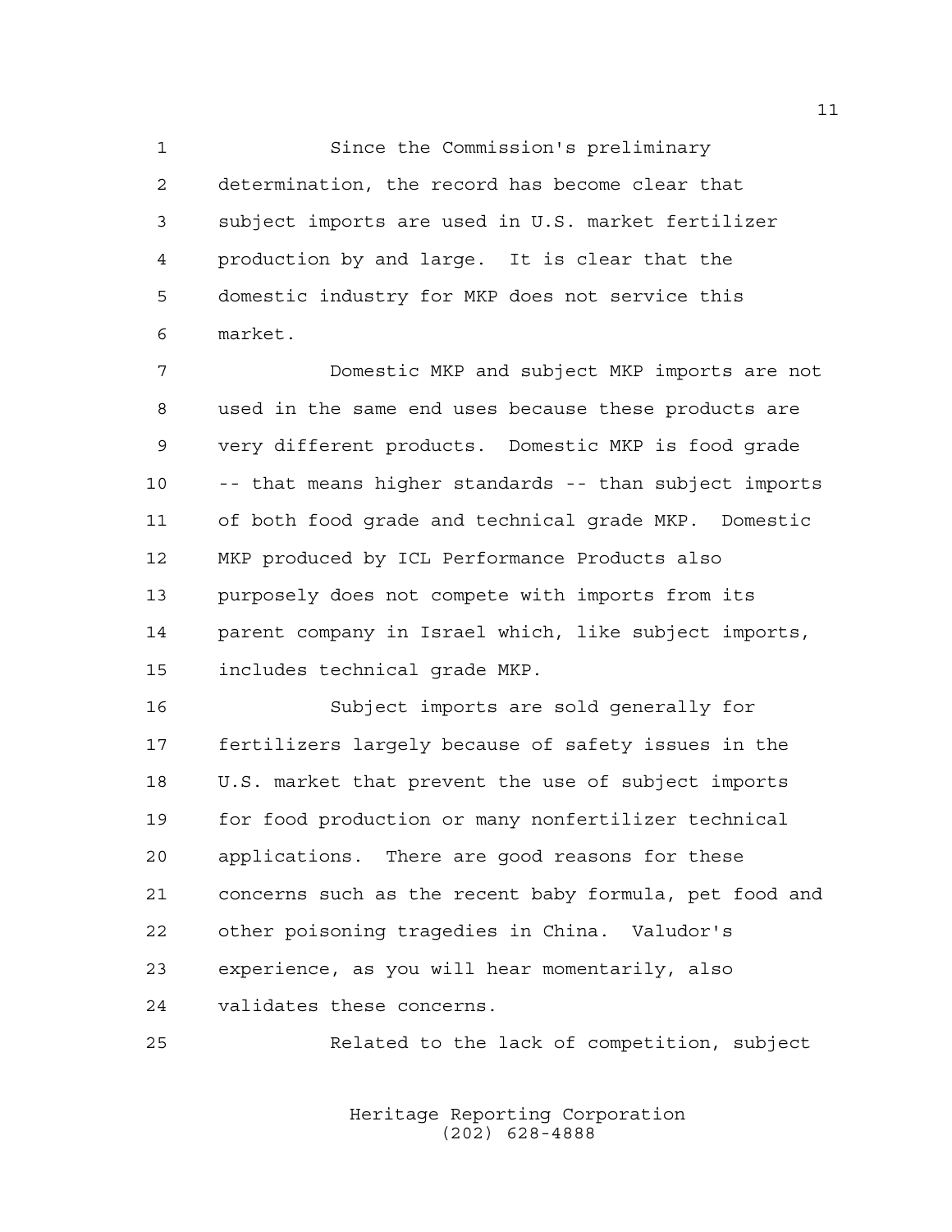Since the Commission's preliminary determination, the record has become clear that subject imports are used in U.S. market fertilizer production by and large. It is clear that the domestic industry for MKP does not service this market.

Domestic MKP and subject MKP imports are not used in the same end uses because these products are very different products. Domestic MKP is food grade -- that means higher standards -- than subject imports of both food grade and technical grade MKP. Domestic MKP produced by ICL Performance Products also purposely does not compete with imports from its parent company in Israel which, like subject imports, includes technical grade MKP.

Subject imports are sold generally for fertilizers largely because of safety issues in the U.S. market that prevent the use of subject imports for food production or many nonfertilizer technical applications. There are good reasons for these concerns such as the recent baby formula, pet food and other poisoning tragedies in China. Valudor's experience, as you will hear momentarily, also validates these concerns.

Related to the lack of competition, subject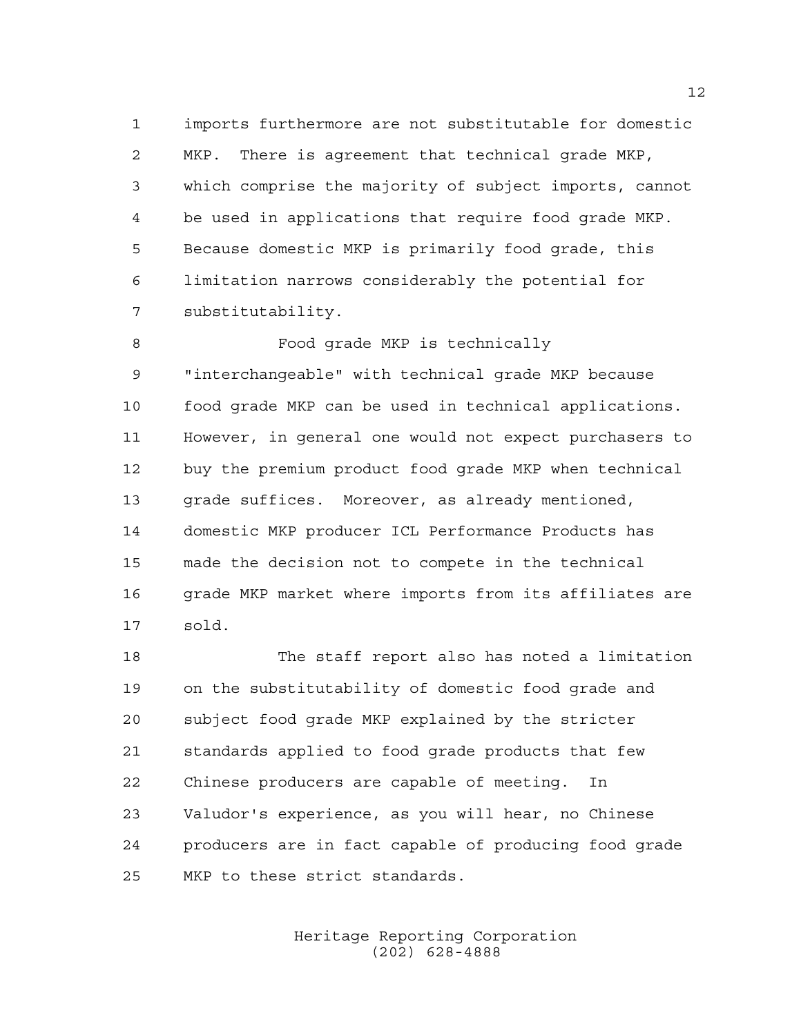imports furthermore are not substitutable for domestic MKP. There is agreement that technical grade MKP, which comprise the majority of subject imports, cannot be used in applications that require food grade MKP. Because domestic MKP is primarily food grade, this limitation narrows considerably the potential for substitutability.

Food grade MKP is technically "interchangeable" with technical grade MKP because food grade MKP can be used in technical applications. However, in general one would not expect purchasers to buy the premium product food grade MKP when technical grade suffices. Moreover, as already mentioned, domestic MKP producer ICL Performance Products has made the decision not to compete in the technical grade MKP market where imports from its affiliates are sold.

The staff report also has noted a limitation on the substitutability of domestic food grade and subject food grade MKP explained by the stricter standards applied to food grade products that few Chinese producers are capable of meeting. In Valudor's experience, as you will hear, no Chinese producers are in fact capable of producing food grade MKP to these strict standards.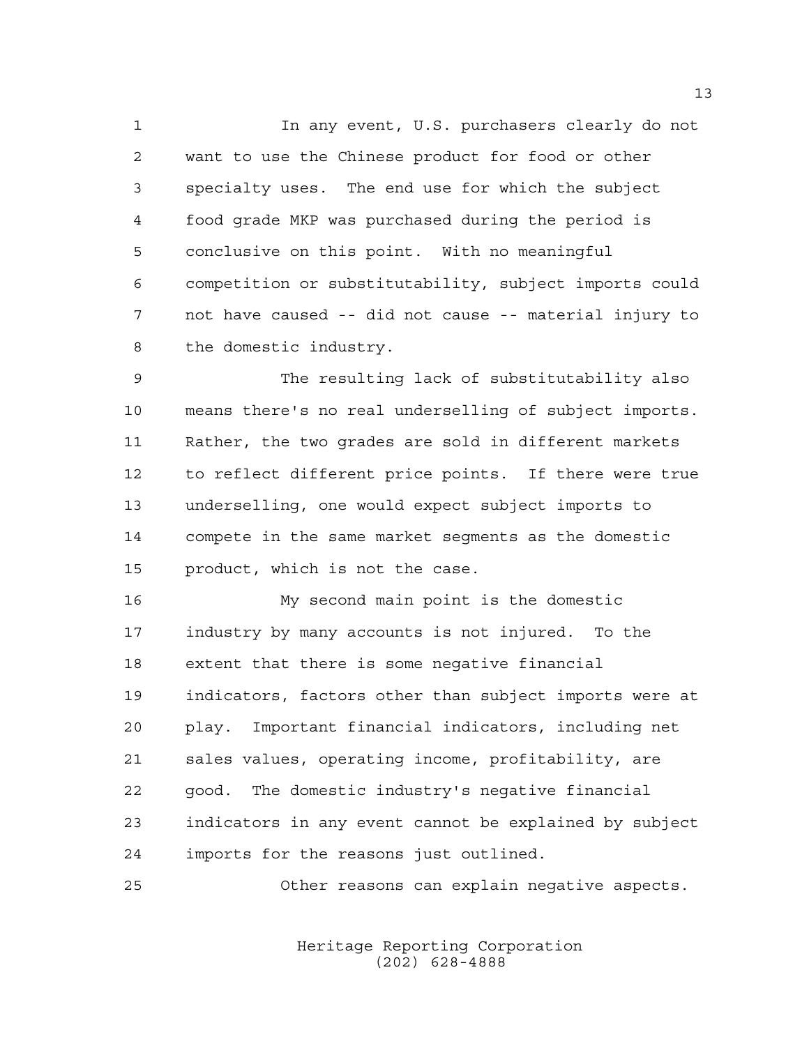In any event, U.S. purchasers clearly do not want to use the Chinese product for food or other specialty uses. The end use for which the subject food grade MKP was purchased during the period is conclusive on this point. With no meaningful competition or substitutability, subject imports could not have caused -- did not cause -- material injury to the domestic industry.

The resulting lack of substitutability also means there's no real underselling of subject imports. Rather, the two grades are sold in different markets to reflect different price points. If there were true underselling, one would expect subject imports to compete in the same market segments as the domestic product, which is not the case.

My second main point is the domestic industry by many accounts is not injured. To the extent that there is some negative financial indicators, factors other than subject imports were at play. Important financial indicators, including net sales values, operating income, profitability, are good. The domestic industry's negative financial indicators in any event cannot be explained by subject imports for the reasons just outlined.

Other reasons can explain negative aspects.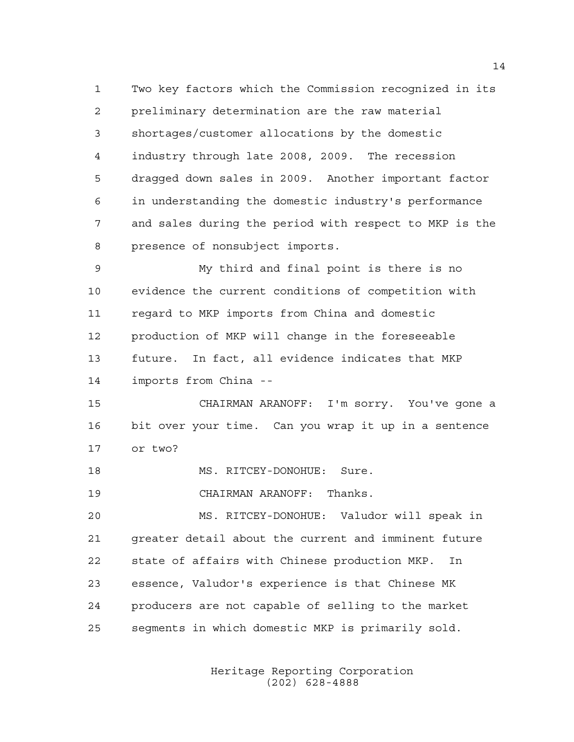Two key factors which the Commission recognized in its preliminary determination are the raw material shortages/customer allocations by the domestic industry through late 2008, 2009. The recession dragged down sales in 2009. Another important factor in understanding the domestic industry's performance and sales during the period with respect to MKP is the presence of nonsubject imports.

My third and final point is there is no evidence the current conditions of competition with regard to MKP imports from China and domestic production of MKP will change in the foreseeable future. In fact, all evidence indicates that MKP imports from China --

CHAIRMAN ARANOFF: I'm sorry. You've gone a bit over your time. Can you wrap it up in a sentence or two?

MS. RITCEY-DONOHUE: Sure.

CHAIRMAN ARANOFF: Thanks.

MS. RITCEY-DONOHUE: Valudor will speak in greater detail about the current and imminent future state of affairs with Chinese production MKP. In essence, Valudor's experience is that Chinese MK producers are not capable of selling to the market segments in which domestic MKP is primarily sold.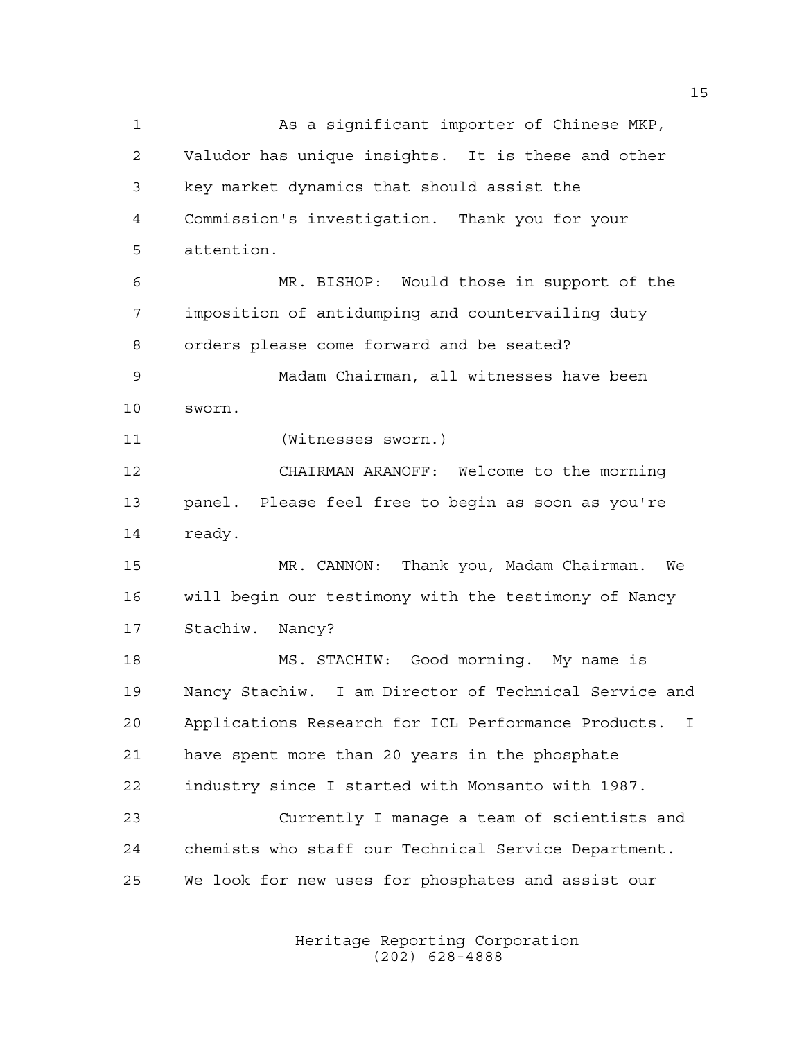As a significant importer of Chinese MKP, Valudor has unique insights. It is these and other key market dynamics that should assist the Commission's investigation. Thank you for your attention.

MR. BISHOP: Would those in support of the imposition of antidumping and countervailing duty orders please come forward and be seated?

Madam Chairman, all witnesses have been sworn.

(Witnesses sworn.)

CHAIRMAN ARANOFF: Welcome to the morning panel. Please feel free to begin as soon as you're ready.

MR. CANNON: Thank you, Madam Chairman. We will begin our testimony with the testimony of Nancy Stachiw. Nancy?

MS. STACHIW: Good morning. My name is Nancy Stachiw. I am Director of Technical Service and Applications Research for ICL Performance Products. I have spent more than 20 years in the phosphate industry since I started with Monsanto with 1987.

Currently I manage a team of scientists and chemists who staff our Technical Service Department. We look for new uses for phosphates and assist our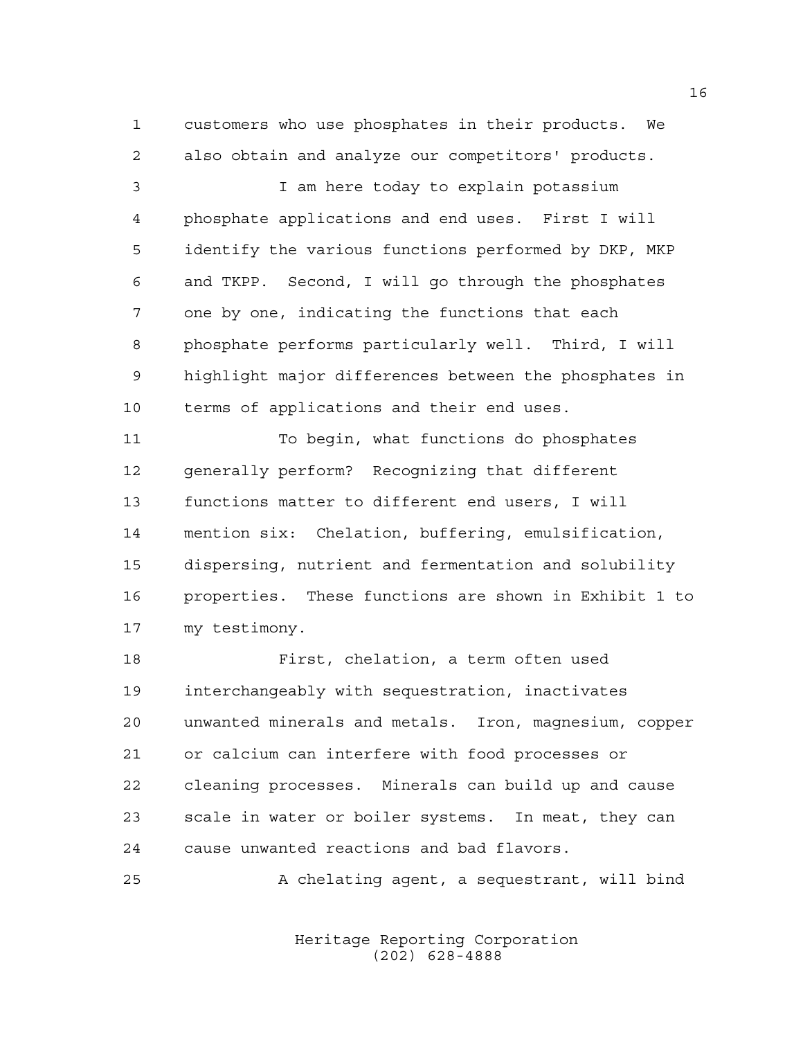customers who use phosphates in their products. We also obtain and analyze our competitors' products.

I am here today to explain potassium phosphate applications and end uses. First I will identify the various functions performed by DKP, MKP and TKPP. Second, I will go through the phosphates one by one, indicating the functions that each phosphate performs particularly well. Third, I will highlight major differences between the phosphates in terms of applications and their end uses.

To begin, what functions do phosphates generally perform? Recognizing that different functions matter to different end users, I will mention six: Chelation, buffering, emulsification, dispersing, nutrient and fermentation and solubility properties. These functions are shown in Exhibit 1 to my testimony.

First, chelation, a term often used interchangeably with sequestration, inactivates unwanted minerals and metals. Iron, magnesium, copper or calcium can interfere with food processes or cleaning processes. Minerals can build up and cause scale in water or boiler systems. In meat, they can cause unwanted reactions and bad flavors.

A chelating agent, a sequestrant, will bind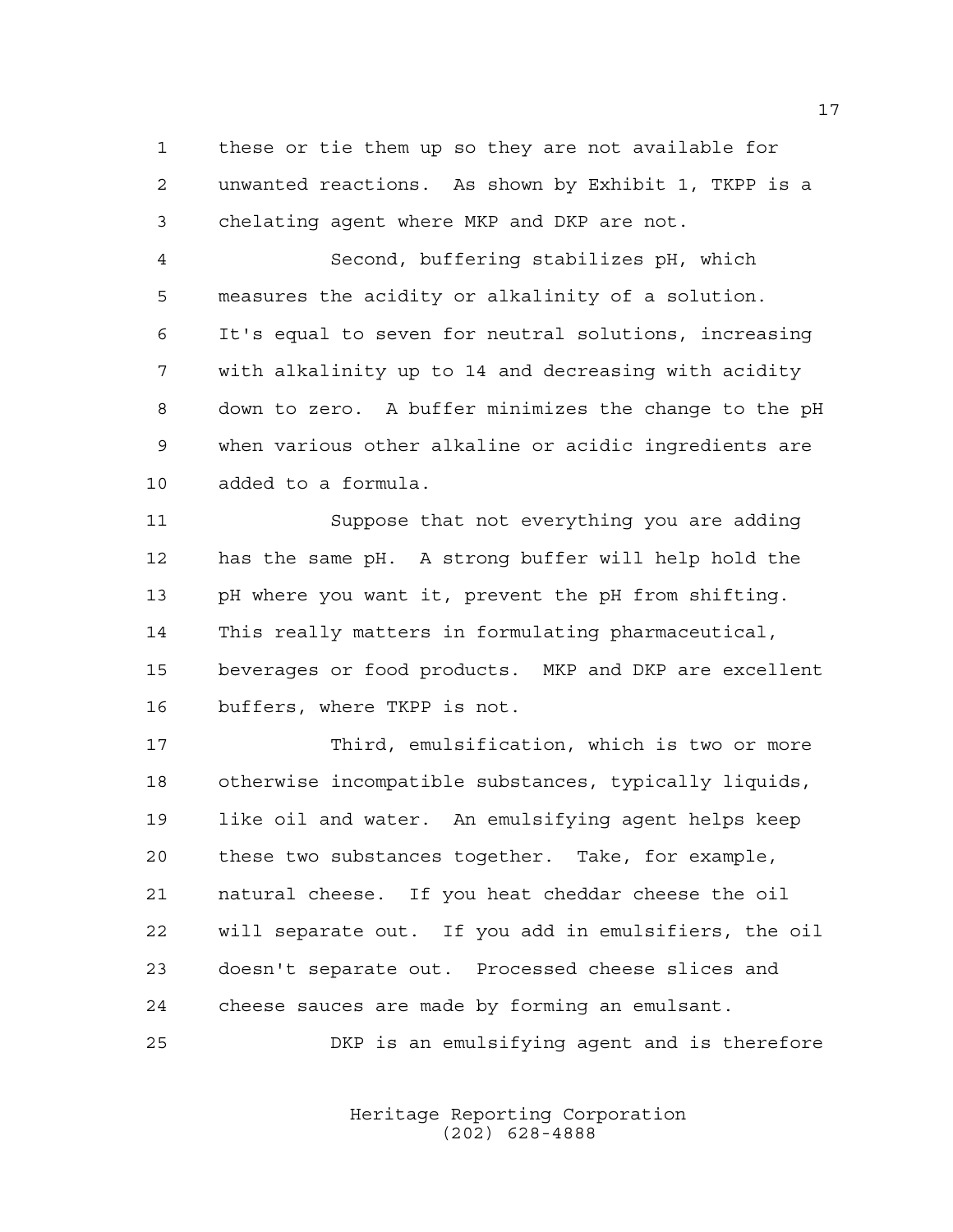these or tie them up so they are not available for unwanted reactions. As shown by Exhibit 1, TKPP is a chelating agent where MKP and DKP are not.

Second, buffering stabilizes pH, which measures the acidity or alkalinity of a solution. It's equal to seven for neutral solutions, increasing with alkalinity up to 14 and decreasing with acidity down to zero. A buffer minimizes the change to the pH when various other alkaline or acidic ingredients are added to a formula.

Suppose that not everything you are adding has the same pH. A strong buffer will help hold the pH where you want it, prevent the pH from shifting. This really matters in formulating pharmaceutical, beverages or food products. MKP and DKP are excellent buffers, where TKPP is not.

Third, emulsification, which is two or more otherwise incompatible substances, typically liquids, like oil and water. An emulsifying agent helps keep these two substances together. Take, for example, natural cheese. If you heat cheddar cheese the oil will separate out. If you add in emulsifiers, the oil doesn't separate out. Processed cheese slices and cheese sauces are made by forming an emulsant.

DKP is an emulsifying agent and is therefore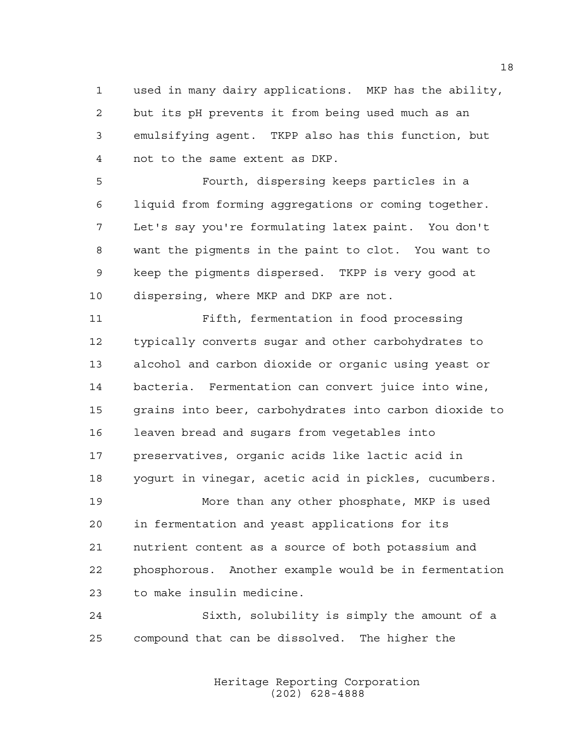used in many dairy applications. MKP has the ability, but its pH prevents it from being used much as an emulsifying agent. TKPP also has this function, but not to the same extent as DKP.

Fourth, dispersing keeps particles in a liquid from forming aggregations or coming together. Let's say you're formulating latex paint. You don't want the pigments in the paint to clot. You want to keep the pigments dispersed. TKPP is very good at dispersing, where MKP and DKP are not.

Fifth, fermentation in food processing typically converts sugar and other carbohydrates to alcohol and carbon dioxide or organic using yeast or bacteria. Fermentation can convert juice into wine, grains into beer, carbohydrates into carbon dioxide to leaven bread and sugars from vegetables into preservatives, organic acids like lactic acid in yogurt in vinegar, acetic acid in pickles, cucumbers.

More than any other phosphate, MKP is used in fermentation and yeast applications for its nutrient content as a source of both potassium and phosphorous. Another example would be in fermentation to make insulin medicine.

Sixth, solubility is simply the amount of a compound that can be dissolved. The higher the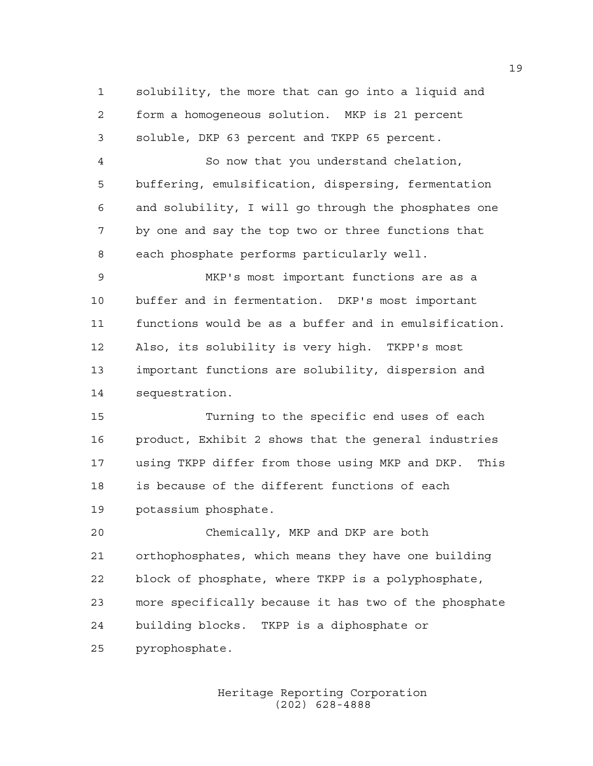solubility, the more that can go into a liquid and form a homogeneous solution. MKP is 21 percent soluble, DKP 63 percent and TKPP 65 percent.

So now that you understand chelation, buffering, emulsification, dispersing, fermentation and solubility, I will go through the phosphates one by one and say the top two or three functions that each phosphate performs particularly well.

MKP's most important functions are as a buffer and in fermentation. DKP's most important functions would be as a buffer and in emulsification. Also, its solubility is very high. TKPP's most important functions are solubility, dispersion and sequestration.

Turning to the specific end uses of each product, Exhibit 2 shows that the general industries using TKPP differ from those using MKP and DKP. This is because of the different functions of each potassium phosphate.

Chemically, MKP and DKP are both orthophosphates, which means they have one building block of phosphate, where TKPP is a polyphosphate, more specifically because it has two of the phosphate building blocks. TKPP is a diphosphate or pyrophosphate.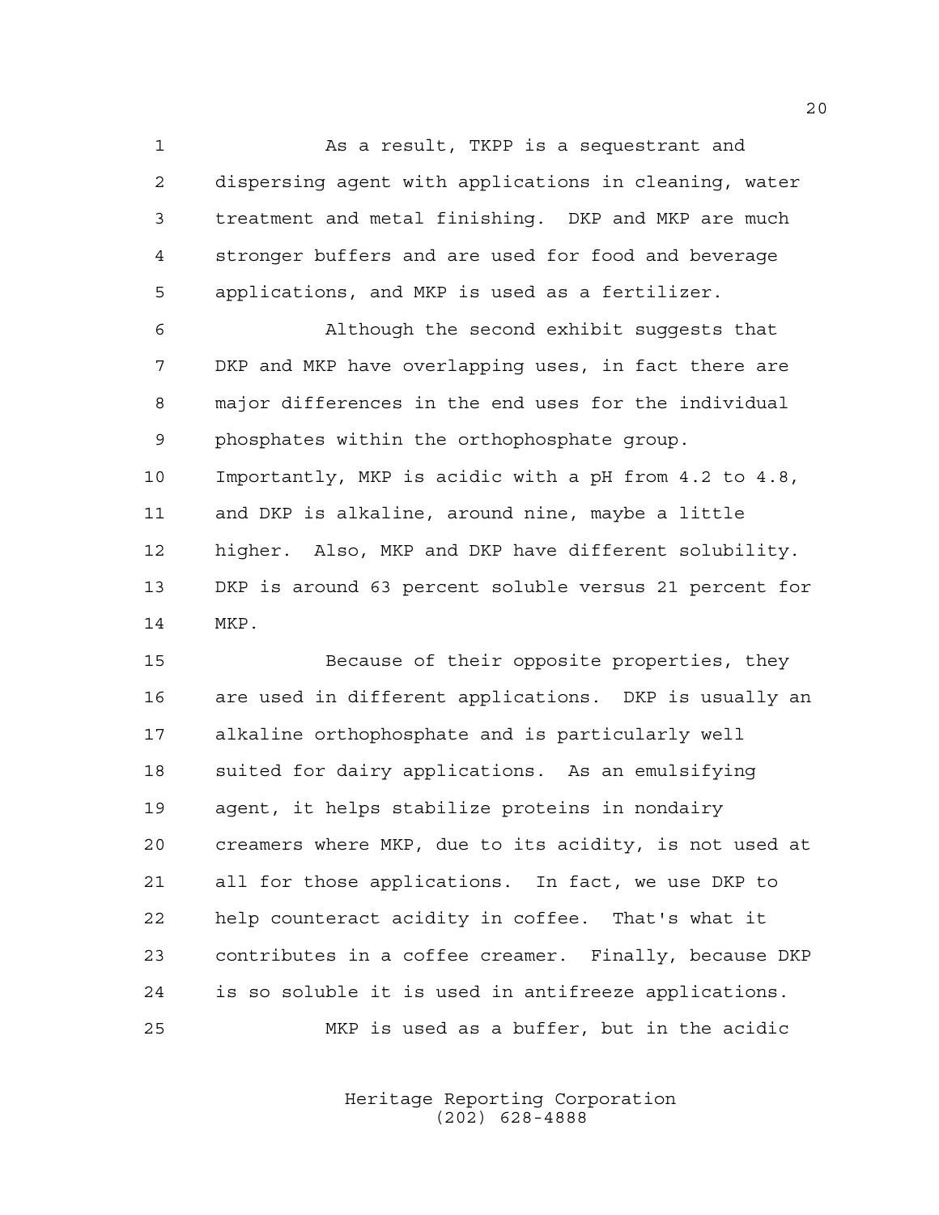As a result, TKPP is a sequestrant and dispersing agent with applications in cleaning, water treatment and metal finishing. DKP and MKP are much stronger buffers and are used for food and beverage applications, and MKP is used as a fertilizer.

Although the second exhibit suggests that DKP and MKP have overlapping uses, in fact there are major differences in the end uses for the individual phosphates within the orthophosphate group. Importantly, MKP is acidic with a pH from 4.2 to 4.8, and DKP is alkaline, around nine, maybe a little higher. Also, MKP and DKP have different solubility. DKP is around 63 percent soluble versus 21 percent for MKP.

Because of their opposite properties, they are used in different applications. DKP is usually an alkaline orthophosphate and is particularly well suited for dairy applications. As an emulsifying agent, it helps stabilize proteins in nondairy creamers where MKP, due to its acidity, is not used at all for those applications. In fact, we use DKP to help counteract acidity in coffee. That's what it contributes in a coffee creamer. Finally, because DKP is so soluble it is used in antifreeze applications.

MKP is used as a buffer, but in the acidic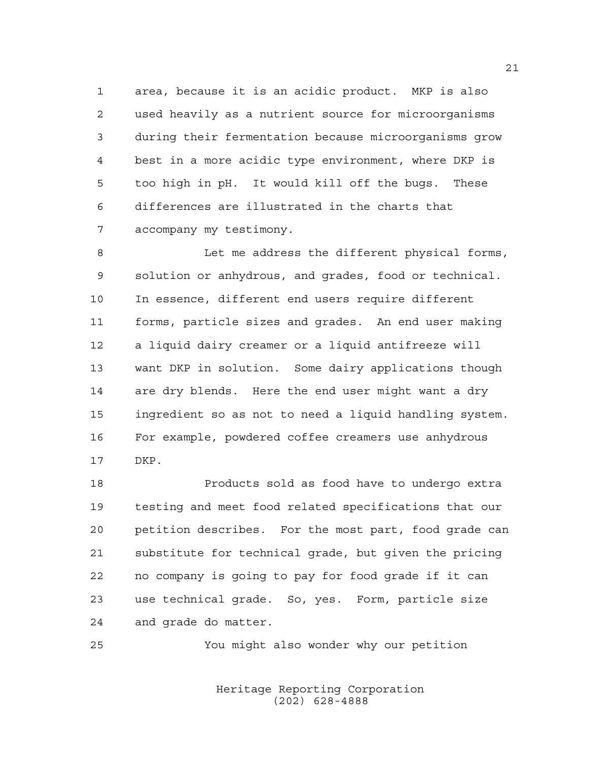area, because it is an acidic product. MKP is also used heavily as a nutrient source for microorganisms during their fermentation because microorganisms grow best in a more acidic type environment, where DKP is too high in pH. It would kill off the bugs. These differences are illustrated in the charts that accompany my testimony.

Let me address the different physical forms, solution or anhydrous, and grades, food or technical. In essence, different end users require different forms, particle sizes and grades. An end user making a liquid dairy creamer or a liquid antifreeze will want DKP in solution. Some dairy applications though are dry blends. Here the end user might want a dry ingredient so as not to need a liquid handling system. For example, powdered coffee creamers use anhydrous DKP.

Products sold as food have to undergo extra testing and meet food related specifications that our petition describes. For the most part, food grade can substitute for technical grade, but given the pricing no company is going to pay for food grade if it can use technical grade. So, yes. Form, particle size and grade do matter.

You might also wonder why our petition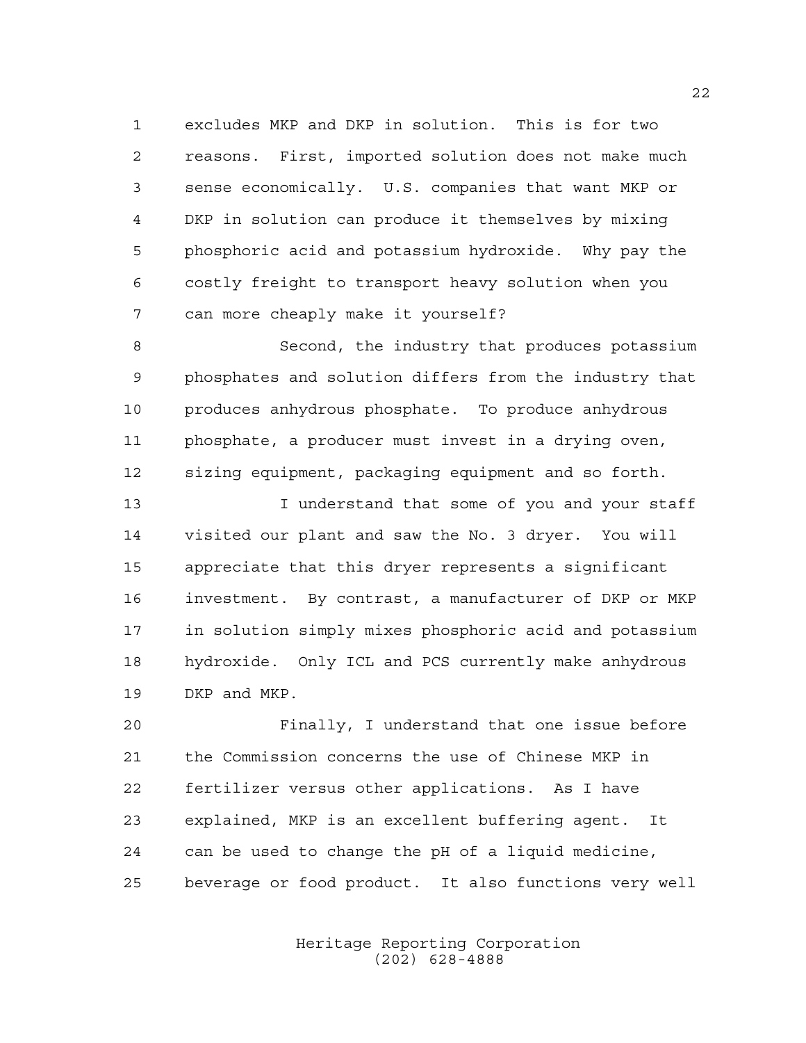excludes MKP and DKP in solution. This is for two reasons. First, imported solution does not make much sense economically. U.S. companies that want MKP or DKP in solution can produce it themselves by mixing phosphoric acid and potassium hydroxide. Why pay the costly freight to transport heavy solution when you can more cheaply make it yourself?

Second, the industry that produces potassium phosphates and solution differs from the industry that produces anhydrous phosphate. To produce anhydrous phosphate, a producer must invest in a drying oven, sizing equipment, packaging equipment and so forth.

I understand that some of you and your staff visited our plant and saw the No. 3 dryer. You will appreciate that this dryer represents a significant investment. By contrast, a manufacturer of DKP or MKP in solution simply mixes phosphoric acid and potassium hydroxide. Only ICL and PCS currently make anhydrous DKP and MKP.

Finally, I understand that one issue before the Commission concerns the use of Chinese MKP in fertilizer versus other applications. As I have explained, MKP is an excellent buffering agent. It can be used to change the pH of a liquid medicine, beverage or food product. It also functions very well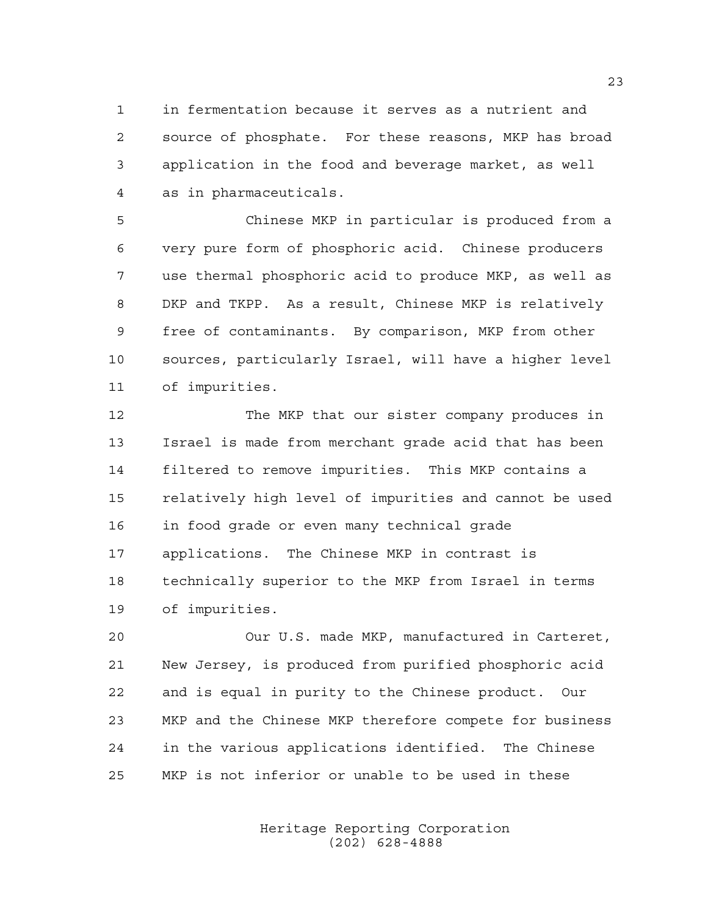in fermentation because it serves as a nutrient and source of phosphate. For these reasons, MKP has broad application in the food and beverage market, as well as in pharmaceuticals.

Chinese MKP in particular is produced from a very pure form of phosphoric acid. Chinese producers use thermal phosphoric acid to produce MKP, as well as DKP and TKPP. As a result, Chinese MKP is relatively free of contaminants. By comparison, MKP from other sources, particularly Israel, will have a higher level of impurities.

The MKP that our sister company produces in Israel is made from merchant grade acid that has been filtered to remove impurities. This MKP contains a relatively high level of impurities and cannot be used in food grade or even many technical grade applications. The Chinese MKP in contrast is technically superior to the MKP from Israel in terms of impurities.

Our U.S. made MKP, manufactured in Carteret, New Jersey, is produced from purified phosphoric acid and is equal in purity to the Chinese product. Our MKP and the Chinese MKP therefore compete for business in the various applications identified. The Chinese MKP is not inferior or unable to be used in these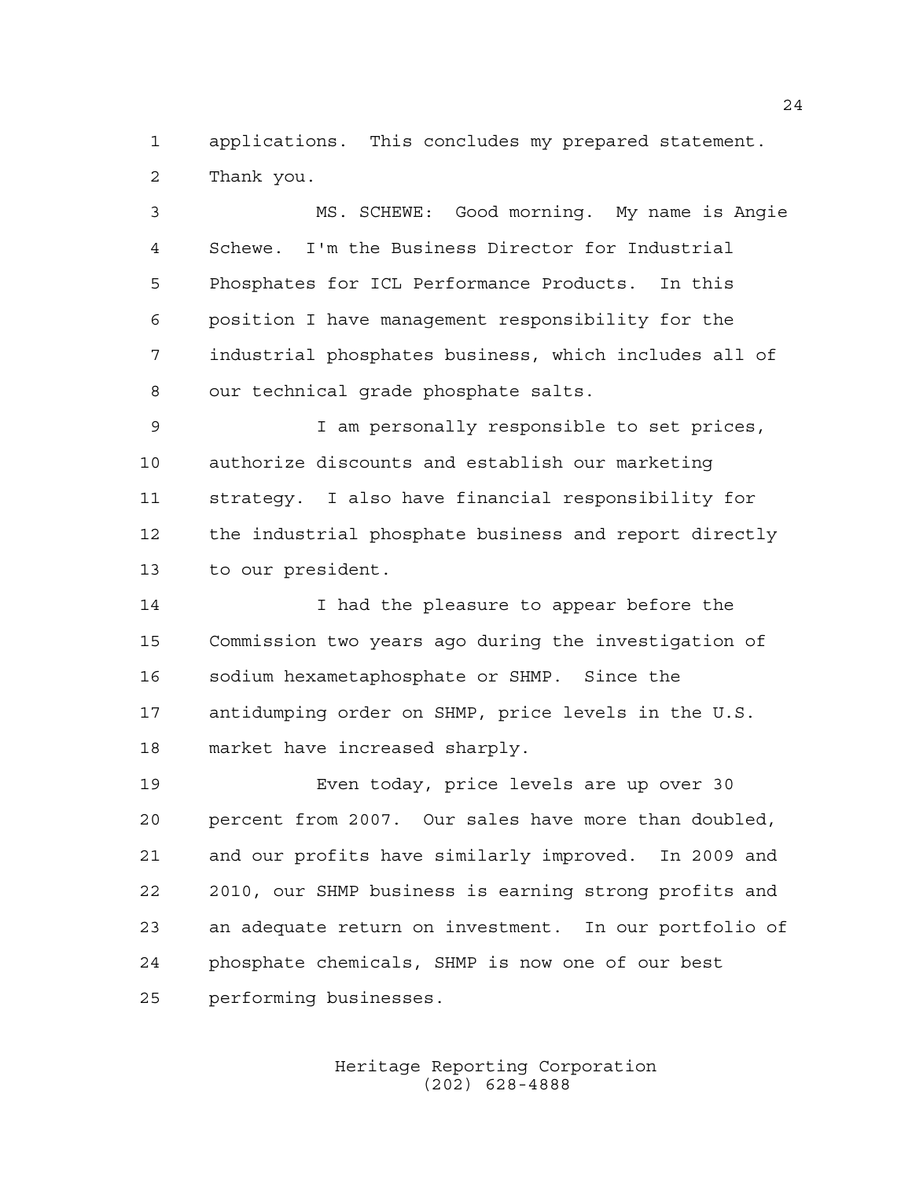applications. This concludes my prepared statement. Thank you.

MS. SCHEWE: Good morning. My name is Angie Schewe. I'm the Business Director for Industrial Phosphates for ICL Performance Products. In this position I have management responsibility for the industrial phosphates business, which includes all of our technical grade phosphate salts.

I am personally responsible to set prices, authorize discounts and establish our marketing strategy. I also have financial responsibility for the industrial phosphate business and report directly to our president.

I had the pleasure to appear before the Commission two years ago during the investigation of sodium hexametaphosphate or SHMP. Since the antidumping order on SHMP, price levels in the U.S. market have increased sharply.

Even today, price levels are up over 30 percent from 2007. Our sales have more than doubled, and our profits have similarly improved. In 2009 and 2010, our SHMP business is earning strong profits and an adequate return on investment. In our portfolio of phosphate chemicals, SHMP is now one of our best performing businesses.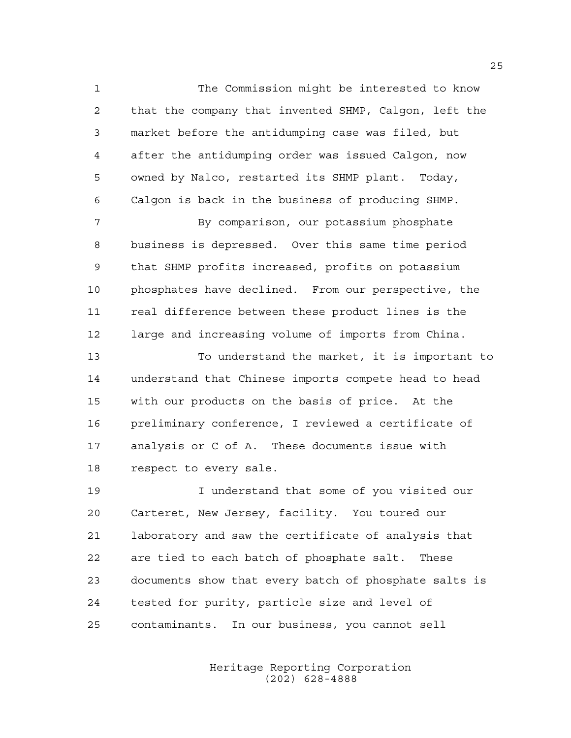The Commission might be interested to know that the company that invented SHMP, Calgon, left the market before the antidumping case was filed, but after the antidumping order was issued Calgon, now owned by Nalco, restarted its SHMP plant. Today, Calgon is back in the business of producing SHMP.

By comparison, our potassium phosphate business is depressed. Over this same time period that SHMP profits increased, profits on potassium phosphates have declined. From our perspective, the real difference between these product lines is the large and increasing volume of imports from China.

To understand the market, it is important to understand that Chinese imports compete head to head with our products on the basis of price. At the preliminary conference, I reviewed a certificate of analysis or C of A. These documents issue with respect to every sale.

I understand that some of you visited our Carteret, New Jersey, facility. You toured our laboratory and saw the certificate of analysis that are tied to each batch of phosphate salt. These documents show that every batch of phosphate salts is tested for purity, particle size and level of contaminants. In our business, you cannot sell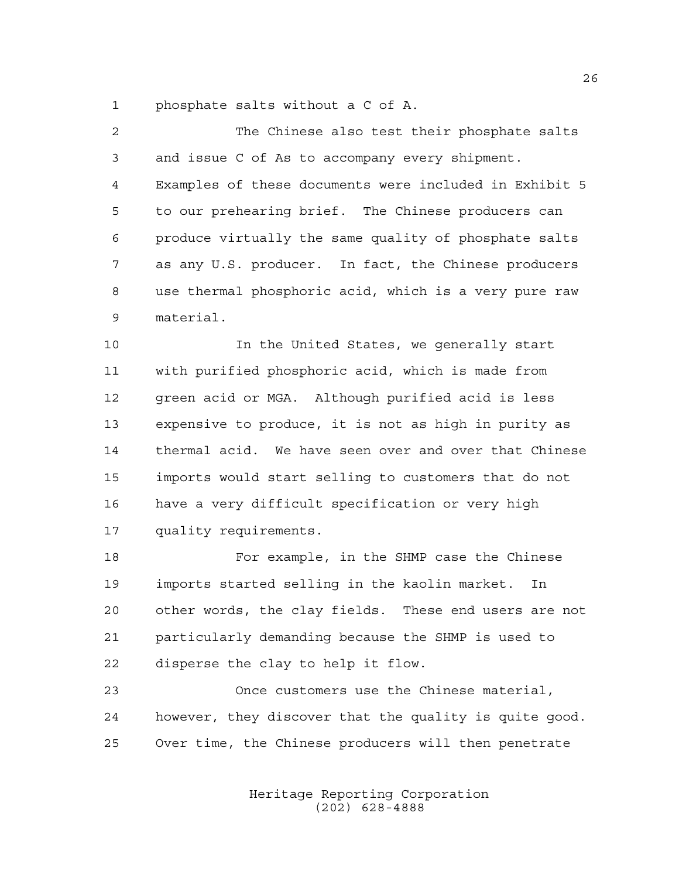phosphate salts without a C of A.

The Chinese also test their phosphate salts and issue C of As to accompany every shipment. Examples of these documents were included in Exhibit 5 to our prehearing brief. The Chinese producers can produce virtually the same quality of phosphate salts as any U.S. producer. In fact, the Chinese producers use thermal phosphoric acid, which is a very pure raw material.

In the United States, we generally start with purified phosphoric acid, which is made from green acid or MGA. Although purified acid is less expensive to produce, it is not as high in purity as thermal acid. We have seen over and over that Chinese imports would start selling to customers that do not have a very difficult specification or very high quality requirements.

For example, in the SHMP case the Chinese imports started selling in the kaolin market. In other words, the clay fields. These end users are not particularly demanding because the SHMP is used to disperse the clay to help it flow.

Once customers use the Chinese material, however, they discover that the quality is quite good. Over time, the Chinese producers will then penetrate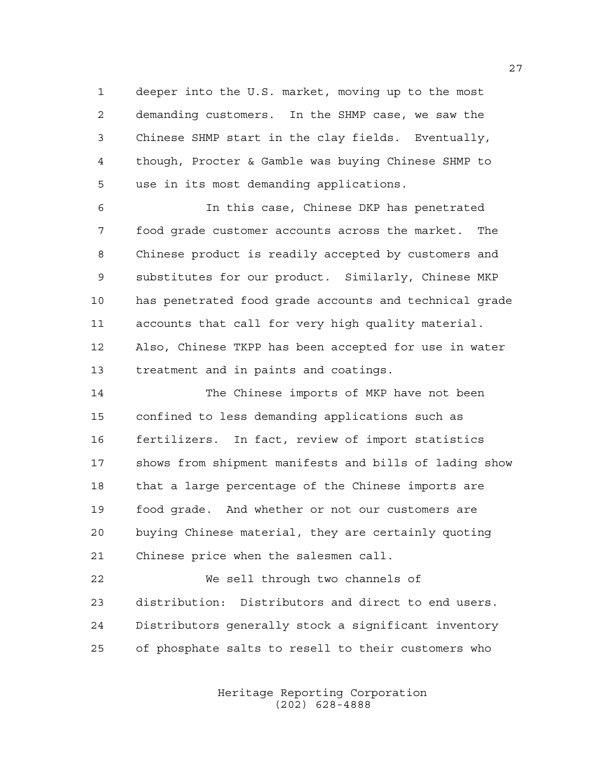deeper into the U.S. market, moving up to the most demanding customers. In the SHMP case, we saw the Chinese SHMP start in the clay fields. Eventually, though, Procter & Gamble was buying Chinese SHMP to use in its most demanding applications.

In this case, Chinese DKP has penetrated food grade customer accounts across the market. The Chinese product is readily accepted by customers and substitutes for our product. Similarly, Chinese MKP has penetrated food grade accounts and technical grade accounts that call for very high quality material. Also, Chinese TKPP has been accepted for use in water treatment and in paints and coatings.

The Chinese imports of MKP have not been confined to less demanding applications such as fertilizers. In fact, review of import statistics shows from shipment manifests and bills of lading show that a large percentage of the Chinese imports are food grade. And whether or not our customers are buying Chinese material, they are certainly quoting Chinese price when the salesmen call.

We sell through two channels of distribution: Distributors and direct to end users. Distributors generally stock a significant inventory of phosphate salts to resell to their customers who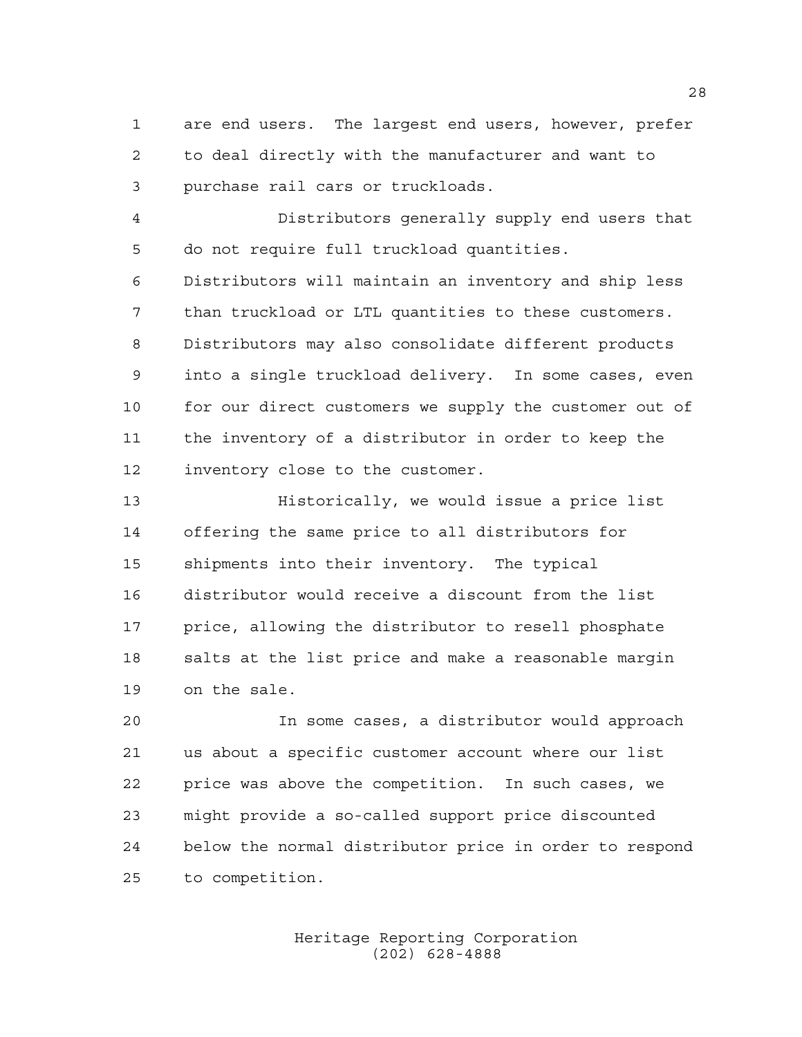are end users. The largest end users, however, prefer to deal directly with the manufacturer and want to purchase rail cars or truckloads.

Distributors generally supply end users that do not require full truckload quantities. Distributors will maintain an inventory and ship less than truckload or LTL quantities to these customers. Distributors may also consolidate different products into a single truckload delivery. In some cases, even for our direct customers we supply the customer out of the inventory of a distributor in order to keep the inventory close to the customer.

Historically, we would issue a price list offering the same price to all distributors for shipments into their inventory. The typical distributor would receive a discount from the list price, allowing the distributor to resell phosphate salts at the list price and make a reasonable margin on the sale.

In some cases, a distributor would approach us about a specific customer account where our list price was above the competition. In such cases, we might provide a so-called support price discounted below the normal distributor price in order to respond to competition.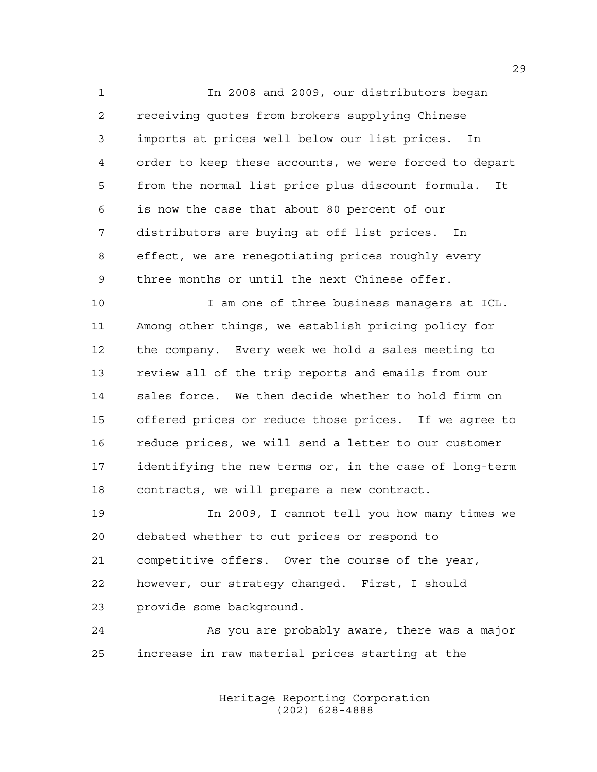In 2008 and 2009, our distributors began receiving quotes from brokers supplying Chinese imports at prices well below our list prices. In order to keep these accounts, we were forced to depart from the normal list price plus discount formula. It is now the case that about 80 percent of our distributors are buying at off list prices. In effect, we are renegotiating prices roughly every three months or until the next Chinese offer.

I am one of three business managers at ICL. Among other things, we establish pricing policy for the company. Every week we hold a sales meeting to review all of the trip reports and emails from our sales force. We then decide whether to hold firm on offered prices or reduce those prices. If we agree to reduce prices, we will send a letter to our customer identifying the new terms or, in the case of long-term contracts, we will prepare a new contract.

In 2009, I cannot tell you how many times we debated whether to cut prices or respond to competitive offers. Over the course of the year, however, our strategy changed. First, I should provide some background.

As you are probably aware, there was a major increase in raw material prices starting at the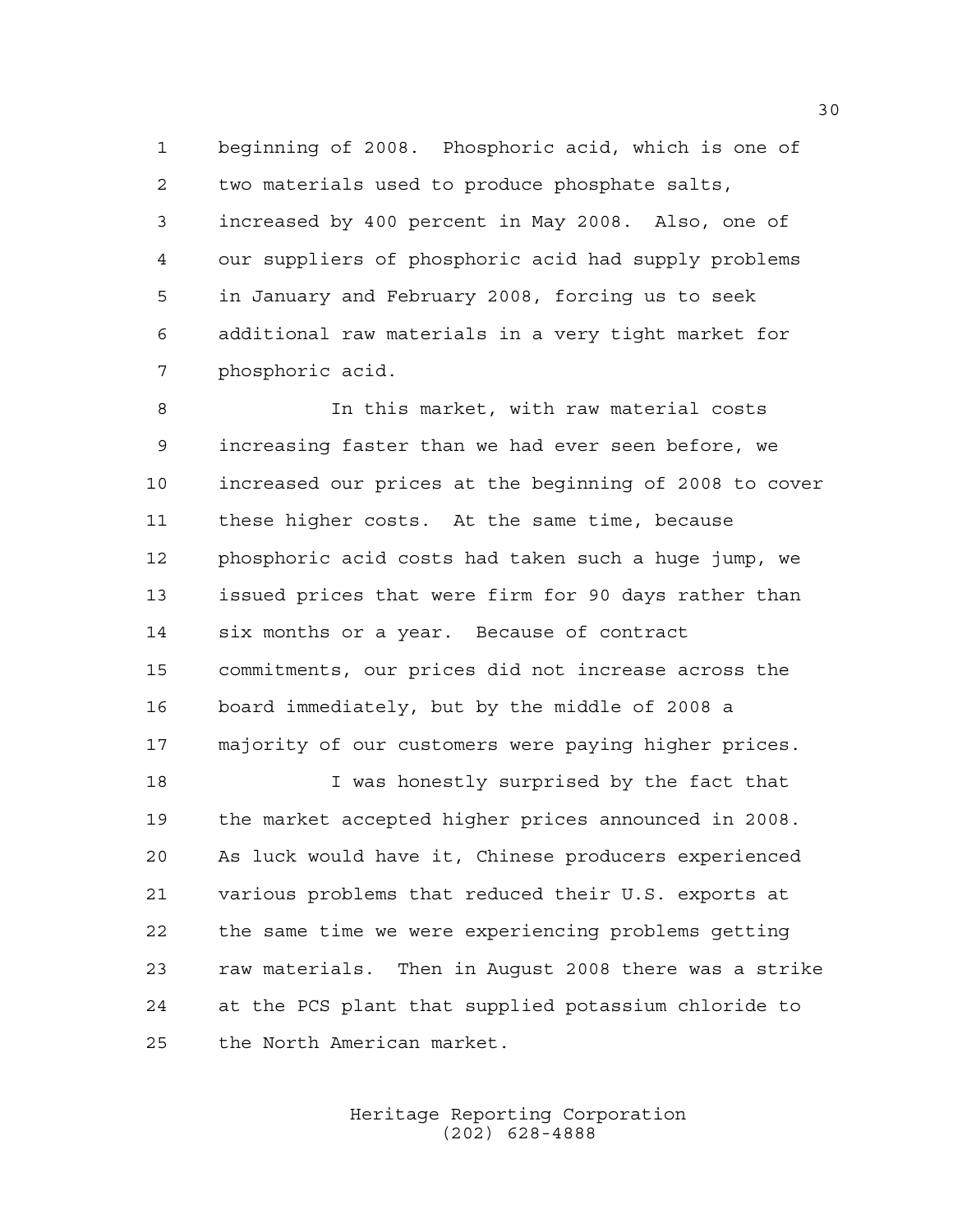beginning of 2008. Phosphoric acid, which is one of two materials used to produce phosphate salts, increased by 400 percent in May 2008. Also, one of our suppliers of phosphoric acid had supply problems in January and February 2008, forcing us to seek additional raw materials in a very tight market for phosphoric acid.

In this market, with raw material costs increasing faster than we had ever seen before, we increased our prices at the beginning of 2008 to cover these higher costs. At the same time, because phosphoric acid costs had taken such a huge jump, we issued prices that were firm for 90 days rather than six months or a year. Because of contract commitments, our prices did not increase across the board immediately, but by the middle of 2008 a majority of our customers were paying higher prices.

I was honestly surprised by the fact that the market accepted higher prices announced in 2008. As luck would have it, Chinese producers experienced various problems that reduced their U.S. exports at the same time we were experiencing problems getting raw materials. Then in August 2008 there was a strike at the PCS plant that supplied potassium chloride to the North American market.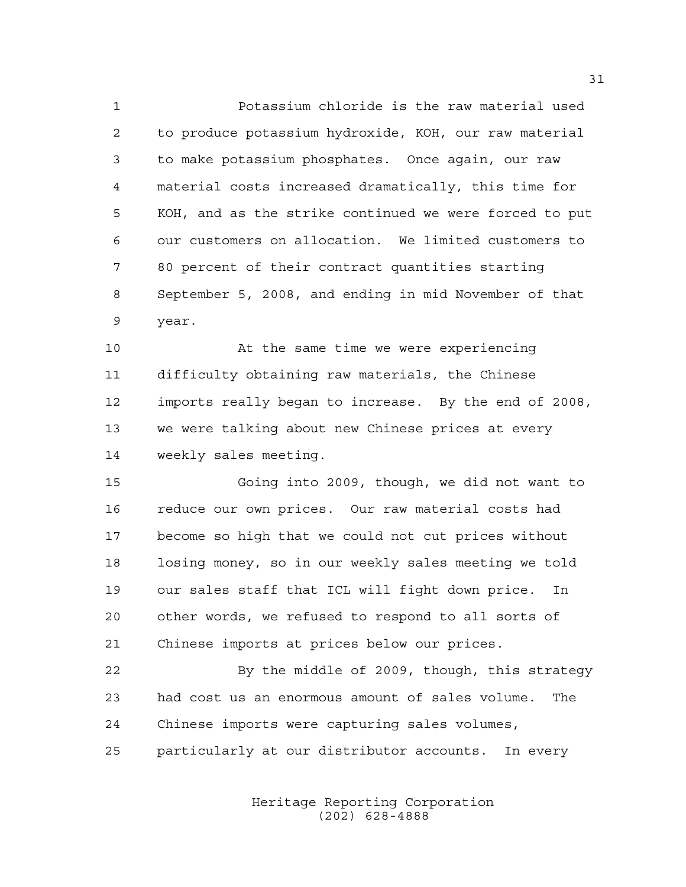Potassium chloride is the raw material used to produce potassium hydroxide, KOH, our raw material to make potassium phosphates. Once again, our raw material costs increased dramatically, this time for KOH, and as the strike continued we were forced to put our customers on allocation. We limited customers to 80 percent of their contract quantities starting September 5, 2008, and ending in mid November of that year.

At the same time we were experiencing difficulty obtaining raw materials, the Chinese imports really began to increase. By the end of 2008, we were talking about new Chinese prices at every weekly sales meeting.

Going into 2009, though, we did not want to reduce our own prices. Our raw material costs had become so high that we could not cut prices without losing money, so in our weekly sales meeting we told our sales staff that ICL will fight down price. In other words, we refused to respond to all sorts of Chinese imports at prices below our prices.

By the middle of 2009, though, this strategy had cost us an enormous amount of sales volume. The Chinese imports were capturing sales volumes, particularly at our distributor accounts. In every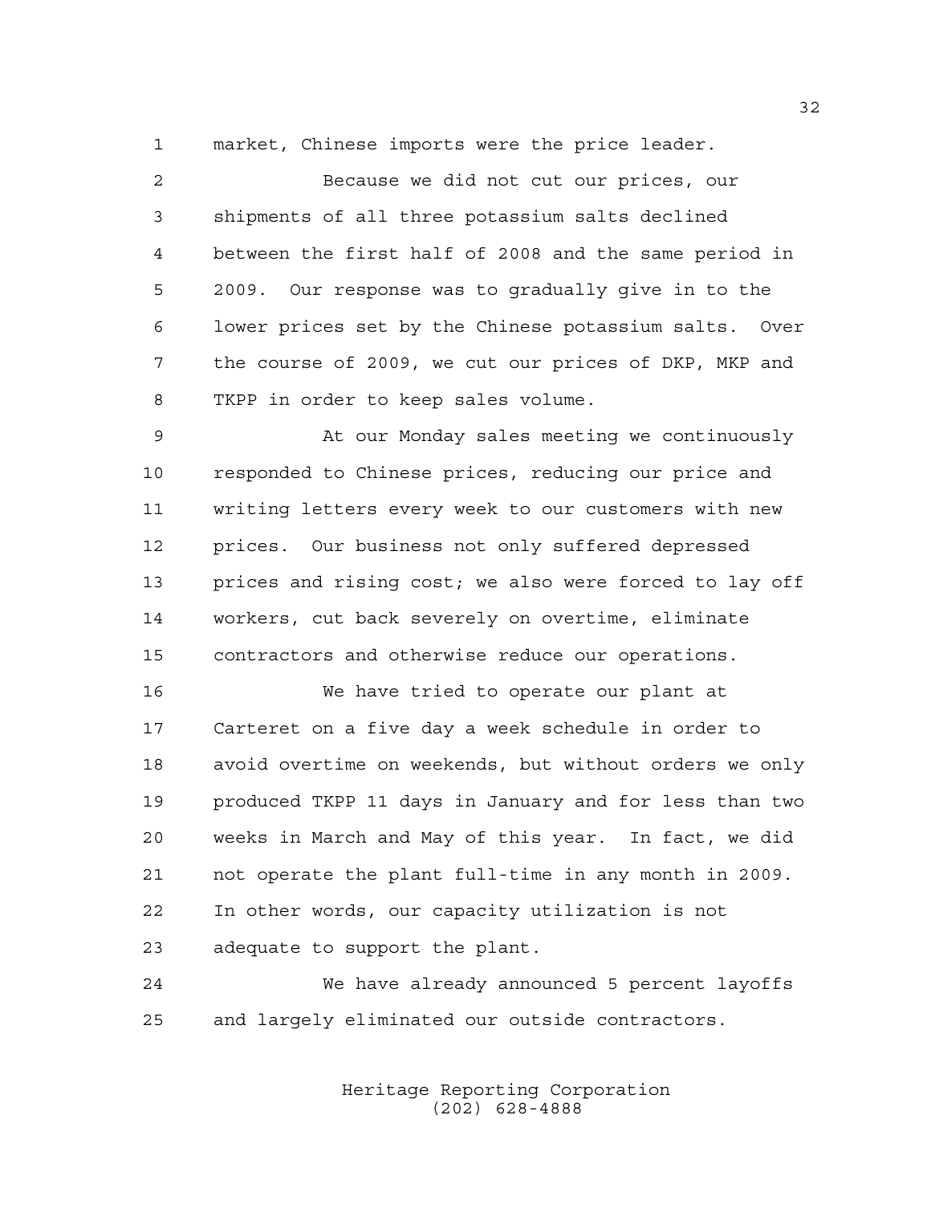market, Chinese imports were the price leader.

Because we did not cut our prices, our shipments of all three potassium salts declined between the first half of 2008 and the same period in 2009. Our response was to gradually give in to the lower prices set by the Chinese potassium salts. Over the course of 2009, we cut our prices of DKP, MKP and TKPP in order to keep sales volume.

At our Monday sales meeting we continuously responded to Chinese prices, reducing our price and writing letters every week to our customers with new prices. Our business not only suffered depressed prices and rising cost; we also were forced to lay off workers, cut back severely on overtime, eliminate contractors and otherwise reduce our operations.

We have tried to operate our plant at Carteret on a five day a week schedule in order to avoid overtime on weekends, but without orders we only produced TKPP 11 days in January and for less than two weeks in March and May of this year. In fact, we did not operate the plant full-time in any month in 2009. In other words, our capacity utilization is not adequate to support the plant.

We have already announced 5 percent layoffs and largely eliminated our outside contractors.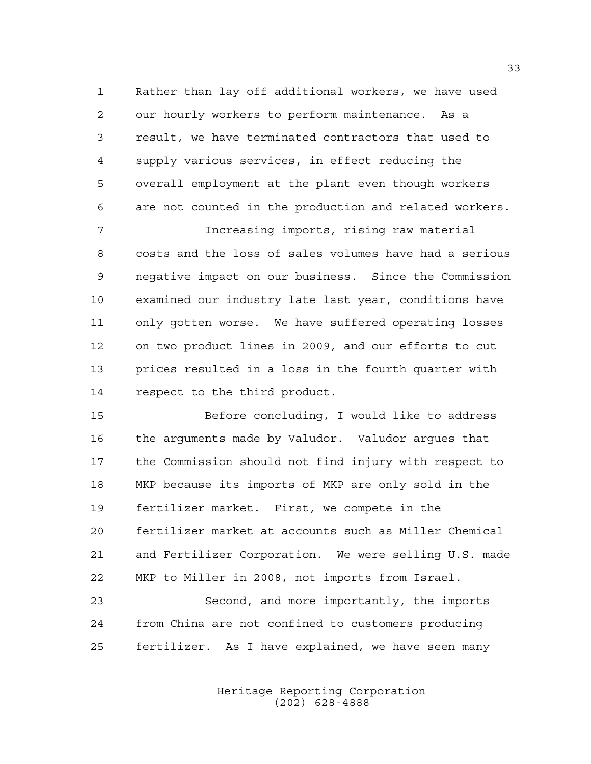Rather than lay off additional workers, we have used our hourly workers to perform maintenance. As a result, we have terminated contractors that used to supply various services, in effect reducing the overall employment at the plant even though workers are not counted in the production and related workers.

Increasing imports, rising raw material costs and the loss of sales volumes have had a serious negative impact on our business. Since the Commission examined our industry late last year, conditions have only gotten worse. We have suffered operating losses on two product lines in 2009, and our efforts to cut prices resulted in a loss in the fourth quarter with respect to the third product.

Before concluding, I would like to address the arguments made by Valudor. Valudor argues that the Commission should not find injury with respect to MKP because its imports of MKP are only sold in the fertilizer market. First, we compete in the fertilizer market at accounts such as Miller Chemical and Fertilizer Corporation. We were selling U.S. made MKP to Miller in 2008, not imports from Israel.

Second, and more importantly, the imports from China are not confined to customers producing fertilizer. As I have explained, we have seen many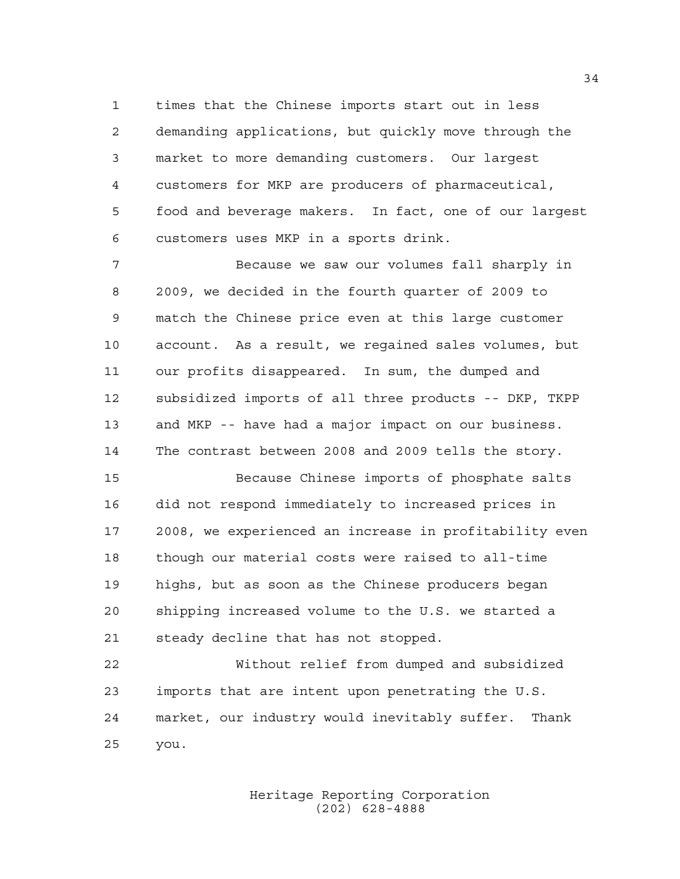times that the Chinese imports start out in less demanding applications, but quickly move through the market to more demanding customers. Our largest customers for MKP are producers of pharmaceutical, food and beverage makers. In fact, one of our largest customers uses MKP in a sports drink.

Because we saw our volumes fall sharply in 2009, we decided in the fourth quarter of 2009 to match the Chinese price even at this large customer account. As a result, we regained sales volumes, but our profits disappeared. In sum, the dumped and subsidized imports of all three products -- DKP, TKPP and MKP -- have had a major impact on our business. The contrast between 2008 and 2009 tells the story.

Because Chinese imports of phosphate salts did not respond immediately to increased prices in 2008, we experienced an increase in profitability even though our material costs were raised to all-time highs, but as soon as the Chinese producers began shipping increased volume to the U.S. we started a steady decline that has not stopped.

Without relief from dumped and subsidized imports that are intent upon penetrating the U.S. market, our industry would inevitably suffer. Thank you.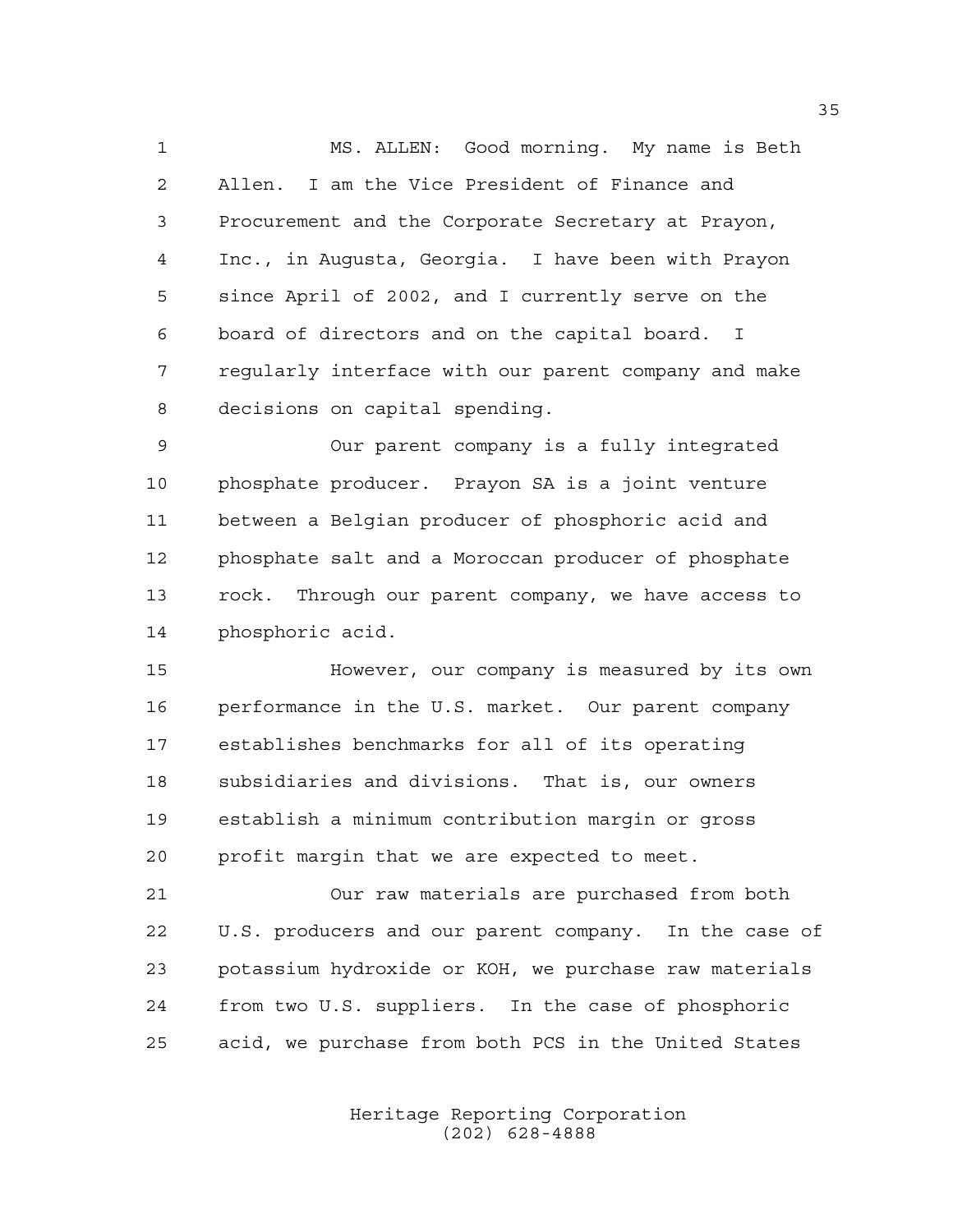MS. ALLEN: Good morning. My name is Beth Allen. I am the Vice President of Finance and Procurement and the Corporate Secretary at Prayon, Inc., in Augusta, Georgia. I have been with Prayon since April of 2002, and I currently serve on the board of directors and on the capital board. I regularly interface with our parent company and make decisions on capital spending.

Our parent company is a fully integrated phosphate producer. Prayon SA is a joint venture between a Belgian producer of phosphoric acid and phosphate salt and a Moroccan producer of phosphate rock. Through our parent company, we have access to phosphoric acid.

However, our company is measured by its own performance in the U.S. market. Our parent company establishes benchmarks for all of its operating subsidiaries and divisions. That is, our owners establish a minimum contribution margin or gross profit margin that we are expected to meet.

Our raw materials are purchased from both U.S. producers and our parent company. In the case of potassium hydroxide or KOH, we purchase raw materials from two U.S. suppliers. In the case of phosphoric acid, we purchase from both PCS in the United States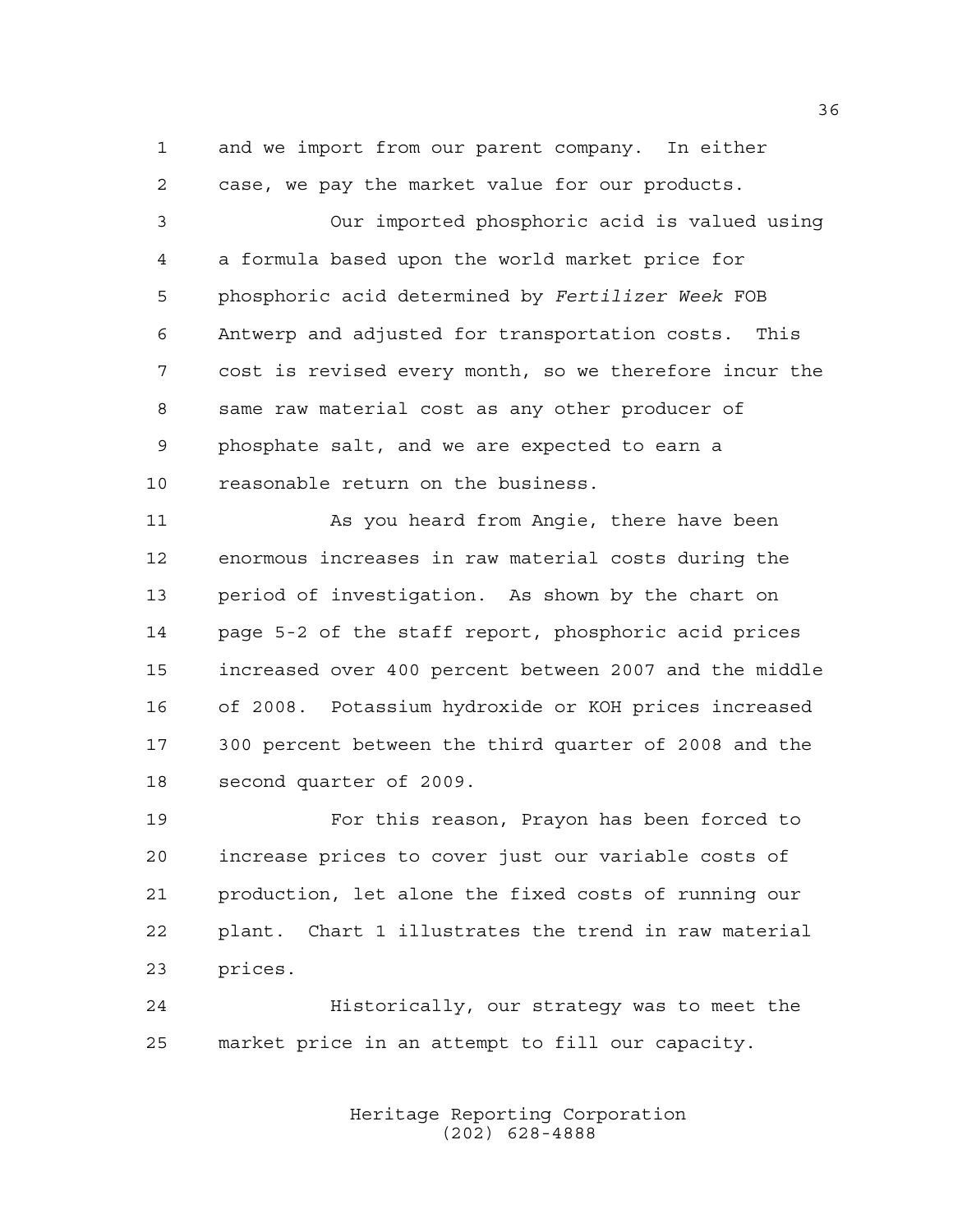and we import from our parent company. In either case, we pay the market value for our products.

Our imported phosphoric acid is valued using a formula based upon the world market price for phosphoric acid determined by *Fertilizer Week* FOB Antwerp and adjusted for transportation costs. This cost is revised every month, so we therefore incur the same raw material cost as any other producer of phosphate salt, and we are expected to earn a reasonable return on the business.

As you heard from Angie, there have been enormous increases in raw material costs during the period of investigation. As shown by the chart on page 5-2 of the staff report, phosphoric acid prices increased over 400 percent between 2007 and the middle of 2008. Potassium hydroxide or KOH prices increased 300 percent between the third quarter of 2008 and the second quarter of 2009.

For this reason, Prayon has been forced to increase prices to cover just our variable costs of production, let alone the fixed costs of running our plant. Chart 1 illustrates the trend in raw material prices.

Historically, our strategy was to meet the market price in an attempt to fill our capacity.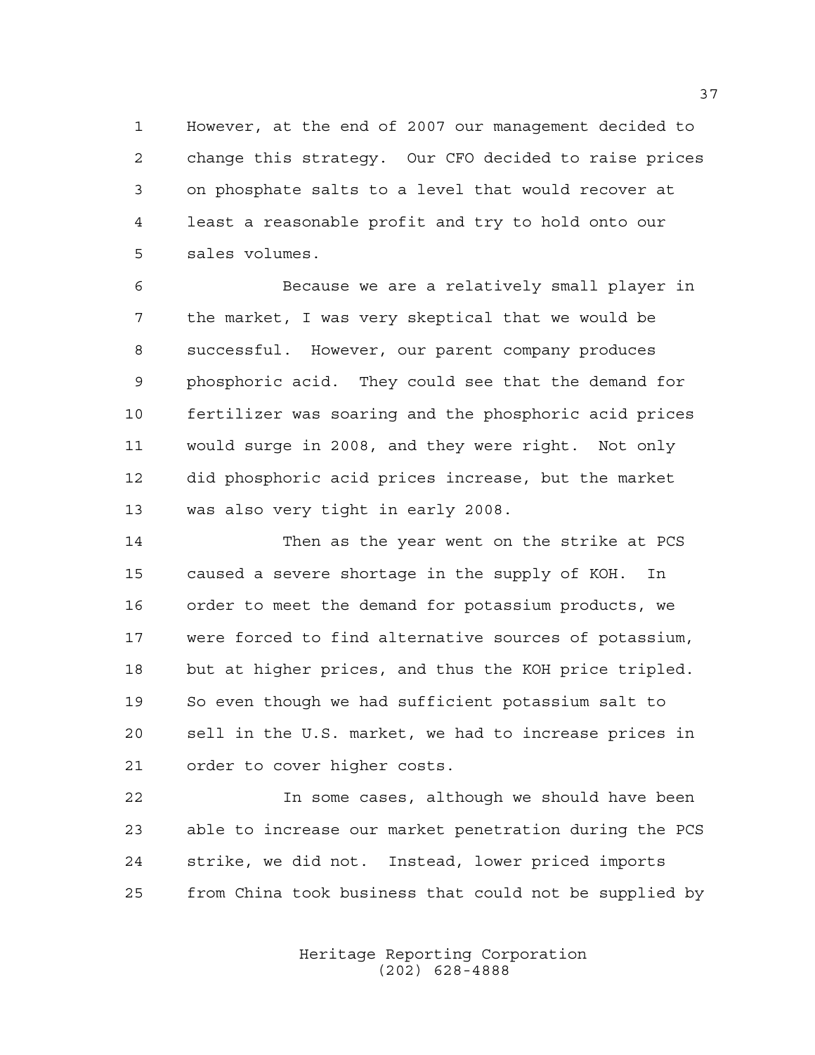However, at the end of 2007 our management decided to change this strategy. Our CFO decided to raise prices on phosphate salts to a level that would recover at least a reasonable profit and try to hold onto our sales volumes.

Because we are a relatively small player in the market, I was very skeptical that we would be successful. However, our parent company produces phosphoric acid. They could see that the demand for fertilizer was soaring and the phosphoric acid prices would surge in 2008, and they were right. Not only did phosphoric acid prices increase, but the market was also very tight in early 2008.

Then as the year went on the strike at PCS caused a severe shortage in the supply of KOH. In order to meet the demand for potassium products, we were forced to find alternative sources of potassium, but at higher prices, and thus the KOH price tripled. So even though we had sufficient potassium salt to sell in the U.S. market, we had to increase prices in order to cover higher costs.

In some cases, although we should have been able to increase our market penetration during the PCS strike, we did not. Instead, lower priced imports from China took business that could not be supplied by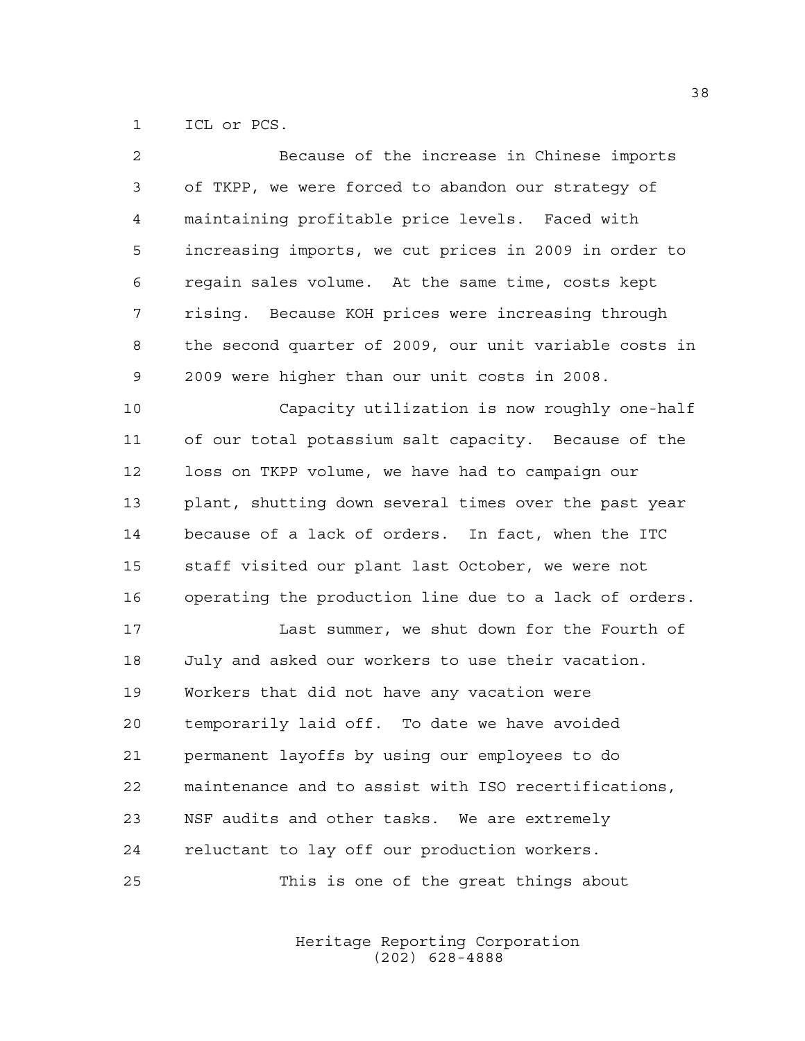ICL or PCS.

Because of the increase in Chinese imports of TKPP, we were forced to abandon our strategy of maintaining profitable price levels. Faced with increasing imports, we cut prices in 2009 in order to regain sales volume. At the same time, costs kept rising. Because KOH prices were increasing through the second quarter of 2009, our unit variable costs in 2009 were higher than our unit costs in 2008.

Capacity utilization is now roughly one-half of our total potassium salt capacity. Because of the loss on TKPP volume, we have had to campaign our plant, shutting down several times over the past year because of a lack of orders. In fact, when the ITC staff visited our plant last October, we were not operating the production line due to a lack of orders.

Last summer, we shut down for the Fourth of July and asked our workers to use their vacation. Workers that did not have any vacation were temporarily laid off. To date we have avoided permanent layoffs by using our employees to do maintenance and to assist with ISO recertifications, NSF audits and other tasks. We are extremely reluctant to lay off our production workers.

This is one of the great things about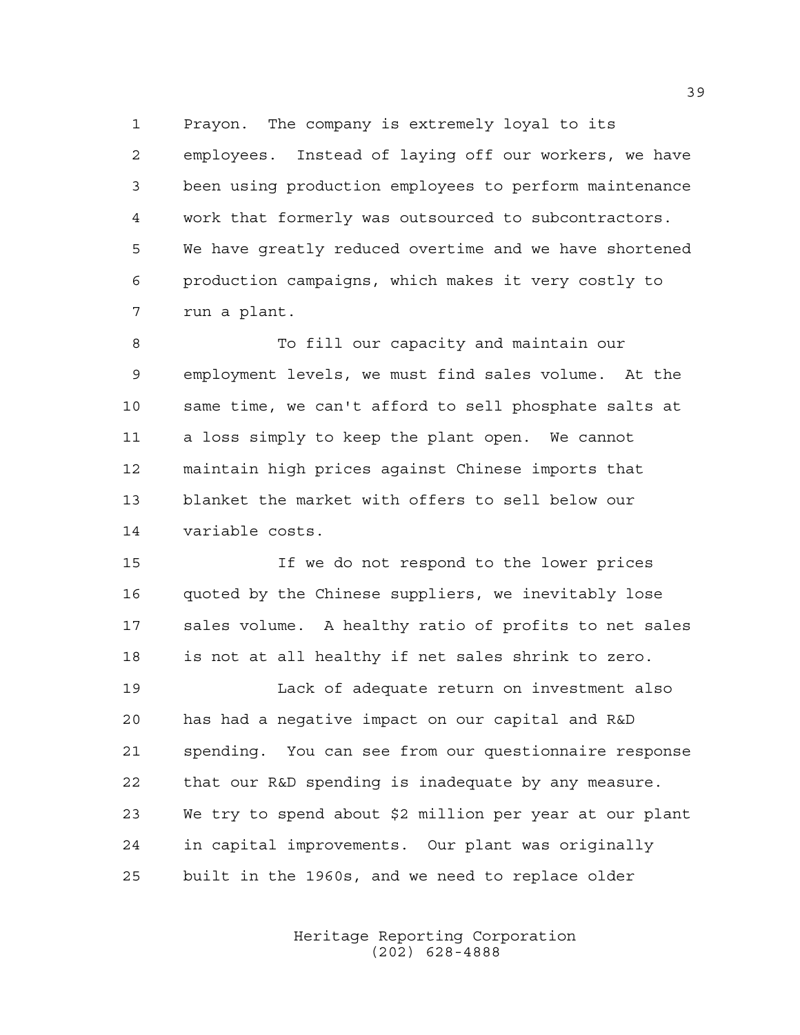Prayon. The company is extremely loyal to its employees. Instead of laying off our workers, we have been using production employees to perform maintenance work that formerly was outsourced to subcontractors. We have greatly reduced overtime and we have shortened production campaigns, which makes it very costly to run a plant.

To fill our capacity and maintain our employment levels, we must find sales volume. At the same time, we can't afford to sell phosphate salts at a loss simply to keep the plant open. We cannot maintain high prices against Chinese imports that blanket the market with offers to sell below our variable costs.

If we do not respond to the lower prices quoted by the Chinese suppliers, we inevitably lose sales volume. A healthy ratio of profits to net sales is not at all healthy if net sales shrink to zero.

Lack of adequate return on investment also has had a negative impact on our capital and R&D spending. You can see from our questionnaire response that our R&D spending is inadequate by any measure. We try to spend about $2 million per year at our plant in capital improvements. Our plant was originally built in the 1960s, and we need to replace older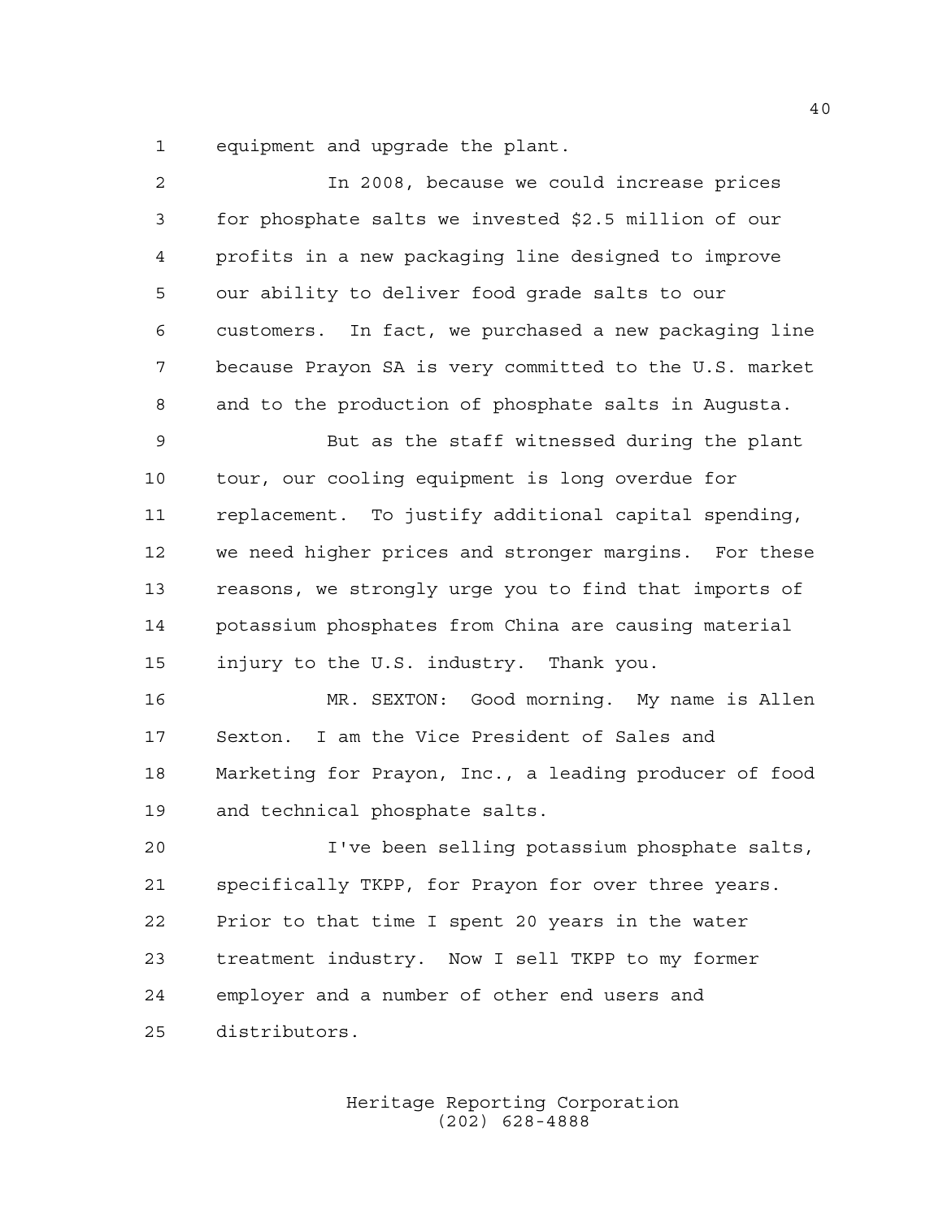equipment and upgrade the plant.

In 2008, because we could increase prices for phosphate salts we invested $2.5 million of our profits in a new packaging line designed to improve our ability to deliver food grade salts to our customers. In fact, we purchased a new packaging line because Prayon SA is very committed to the U.S. market and to the production of phosphate salts in Augusta.

But as the staff witnessed during the plant tour, our cooling equipment is long overdue for replacement. To justify additional capital spending, we need higher prices and stronger margins. For these reasons, we strongly urge you to find that imports of potassium phosphates from China are causing material injury to the U.S. industry. Thank you.

MR. SEXTON: Good morning. My name is Allen Sexton. I am the Vice President of Sales and Marketing for Prayon, Inc., a leading producer of food and technical phosphate salts.

I've been selling potassium phosphate salts, specifically TKPP, for Prayon for over three years. Prior to that time I spent 20 years in the water treatment industry. Now I sell TKPP to my former employer and a number of other end users and distributors.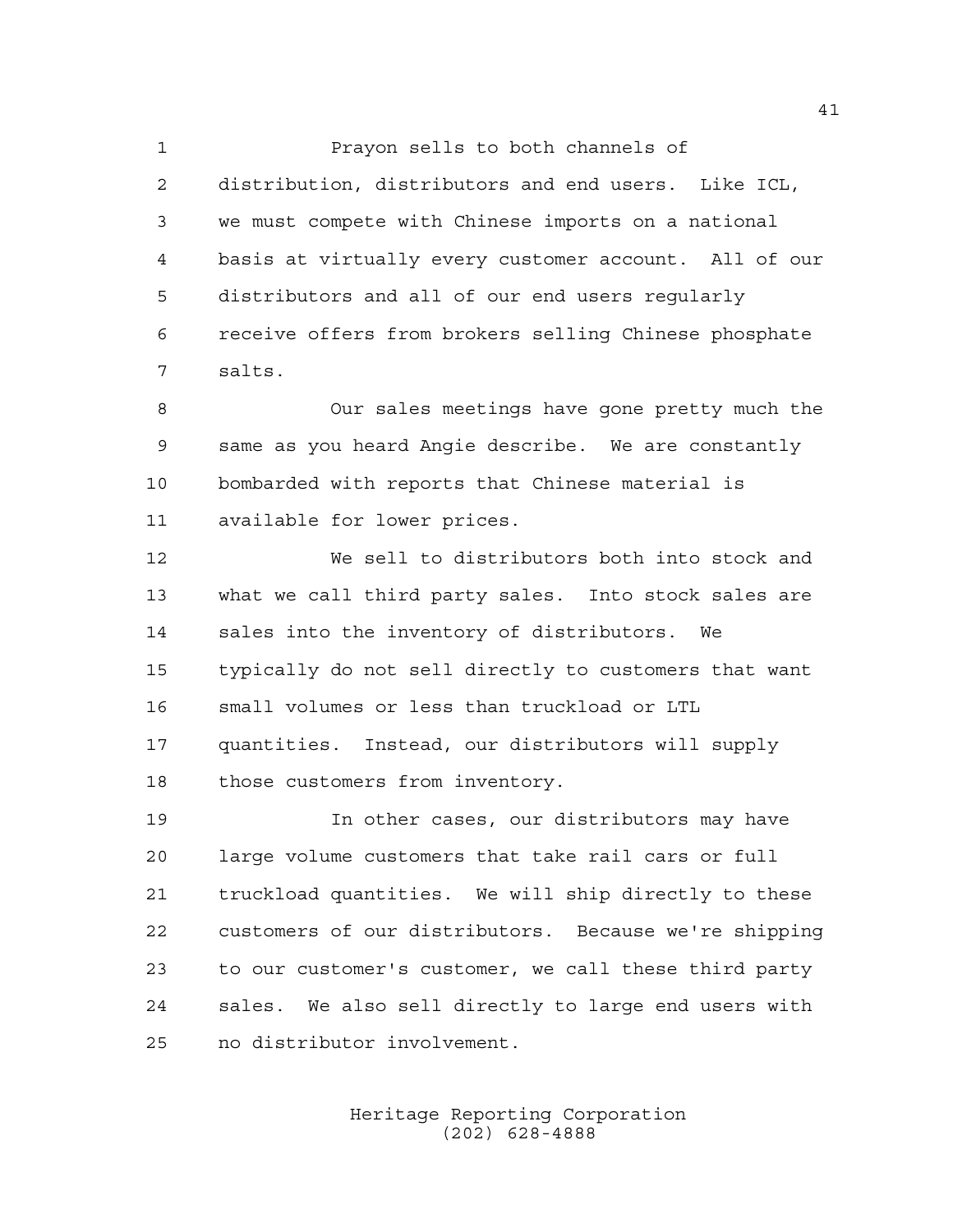Prayon sells to both channels of distribution, distributors and end users. Like ICL, we must compete with Chinese imports on a national basis at virtually every customer account. All of our distributors and all of our end users regularly receive offers from brokers selling Chinese phosphate salts.

Our sales meetings have gone pretty much the same as you heard Angie describe. We are constantly bombarded with reports that Chinese material is available for lower prices.

We sell to distributors both into stock and what we call third party sales. Into stock sales are sales into the inventory of distributors. We typically do not sell directly to customers that want small volumes or less than truckload or LTL quantities. Instead, our distributors will supply those customers from inventory.

In other cases, our distributors may have large volume customers that take rail cars or full truckload quantities. We will ship directly to these customers of our distributors. Because we're shipping to our customer's customer, we call these third party sales. We also sell directly to large end users with no distributor involvement.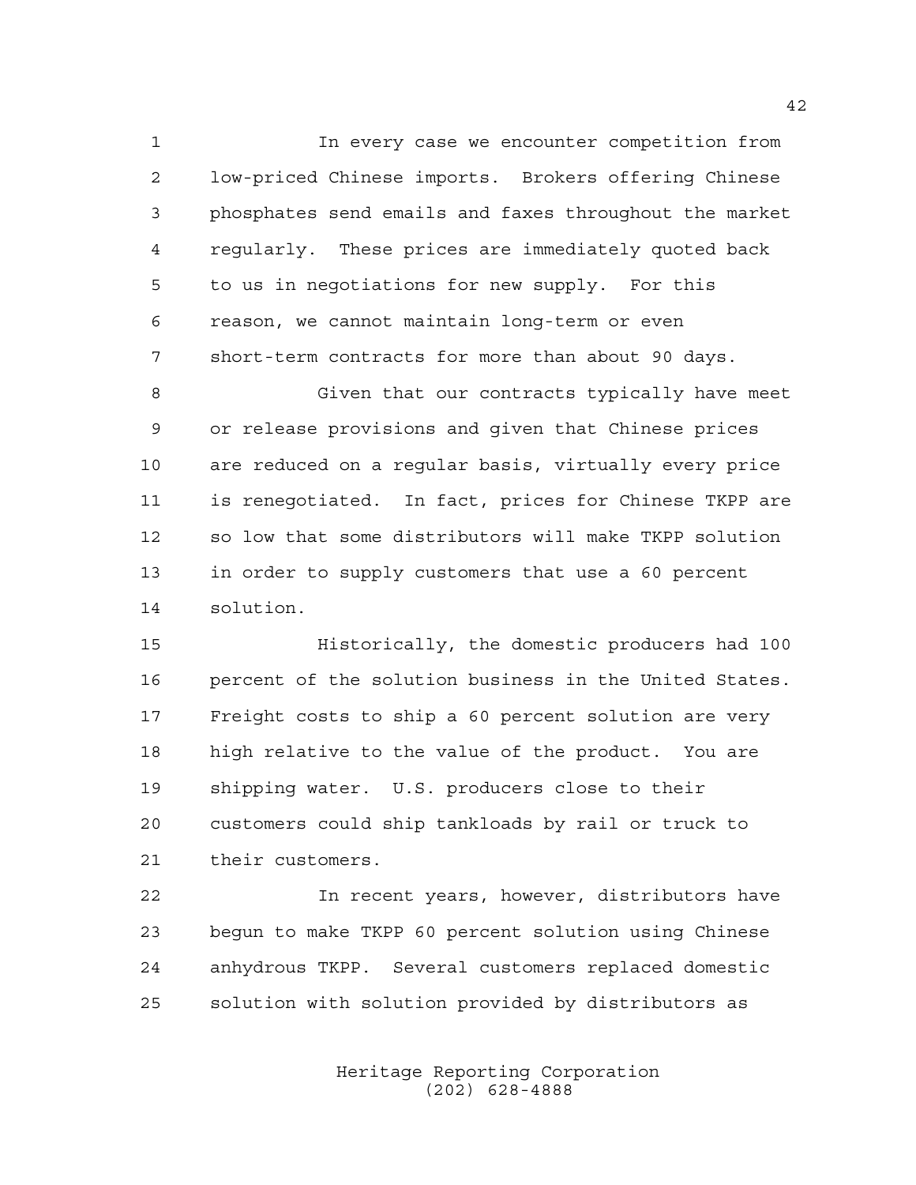In every case we encounter competition from low-priced Chinese imports. Brokers offering Chinese phosphates send emails and faxes throughout the market regularly. These prices are immediately quoted back to us in negotiations for new supply. For this reason, we cannot maintain long-term or even short-term contracts for more than about 90 days.

Given that our contracts typically have meet or release provisions and given that Chinese prices are reduced on a regular basis, virtually every price is renegotiated. In fact, prices for Chinese TKPP are so low that some distributors will make TKPP solution in order to supply customers that use a 60 percent solution.

Historically, the domestic producers had 100 percent of the solution business in the United States. Freight costs to ship a 60 percent solution are very high relative to the value of the product. You are shipping water. U.S. producers close to their customers could ship tankloads by rail or truck to their customers.

In recent years, however, distributors have begun to make TKPP 60 percent solution using Chinese anhydrous TKPP. Several customers replaced domestic solution with solution provided by distributors as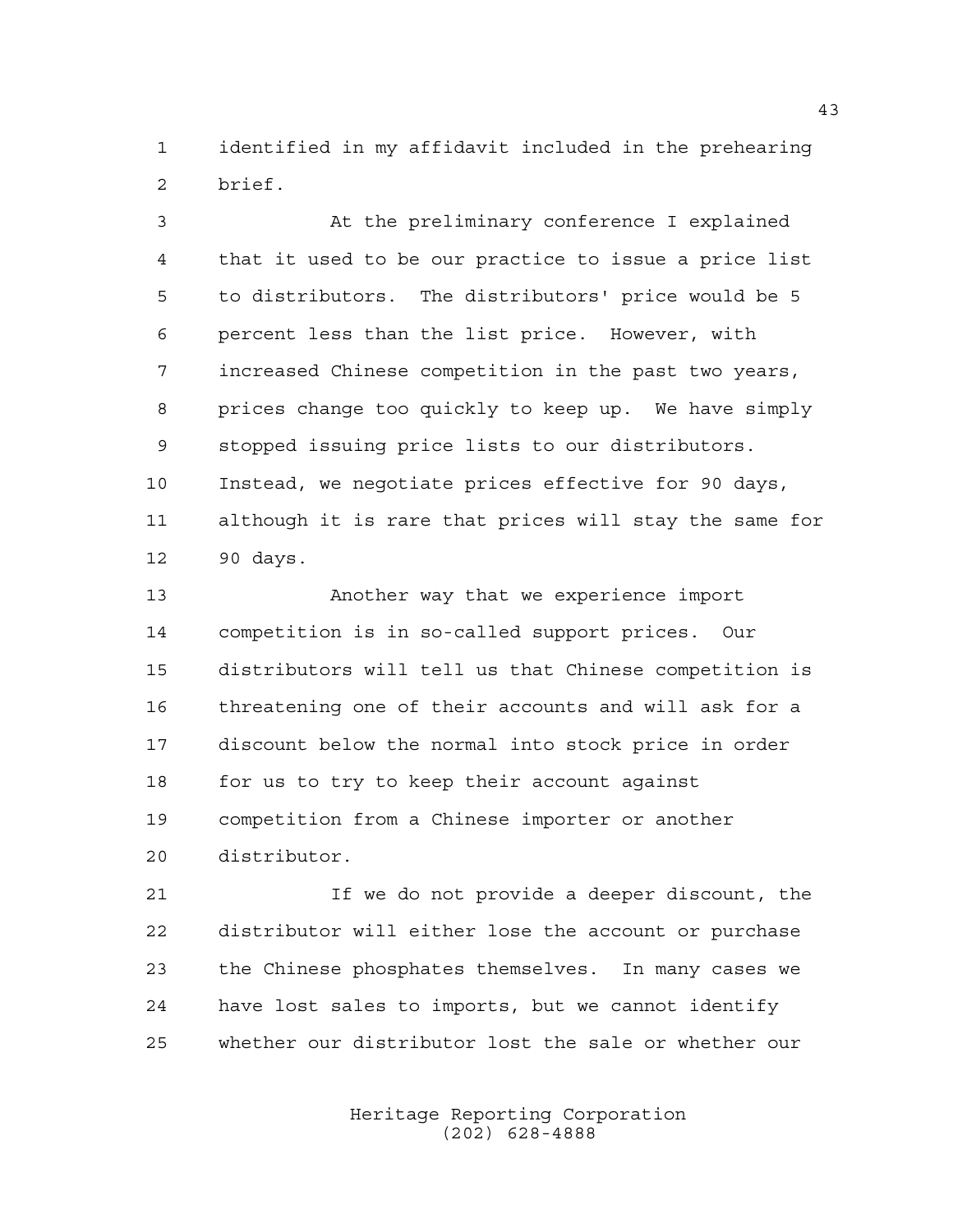identified in my affidavit included in the prehearing brief.

At the preliminary conference I explained that it used to be our practice to issue a price list to distributors. The distributors' price would be 5 percent less than the list price. However, with increased Chinese competition in the past two years, prices change too quickly to keep up. We have simply stopped issuing price lists to our distributors. Instead, we negotiate prices effective for 90 days, although it is rare that prices will stay the same for 90 days.

Another way that we experience import competition is in so-called support prices. Our distributors will tell us that Chinese competition is threatening one of their accounts and will ask for a discount below the normal into stock price in order for us to try to keep their account against competition from a Chinese importer or another distributor.

If we do not provide a deeper discount, the distributor will either lose the account or purchase the Chinese phosphates themselves. In many cases we have lost sales to imports, but we cannot identify whether our distributor lost the sale or whether our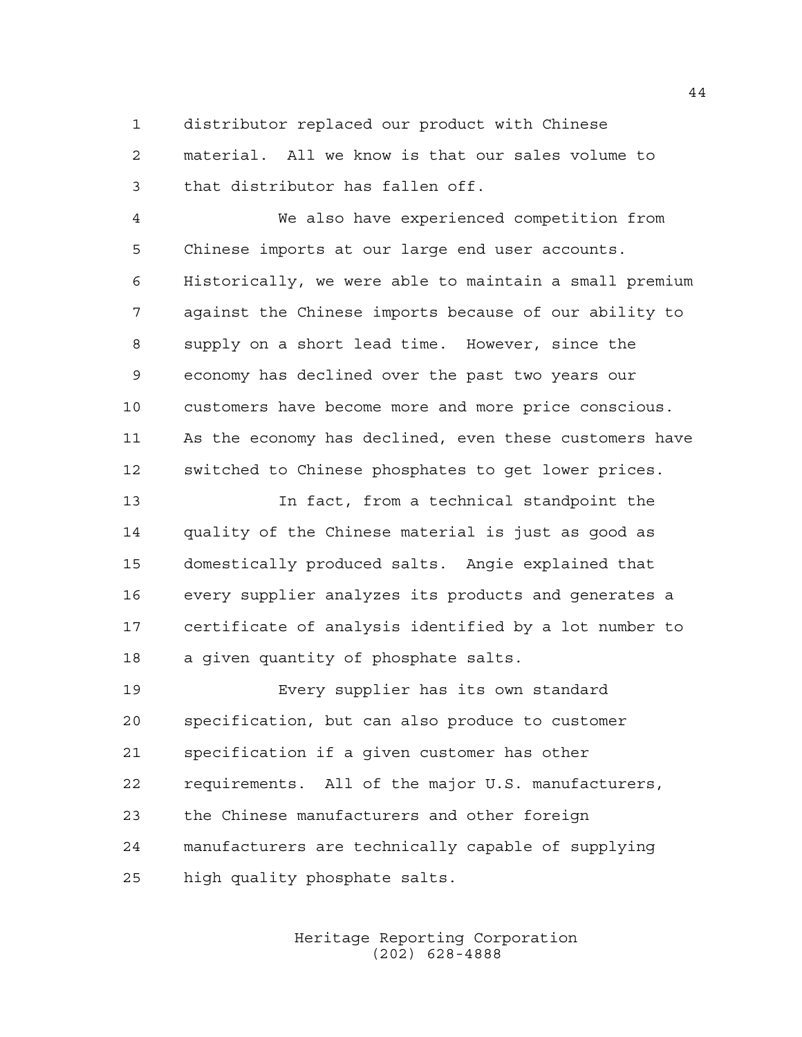distributor replaced our product with Chinese material. All we know is that our sales volume to that distributor has fallen off.

We also have experienced competition from Chinese imports at our large end user accounts. Historically, we were able to maintain a small premium against the Chinese imports because of our ability to supply on a short lead time. However, since the economy has declined over the past two years our customers have become more and more price conscious. As the economy has declined, even these customers have switched to Chinese phosphates to get lower prices.

In fact, from a technical standpoint the quality of the Chinese material is just as good as domestically produced salts. Angie explained that every supplier analyzes its products and generates a certificate of analysis identified by a lot number to a given quantity of phosphate salts.

Every supplier has its own standard specification, but can also produce to customer specification if a given customer has other requirements. All of the major U.S. manufacturers, the Chinese manufacturers and other foreign manufacturers are technically capable of supplying high quality phosphate salts.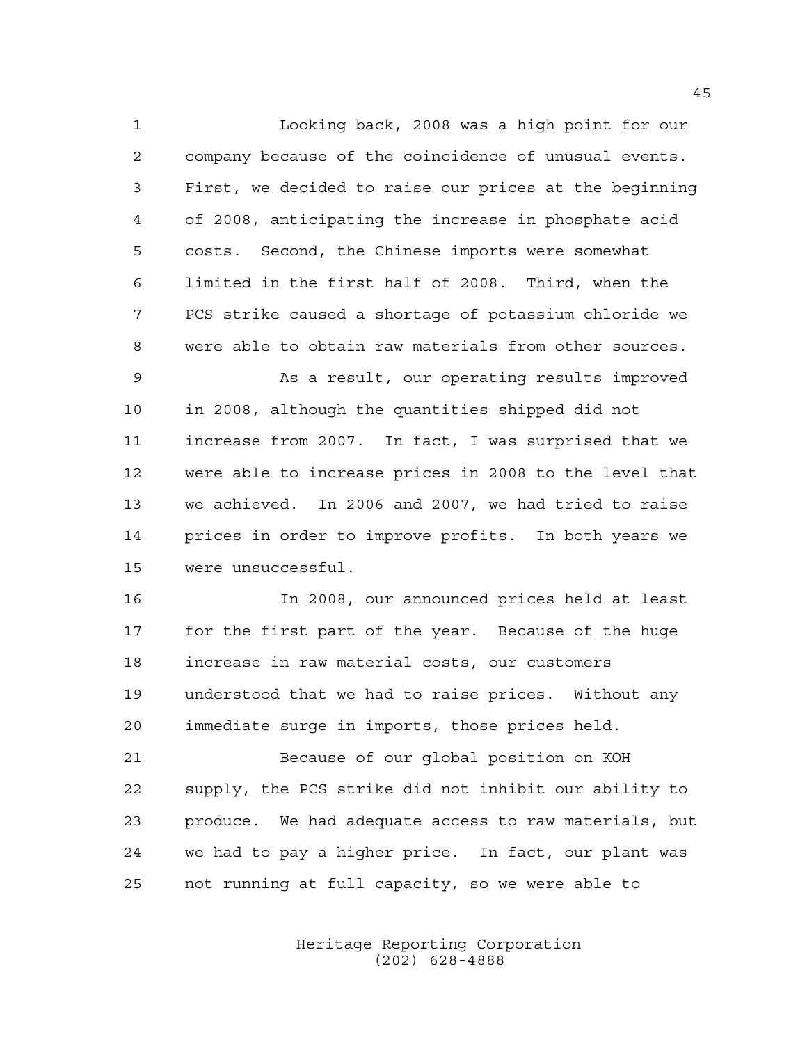Looking back, 2008 was a high point for our company because of the coincidence of unusual events. First, we decided to raise our prices at the beginning of 2008, anticipating the increase in phosphate acid costs. Second, the Chinese imports were somewhat limited in the first half of 2008. Third, when the PCS strike caused a shortage of potassium chloride we were able to obtain raw materials from other sources.

As a result, our operating results improved in 2008, although the quantities shipped did not increase from 2007. In fact, I was surprised that we were able to increase prices in 2008 to the level that we achieved. In 2006 and 2007, we had tried to raise prices in order to improve profits. In both years we were unsuccessful.

In 2008, our announced prices held at least for the first part of the year. Because of the huge increase in raw material costs, our customers understood that we had to raise prices. Without any immediate surge in imports, those prices held.

Because of our global position on KOH supply, the PCS strike did not inhibit our ability to produce. We had adequate access to raw materials, but we had to pay a higher price. In fact, our plant was not running at full capacity, so we were able to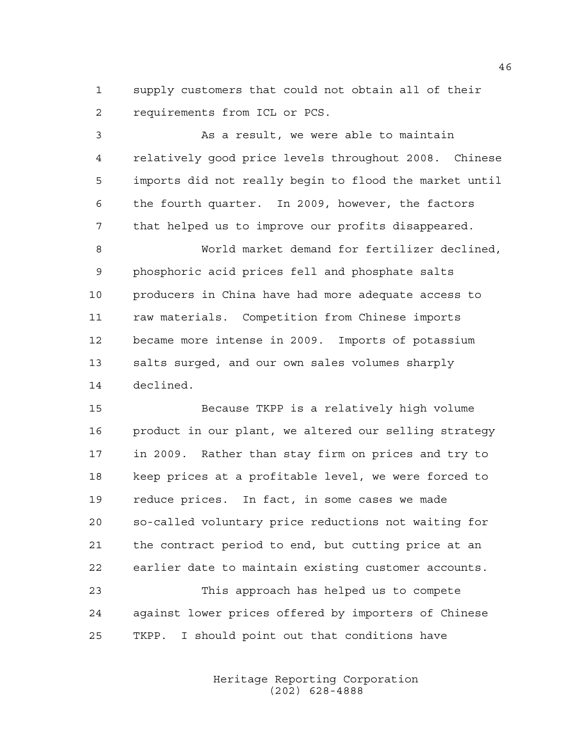supply customers that could not obtain all of their requirements from ICL or PCS.

As a result, we were able to maintain relatively good price levels throughout 2008. Chinese imports did not really begin to flood the market until the fourth quarter. In 2009, however, the factors that helped us to improve our profits disappeared.

World market demand for fertilizer declined, phosphoric acid prices fell and phosphate salts producers in China have had more adequate access to raw materials. Competition from Chinese imports became more intense in 2009. Imports of potassium salts surged, and our own sales volumes sharply declined.

Because TKPP is a relatively high volume product in our plant, we altered our selling strategy in 2009. Rather than stay firm on prices and try to keep prices at a profitable level, we were forced to reduce prices. In fact, in some cases we made so-called voluntary price reductions not waiting for the contract period to end, but cutting price at an earlier date to maintain existing customer accounts.

This approach has helped us to compete against lower prices offered by importers of Chinese TKPP. I should point out that conditions have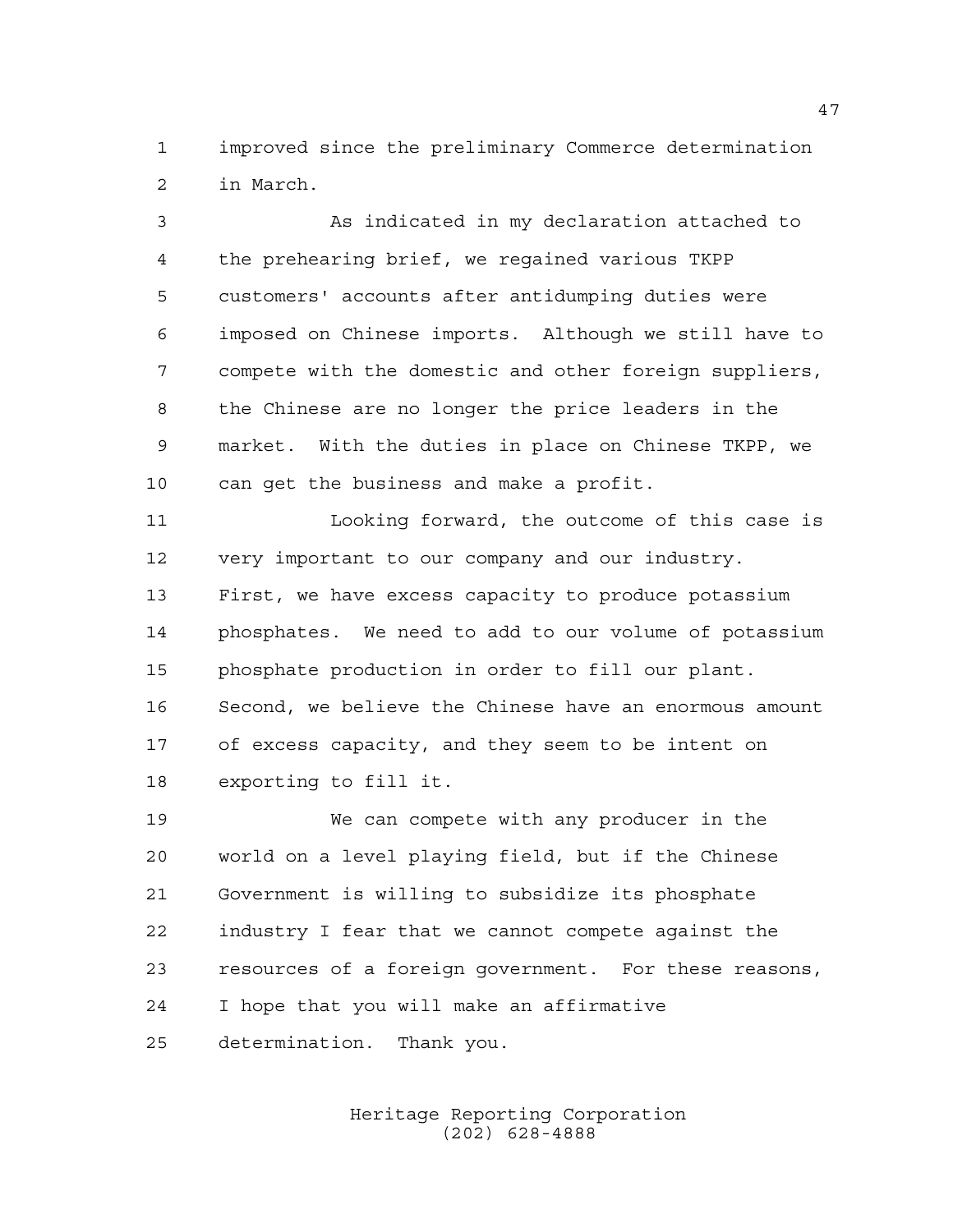improved since the preliminary Commerce determination in March.

As indicated in my declaration attached to the prehearing brief, we regained various TKPP customers' accounts after antidumping duties were imposed on Chinese imports. Although we still have to compete with the domestic and other foreign suppliers, the Chinese are no longer the price leaders in the market. With the duties in place on Chinese TKPP, we can get the business and make a profit.

Looking forward, the outcome of this case is very important to our company and our industry. First, we have excess capacity to produce potassium phosphates. We need to add to our volume of potassium phosphate production in order to fill our plant. Second, we believe the Chinese have an enormous amount of excess capacity, and they seem to be intent on exporting to fill it.

We can compete with any producer in the world on a level playing field, but if the Chinese Government is willing to subsidize its phosphate industry I fear that we cannot compete against the resources of a foreign government. For these reasons, I hope that you will make an affirmative determination. Thank you.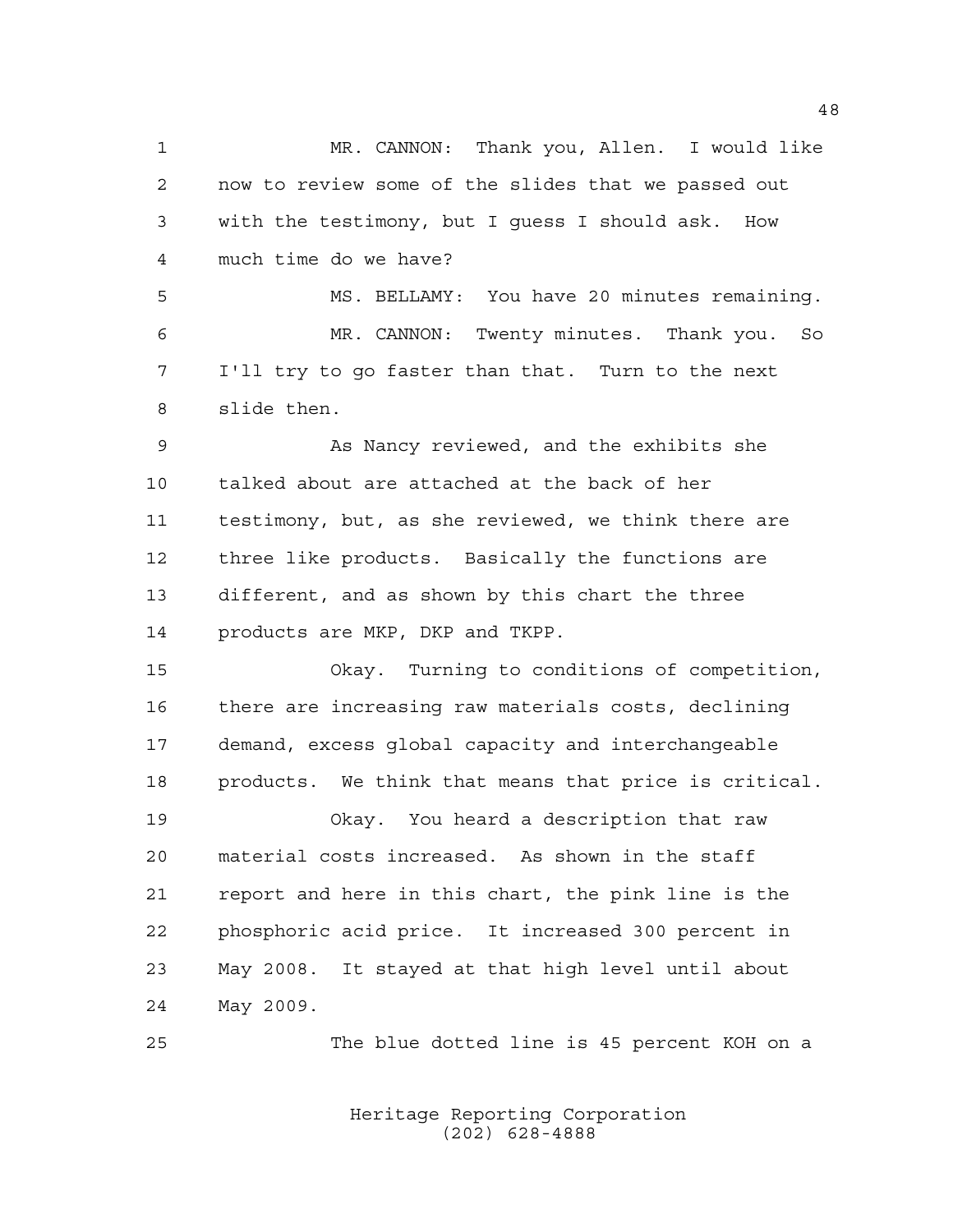MR. CANNON: Thank you, Allen. I would like now to review some of the slides that we passed out with the testimony, but I guess I should ask. How much time do we have?

MS. BELLAMY: You have 20 minutes remaining.

MR. CANNON: Twenty minutes. Thank you. So I'll try to go faster than that. Turn to the next slide then.

As Nancy reviewed, and the exhibits she talked about are attached at the back of her testimony, but, as she reviewed, we think there are three like products. Basically the functions are different, and as shown by this chart the three products are MKP, DKP and TKPP.

Okay. Turning to conditions of competition, there are increasing raw materials costs, declining demand, excess global capacity and interchangeable products. We think that means that price is critical.

Okay. You heard a description that raw material costs increased. As shown in the staff report and here in this chart, the pink line is the phosphoric acid price. It increased 300 percent in May 2008. It stayed at that high level until about May 2009.

The blue dotted line is 45 percent KOH on a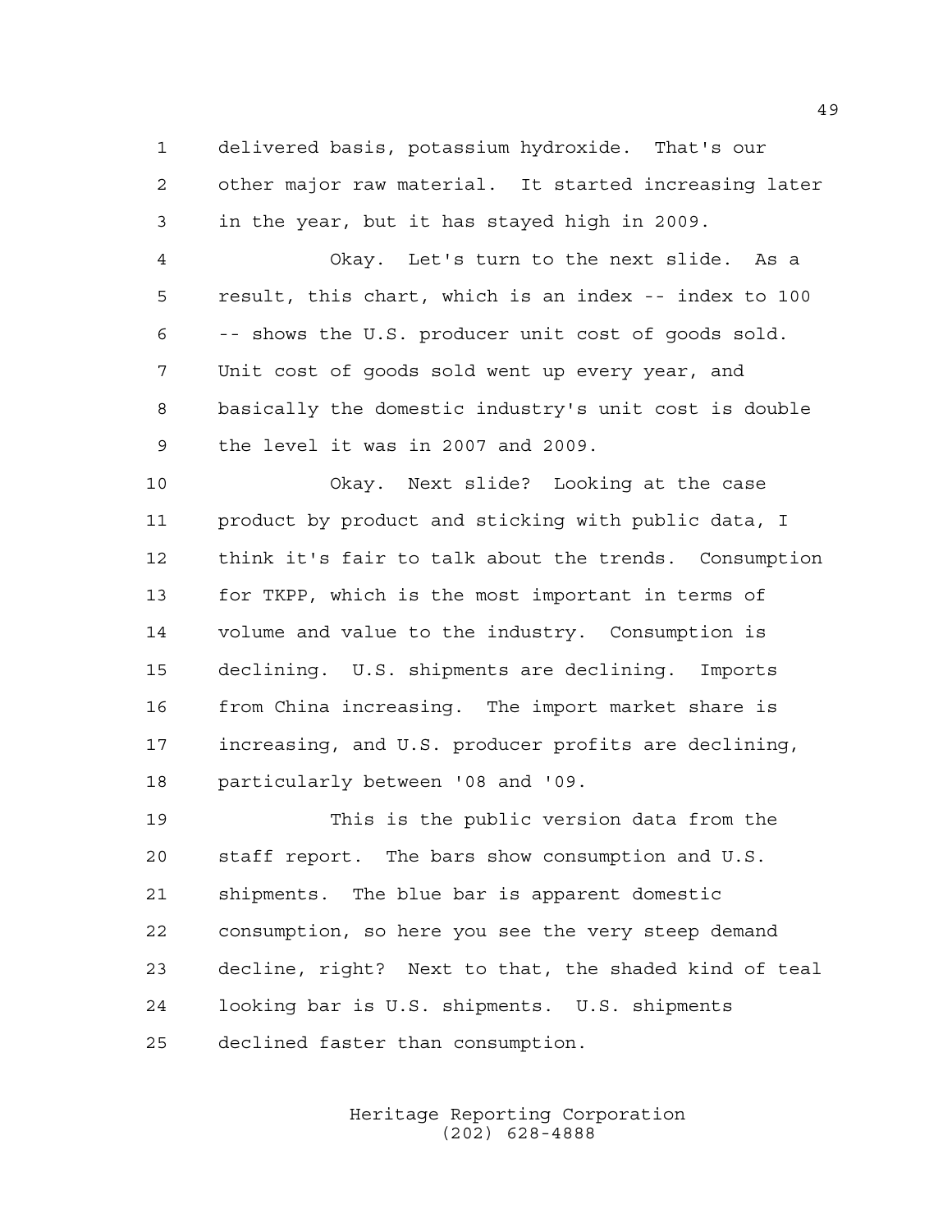delivered basis, potassium hydroxide. That's our other major raw material. It started increasing later in the year, but it has stayed high in 2009.

Okay. Let's turn to the next slide. As a result, this chart, which is an index -- index to 100 -- shows the U.S. producer unit cost of goods sold. Unit cost of goods sold went up every year, and basically the domestic industry's unit cost is double the level it was in 2007 and 2009.

Okay. Next slide? Looking at the case product by product and sticking with public data, I think it's fair to talk about the trends. Consumption for TKPP, which is the most important in terms of volume and value to the industry. Consumption is declining. U.S. shipments are declining. Imports from China increasing. The import market share is increasing, and U.S. producer profits are declining, particularly between '08 and '09.

This is the public version data from the staff report. The bars show consumption and U.S. shipments. The blue bar is apparent domestic consumption, so here you see the very steep demand decline, right? Next to that, the shaded kind of teal looking bar is U.S. shipments. U.S. shipments declined faster than consumption.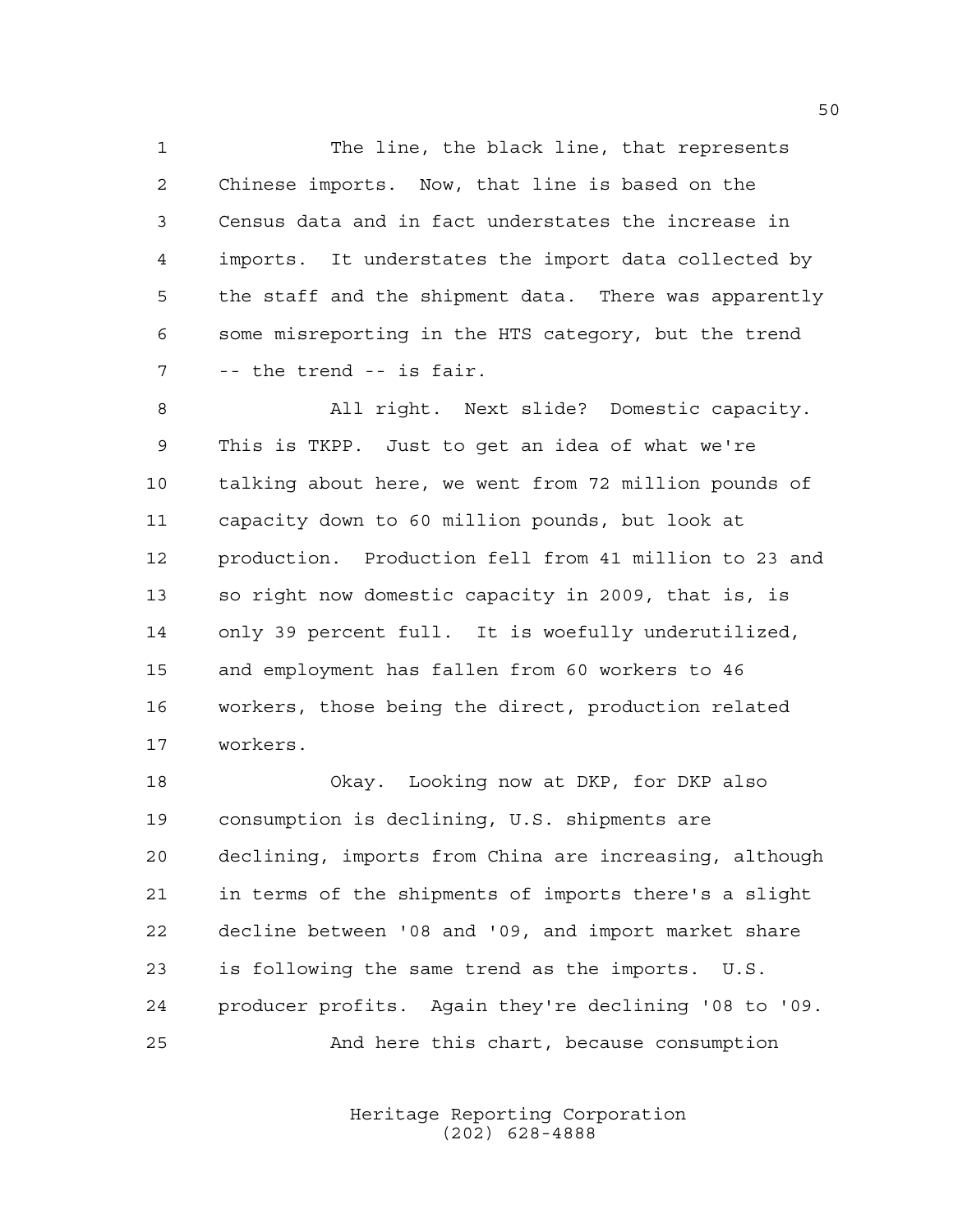The line, the black line, that represents Chinese imports. Now, that line is based on the Census data and in fact understates the increase in imports. It understates the import data collected by the staff and the shipment data. There was apparently some misreporting in the HTS category, but the trend -- the trend -- is fair.

All right. Next slide? Domestic capacity. This is TKPP. Just to get an idea of what we're talking about here, we went from 72 million pounds of capacity down to 60 million pounds, but look at production. Production fell from 41 million to 23 and so right now domestic capacity in 2009, that is, is only 39 percent full. It is woefully underutilized, and employment has fallen from 60 workers to 46 workers, those being the direct, production related workers.

Okay. Looking now at DKP, for DKP also consumption is declining, U.S. shipments are declining, imports from China are increasing, although in terms of the shipments of imports there's a slight decline between '08 and '09, and import market share is following the same trend as the imports. U.S. producer profits. Again they're declining '08 to '09.

And here this chart, because consumption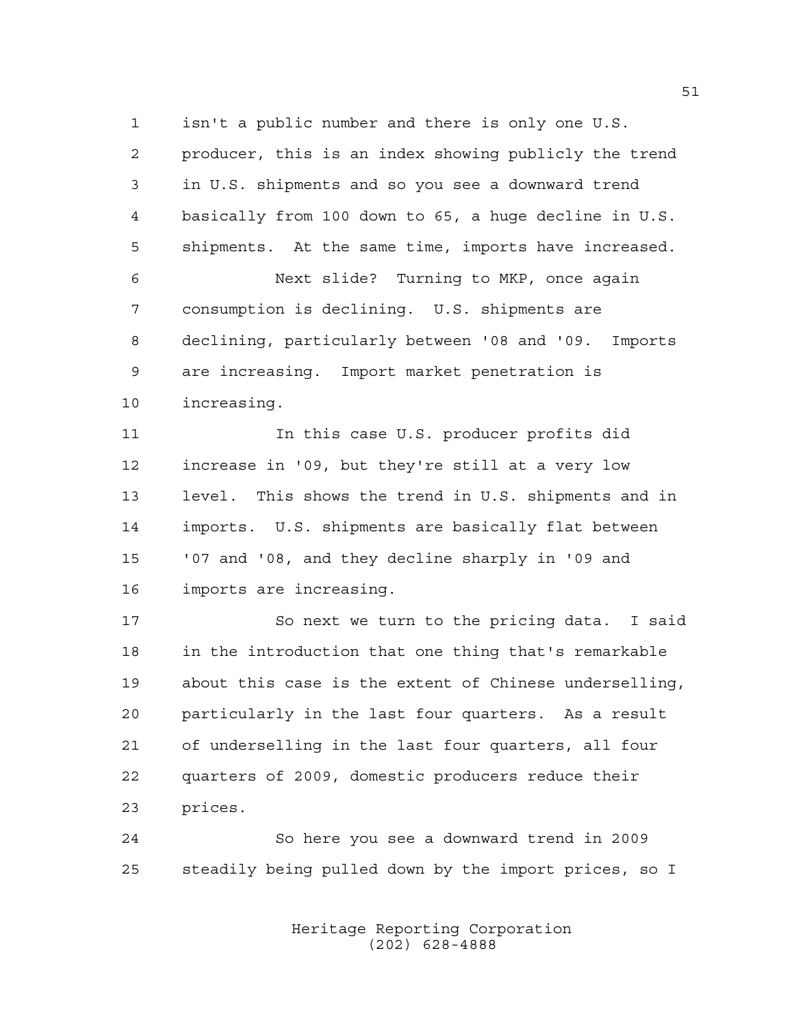isn't a public number and there is only one U.S. producer, this is an index showing publicly the trend in U.S. shipments and so you see a downward trend basically from 100 down to 65, a huge decline in U.S. shipments. At the same time, imports have increased.

Next slide? Turning to MKP, once again consumption is declining. U.S. shipments are declining, particularly between '08 and '09. Imports are increasing. Import market penetration is increasing.

In this case U.S. producer profits did increase in '09, but they're still at a very low level. This shows the trend in U.S. shipments and in imports. U.S. shipments are basically flat between '07 and '08, and they decline sharply in '09 and imports are increasing.

So next we turn to the pricing data. I said in the introduction that one thing that's remarkable about this case is the extent of Chinese underselling, particularly in the last four quarters. As a result of underselling in the last four quarters, all four quarters of 2009, domestic producers reduce their prices.

So here you see a downward trend in 2009 steadily being pulled down by the import prices, so I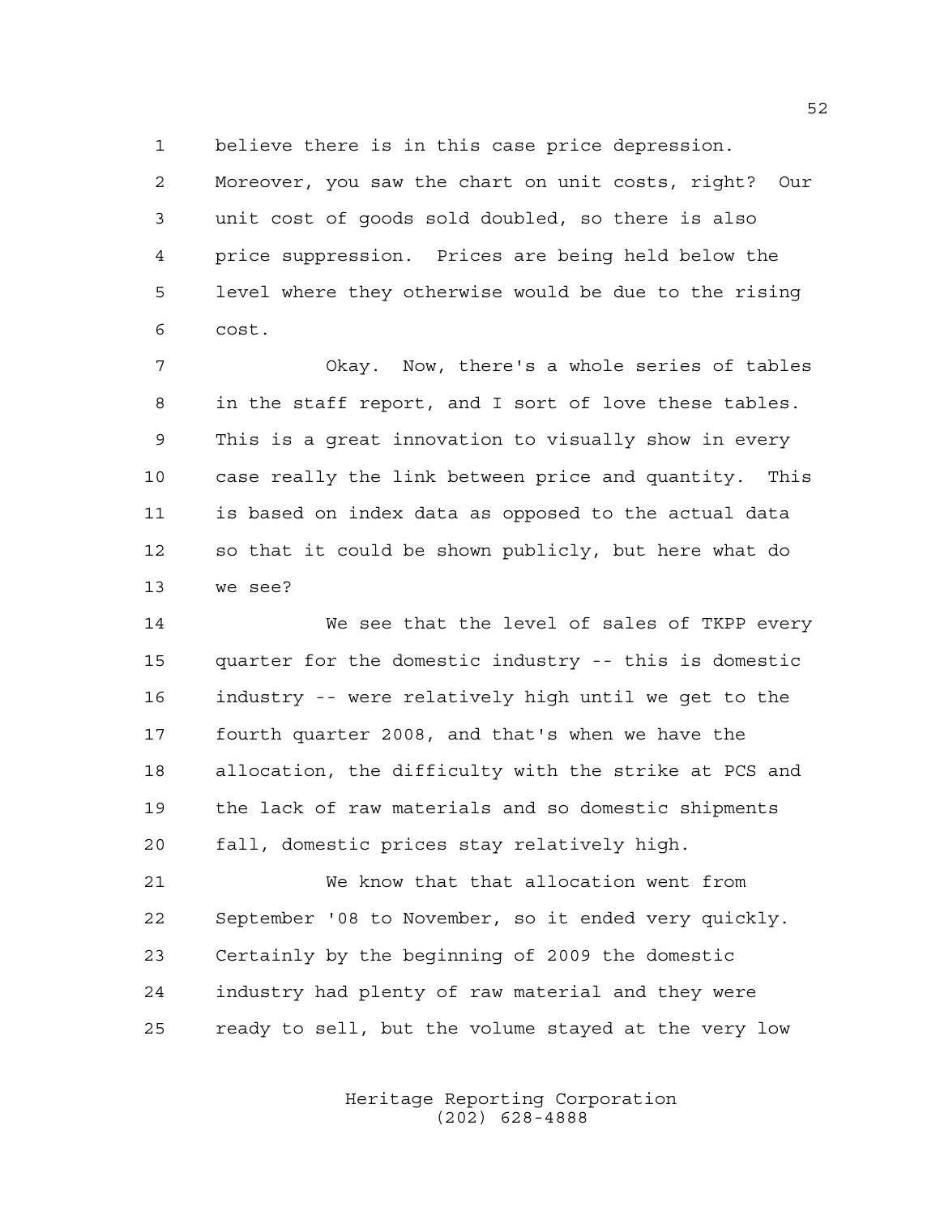believe there is in this case price depression. Moreover, you saw the chart on unit costs, right? Our unit cost of goods sold doubled, so there is also price suppression. Prices are being held below the level where they otherwise would be due to the rising cost.

Okay. Now, there's a whole series of tables in the staff report, and I sort of love these tables. This is a great innovation to visually show in every case really the link between price and quantity. This is based on index data as opposed to the actual data so that it could be shown publicly, but here what do we see?

We see that the level of sales of TKPP every quarter for the domestic industry -- this is domestic industry -- were relatively high until we get to the fourth quarter 2008, and that's when we have the allocation, the difficulty with the strike at PCS and the lack of raw materials and so domestic shipments fall, domestic prices stay relatively high.

We know that that allocation went from September '08 to November, so it ended very quickly. Certainly by the beginning of 2009 the domestic industry had plenty of raw material and they were ready to sell, but the volume stayed at the very low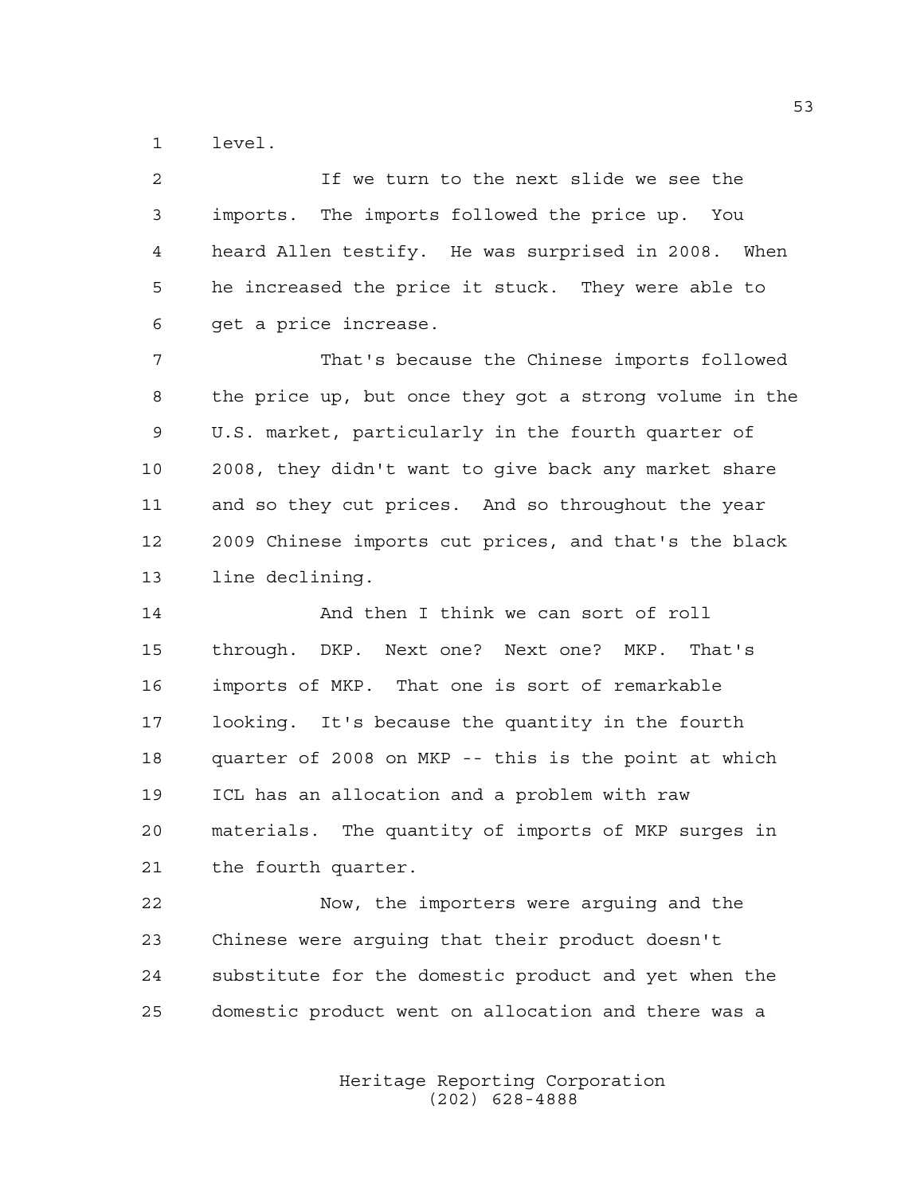level.

If we turn to the next slide we see the imports. The imports followed the price up. You heard Allen testify. He was surprised in 2008. When he increased the price it stuck. They were able to get a price increase.

That's because the Chinese imports followed the price up, but once they got a strong volume in the U.S. market, particularly in the fourth quarter of 2008, they didn't want to give back any market share and so they cut prices. And so throughout the year 2009 Chinese imports cut prices, and that's the black line declining.

And then I think we can sort of roll through. DKP. Next one? Next one? MKP. That's imports of MKP. That one is sort of remarkable looking. It's because the quantity in the fourth quarter of 2008 on MKP -- this is the point at which ICL has an allocation and a problem with raw materials. The quantity of imports of MKP surges in the fourth quarter.

Now, the importers were arguing and the Chinese were arguing that their product doesn't substitute for the domestic product and yet when the domestic product went on allocation and there was a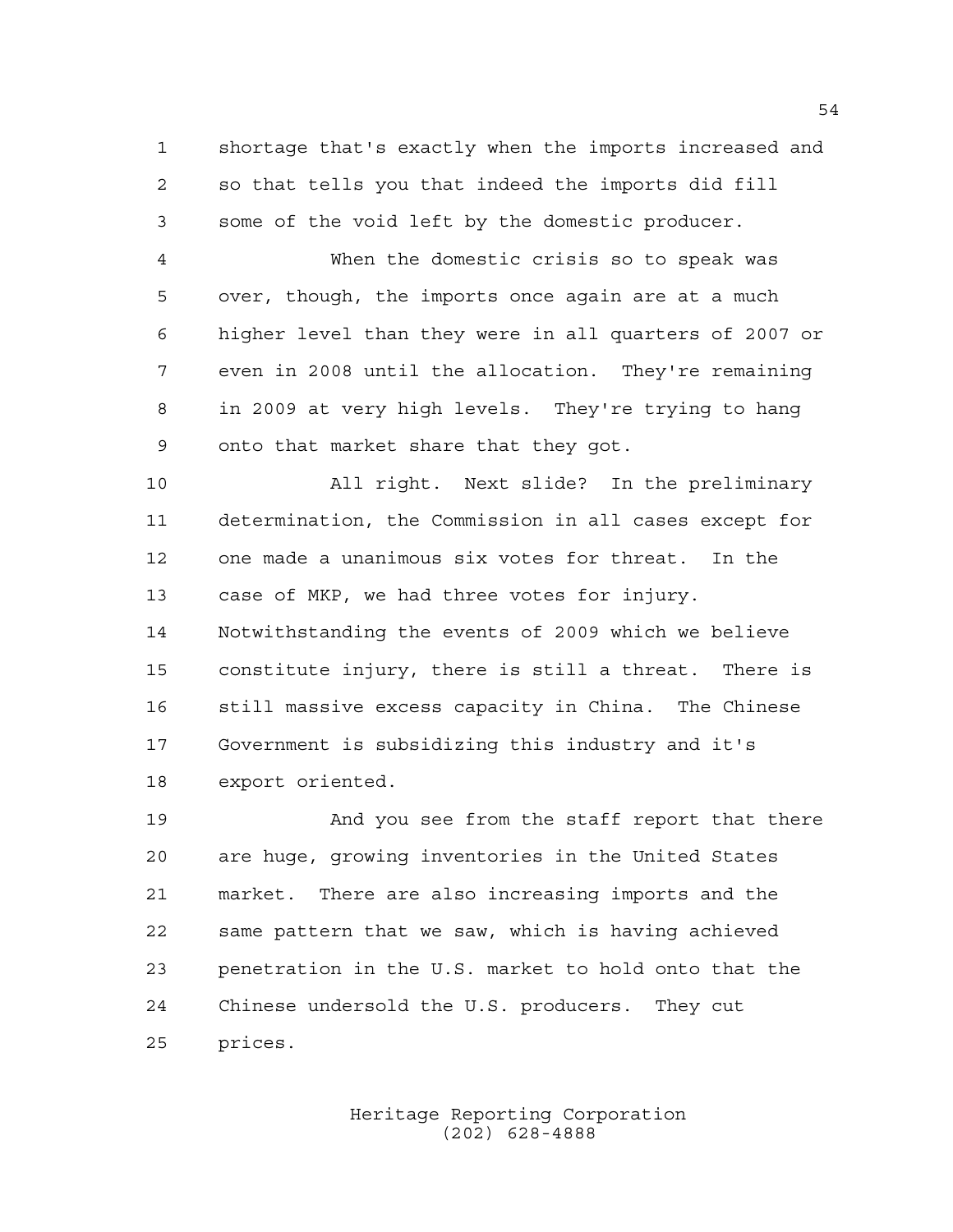shortage that's exactly when the imports increased and so that tells you that indeed the imports did fill some of the void left by the domestic producer.

When the domestic crisis so to speak was over, though, the imports once again are at a much higher level than they were in all quarters of 2007 or even in 2008 until the allocation. They're remaining in 2009 at very high levels. They're trying to hang onto that market share that they got.

All right. Next slide? In the preliminary determination, the Commission in all cases except for one made a unanimous six votes for threat. In the case of MKP, we had three votes for injury. Notwithstanding the events of 2009 which we believe constitute injury, there is still a threat. There is still massive excess capacity in China. The Chinese Government is subsidizing this industry and it's export oriented.

And you see from the staff report that there are huge, growing inventories in the United States market. There are also increasing imports and the same pattern that we saw, which is having achieved penetration in the U.S. market to hold onto that the Chinese undersold the U.S. producers. They cut prices.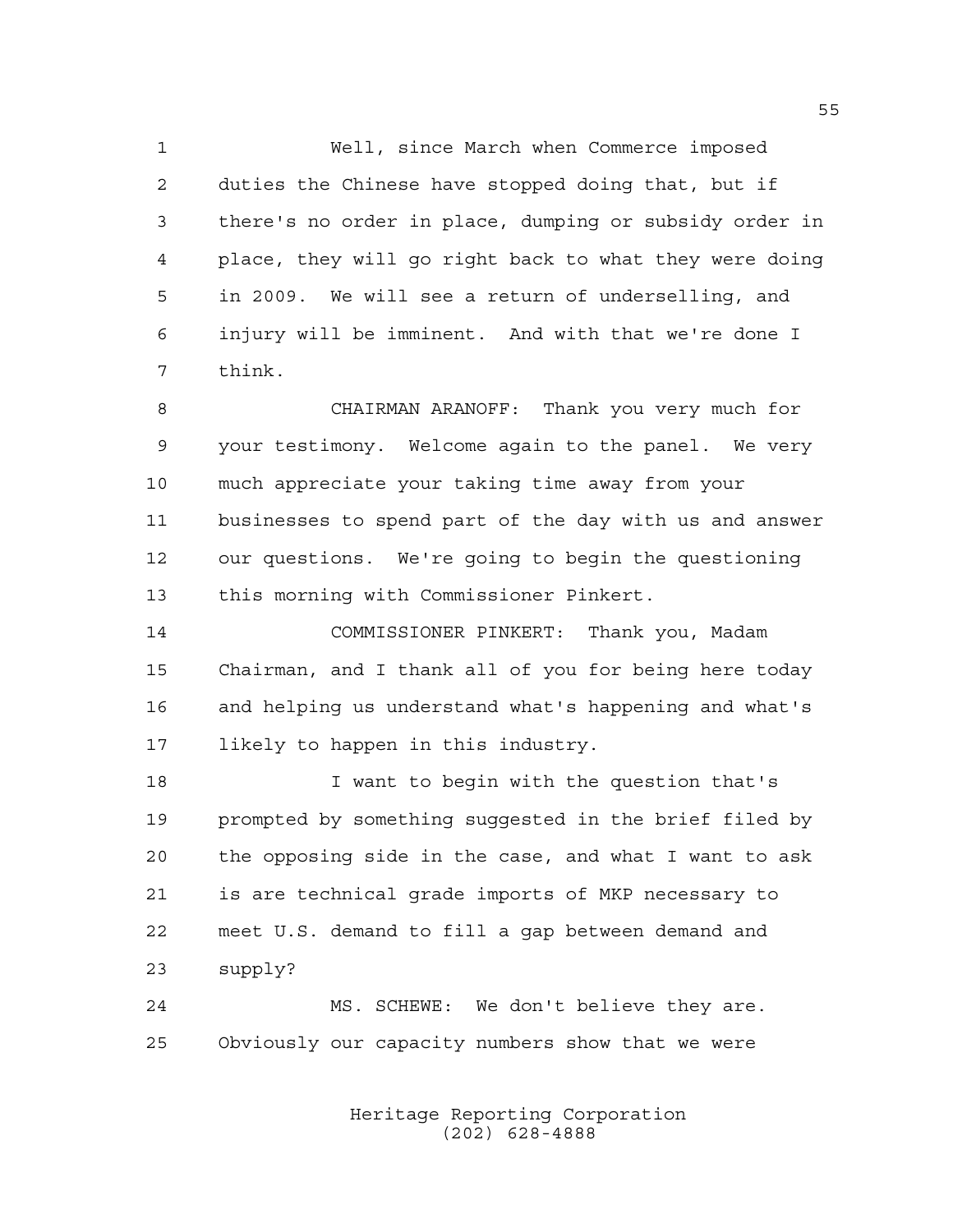Well, since March when Commerce imposed duties the Chinese have stopped doing that, but if there's no order in place, dumping or subsidy order in place, they will go right back to what they were doing in 2009. We will see a return of underselling, and injury will be imminent. And with that we're done I think.

CHAIRMAN ARANOFF: Thank you very much for your testimony. Welcome again to the panel. We very much appreciate your taking time away from your businesses to spend part of the day with us and answer our questions. We're going to begin the questioning this morning with Commissioner Pinkert.

COMMISSIONER PINKERT: Thank you, Madam Chairman, and I thank all of you for being here today and helping us understand what's happening and what's likely to happen in this industry.

I want to begin with the question that's prompted by something suggested in the brief filed by the opposing side in the case, and what I want to ask is are technical grade imports of MKP necessary to meet U.S. demand to fill a gap between demand and supply?

MS. SCHEWE: We don't believe they are. Obviously our capacity numbers show that we were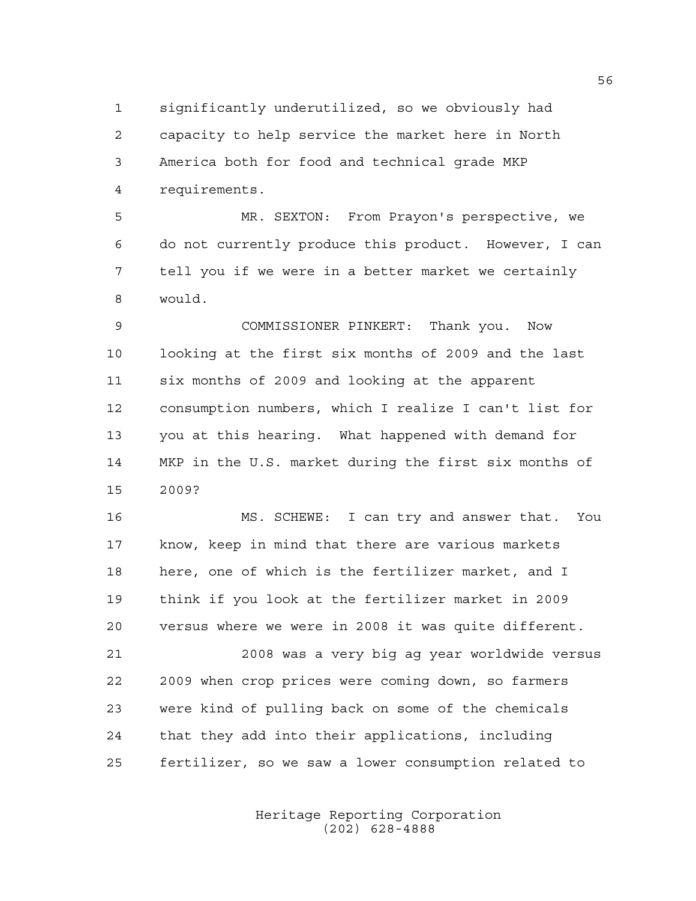significantly underutilized, so we obviously had capacity to help service the market here in North America both for food and technical grade MKP requirements.

MR. SEXTON: From Prayon's perspective, we do not currently produce this product. However, I can tell you if we were in a better market we certainly would.

COMMISSIONER PINKERT: Thank you. Now looking at the first six months of 2009 and the last six months of 2009 and looking at the apparent consumption numbers, which I realize I can't list for you at this hearing. What happened with demand for MKP in the U.S. market during the first six months of 2009?

MS. SCHEWE: I can try and answer that. You know, keep in mind that there are various markets here, one of which is the fertilizer market, and I think if you look at the fertilizer market in 2009 versus where we were in 2008 it was quite different.

2008 was a very big ag year worldwide versus 2009 when crop prices were coming down, so farmers were kind of pulling back on some of the chemicals that they add into their applications, including fertilizer, so we saw a lower consumption related to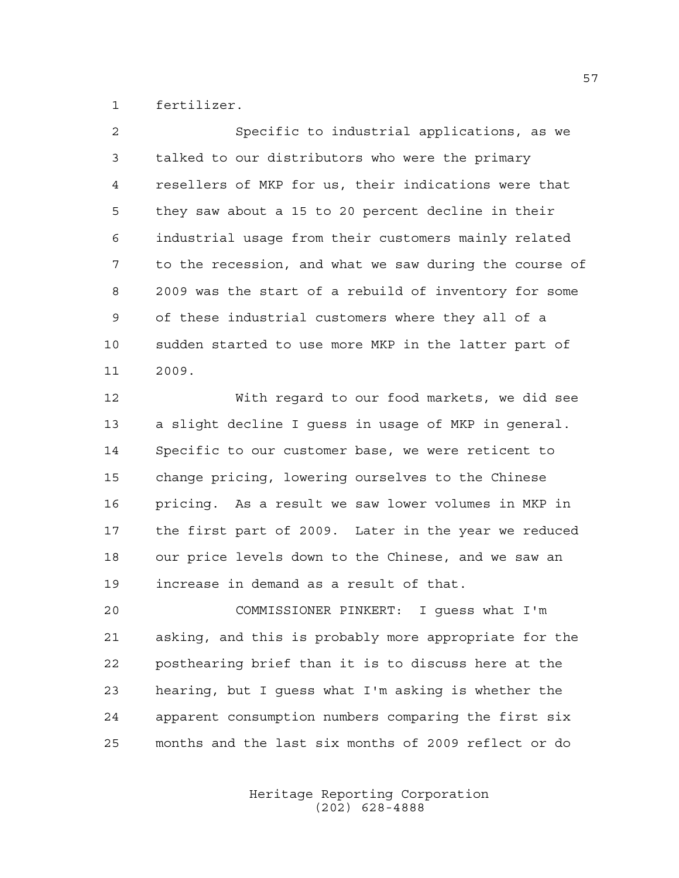fertilizer.

Specific to industrial applications, as we talked to our distributors who were the primary resellers of MKP for us, their indications were that they saw about a 15 to 20 percent decline in their industrial usage from their customers mainly related to the recession, and what we saw during the course of 2009 was the start of a rebuild of inventory for some of these industrial customers where they all of a sudden started to use more MKP in the latter part of 2009.

With regard to our food markets, we did see a slight decline I guess in usage of MKP in general. Specific to our customer base, we were reticent to change pricing, lowering ourselves to the Chinese pricing. As a result we saw lower volumes in MKP in the first part of 2009. Later in the year we reduced our price levels down to the Chinese, and we saw an increase in demand as a result of that.

COMMISSIONER PINKERT: I guess what I'm asking, and this is probably more appropriate for the posthearing brief than it is to discuss here at the hearing, but I guess what I'm asking is whether the apparent consumption numbers comparing the first six months and the last six months of 2009 reflect or do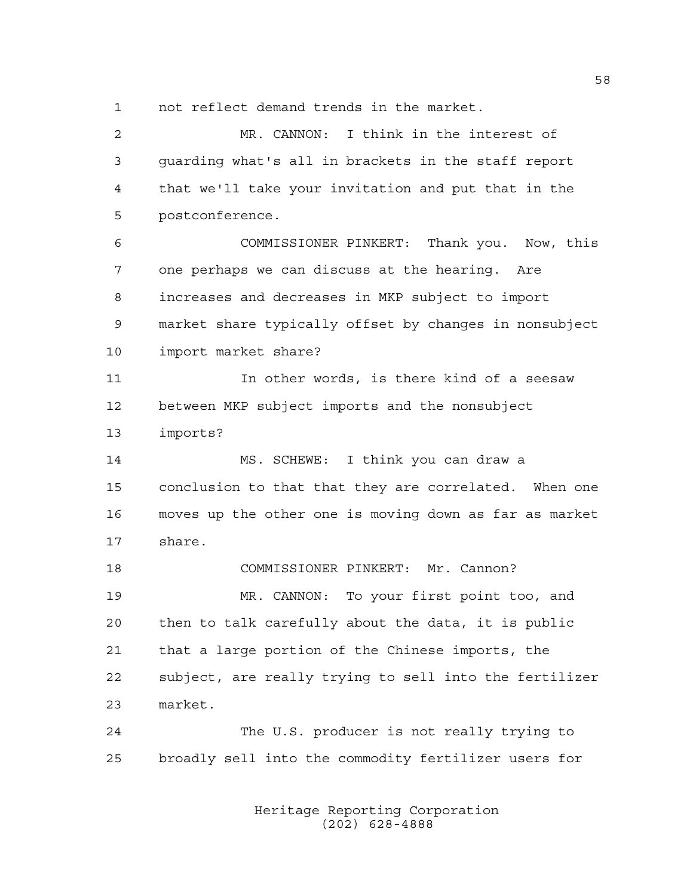not reflect demand trends in the market.

MR. CANNON: I think in the interest of guarding what's all in brackets in the staff report that we'll take your invitation and put that in the postconference.

COMMISSIONER PINKERT: Thank you. Now, this one perhaps we can discuss at the hearing. Are increases and decreases in MKP subject to import market share typically offset by changes in nonsubject import market share?

In other words, is there kind of a seesaw between MKP subject imports and the nonsubject imports?

MS. SCHEWE: I think you can draw a conclusion to that that they are correlated. When one moves up the other one is moving down as far as market share.

COMMISSIONER PINKERT: Mr. Cannon?

MR. CANNON: To your first point too, and then to talk carefully about the data, it is public that a large portion of the Chinese imports, the subject, are really trying to sell into the fertilizer market.

The U.S. producer is not really trying to broadly sell into the commodity fertilizer users for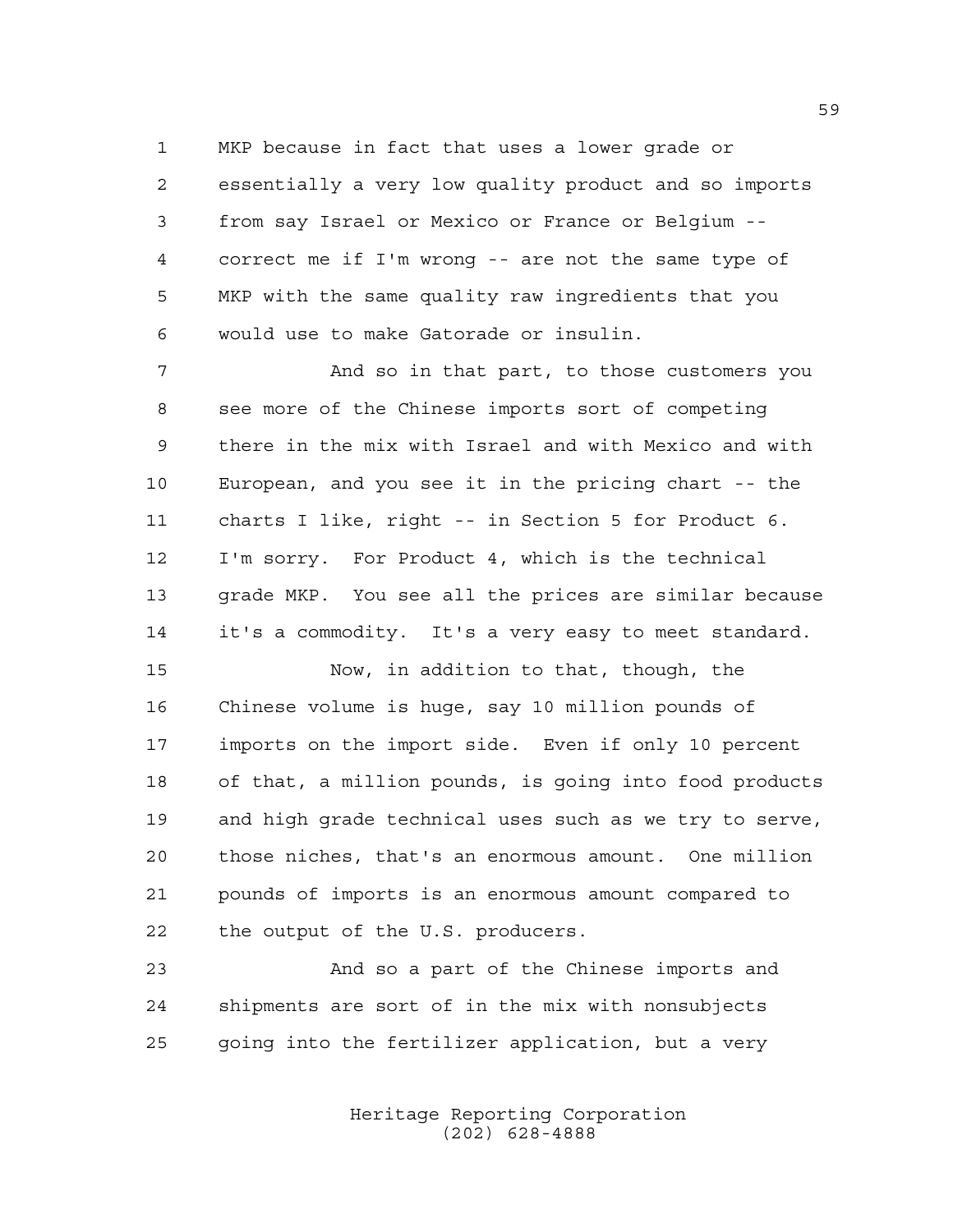MKP because in fact that uses a lower grade or essentially a very low quality product and so imports from say Israel or Mexico or France or Belgium -- correct me if I'm wrong -- are not the same type of MKP with the same quality raw ingredients that you would use to make Gatorade or insulin.

And so in that part, to those customers you see more of the Chinese imports sort of competing there in the mix with Israel and with Mexico and with European, and you see it in the pricing chart -- the charts I like, right -- in Section 5 for Product 6. I'm sorry. For Product 4, which is the technical grade MKP. You see all the prices are similar because it's a commodity. It's a very easy to meet standard.

Now, in addition to that, though, the Chinese volume is huge, say 10 million pounds of imports on the import side. Even if only 10 percent of that, a million pounds, is going into food products and high grade technical uses such as we try to serve, those niches, that's an enormous amount. One million pounds of imports is an enormous amount compared to the output of the U.S. producers.

And so a part of the Chinese imports and shipments are sort of in the mix with nonsubjects going into the fertilizer application, but a very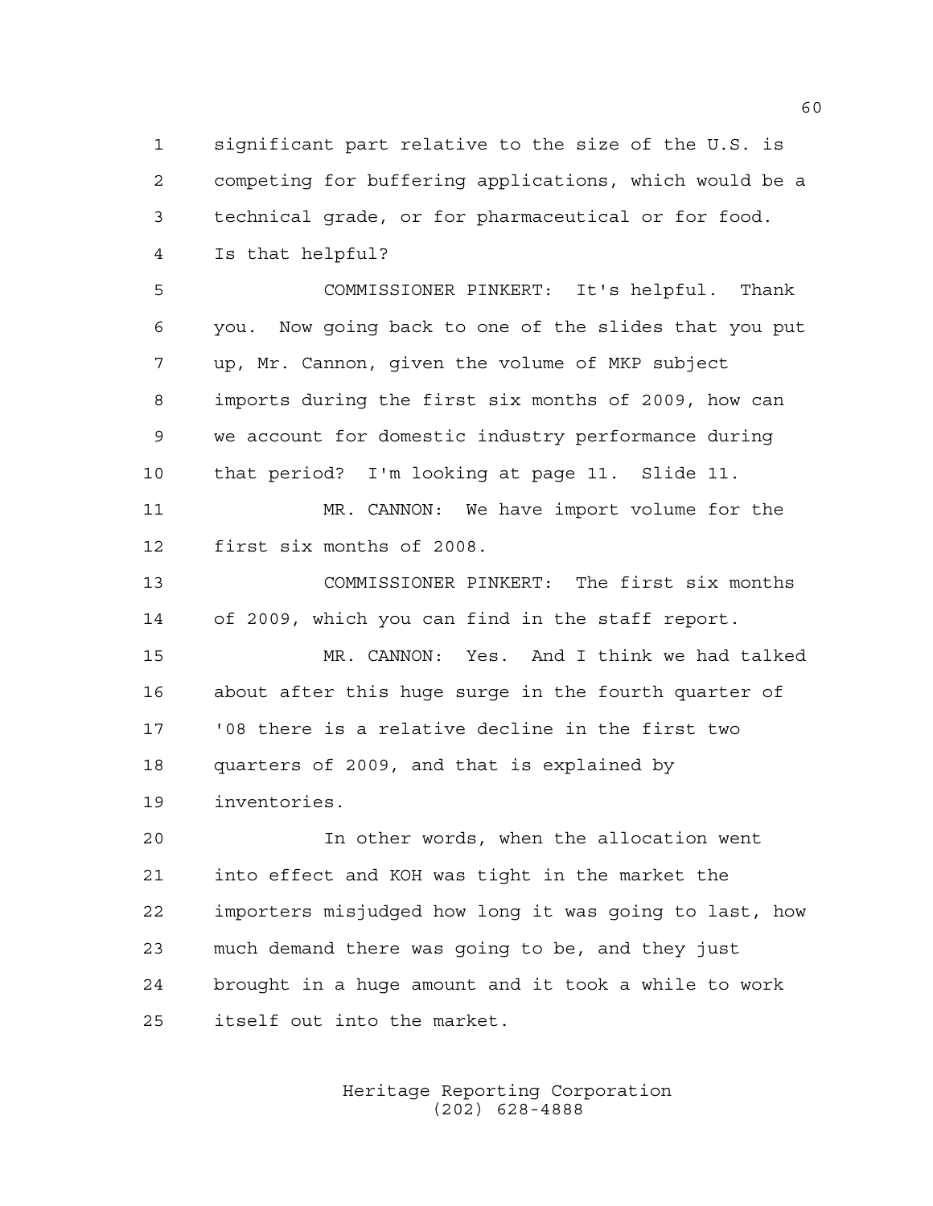significant part relative to the size of the U.S. is competing for buffering applications, which would be a technical grade, or for pharmaceutical or for food. Is that helpful?

COMMISSIONER PINKERT: It's helpful. Thank you. Now going back to one of the slides that you put up, Mr. Cannon, given the volume of MKP subject imports during the first six months of 2009, how can we account for domestic industry performance during that period? I'm looking at page 11. Slide 11.

MR. CANNON: We have import volume for the first six months of 2008.

COMMISSIONER PINKERT: The first six months of 2009, which you can find in the staff report.

MR. CANNON: Yes. And I think we had talked about after this huge surge in the fourth quarter of '08 there is a relative decline in the first two quarters of 2009, and that is explained by inventories.

In other words, when the allocation went into effect and KOH was tight in the market the importers misjudged how long it was going to last, how much demand there was going to be, and they just brought in a huge amount and it took a while to work itself out into the market.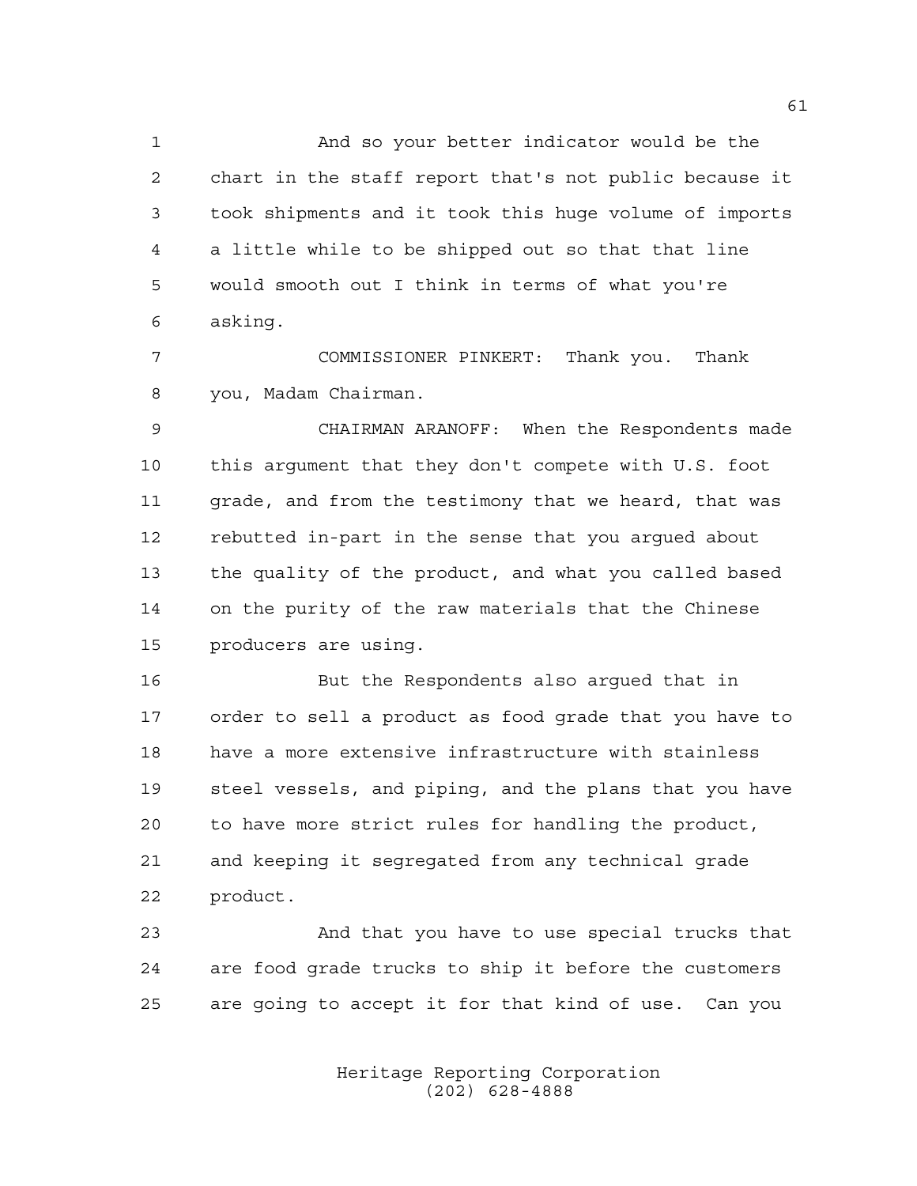And so your better indicator would be the chart in the staff report that's not public because it took shipments and it took this huge volume of imports a little while to be shipped out so that that line would smooth out I think in terms of what you're asking.

COMMISSIONER PINKERT: Thank you. Thank you, Madam Chairman.

CHAIRMAN ARANOFF: When the Respondents made this argument that they don't compete with U.S. foot grade, and from the testimony that we heard, that was rebutted in-part in the sense that you argued about the quality of the product, and what you called based on the purity of the raw materials that the Chinese producers are using.

But the Respondents also argued that in order to sell a product as food grade that you have to have a more extensive infrastructure with stainless steel vessels, and piping, and the plans that you have to have more strict rules for handling the product, and keeping it segregated from any technical grade product.

And that you have to use special trucks that are food grade trucks to ship it before the customers are going to accept it for that kind of use. Can you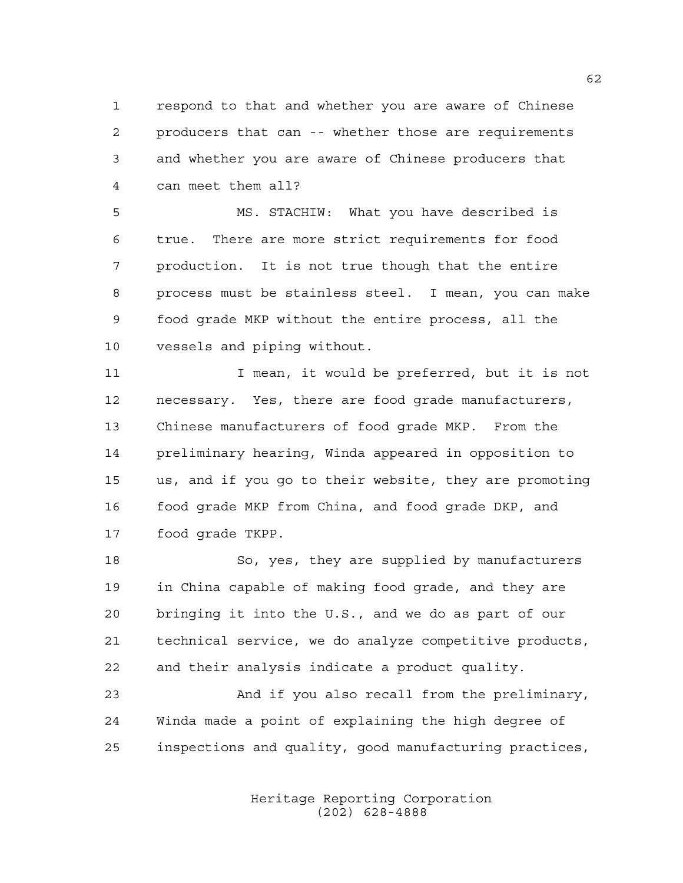respond to that and whether you are aware of Chinese producers that can -- whether those are requirements and whether you are aware of Chinese producers that can meet them all?

MS. STACHIW: What you have described is true. There are more strict requirements for food production. It is not true though that the entire process must be stainless steel. I mean, you can make food grade MKP without the entire process, all the vessels and piping without.

I mean, it would be preferred, but it is not necessary. Yes, there are food grade manufacturers, Chinese manufacturers of food grade MKP. From the preliminary hearing, Winda appeared in opposition to us, and if you go to their website, they are promoting food grade MKP from China, and food grade DKP, and food grade TKPP.

So, yes, they are supplied by manufacturers in China capable of making food grade, and they are bringing it into the U.S., and we do as part of our technical service, we do analyze competitive products, and their analysis indicate a product quality.

And if you also recall from the preliminary, Winda made a point of explaining the high degree of inspections and quality, good manufacturing practices,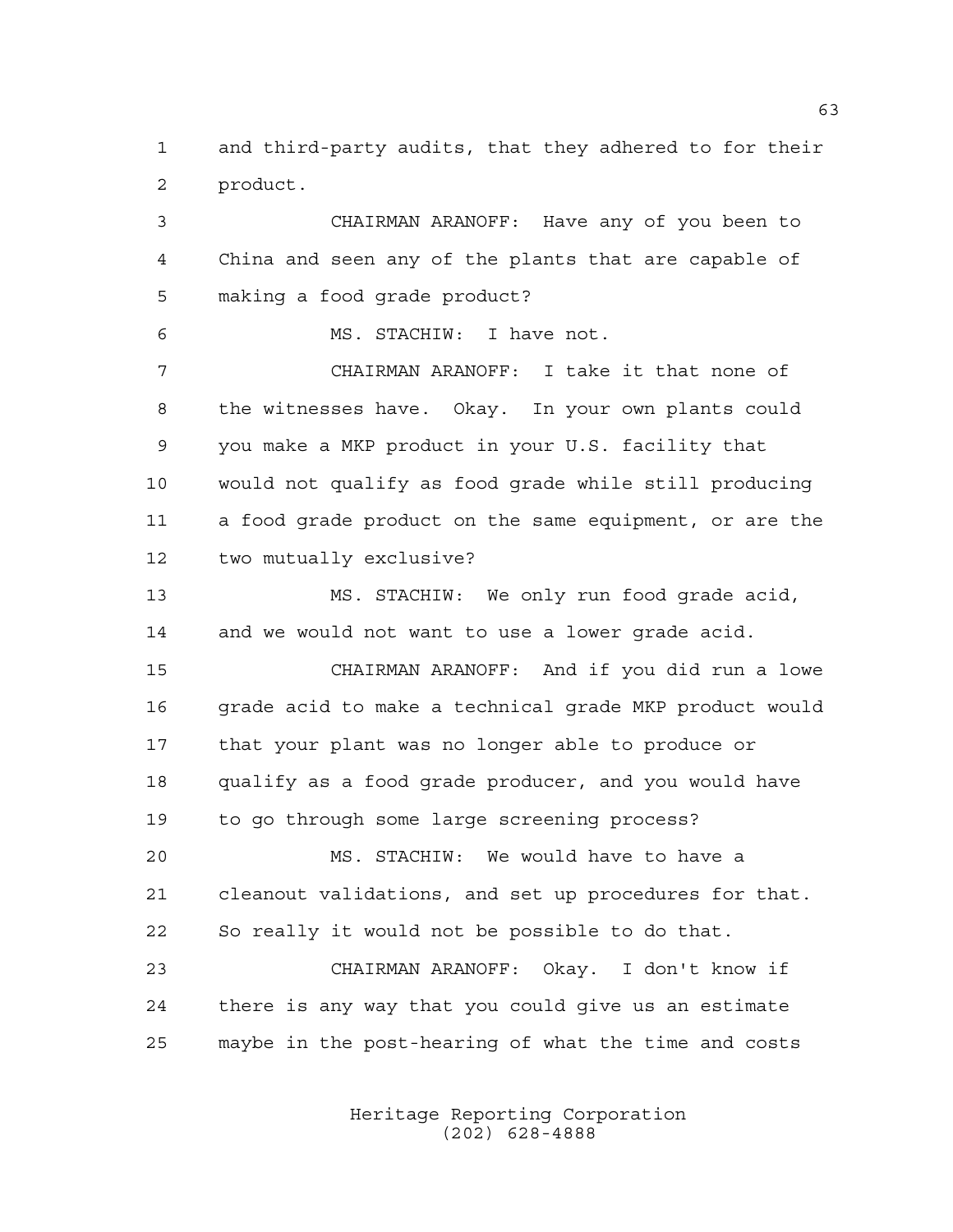and third-party audits, that they adhered to for their product.

CHAIRMAN ARANOFF: Have any of you been to China and seen any of the plants that are capable of making a food grade product?

MS. STACHIW: I have not.

CHAIRMAN ARANOFF: I take it that none of the witnesses have. Okay. In your own plants could you make a MKP product in your U.S. facility that would not qualify as food grade while still producing a food grade product on the same equipment, or are the two mutually exclusive?

MS. STACHIW: We only run food grade acid, and we would not want to use a lower grade acid.

CHAIRMAN ARANOFF: And if you did run a lowe grade acid to make a technical grade MKP product would that your plant was no longer able to produce or qualify as a food grade producer, and you would have to go through some large screening process?

MS. STACHIW: We would have to have a cleanout validations, and set up procedures for that. So really it would not be possible to do that.

CHAIRMAN ARANOFF: Okay. I don't know if there is any way that you could give us an estimate maybe in the post-hearing of what the time and costs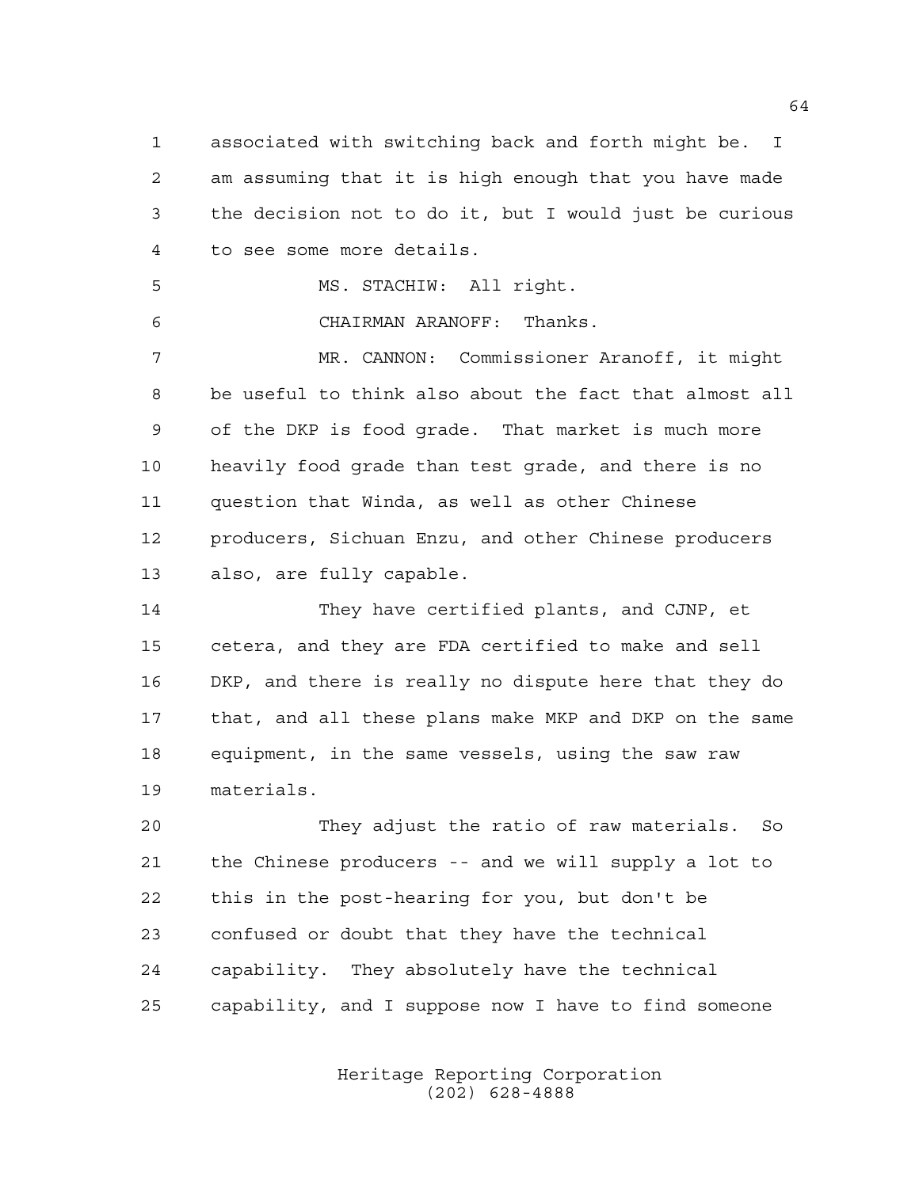associated with switching back and forth might be. I am assuming that it is high enough that you have made the decision not to do it, but I would just be curious to see some more details.

MS. STACHIW: All right.

CHAIRMAN ARANOFF: Thanks.

MR. CANNON: Commissioner Aranoff, it might be useful to think also about the fact that almost all of the DKP is food grade. That market is much more heavily food grade than test grade, and there is no question that Winda, as well as other Chinese producers, Sichuan Enzu, and other Chinese producers also, are fully capable.

They have certified plants, and CJNP, et cetera, and they are FDA certified to make and sell DKP, and there is really no dispute here that they do that, and all these plans make MKP and DKP on the same equipment, in the same vessels, using the saw raw materials.

They adjust the ratio of raw materials. So the Chinese producers -- and we will supply a lot to this in the post-hearing for you, but don't be confused or doubt that they have the technical capability. They absolutely have the technical capability, and I suppose now I have to find someone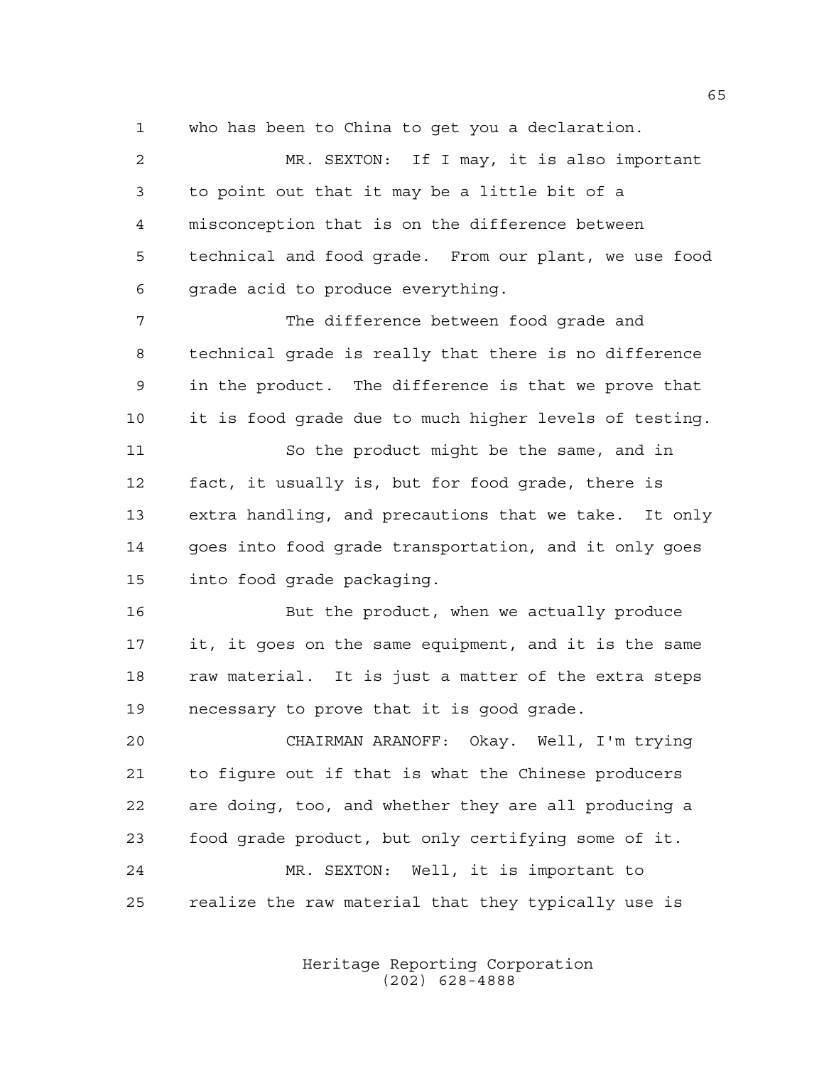who has been to China to get you a declaration.

MR. SEXTON: If I may, it is also important to point out that it may be a little bit of a misconception that is on the difference between technical and food grade. From our plant, we use food grade acid to produce everything.

The difference between food grade and technical grade is really that there is no difference in the product. The difference is that we prove that it is food grade due to much higher levels of testing.

So the product might be the same, and in fact, it usually is, but for food grade, there is extra handling, and precautions that we take. It only goes into food grade transportation, and it only goes into food grade packaging.

But the product, when we actually produce it, it goes on the same equipment, and it is the same raw material. It is just a matter of the extra steps necessary to prove that it is good grade.

CHAIRMAN ARANOFF: Okay. Well, I'm trying to figure out if that is what the Chinese producers are doing, too, and whether they are all producing a food grade product, but only certifying some of it.

MR. SEXTON: Well, it is important to realize the raw material that they typically use is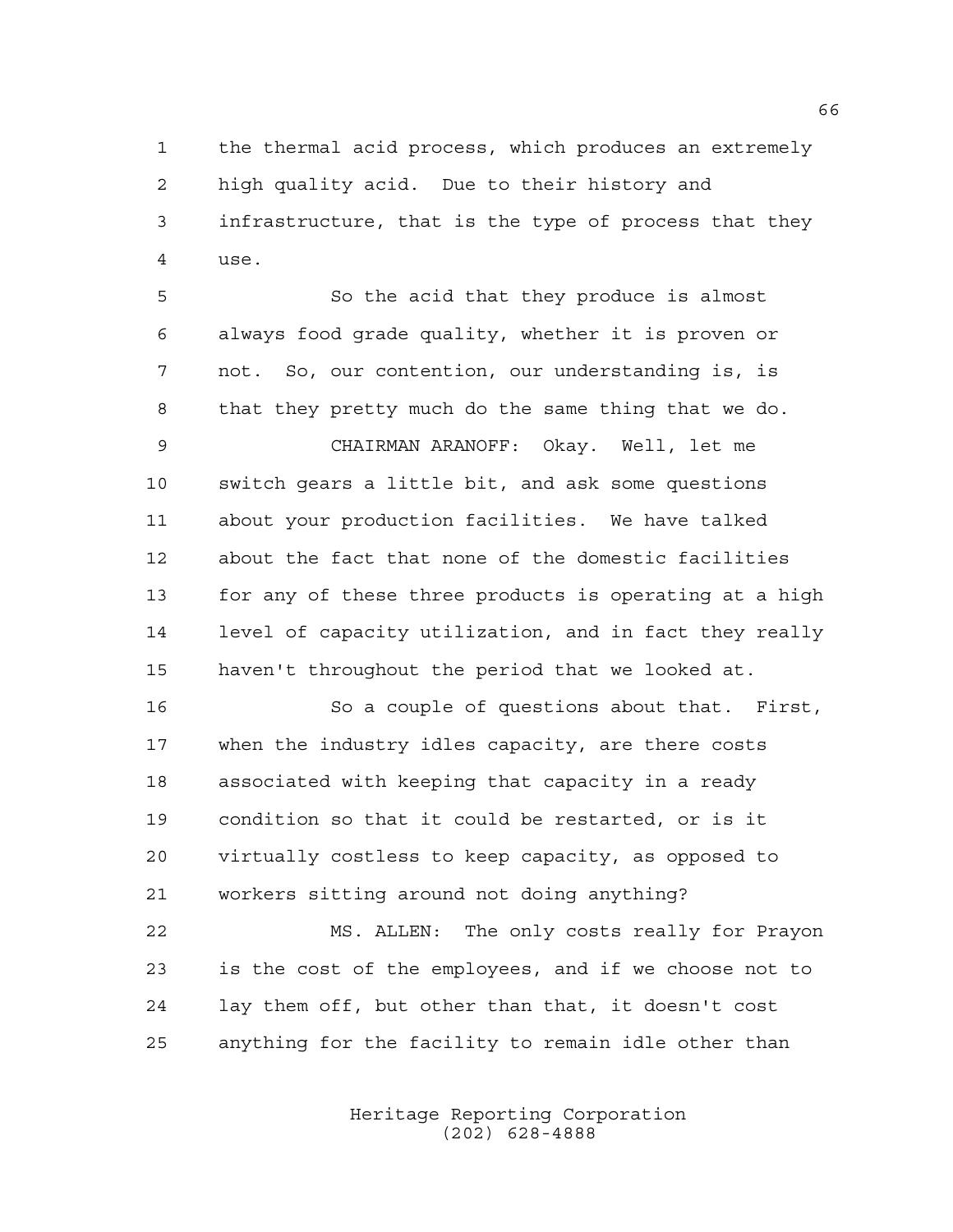the thermal acid process, which produces an extremely high quality acid. Due to their history and infrastructure, that is the type of process that they use.

So the acid that they produce is almost always food grade quality, whether it is proven or not. So, our contention, our understanding is, is that they pretty much do the same thing that we do.

CHAIRMAN ARANOFF: Okay. Well, let me switch gears a little bit, and ask some questions about your production facilities. We have talked about the fact that none of the domestic facilities for any of these three products is operating at a high level of capacity utilization, and in fact they really haven't throughout the period that we looked at.

So a couple of questions about that. First, when the industry idles capacity, are there costs associated with keeping that capacity in a ready condition so that it could be restarted, or is it virtually costless to keep capacity, as opposed to workers sitting around not doing anything?

MS. ALLEN: The only costs really for Prayon is the cost of the employees, and if we choose not to lay them off, but other than that, it doesn't cost anything for the facility to remain idle other than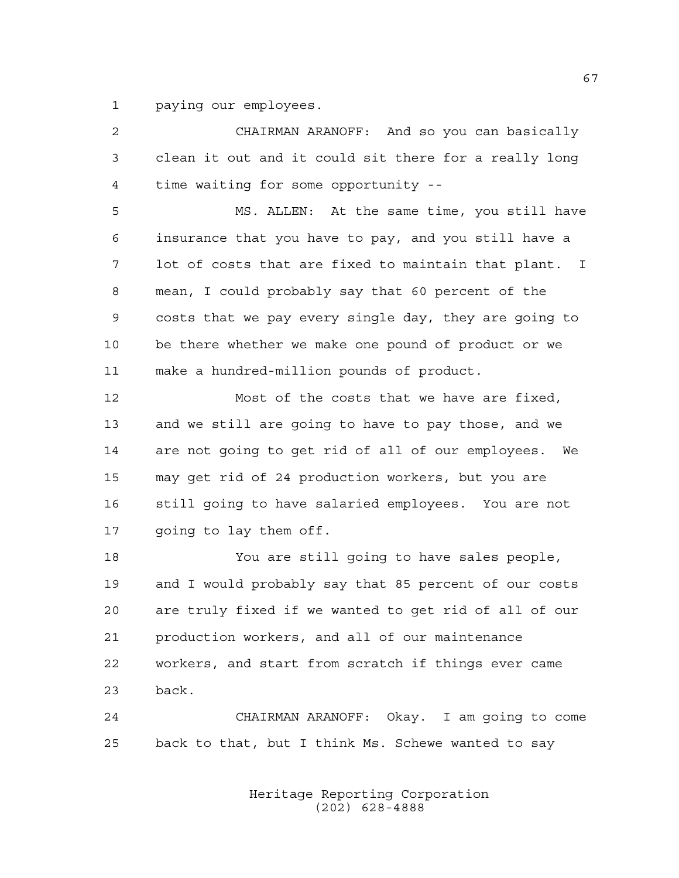paying our employees.

CHAIRMAN ARANOFF: And so you can basically clean it out and it could sit there for a really long time waiting for some opportunity --

MS. ALLEN: At the same time, you still have insurance that you have to pay, and you still have a lot of costs that are fixed to maintain that plant. I mean, I could probably say that 60 percent of the costs that we pay every single day, they are going to be there whether we make one pound of product or we make a hundred-million pounds of product.

Most of the costs that we have are fixed, and we still are going to have to pay those, and we are not going to get rid of all of our employees. We may get rid of 24 production workers, but you are still going to have salaried employees. You are not going to lay them off.

You are still going to have sales people, and I would probably say that 85 percent of our costs are truly fixed if we wanted to get rid of all of our production workers, and all of our maintenance workers, and start from scratch if things ever came back.

CHAIRMAN ARANOFF: Okay. I am going to come back to that, but I think Ms. Schewe wanted to say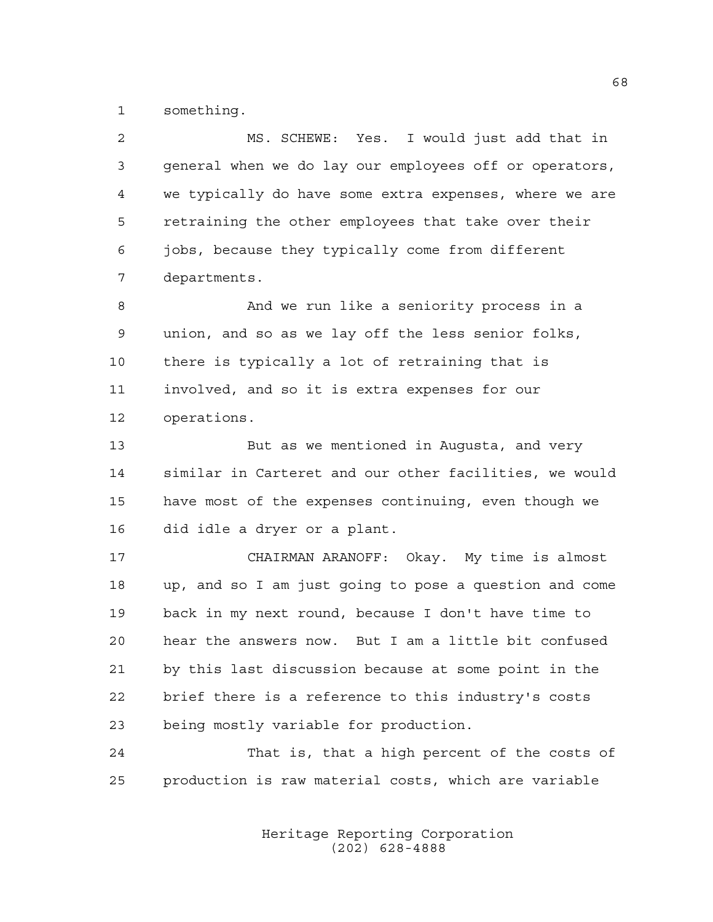something.

MS. SCHEWE: Yes. I would just add that in general when we do lay our employees off or operators, we typically do have some extra expenses, where we are retraining the other employees that take over their jobs, because they typically come from different departments.

And we run like a seniority process in a union, and so as we lay off the less senior folks, there is typically a lot of retraining that is involved, and so it is extra expenses for our operations.

But as we mentioned in Augusta, and very similar in Carteret and our other facilities, we would have most of the expenses continuing, even though we did idle a dryer or a plant.

CHAIRMAN ARANOFF: Okay. My time is almost up, and so I am just going to pose a question and come back in my next round, because I don't have time to hear the answers now. But I am a little bit confused by this last discussion because at some point in the brief there is a reference to this industry's costs being mostly variable for production.

That is, that a high percent of the costs of production is raw material costs, which are variable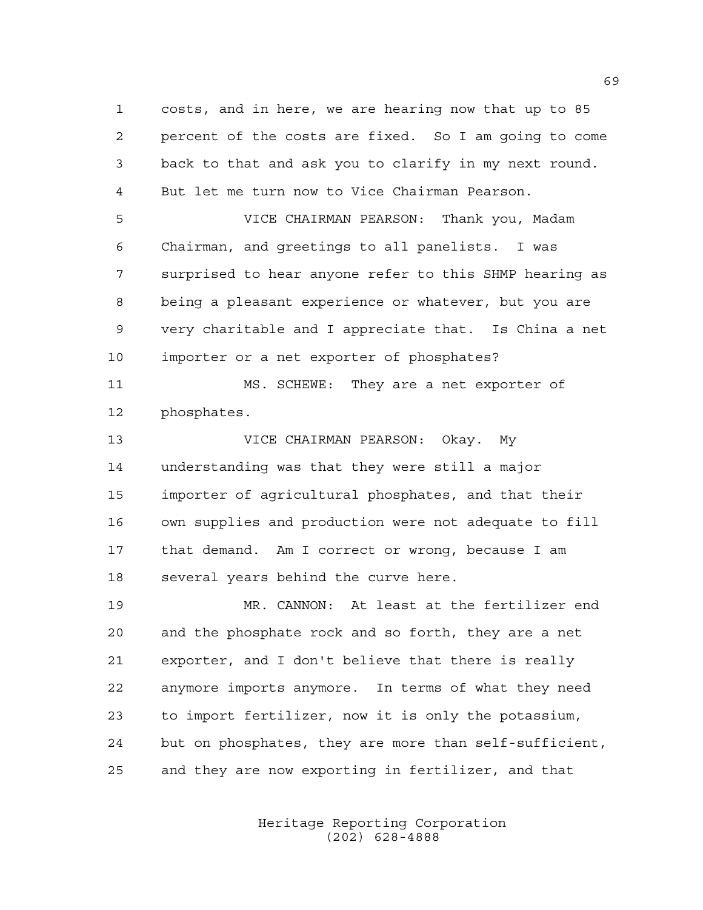costs, and in here, we are hearing now that up to 85 percent of the costs are fixed. So I am going to come back to that and ask you to clarify in my next round. But let me turn now to Vice Chairman Pearson.

VICE CHAIRMAN PEARSON: Thank you, Madam Chairman, and greetings to all panelists. I was surprised to hear anyone refer to this SHMP hearing as being a pleasant experience or whatever, but you are very charitable and I appreciate that. Is China a net importer or a net exporter of phosphates?

MS. SCHEWE: They are a net exporter of phosphates.

VICE CHAIRMAN PEARSON: Okay. My understanding was that they were still a major importer of agricultural phosphates, and that their own supplies and production were not adequate to fill that demand. Am I correct or wrong, because I am several years behind the curve here.

MR. CANNON: At least at the fertilizer end and the phosphate rock and so forth, they are a net exporter, and I don't believe that there is really anymore imports anymore. In terms of what they need to import fertilizer, now it is only the potassium, but on phosphates, they are more than self-sufficient, and they are now exporting in fertilizer, and that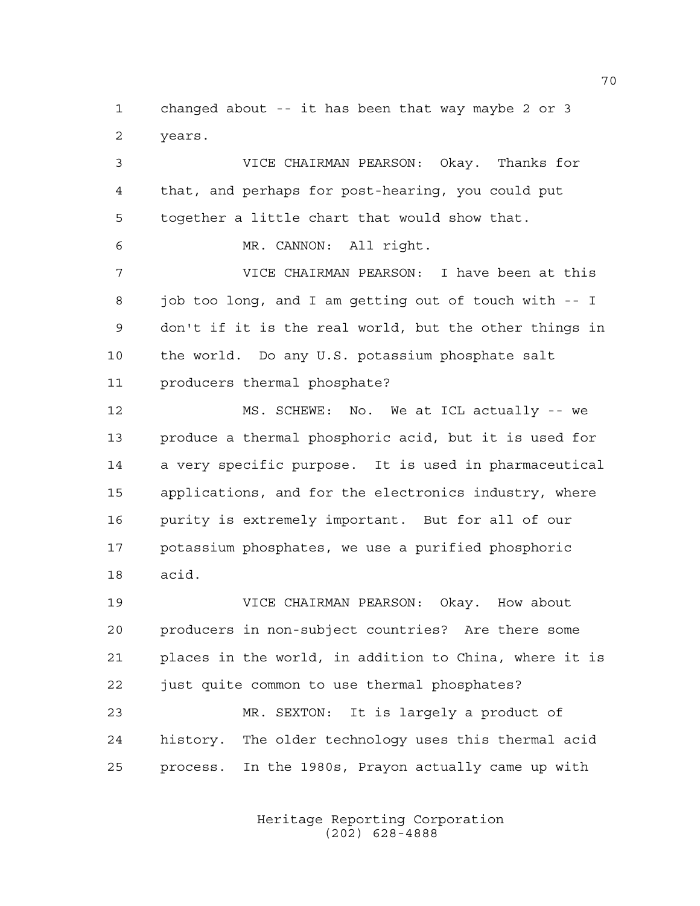changed about -- it has been that way maybe 2 or 3 years.

VICE CHAIRMAN PEARSON: Okay. Thanks for that, and perhaps for post-hearing, you could put together a little chart that would show that.

MR. CANNON: All right.

VICE CHAIRMAN PEARSON: I have been at this job too long, and I am getting out of touch with -- I don't if it is the real world, but the other things in the world. Do any U.S. potassium phosphate salt producers thermal phosphate?

MS. SCHEWE: No. We at ICL actually -- we produce a thermal phosphoric acid, but it is used for a very specific purpose. It is used in pharmaceutical applications, and for the electronics industry, where purity is extremely important. But for all of our potassium phosphates, we use a purified phosphoric acid.

VICE CHAIRMAN PEARSON: Okay. How about producers in non-subject countries? Are there some places in the world, in addition to China, where it is just quite common to use thermal phosphates?

MR. SEXTON: It is largely a product of history. The older technology uses this thermal acid process. In the 1980s, Prayon actually came up with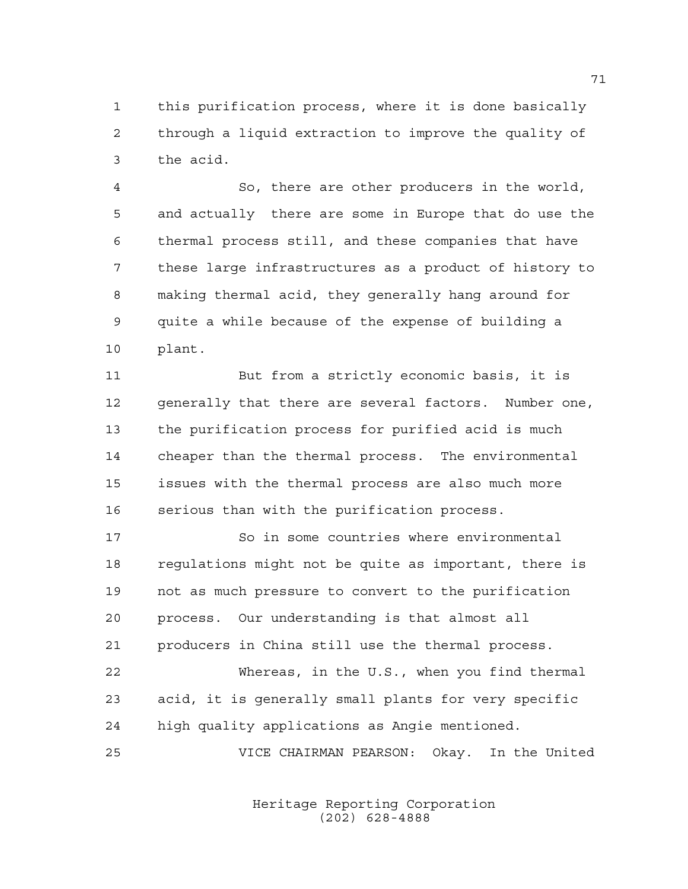this purification process, where it is done basically through a liquid extraction to improve the quality of the acid.

So, there are other producers in the world, and actually there are some in Europe that do use the thermal process still, and these companies that have these large infrastructures as a product of history to making thermal acid, they generally hang around for quite a while because of the expense of building a plant.

But from a strictly economic basis, it is generally that there are several factors. Number one, the purification process for purified acid is much cheaper than the thermal process. The environmental issues with the thermal process are also much more serious than with the purification process.

So in some countries where environmental regulations might not be quite as important, there is not as much pressure to convert to the purification process. Our understanding is that almost all producers in China still use the thermal process.

Whereas, in the U.S., when you find thermal acid, it is generally small plants for very specific high quality applications as Angie mentioned.

VICE CHAIRMAN PEARSON: Okay. In the United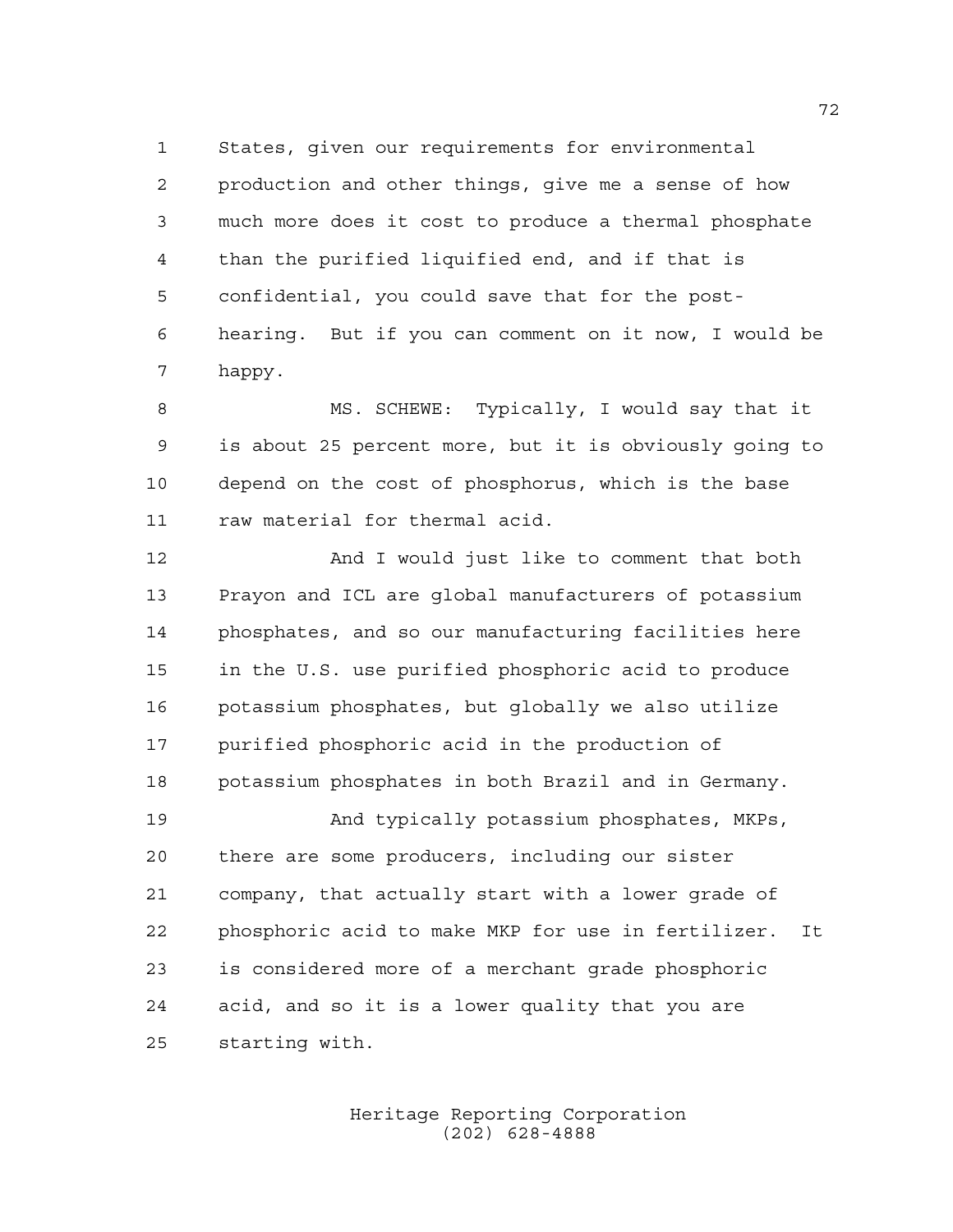States, given our requirements for environmental production and other things, give me a sense of how much more does it cost to produce a thermal phosphate than the purified liquified end, and if that is confidential, you could save that for the post-hearing. But if you can comment on it now, I would be happy.

MS. SCHEWE: Typically, I would say that it is about 25 percent more, but it is obviously going to depend on the cost of phosphorus, which is the base raw material for thermal acid.

And I would just like to comment that both Prayon and ICL are global manufacturers of potassium phosphates, and so our manufacturing facilities here in the U.S. use purified phosphoric acid to produce potassium phosphates, but globally we also utilize purified phosphoric acid in the production of potassium phosphates in both Brazil and in Germany.

And typically potassium phosphates, MKPs, there are some producers, including our sister company, that actually start with a lower grade of phosphoric acid to make MKP for use in fertilizer. It is considered more of a merchant grade phosphoric acid, and so it is a lower quality that you are starting with.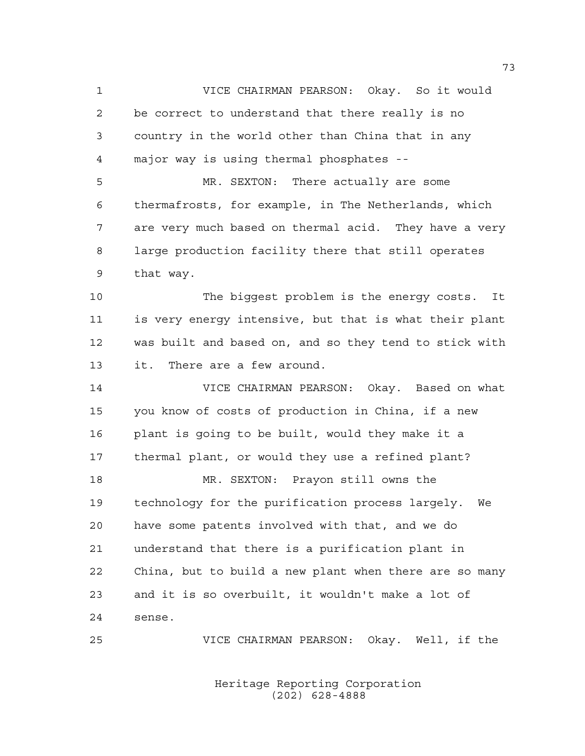VICE CHAIRMAN PEARSON: Okay. So it would be correct to understand that there really is no country in the world other than China that in any major way is using thermal phosphates --

MR. SEXTON: There actually are some thermafrosts, for example, in The Netherlands, which are very much based on thermal acid. They have a very large production facility there that still operates that way.

The biggest problem is the energy costs. It is very energy intensive, but that is what their plant was built and based on, and so they tend to stick with it. There are a few around.

VICE CHAIRMAN PEARSON: Okay. Based on what you know of costs of production in China, if a new plant is going to be built, would they make it a thermal plant, or would they use a refined plant?

MR. SEXTON: Prayon still owns the technology for the purification process largely. We have some patents involved with that, and we do understand that there is a purification plant in China, but to build a new plant when there are so many and it is so overbuilt, it wouldn't make a lot of sense.

VICE CHAIRMAN PEARSON: Okay. Well, if the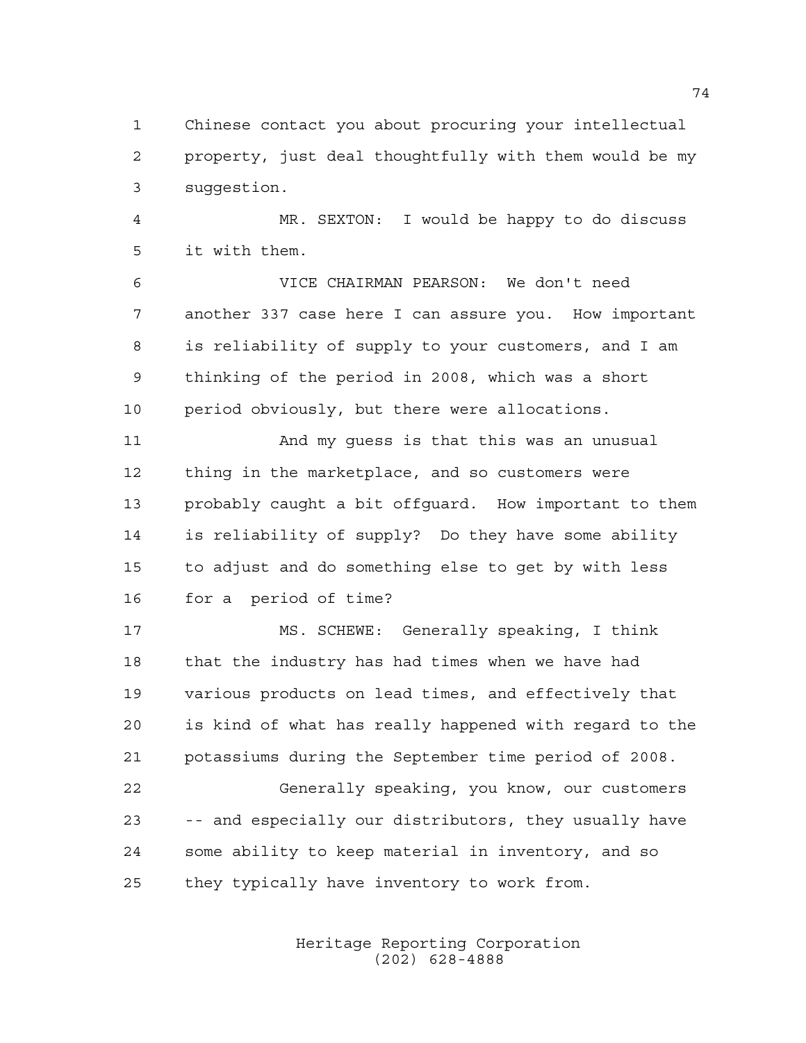Chinese contact you about procuring your intellectual property, just deal thoughtfully with them would be my suggestion.

MR. SEXTON: I would be happy to do discuss it with them.

VICE CHAIRMAN PEARSON: We don't need another 337 case here I can assure you. How important is reliability of supply to your customers, and I am thinking of the period in 2008, which was a short period obviously, but there were allocations.

And my guess is that this was an unusual thing in the marketplace, and so customers were probably caught a bit offguard. How important to them is reliability of supply? Do they have some ability to adjust and do something else to get by with less for a period of time?

MS. SCHEWE: Generally speaking, I think that the industry has had times when we have had various products on lead times, and effectively that is kind of what has really happened with regard to the potassiums during the September time period of 2008.

Generally speaking, you know, our customers -- and especially our distributors, they usually have some ability to keep material in inventory, and so they typically have inventory to work from.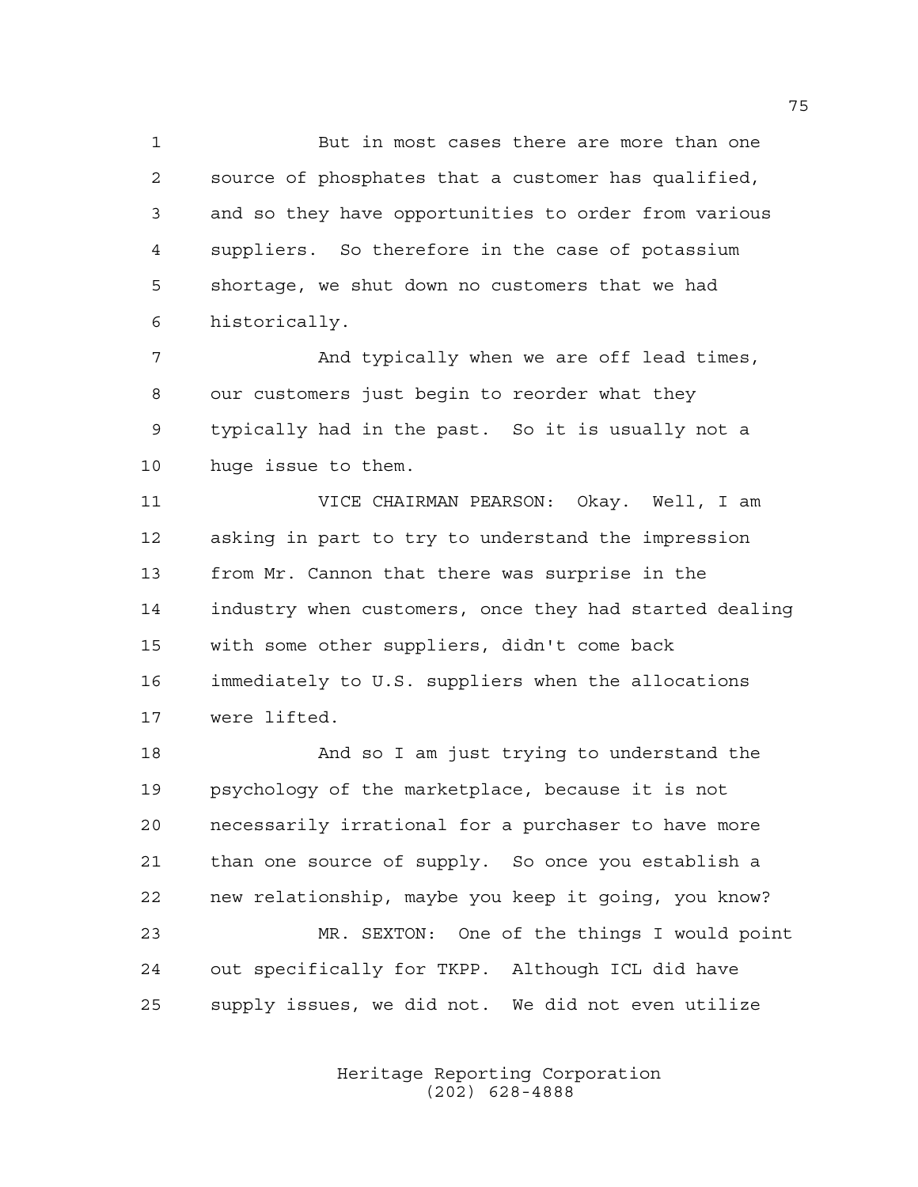But in most cases there are more than one source of phosphates that a customer has qualified, and so they have opportunities to order from various suppliers. So therefore in the case of potassium shortage, we shut down no customers that we had historically.

And typically when we are off lead times, our customers just begin to reorder what they typically had in the past. So it is usually not a huge issue to them.

VICE CHAIRMAN PEARSON: Okay. Well, I am asking in part to try to understand the impression from Mr. Cannon that there was surprise in the industry when customers, once they had started dealing with some other suppliers, didn't come back immediately to U.S. suppliers when the allocations were lifted.

And so I am just trying to understand the psychology of the marketplace, because it is not necessarily irrational for a purchaser to have more than one source of supply. So once you establish a new relationship, maybe you keep it going, you know?

MR. SEXTON: One of the things I would point out specifically for TKPP. Although ICL did have supply issues, we did not. We did not even utilize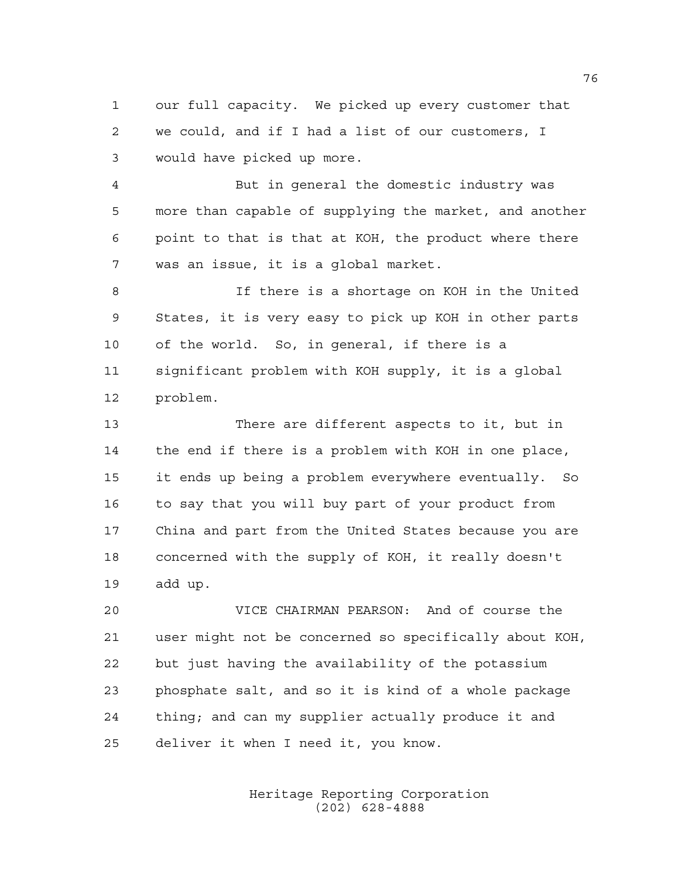our full capacity. We picked up every customer that we could, and if I had a list of our customers, I would have picked up more.

But in general the domestic industry was more than capable of supplying the market, and another point to that is that at KOH, the product where there was an issue, it is a global market.

If there is a shortage on KOH in the United States, it is very easy to pick up KOH in other parts of the world. So, in general, if there is a significant problem with KOH supply, it is a global problem.

There are different aspects to it, but in the end if there is a problem with KOH in one place, it ends up being a problem everywhere eventually. So to say that you will buy part of your product from China and part from the United States because you are concerned with the supply of KOH, it really doesn't add up.

VICE CHAIRMAN PEARSON: And of course the user might not be concerned so specifically about KOH, but just having the availability of the potassium phosphate salt, and so it is kind of a whole package thing; and can my supplier actually produce it and deliver it when I need it, you know.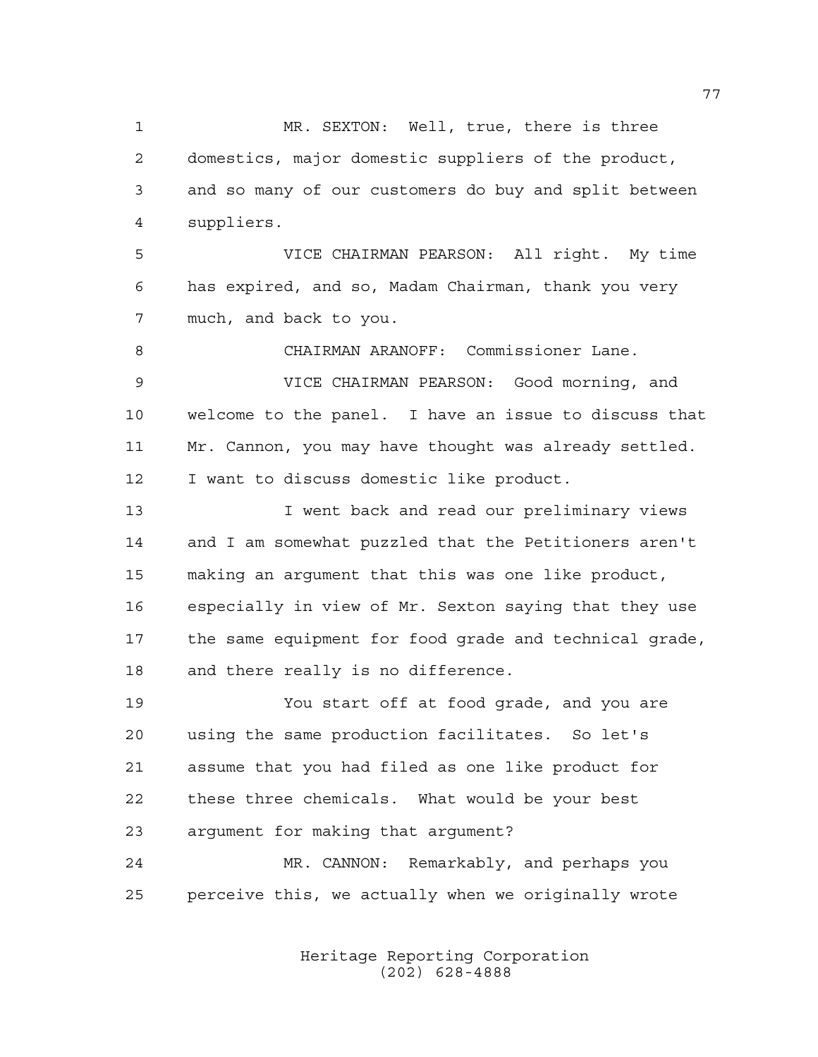MR. SEXTON: Well, true, there is three domestics, major domestic suppliers of the product, and so many of our customers do buy and split between suppliers.

VICE CHAIRMAN PEARSON: All right. My time has expired, and so, Madam Chairman, thank you very much, and back to you.

CHAIRMAN ARANOFF: Commissioner Lane.

VICE CHAIRMAN PEARSON: Good morning, and welcome to the panel. I have an issue to discuss that Mr. Cannon, you may have thought was already settled. I want to discuss domestic like product.

I went back and read our preliminary views and I am somewhat puzzled that the Petitioners aren't making an argument that this was one like product, especially in view of Mr. Sexton saying that they use the same equipment for food grade and technical grade, and there really is no difference.

You start off at food grade, and you are using the same production facilitates. So let's assume that you had filed as one like product for these three chemicals. What would be your best argument for making that argument?

MR. CANNON: Remarkably, and perhaps you perceive this, we actually when we originally wrote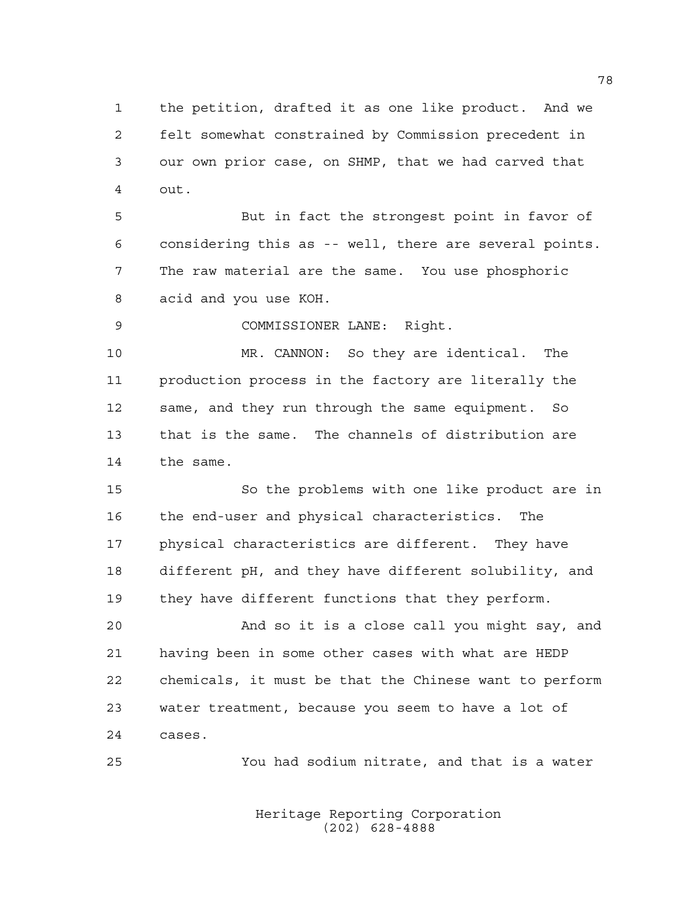the petition, drafted it as one like product. And we felt somewhat constrained by Commission precedent in our own prior case, on SHMP, that we had carved that out.

But in fact the strongest point in favor of considering this as -- well, there are several points. The raw material are the same. You use phosphoric acid and you use KOH.

COMMISSIONER LANE: Right.

MR. CANNON: So they are identical. The production process in the factory are literally the same, and they run through the same equipment. So that is the same. The channels of distribution are the same.

So the problems with one like product are in the end-user and physical characteristics. The physical characteristics are different. They have different pH, and they have different solubility, and they have different functions that they perform.

And so it is a close call you might say, and having been in some other cases with what are HEDP chemicals, it must be that the Chinese want to perform water treatment, because you seem to have a lot of cases.

You had sodium nitrate, and that is a water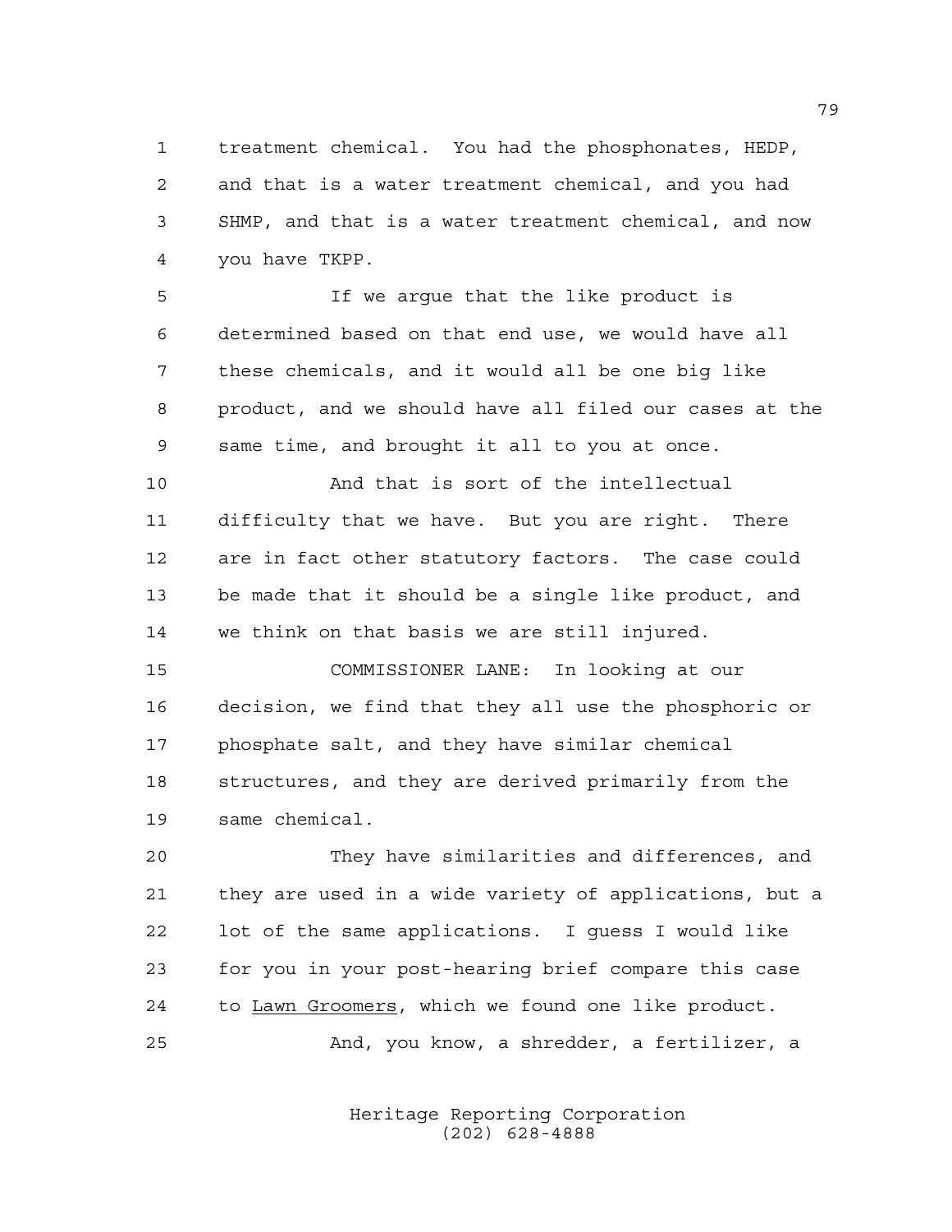treatment chemical. You had the phosphonates, HEDP, and that is a water treatment chemical, and you had SHMP, and that is a water treatment chemical, and now you have TKPP.

If we argue that the like product is determined based on that end use, we would have all these chemicals, and it would all be one big like product, and we should have all filed our cases at the same time, and brought it all to you at once.

And that is sort of the intellectual difficulty that we have. But you are right. There are in fact other statutory factors. The case could be made that it should be a single like product, and we think on that basis we are still injured.

COMMISSIONER LANE: In looking at our decision, we find that they all use the phosphoric or phosphate salt, and they have similar chemical structures, and they are derived primarily from the same chemical.

They have similarities and differences, and they are used in a wide variety of applications, but a lot of the same applications. I guess I would like for you in your post-hearing brief compare this case to _Lawn Groomers_, which we found one like product.

And, you know, a shredder, a fertilizer, a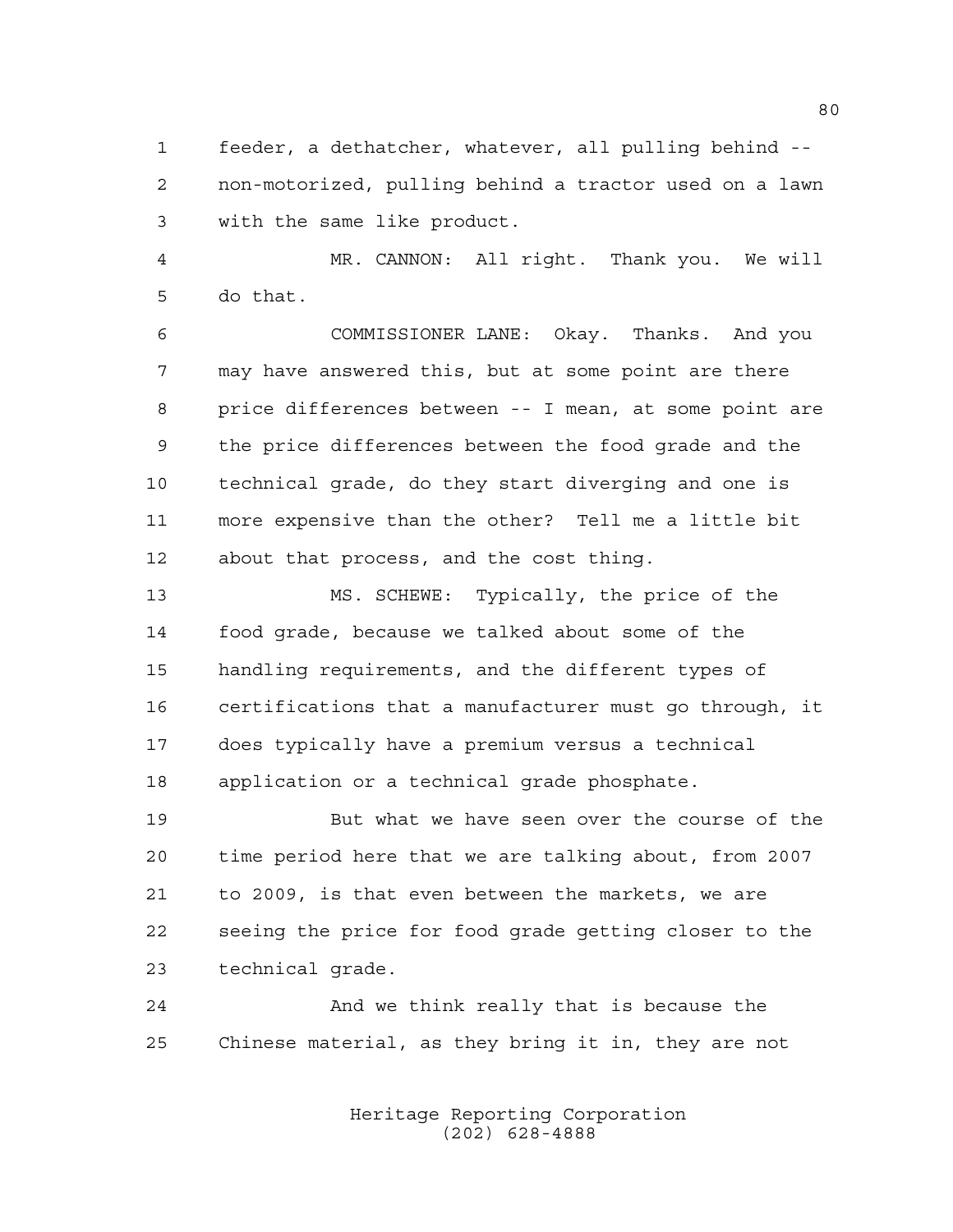feeder, a dethatcher, whatever, all pulling behind -- non-motorized, pulling behind a tractor used on a lawn with the same like product.

MR. CANNON: All right. Thank you. We will do that.

COMMISSIONER LANE: Okay. Thanks. And you may have answered this, but at some point are there price differences between -- I mean, at some point are the price differences between the food grade and the technical grade, do they start diverging and one is more expensive than the other? Tell me a little bit about that process, and the cost thing.

MS. SCHEWE: Typically, the price of the food grade, because we talked about some of the handling requirements, and the different types of certifications that a manufacturer must go through, it does typically have a premium versus a technical application or a technical grade phosphate.

But what we have seen over the course of the time period here that we are talking about, from 2007 to 2009, is that even between the markets, we are seeing the price for food grade getting closer to the technical grade.

And we think really that is because the Chinese material, as they bring it in, they are not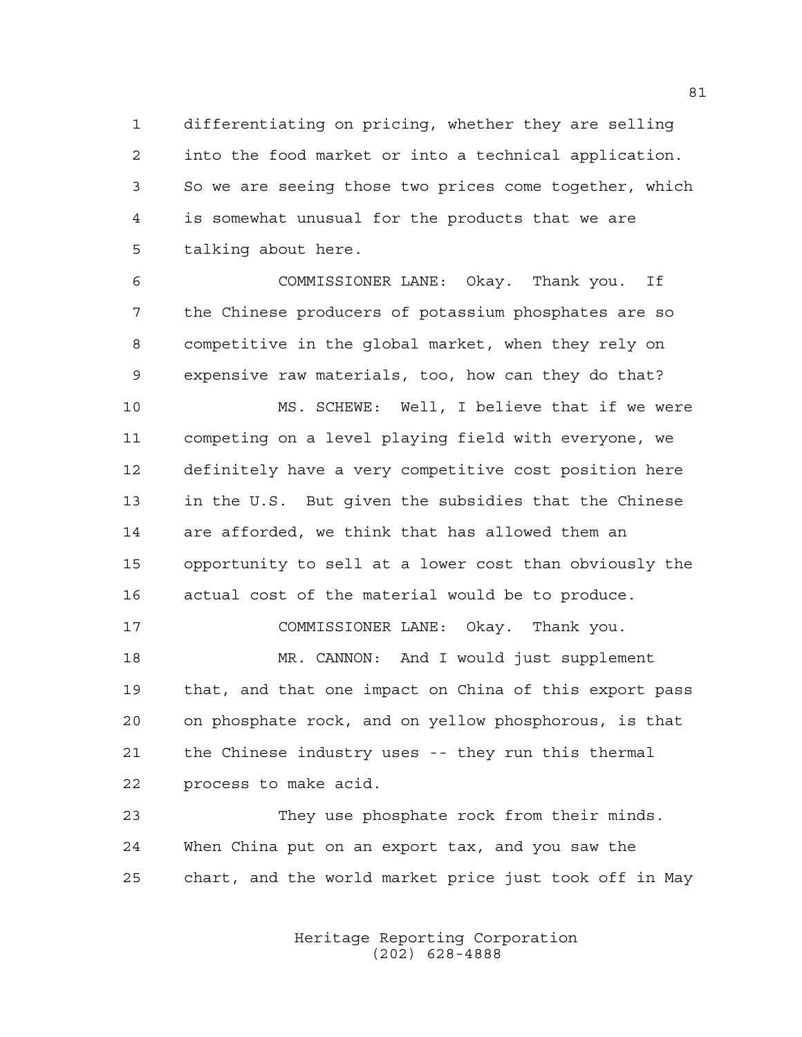differentiating on pricing, whether they are selling into the food market or into a technical application. So we are seeing those two prices come together, which is somewhat unusual for the products that we are talking about here.

COMMISSIONER LANE: Okay. Thank you. If the Chinese producers of potassium phosphates are so competitive in the global market, when they rely on expensive raw materials, too, how can they do that?

MS. SCHEWE: Well, I believe that if we were competing on a level playing field with everyone, we definitely have a very competitive cost position here in the U.S. But given the subsidies that the Chinese are afforded, we think that has allowed them an opportunity to sell at a lower cost than obviously the actual cost of the material would be to produce.

COMMISSIONER LANE: Okay. Thank you.

MR. CANNON: And I would just supplement that, and that one impact on China of this export pass on phosphate rock, and on yellow phosphorous, is that the Chinese industry uses -- they run this thermal process to make acid.

They use phosphate rock from their minds. When China put on an export tax, and you saw the chart, and the world market price just took off in May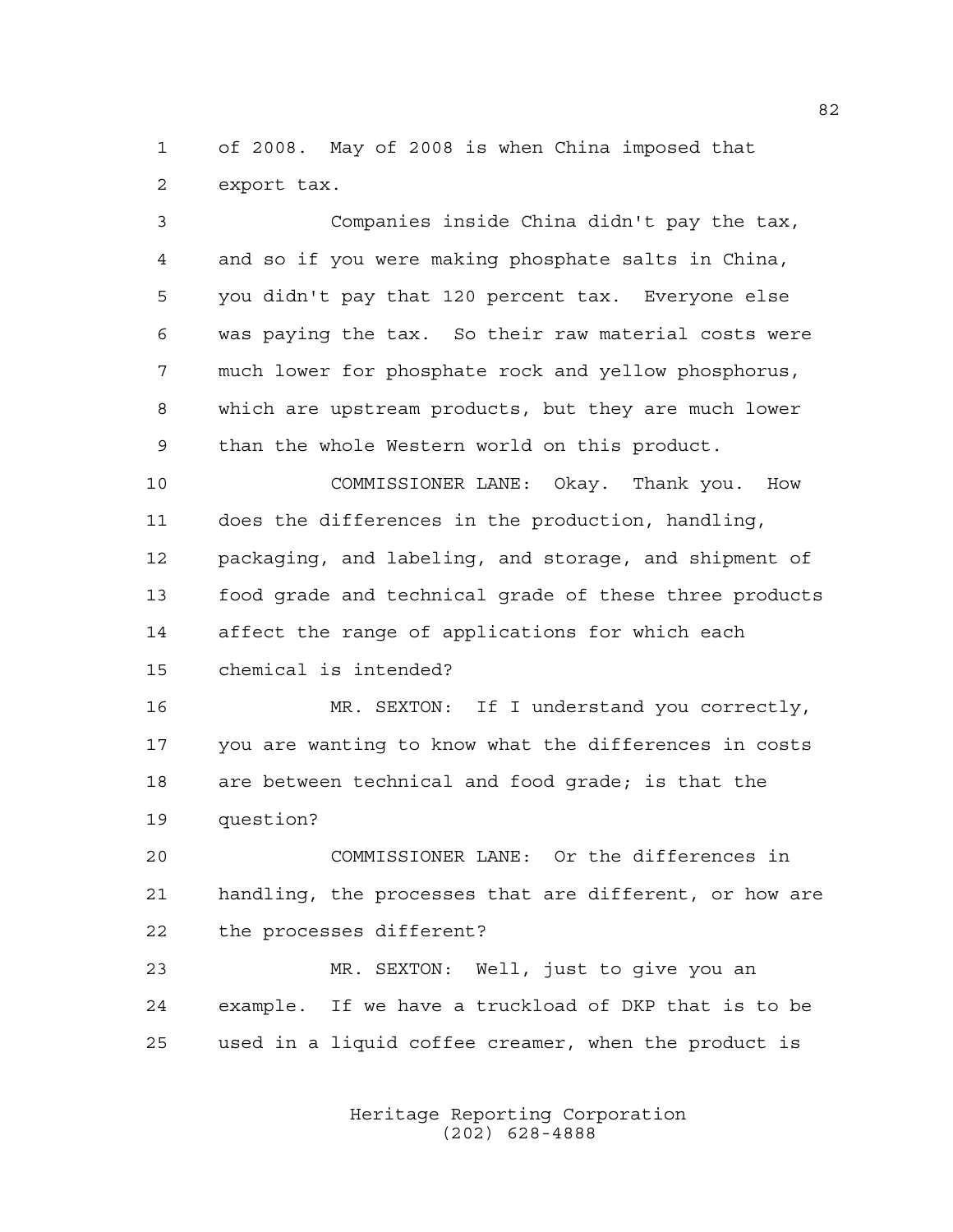of 2008. May of 2008 is when China imposed that export tax.

Companies inside China didn't pay the tax, and so if you were making phosphate salts in China, you didn't pay that 120 percent tax. Everyone else was paying the tax. So their raw material costs were much lower for phosphate rock and yellow phosphorus, which are upstream products, but they are much lower than the whole Western world on this product.

COMMISSIONER LANE: Okay. Thank you. How does the differences in the production, handling, packaging, and labeling, and storage, and shipment of food grade and technical grade of these three products affect the range of applications for which each chemical is intended?

MR. SEXTON: If I understand you correctly, you are wanting to know what the differences in costs are between technical and food grade; is that the question?

COMMISSIONER LANE: Or the differences in handling, the processes that are different, or how are the processes different?

MR. SEXTON: Well, just to give you an example. If we have a truckload of DKP that is to be used in a liquid coffee creamer, when the product is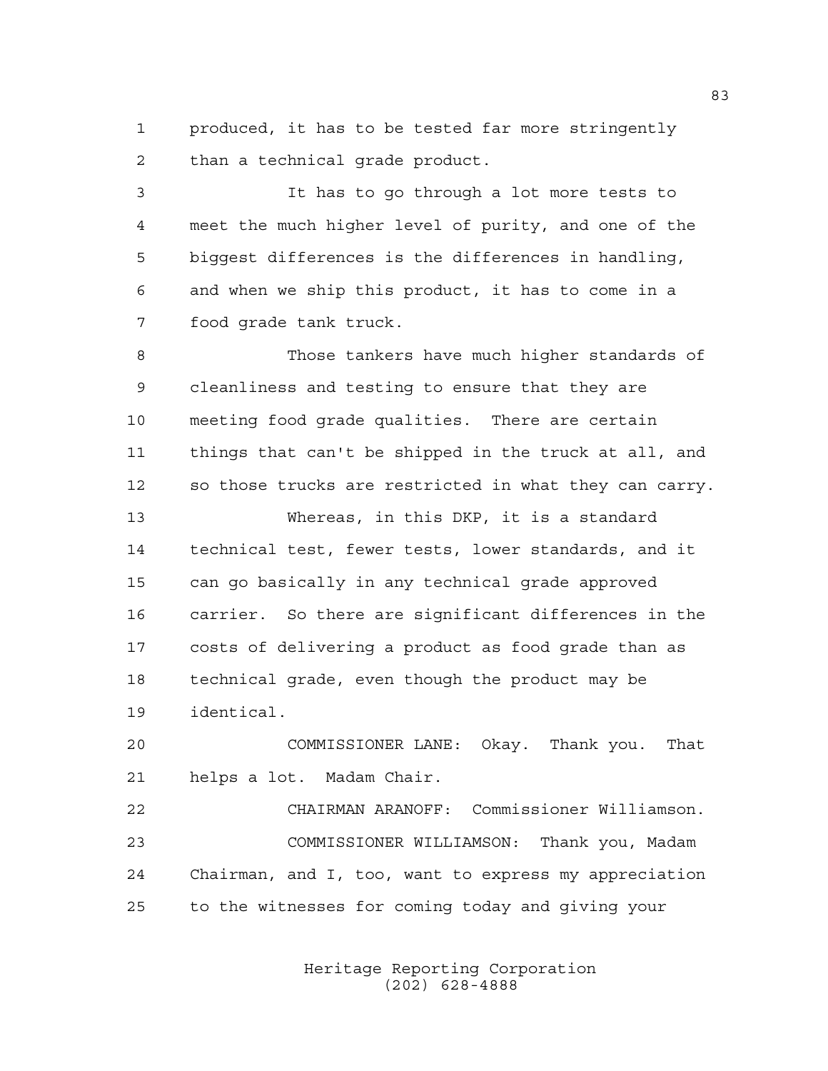produced, it has to be tested far more stringently than a technical grade product.

It has to go through a lot more tests to meet the much higher level of purity, and one of the biggest differences is the differences in handling, and when we ship this product, it has to come in a food grade tank truck.

Those tankers have much higher standards of cleanliness and testing to ensure that they are meeting food grade qualities. There are certain things that can't be shipped in the truck at all, and so those trucks are restricted in what they can carry.

Whereas, in this DKP, it is a standard technical test, fewer tests, lower standards, and it can go basically in any technical grade approved carrier. So there are significant differences in the costs of delivering a product as food grade than as technical grade, even though the product may be identical.

COMMISSIONER LANE: Okay. Thank you. That helps a lot. Madam Chair.

CHAIRMAN ARANOFF: Commissioner Williamson.

COMMISSIONER WILLIAMSON: Thank you, Madam Chairman, and I, too, want to express my appreciation to the witnesses for coming today and giving your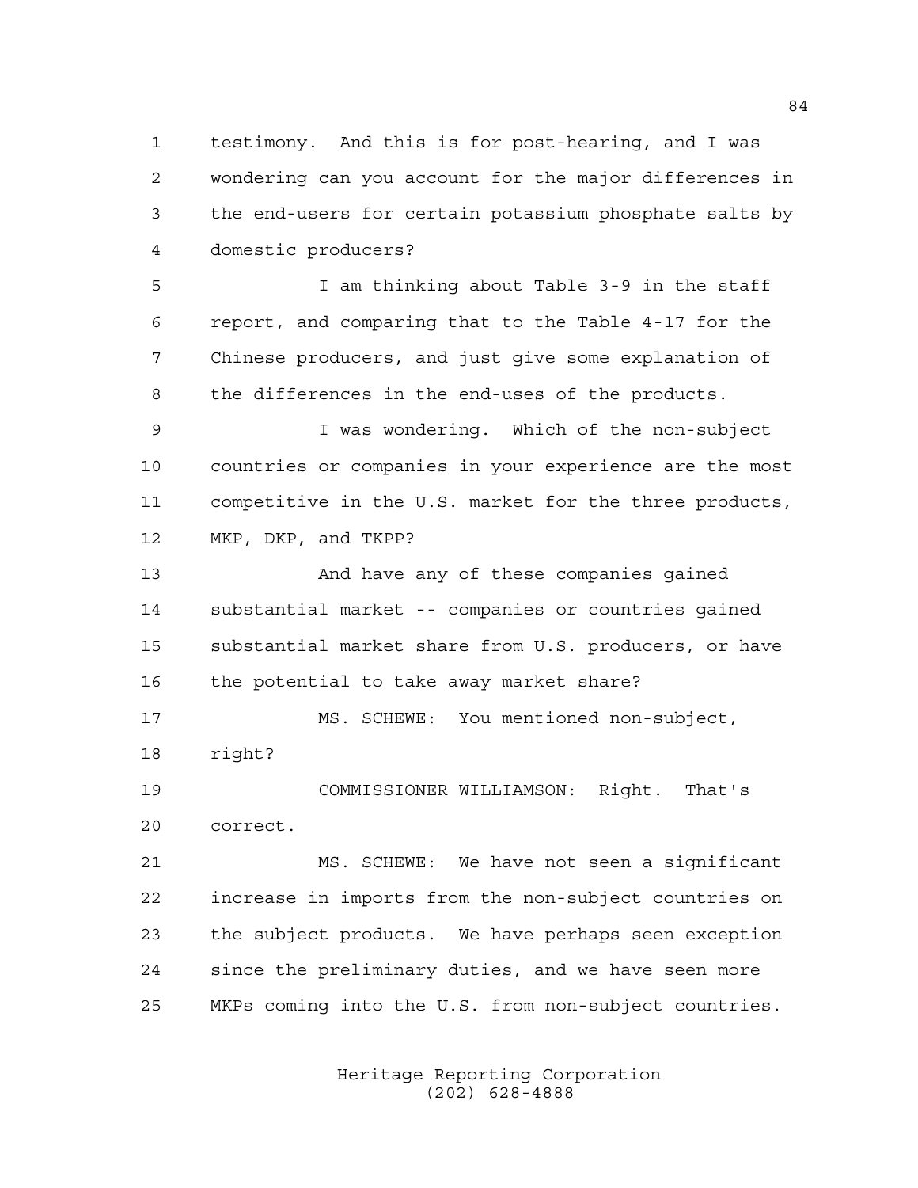testimony. And this is for post-hearing, and I was wondering can you account for the major differences in the end-users for certain potassium phosphate salts by domestic producers?

I am thinking about Table 3-9 in the staff report, and comparing that to the Table 4-17 for the Chinese producers, and just give some explanation of the differences in the end-uses of the products.

I was wondering. Which of the non-subject countries or companies in your experience are the most competitive in the U.S. market for the three products, MKP, DKP, and TKPP?

And have any of these companies gained substantial market -- companies or countries gained substantial market share from U.S. producers, or have the potential to take away market share?

MS. SCHEWE: You mentioned non-subject, right?

COMMISSIONER WILLIAMSON: Right. That's correct.

MS. SCHEWE: We have not seen a significant increase in imports from the non-subject countries on the subject products. We have perhaps seen exception since the preliminary duties, and we have seen more MKPs coming into the U.S. from non-subject countries.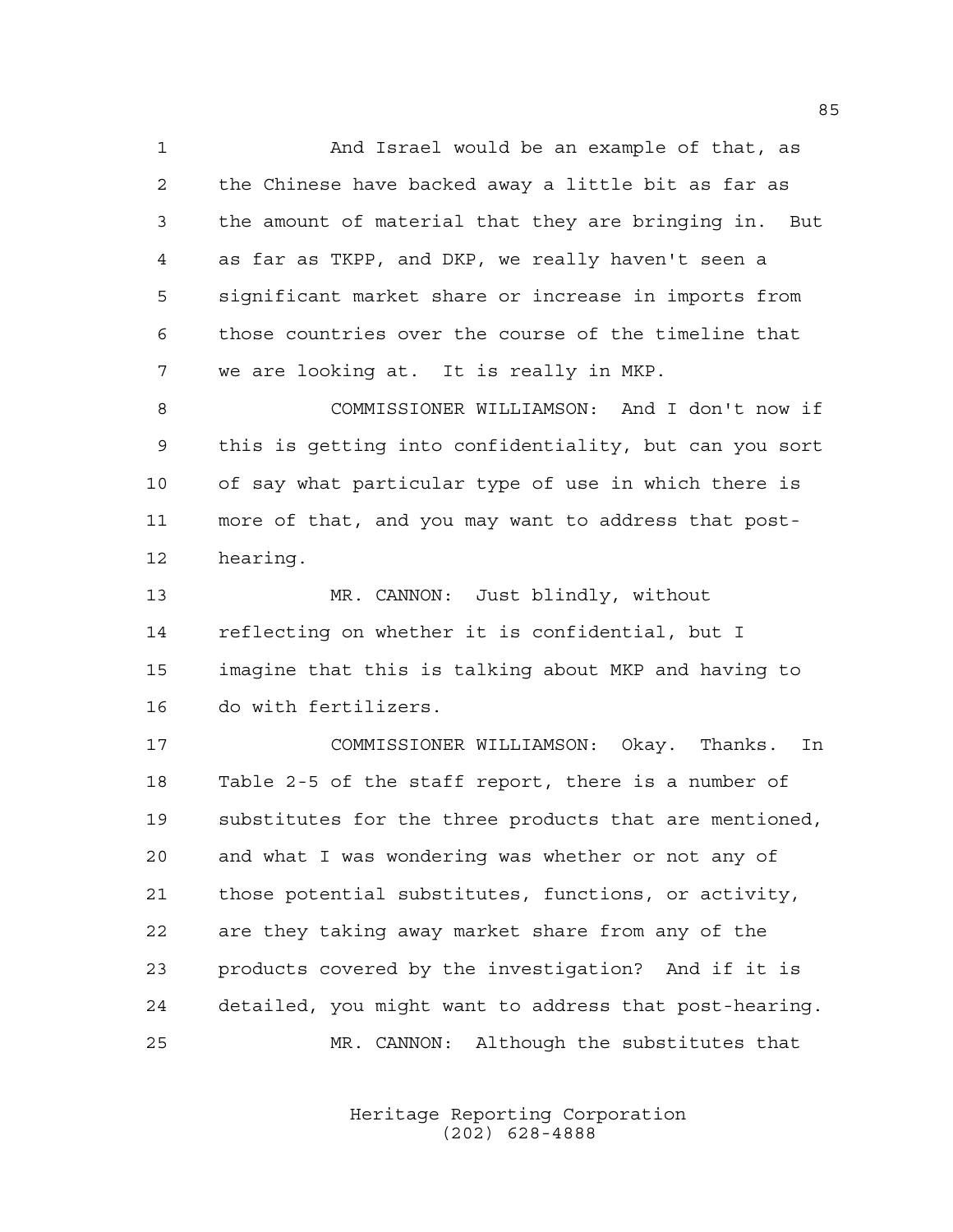And Israel would be an example of that, as the Chinese have backed away a little bit as far as the amount of material that they are bringing in. But as far as TKPP, and DKP, we really haven't seen a significant market share or increase in imports from those countries over the course of the timeline that we are looking at. It is really in MKP.

COMMISSIONER WILLIAMSON: And I don't now if this is getting into confidentiality, but can you sort of say what particular type of use in which there is more of that, and you may want to address that post-hearing.

MR. CANNON: Just blindly, without reflecting on whether it is confidential, but I imagine that this is talking about MKP and having to do with fertilizers.

COMMISSIONER WILLIAMSON: Okay. Thanks. In Table 2-5 of the staff report, there is a number of substitutes for the three products that are mentioned, and what I was wondering was whether or not any of those potential substitutes, functions, or activity, are they taking away market share from any of the products covered by the investigation? And if it is detailed, you might want to address that post-hearing.

MR. CANNON: Although the substitutes that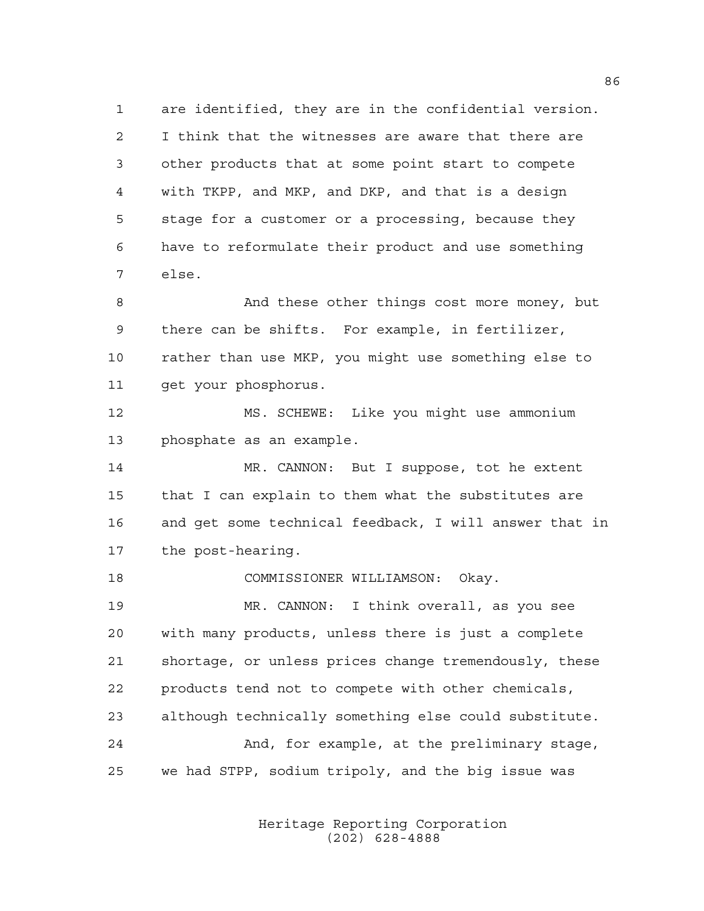are identified, they are in the confidential version. I think that the witnesses are aware that there are other products that at some point start to compete with TKPP, and MKP, and DKP, and that is a design stage for a customer or a processing, because they have to reformulate their product and use something else.

And these other things cost more money, but there can be shifts. For example, in fertilizer, rather than use MKP, you might use something else to get your phosphorus.

MS. SCHEWE: Like you might use ammonium phosphate as an example.

MR. CANNON: But I suppose, tot he extent that I can explain to them what the substitutes are and get some technical feedback, I will answer that in the post-hearing.

COMMISSIONER WILLIAMSON: Okay.

MR. CANNON: I think overall, as you see with many products, unless there is just a complete shortage, or unless prices change tremendously, these products tend not to compete with other chemicals, although technically something else could substitute.

And, for example, at the preliminary stage, we had STPP, sodium tripoly, and the big issue was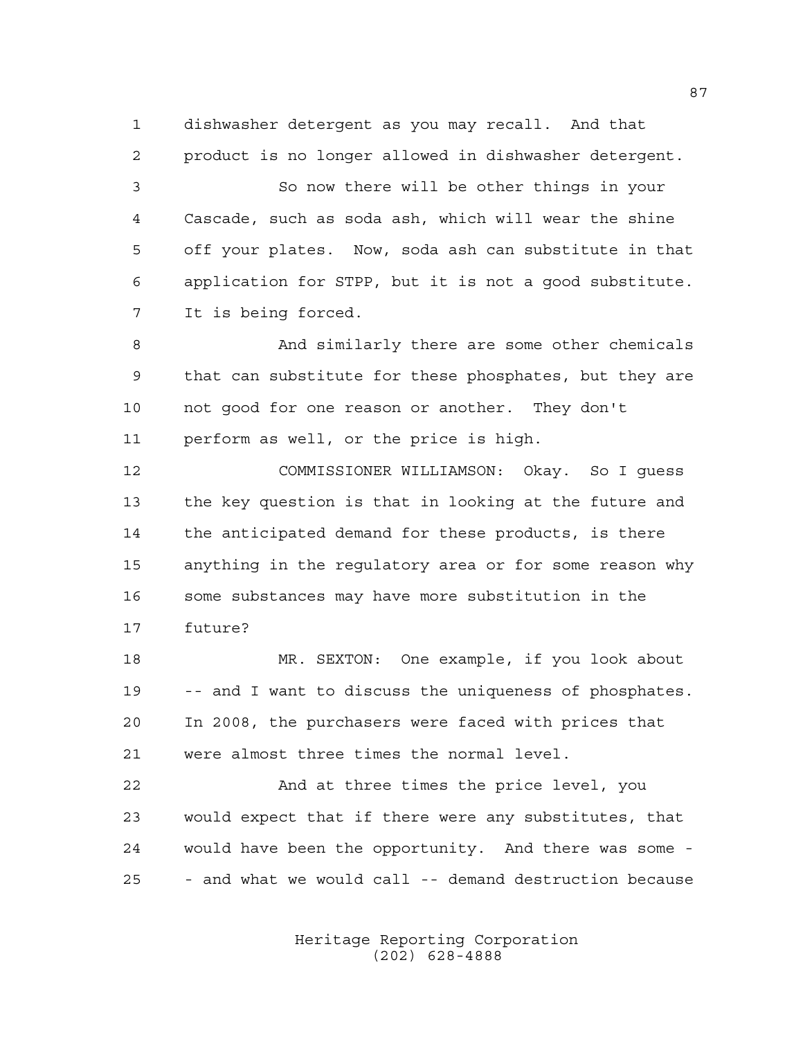dishwasher detergent as you may recall. And that product is no longer allowed in dishwasher detergent.

So now there will be other things in your Cascade, such as soda ash, which will wear the shine off your plates. Now, soda ash can substitute in that application for STPP, but it is not a good substitute. It is being forced.

And similarly there are some other chemicals that can substitute for these phosphates, but they are not good for one reason or another. They don't perform as well, or the price is high.

COMMISSIONER WILLIAMSON: Okay. So I guess the key question is that in looking at the future and the anticipated demand for these products, is there anything in the regulatory area or for some reason why some substances may have more substitution in the future?

MR. SEXTON: One example, if you look about -- and I want to discuss the uniqueness of phosphates. In 2008, the purchasers were faced with prices that were almost three times the normal level.

And at three times the price level, you would expect that if there were any substitutes, that would have been the opportunity. And there was some -- and what we would call -- demand destruction because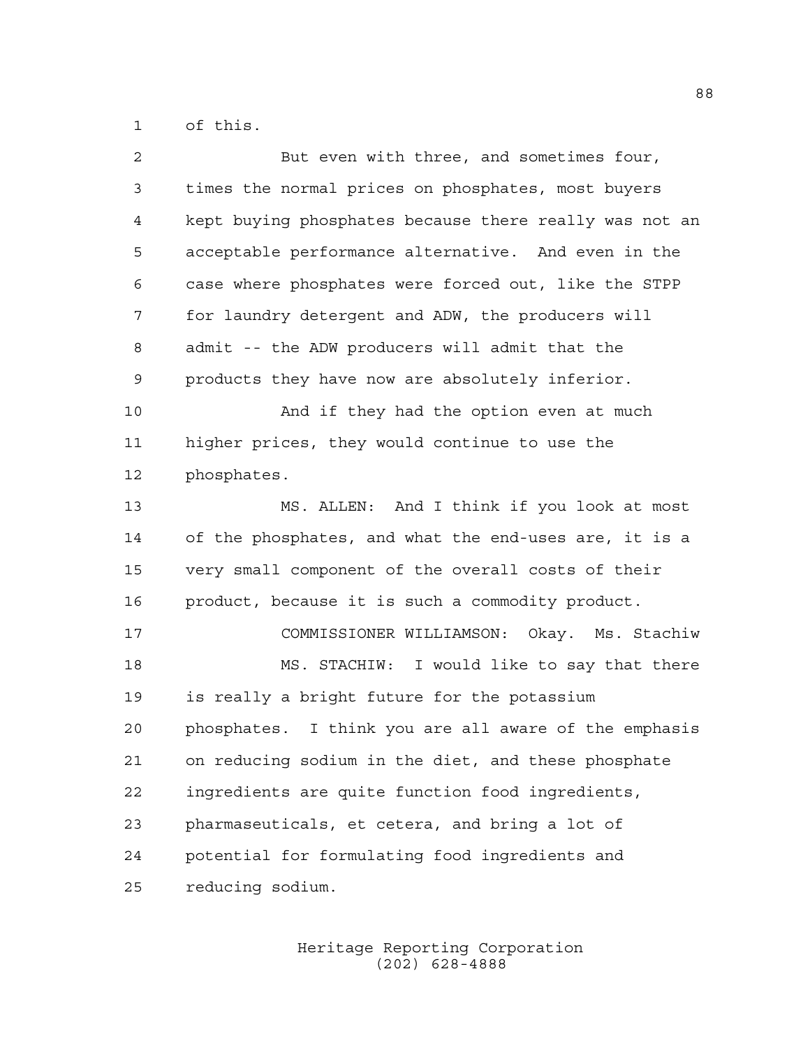of this.

But even with three, and sometimes four, times the normal prices on phosphates, most buyers kept buying phosphates because there really was not an acceptable performance alternative. And even in the case where phosphates were forced out, like the STPP for laundry detergent and ADW, the producers will admit -- the ADW producers will admit that the products they have now are absolutely inferior.

And if they had the option even at much higher prices, they would continue to use the phosphates.

MS. ALLEN: And I think if you look at most of the phosphates, and what the end-uses are, it is a very small component of the overall costs of their product, because it is such a commodity product.

COMMISSIONER WILLIAMSON: Okay. Ms. Stachiw

MS. STACHIW: I would like to say that there is really a bright future for the potassium phosphates. I think you are all aware of the emphasis on reducing sodium in the diet, and these phosphate ingredients are quite function food ingredients, pharmaceuticals, et cetera, and bring a lot of potential for formulating food ingredients and reducing sodium.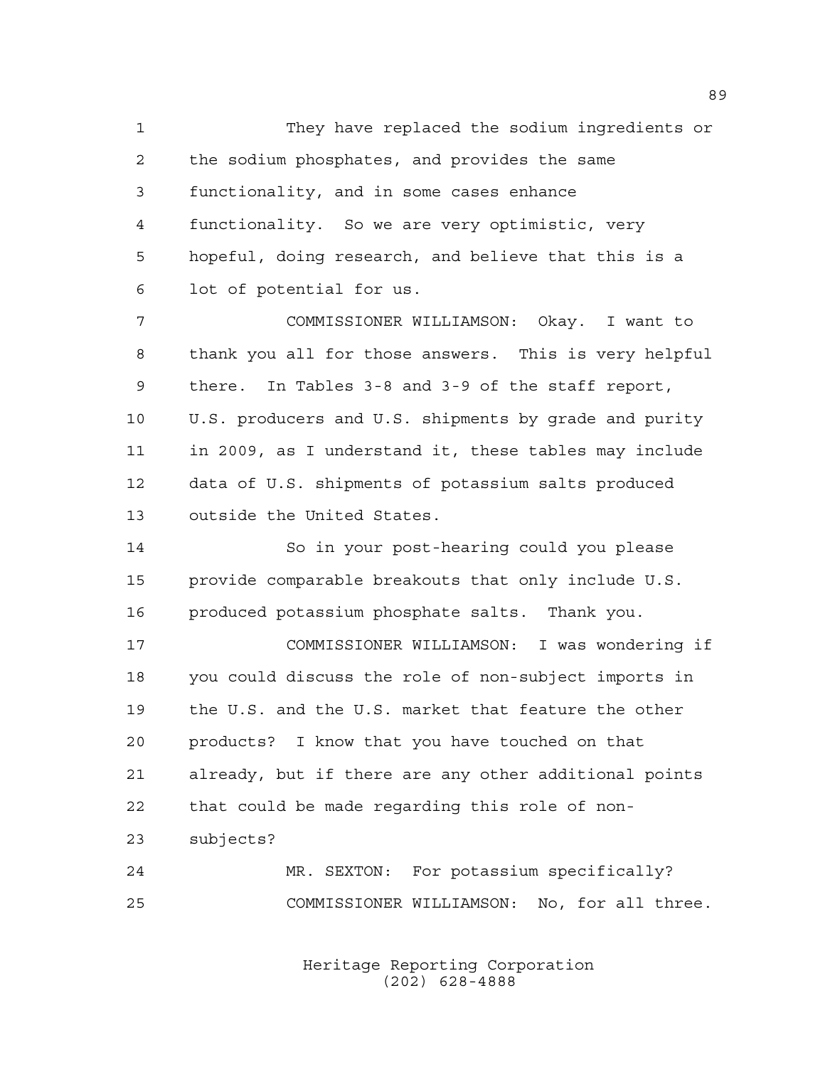They have replaced the sodium ingredients or the sodium phosphates, and provides the same functionality, and in some cases enhance functionality. So we are very optimistic, very hopeful, doing research, and believe that this is a lot of potential for us.

COMMISSIONER WILLIAMSON: Okay. I want to thank you all for those answers. This is very helpful there. In Tables 3-8 and 3-9 of the staff report, U.S. producers and U.S. shipments by grade and purity in 2009, as I understand it, these tables may include data of U.S. shipments of potassium salts produced outside the United States.

So in your post-hearing could you please provide comparable breakouts that only include U.S. produced potassium phosphate salts. Thank you.

COMMISSIONER WILLIAMSON: I was wondering if you could discuss the role of non-subject imports in the U.S. and the U.S. market that feature the other products? I know that you have touched on that already, but if there are any other additional points that could be made regarding this role of non-subjects?

MR. SEXTON: For potassium specifically?

COMMISSIONER WILLIAMSON: No, for all three.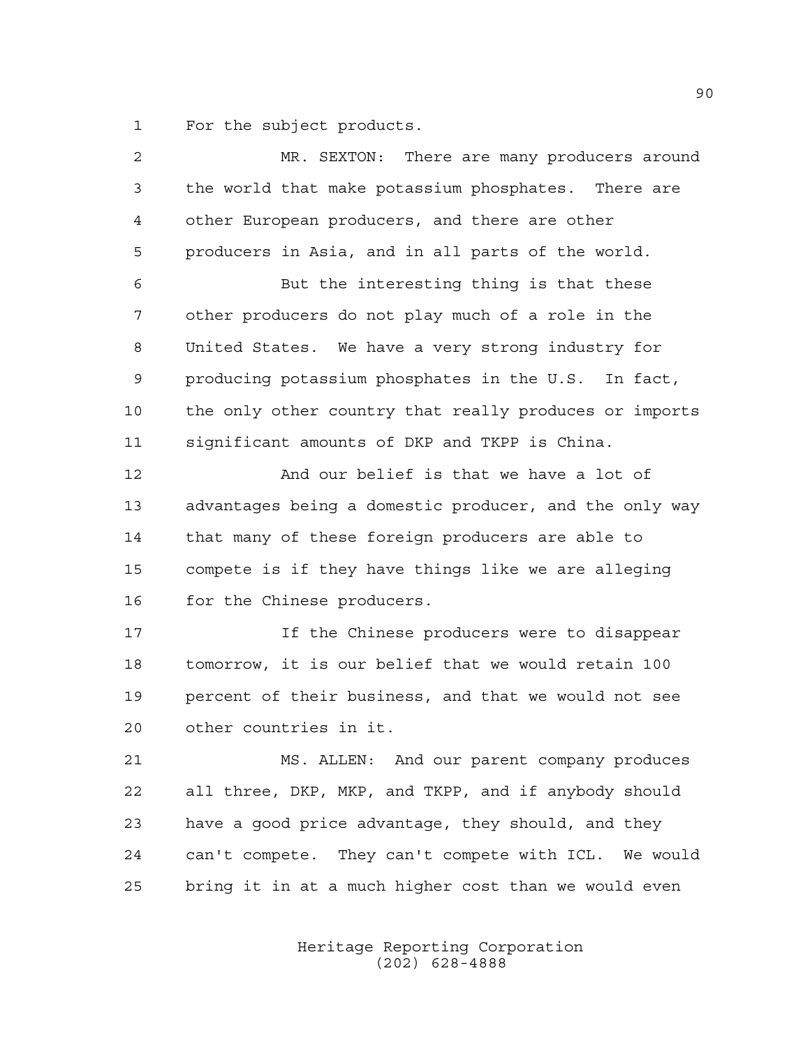For the subject products.

MR. SEXTON: There are many producers around the world that make potassium phosphates. There are other European producers, and there are other producers in Asia, and in all parts of the world.

But the interesting thing is that these other producers do not play much of a role in the United States. We have a very strong industry for producing potassium phosphates in the U.S. In fact, the only other country that really produces or imports significant amounts of DKP and TKPP is China.

And our belief is that we have a lot of advantages being a domestic producer, and the only way that many of these foreign producers are able to compete is if they have things like we are alleging for the Chinese producers.

If the Chinese producers were to disappear tomorrow, it is our belief that we would retain 100 percent of their business, and that we would not see other countries in it.

MS. ALLEN: And our parent company produces all three, DKP, MKP, and TKPP, and if anybody should have a good price advantage, they should, and they can't compete. They can't compete with ICL. We would bring it in at a much higher cost than we would even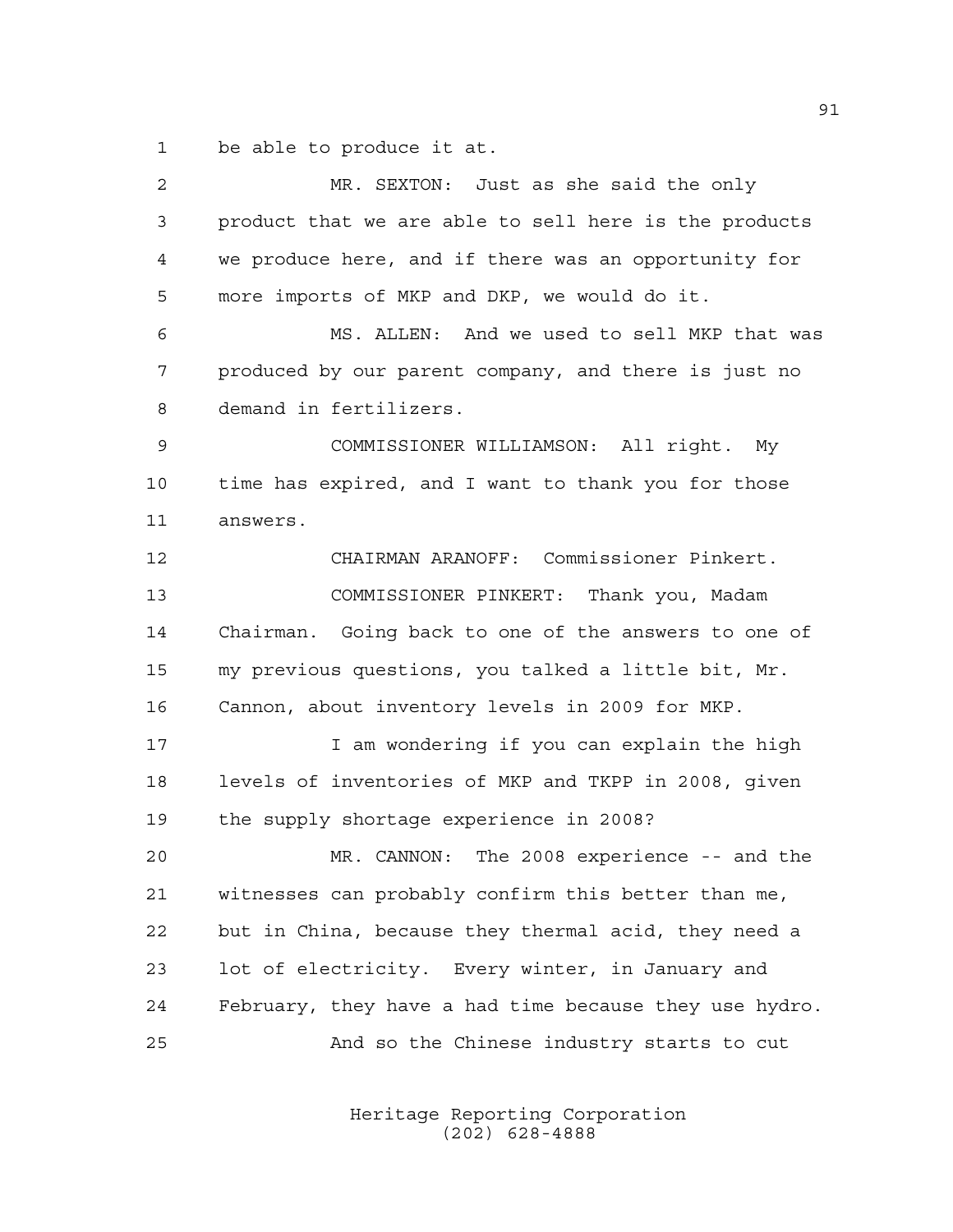be able to produce it at.

MR. SEXTON: Just as she said the only product that we are able to sell here is the products we produce here, and if there was an opportunity for more imports of MKP and DKP, we would do it.

MS. ALLEN: And we used to sell MKP that was produced by our parent company, and there is just no demand in fertilizers.

COMMISSIONER WILLIAMSON: All right. My time has expired, and I want to thank you for those answers.

CHAIRMAN ARANOFF: Commissioner Pinkert.

COMMISSIONER PINKERT: Thank you, Madam Chairman. Going back to one of the answers to one of my previous questions, you talked a little bit, Mr. Cannon, about inventory levels in 2009 for MKP.

I am wondering if you can explain the high levels of inventories of MKP and TKPP in 2008, given the supply shortage experience in 2008?

MR. CANNON: The 2008 experience -- and the witnesses can probably confirm this better than me, but in China, because they thermal acid, they need a lot of electricity. Every winter, in January and February, they have a had time because they use hydro.

And so the Chinese industry starts to cut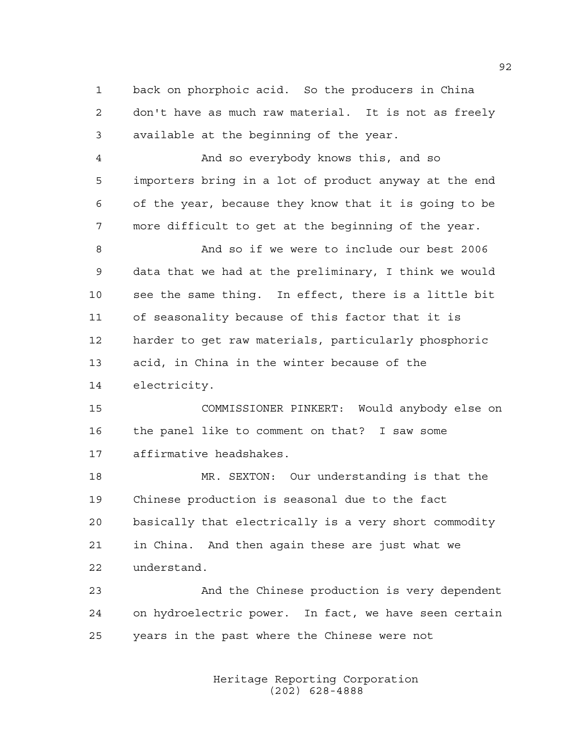back on phorphoic acid. So the producers in China don't have as much raw material. It is not as freely available at the beginning of the year.

And so everybody knows this, and so importers bring in a lot of product anyway at the end of the year, because they know that it is going to be more difficult to get at the beginning of the year.

And so if we were to include our best 2006 data that we had at the preliminary, I think we would see the same thing. In effect, there is a little bit of seasonality because of this factor that it is harder to get raw materials, particularly phosphoric acid, in China in the winter because of the electricity.

COMMISSIONER PINKERT: Would anybody else on the panel like to comment on that? I saw some affirmative headshakes.

MR. SEXTON: Our understanding is that the Chinese production is seasonal due to the fact basically that electrically is a very short commodity in China. And then again these are just what we understand.

And the Chinese production is very dependent on hydroelectric power. In fact, we have seen certain years in the past where the Chinese were not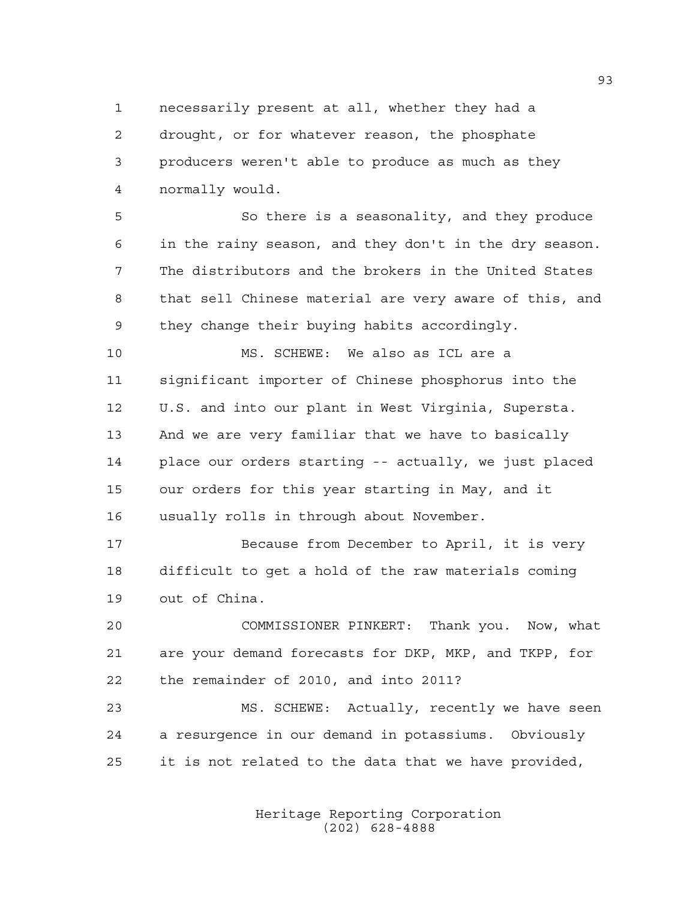necessarily present at all, whether they had a drought, or for whatever reason, the phosphate producers weren't able to produce as much as they normally would.

So there is a seasonality, and they produce in the rainy season, and they don't in the dry season. The distributors and the brokers in the United States that sell Chinese material are very aware of this, and they change their buying habits accordingly.

MS. SCHEWE: We also as ICL are a significant importer of Chinese phosphorus into the U.S. and into our plant in West Virginia, Supersta. And we are very familiar that we have to basically place our orders starting -- actually, we just placed our orders for this year starting in May, and it usually rolls in through about November.

Because from December to April, it is very difficult to get a hold of the raw materials coming out of China.

COMMISSIONER PINKERT: Thank you. Now, what are your demand forecasts for DKP, MKP, and TKPP, for the remainder of 2010, and into 2011?

MS. SCHEWE: Actually, recently we have seen a resurgence in our demand in potassiums. Obviously it is not related to the data that we have provided,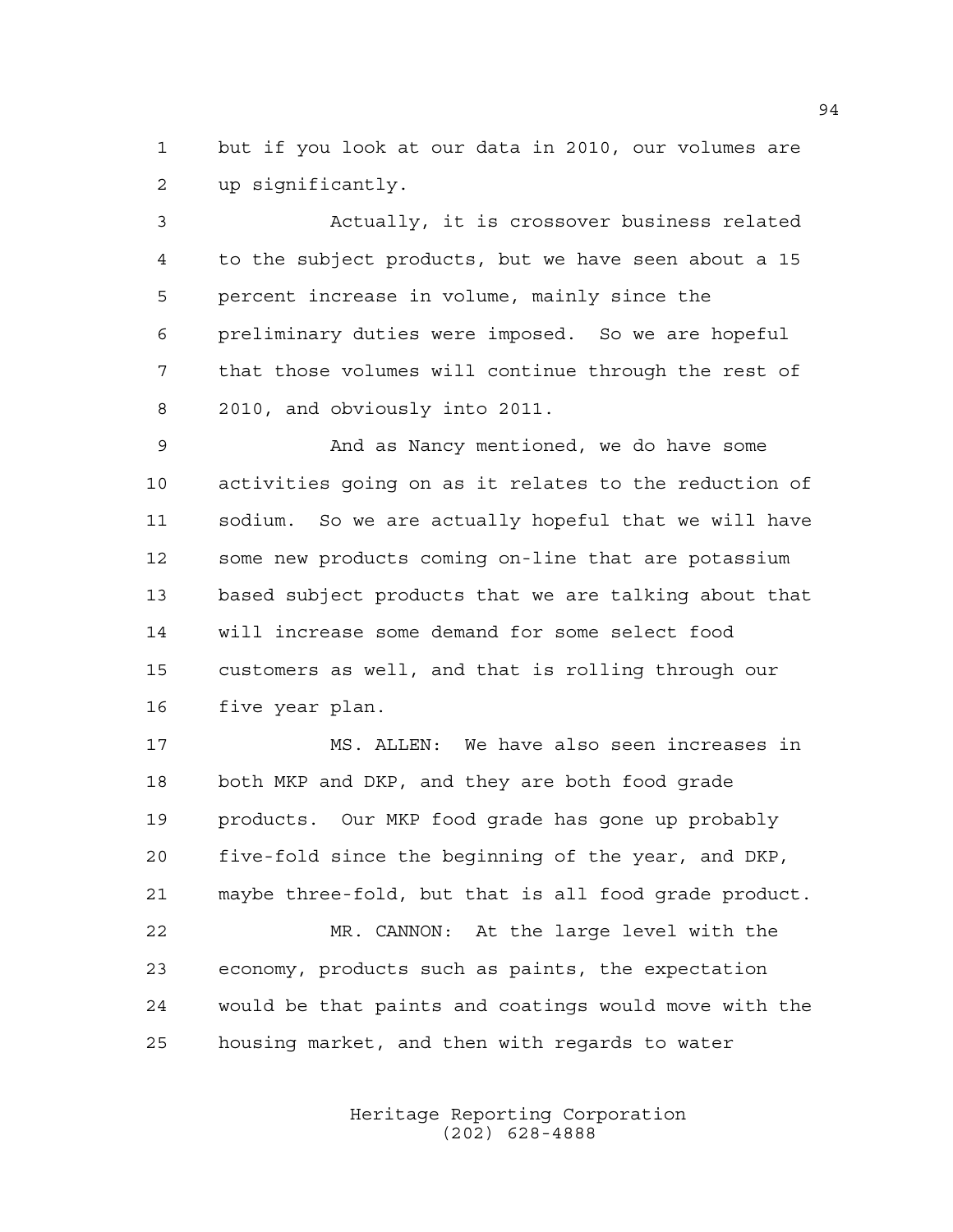but if you look at our data in 2010, our volumes are up significantly.

Actually, it is crossover business related to the subject products, but we have seen about a 15 percent increase in volume, mainly since the preliminary duties were imposed. So we are hopeful that those volumes will continue through the rest of 2010, and obviously into 2011.

And as Nancy mentioned, we do have some activities going on as it relates to the reduction of sodium. So we are actually hopeful that we will have some new products coming on-line that are potassium based subject products that we are talking about that will increase some demand for some select food customers as well, and that is rolling through our five year plan.

MS. ALLEN: We have also seen increases in both MKP and DKP, and they are both food grade products. Our MKP food grade has gone up probably five-fold since the beginning of the year, and DKP, maybe three-fold, but that is all food grade product.

MR. CANNON: At the large level with the economy, products such as paints, the expectation would be that paints and coatings would move with the housing market, and then with regards to water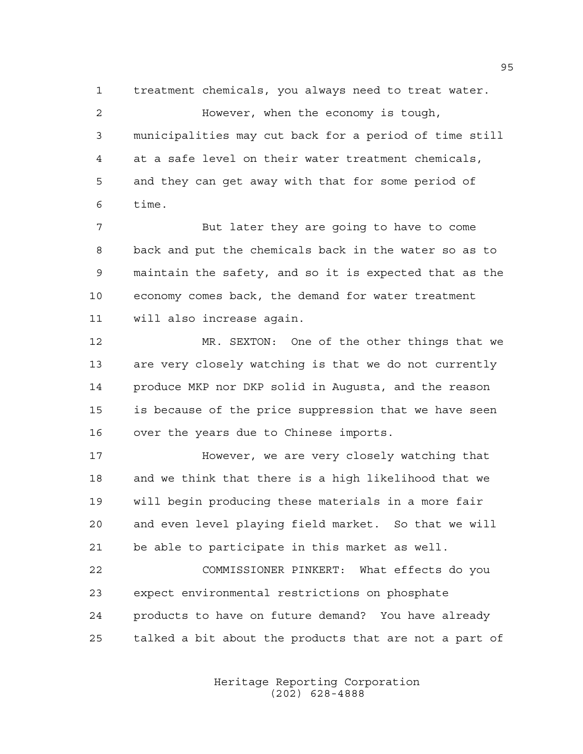treatment chemicals, you always need to treat water.

However, when the economy is tough, municipalities may cut back for a period of time still at a safe level on their water treatment chemicals, and they can get away with that for some period of time.

But later they are going to have to come back and put the chemicals back in the water so as to maintain the safety, and so it is expected that as the economy comes back, the demand for water treatment will also increase again.

MR. SEXTON: One of the other things that we are very closely watching is that we do not currently produce MKP nor DKP solid in Augusta, and the reason is because of the price suppression that we have seen over the years due to Chinese imports.

However, we are very closely watching that and we think that there is a high likelihood that we will begin producing these materials in a more fair and even level playing field market. So that we will be able to participate in this market as well.

COMMISSIONER PINKERT: What effects do you expect environmental restrictions on phosphate products to have on future demand? You have already talked a bit about the products that are not a part of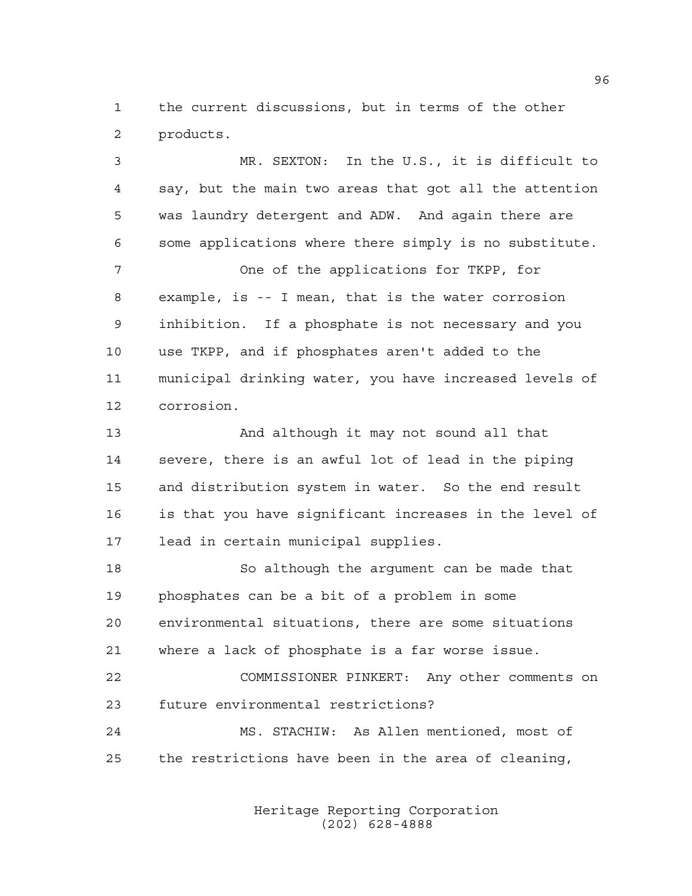the current discussions, but in terms of the other products.

MR. SEXTON: In the U.S., it is difficult to say, but the main two areas that got all the attention was laundry detergent and ADW. And again there are some applications where there simply is no substitute.

One of the applications for TKPP, for example, is -- I mean, that is the water corrosion inhibition. If a phosphate is not necessary and you use TKPP, and if phosphates aren't added to the municipal drinking water, you have increased levels of corrosion.

And although it may not sound all that severe, there is an awful lot of lead in the piping and distribution system in water. So the end result is that you have significant increases in the level of lead in certain municipal supplies.

So although the argument can be made that phosphates can be a bit of a problem in some environmental situations, there are some situations where a lack of phosphate is a far worse issue.

COMMISSIONER PINKERT: Any other comments on future environmental restrictions?

MS. STACHIW: As Allen mentioned, most of the restrictions have been in the area of cleaning,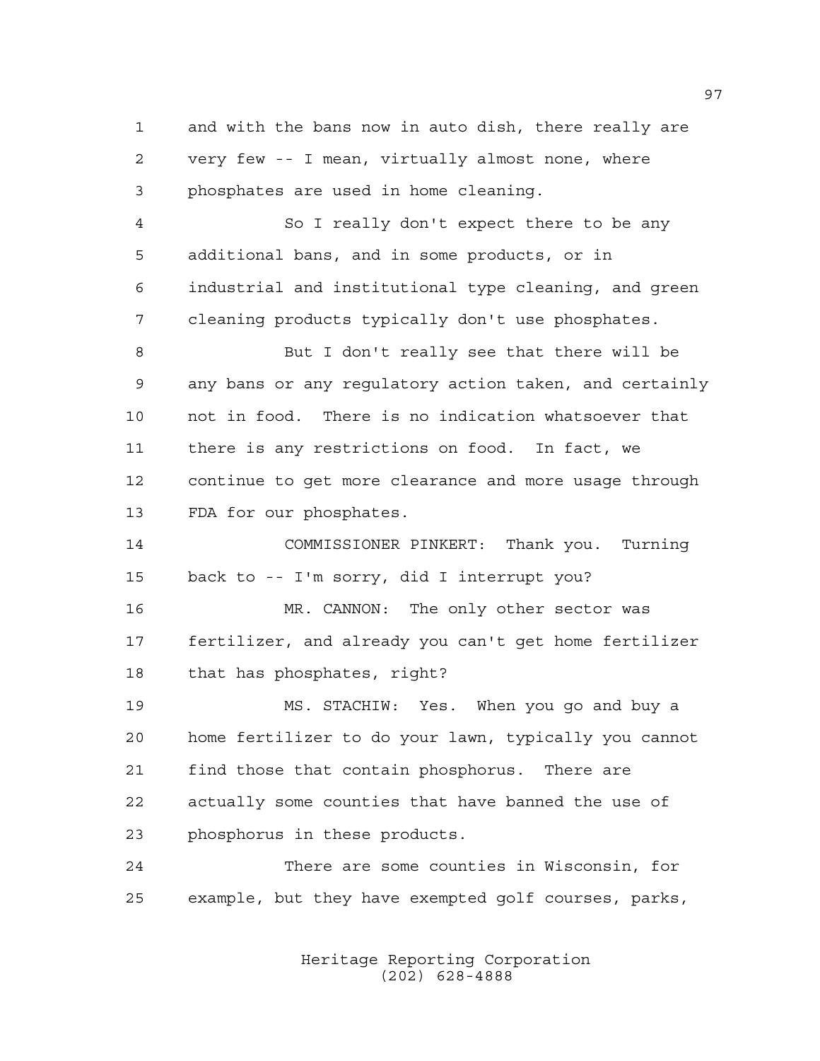and with the bans now in auto dish, there really are very few -- I mean, virtually almost none, where phosphates are used in home cleaning.

So I really don't expect there to be any additional bans, and in some products, or in industrial and institutional type cleaning, and green cleaning products typically don't use phosphates.

But I don't really see that there will be any bans or any regulatory action taken, and certainly not in food. There is no indication whatsoever that there is any restrictions on food. In fact, we continue to get more clearance and more usage through FDA for our phosphates.

COMMISSIONER PINKERT: Thank you. Turning back to -- I'm sorry, did I interrupt you?

MR. CANNON: The only other sector was fertilizer, and already you can't get home fertilizer that has phosphates, right?

MS. STACHIW: Yes. When you go and buy a home fertilizer to do your lawn, typically you cannot find those that contain phosphorus. There are actually some counties that have banned the use of phosphorus in these products.

There are some counties in Wisconsin, for example, but they have exempted golf courses, parks,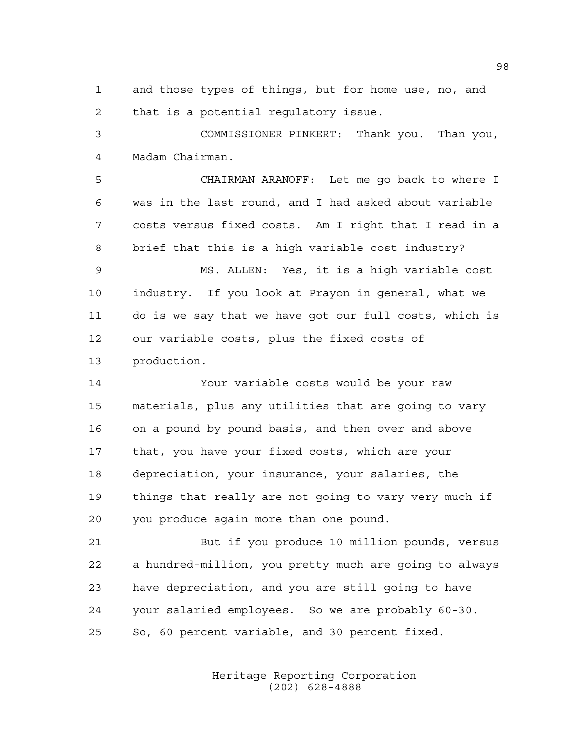and those types of things, but for home use, no, and that is a potential regulatory issue.

COMMISSIONER PINKERT: Thank you. Than you, Madam Chairman.

CHAIRMAN ARANOFF: Let me go back to where I was in the last round, and I had asked about variable costs versus fixed costs. Am I right that I read in a brief that this is a high variable cost industry?

MS. ALLEN: Yes, it is a high variable cost industry. If you look at Prayon in general, what we do is we say that we have got our full costs, which is our variable costs, plus the fixed costs of production.

Your variable costs would be your raw materials, plus any utilities that are going to vary on a pound by pound basis, and then over and above that, you have your fixed costs, which are your depreciation, your insurance, your salaries, the things that really are not going to vary very much if you produce again more than one pound.

But if you produce 10 million pounds, versus a hundred-million, you pretty much are going to always have depreciation, and you are still going to have your salaried employees. So we are probably 60-30. So, 60 percent variable, and 30 percent fixed.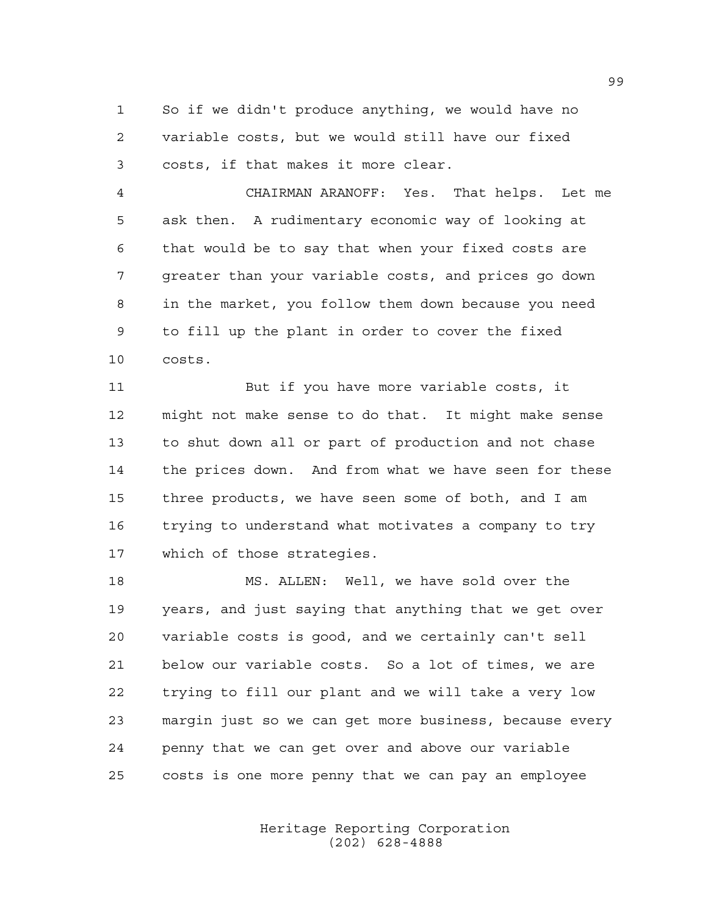So if we didn't produce anything, we would have no variable costs, but we would still have our fixed costs, if that makes it more clear.

CHAIRMAN ARANOFF: Yes. That helps. Let me ask then. A rudimentary economic way of looking at that would be to say that when your fixed costs are greater than your variable costs, and prices go down in the market, you follow them down because you need to fill up the plant in order to cover the fixed costs.

But if you have more variable costs, it might not make sense to do that. It might make sense to shut down all or part of production and not chase the prices down. And from what we have seen for these three products, we have seen some of both, and I am trying to understand what motivates a company to try which of those strategies.

MS. ALLEN: Well, we have sold over the years, and just saying that anything that we get over variable costs is good, and we certainly can't sell below our variable costs. So a lot of times, we are trying to fill our plant and we will take a very low margin just so we can get more business, because every penny that we can get over and above our variable costs is one more penny that we can pay an employee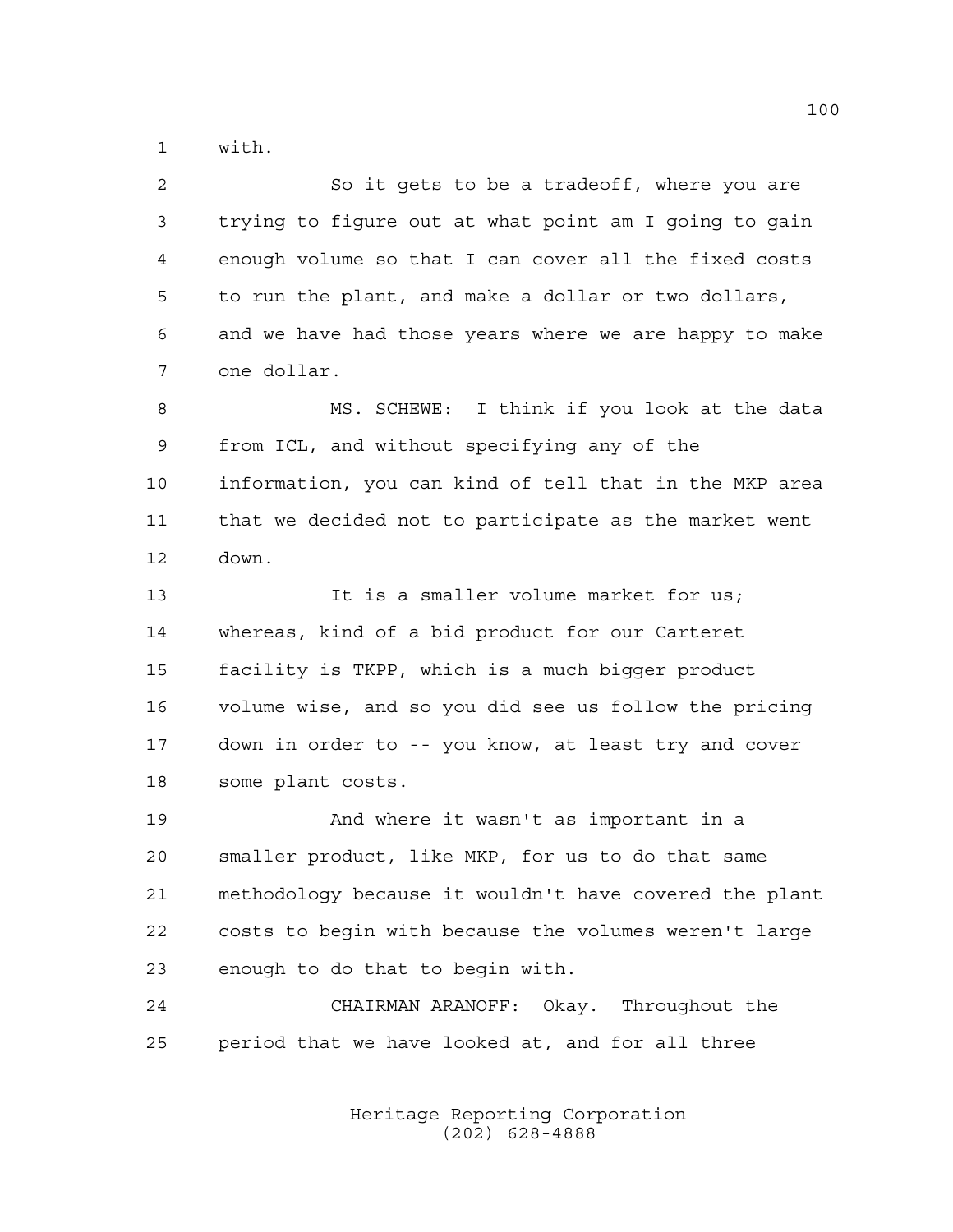with.

So it gets to be a tradeoff, where you are trying to figure out at what point am I going to gain enough volume so that I can cover all the fixed costs to run the plant, and make a dollar or two dollars, and we have had those years where we are happy to make one dollar.

MS. SCHEWE: I think if you look at the data from ICL, and without specifying any of the information, you can kind of tell that in the MKP area that we decided not to participate as the market went down.

It is a smaller volume market for us; whereas, kind of a bid product for our Carteret facility is TKPP, which is a much bigger product volume wise, and so you did see us follow the pricing down in order to -- you know, at least try and cover some plant costs.

And where it wasn't as important in a smaller product, like MKP, for us to do that same methodology because it wouldn't have covered the plant costs to begin with because the volumes weren't large enough to do that to begin with.

CHAIRMAN ARANOFF: Okay. Throughout the period that we have looked at, and for all three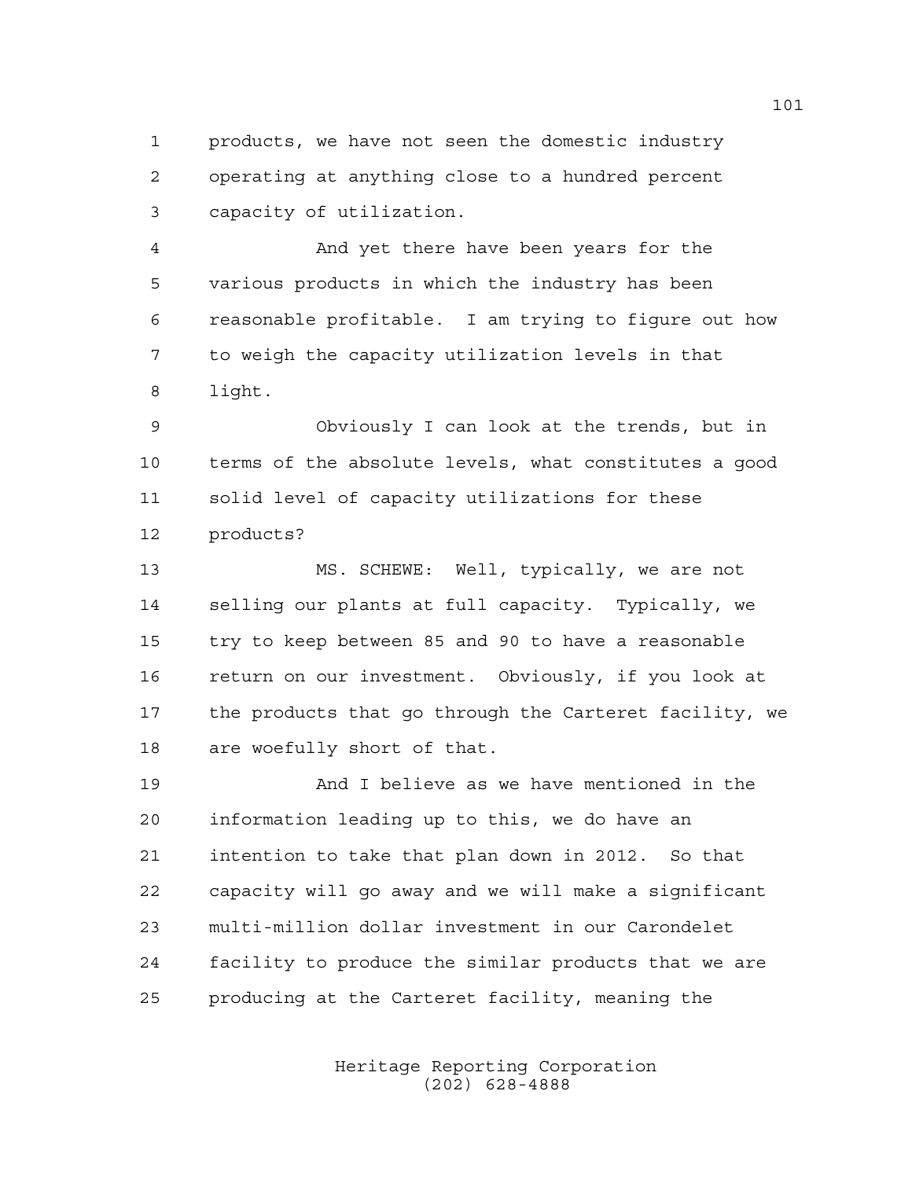products, we have not seen the domestic industry operating at anything close to a hundred percent capacity of utilization.

And yet there have been years for the various products in which the industry has been reasonable profitable. I am trying to figure out how to weigh the capacity utilization levels in that light.

Obviously I can look at the trends, but in terms of the absolute levels, what constitutes a good solid level of capacity utilizations for these products?

MS. SCHEWE: Well, typically, we are not selling our plants at full capacity. Typically, we try to keep between 85 and 90 to have a reasonable return on our investment. Obviously, if you look at the products that go through the Carteret facility, we are woefully short of that.

And I believe as we have mentioned in the information leading up to this, we do have an intention to take that plan down in 2012. So that capacity will go away and we will make a significant multi-million dollar investment in our Carondelet facility to produce the similar products that we are producing at the Carteret facility, meaning the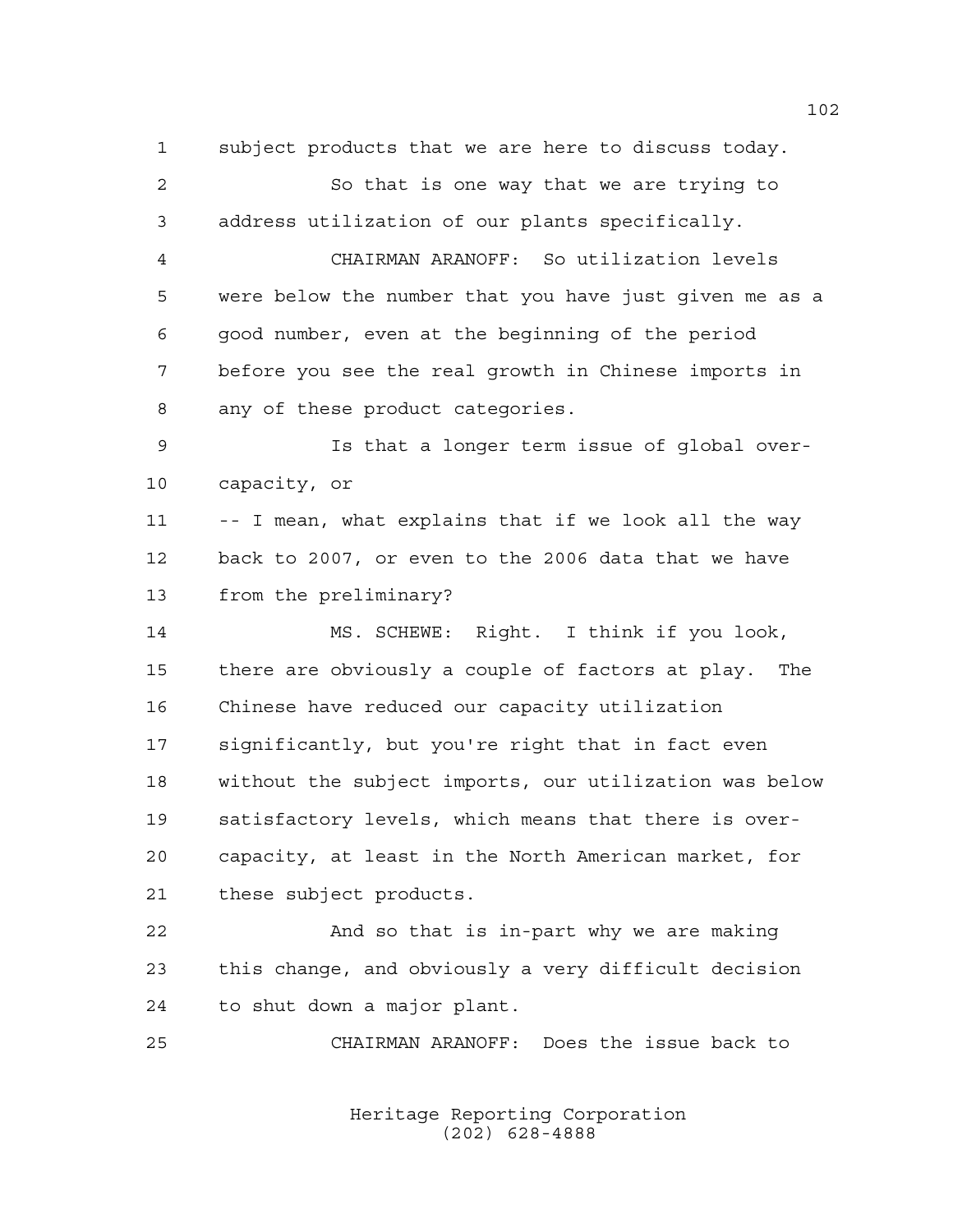subject products that we are here to discuss today.

So that is one way that we are trying to address utilization of our plants specifically.

CHAIRMAN ARANOFF: So utilization levels were below the number that you have just given me as a good number, even at the beginning of the period before you see the real growth in Chinese imports in any of these product categories.

Is that a longer term issue of global over-capacity, or

-- I mean, what explains that if we look all the way back to 2007, or even to the 2006 data that we have from the preliminary?

MS. SCHEWE: Right. I think if you look, there are obviously a couple of factors at play. The Chinese have reduced our capacity utilization significantly, but you're right that in fact even without the subject imports, our utilization was below satisfactory levels, which means that there is over-capacity, at least in the North American market, for these subject products.

And so that is in-part why we are making this change, and obviously a very difficult decision to shut down a major plant.

CHAIRMAN ARANOFF: Does the issue back to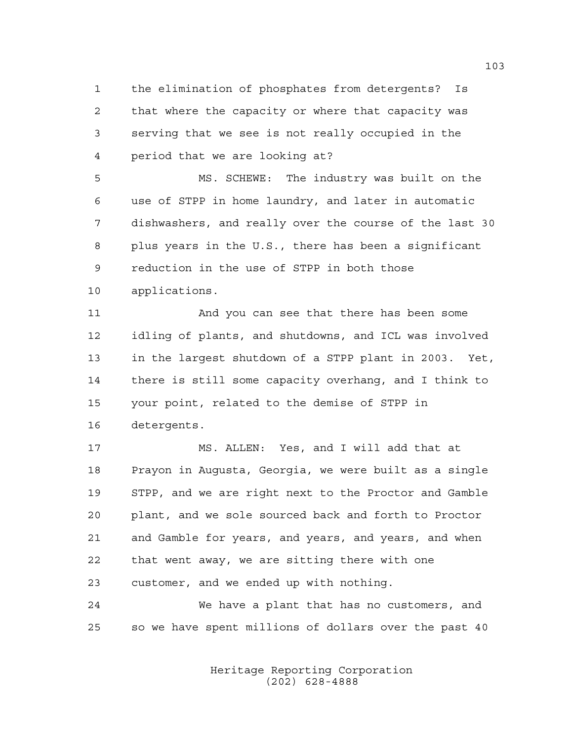the elimination of phosphates from detergents? Is that where the capacity or where that capacity was serving that we see is not really occupied in the period that we are looking at?

MS. SCHEWE: The industry was built on the use of STPP in home laundry, and later in automatic dishwashers, and really over the course of the last 30 plus years in the U.S., there has been a significant reduction in the use of STPP in both those applications.

And you can see that there has been some idling of plants, and shutdowns, and ICL was involved in the largest shutdown of a STPP plant in 2003. Yet, there is still some capacity overhang, and I think to your point, related to the demise of STPP in detergents.

MS. ALLEN: Yes, and I will add that at Prayon in Augusta, Georgia, we were built as a single STPP, and we are right next to the Proctor and Gamble plant, and we sole sourced back and forth to Proctor and Gamble for years, and years, and years, and when that went away, we are sitting there with one customer, and we ended up with nothing.

We have a plant that has no customers, and so we have spent millions of dollars over the past 40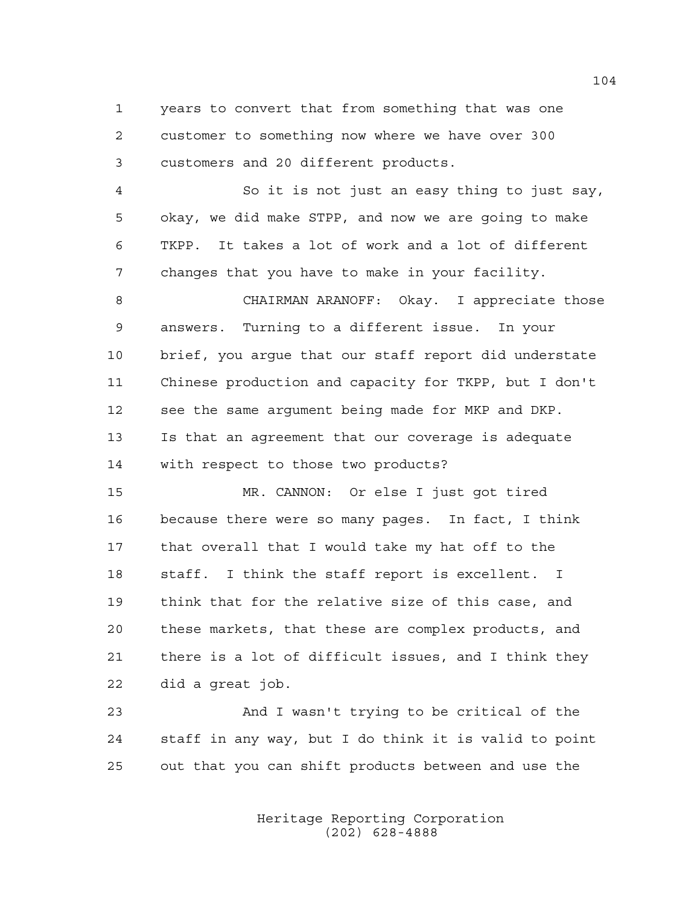years to convert that from something that was one customer to something now where we have over 300 customers and 20 different products.

So it is not just an easy thing to just say, okay, we did make STPP, and now we are going to make TKPP. It takes a lot of work and a lot of different changes that you have to make in your facility.

CHAIRMAN ARANOFF: Okay. I appreciate those answers. Turning to a different issue. In your brief, you argue that our staff report did understate Chinese production and capacity for TKPP, but I don't see the same argument being made for MKP and DKP. Is that an agreement that our coverage is adequate with respect to those two products?

MR. CANNON: Or else I just got tired because there were so many pages. In fact, I think that overall that I would take my hat off to the staff. I think the staff report is excellent. I think that for the relative size of this case, and these markets, that these are complex products, and there is a lot of difficult issues, and I think they did a great job.

And I wasn't trying to be critical of the staff in any way, but I do think it is valid to point out that you can shift products between and use the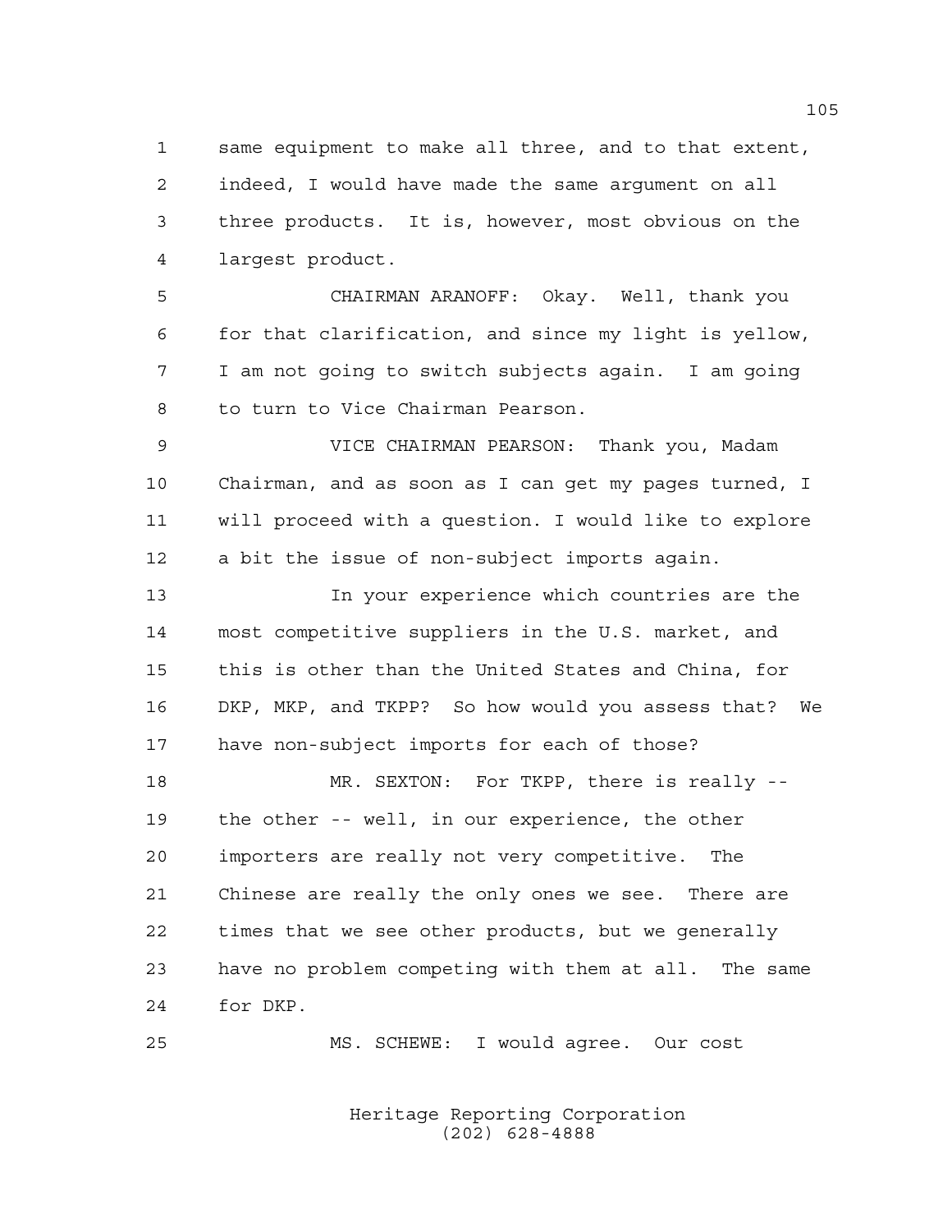same equipment to make all three, and to that extent, indeed, I would have made the same argument on all three products. It is, however, most obvious on the largest product.

CHAIRMAN ARANOFF: Okay. Well, thank you for that clarification, and since my light is yellow, I am not going to switch subjects again. I am going to turn to Vice Chairman Pearson.

VICE CHAIRMAN PEARSON: Thank you, Madam Chairman, and as soon as I can get my pages turned, I will proceed with a question. I would like to explore a bit the issue of non-subject imports again.

In your experience which countries are the most competitive suppliers in the U.S. market, and this is other than the United States and China, for DKP, MKP, and TKPP? So how would you assess that? We have non-subject imports for each of those?

MR. SEXTON: For TKPP, there is really -- the other -- well, in our experience, the other importers are really not very competitive. The Chinese are really the only ones we see. There are times that we see other products, but we generally have no problem competing with them at all. The same for DKP.

MS. SCHEWE: I would agree. Our cost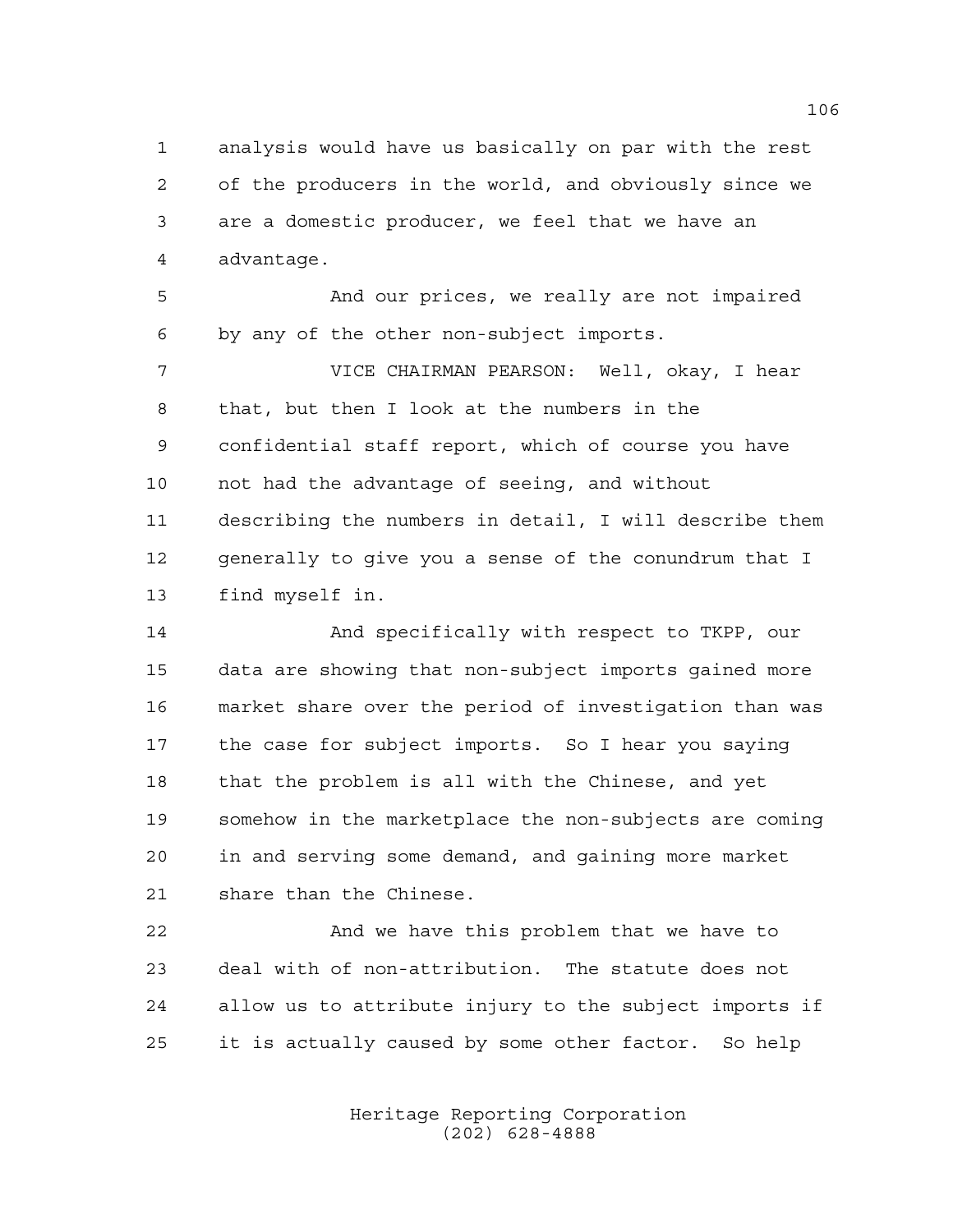analysis would have us basically on par with the rest of the producers in the world, and obviously since we are a domestic producer, we feel that we have an advantage.

And our prices, we really are not impaired by any of the other non-subject imports.

VICE CHAIRMAN PEARSON: Well, okay, I hear that, but then I look at the numbers in the confidential staff report, which of course you have not had the advantage of seeing, and without describing the numbers in detail, I will describe them generally to give you a sense of the conundrum that I find myself in.

And specifically with respect to TKPP, our data are showing that non-subject imports gained more market share over the period of investigation than was the case for subject imports. So I hear you saying that the problem is all with the Chinese, and yet somehow in the marketplace the non-subjects are coming in and serving some demand, and gaining more market share than the Chinese.

And we have this problem that we have to deal with of non-attribution. The statute does not allow us to attribute injury to the subject imports if it is actually caused by some other factor. So help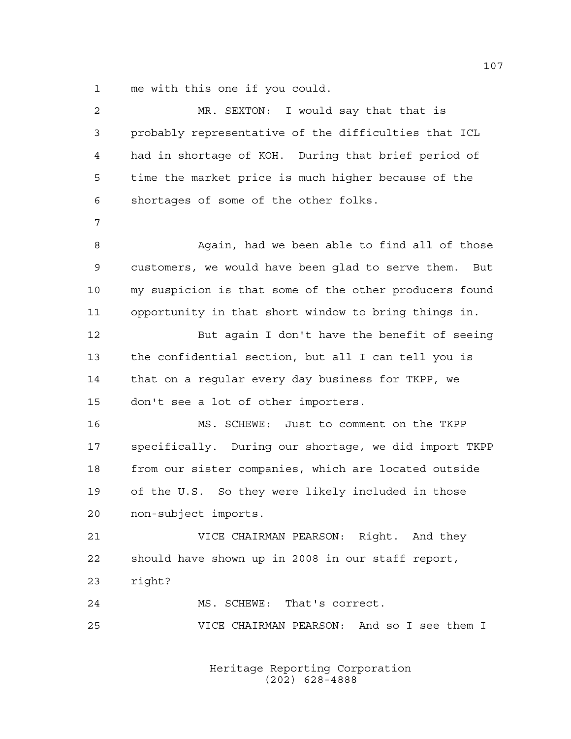me with this one if you could.

MR. SEXTON: I would say that that is probably representative of the difficulties that ICL had in shortage of KOH. During that brief period of time the market price is much higher because of the shortages of some of the other folks.

Again, had we been able to find all of those customers, we would have been glad to serve them. But my suspicion is that some of the other producers found opportunity in that short window to bring things in.

But again I don't have the benefit of seeing the confidential section, but all I can tell you is that on a regular every day business for TKPP, we don't see a lot of other importers.

MS. SCHEWE: Just to comment on the TKPP specifically. During our shortage, we did import TKPP from our sister companies, which are located outside of the U.S. So they were likely included in those non-subject imports.

VICE CHAIRMAN PEARSON: Right. And they should have shown up in 2008 in our staff report, right?

MS. SCHEWE: That's correct.

VICE CHAIRMAN PEARSON: And so I see them I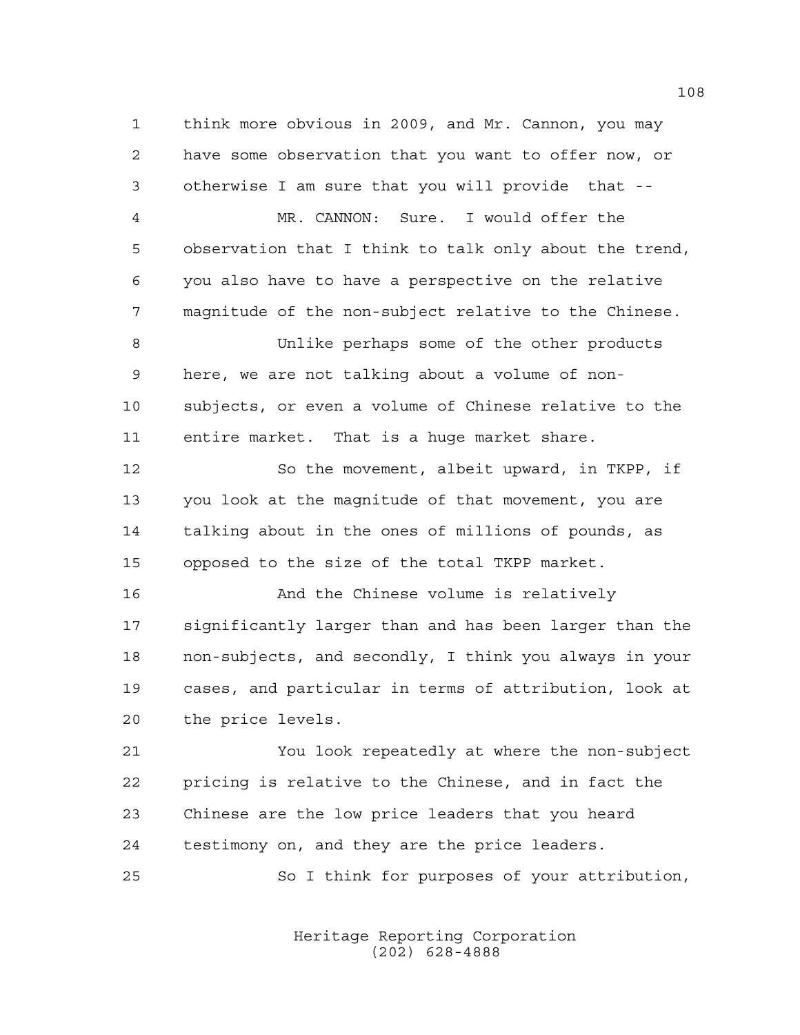think more obvious in 2009, and Mr. Cannon, you may have some observation that you want to offer now, or otherwise I am sure that you will provide that --

MR. CANNON: Sure. I would offer the observation that I think to talk only about the trend, you also have to have a perspective on the relative magnitude of the non-subject relative to the Chinese.

Unlike perhaps some of the other products here, we are not talking about a volume of non-subjects, or even a volume of Chinese relative to the entire market. That is a huge market share.

So the movement, albeit upward, in TKPP, if you look at the magnitude of that movement, you are talking about in the ones of millions of pounds, as opposed to the size of the total TKPP market.

And the Chinese volume is relatively significantly larger than and has been larger than the non-subjects, and secondly, I think you always in your cases, and particular in terms of attribution, look at the price levels.

You look repeatedly at where the non-subject pricing is relative to the Chinese, and in fact the Chinese are the low price leaders that you heard testimony on, and they are the price leaders.

So I think for purposes of your attribution,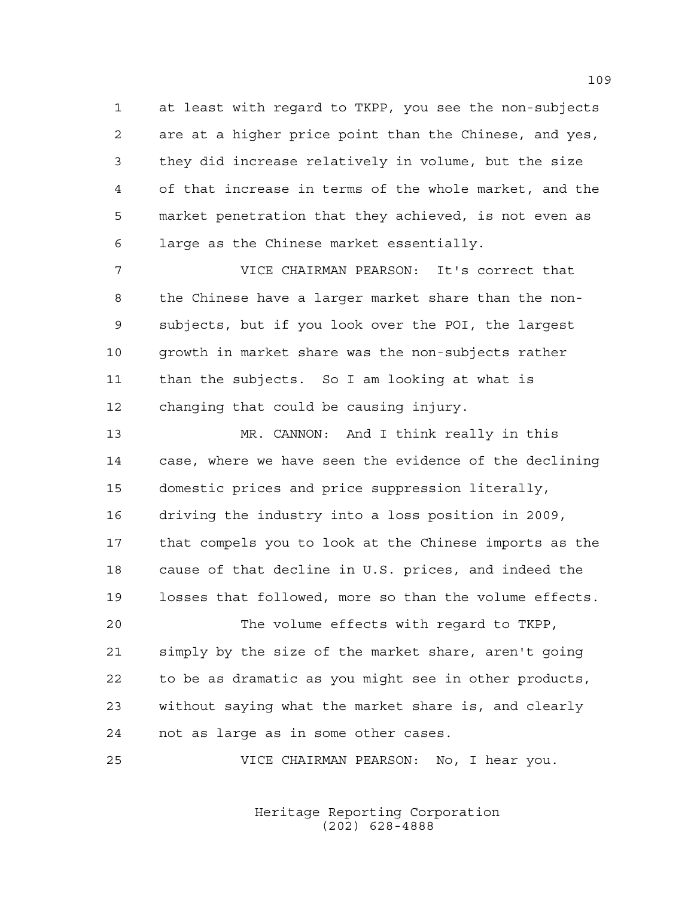at least with regard to TKPP, you see the non-subjects are at a higher price point than the Chinese, and yes, they did increase relatively in volume, but the size of that increase in terms of the whole market, and the market penetration that they achieved, is not even as large as the Chinese market essentially.

VICE CHAIRMAN PEARSON: It's correct that the Chinese have a larger market share than the non-subjects, but if you look over the POI, the largest growth in market share was the non-subjects rather than the subjects. So I am looking at what is changing that could be causing injury.

MR. CANNON: And I think really in this case, where we have seen the evidence of the declining domestic prices and price suppression literally, driving the industry into a loss position in 2009, that compels you to look at the Chinese imports as the cause of that decline in U.S. prices, and indeed the losses that followed, more so than the volume effects.

The volume effects with regard to TKPP, simply by the size of the market share, aren't going to be as dramatic as you might see in other products, without saying what the market share is, and clearly not as large as in some other cases.

VICE CHAIRMAN PEARSON: No, I hear you.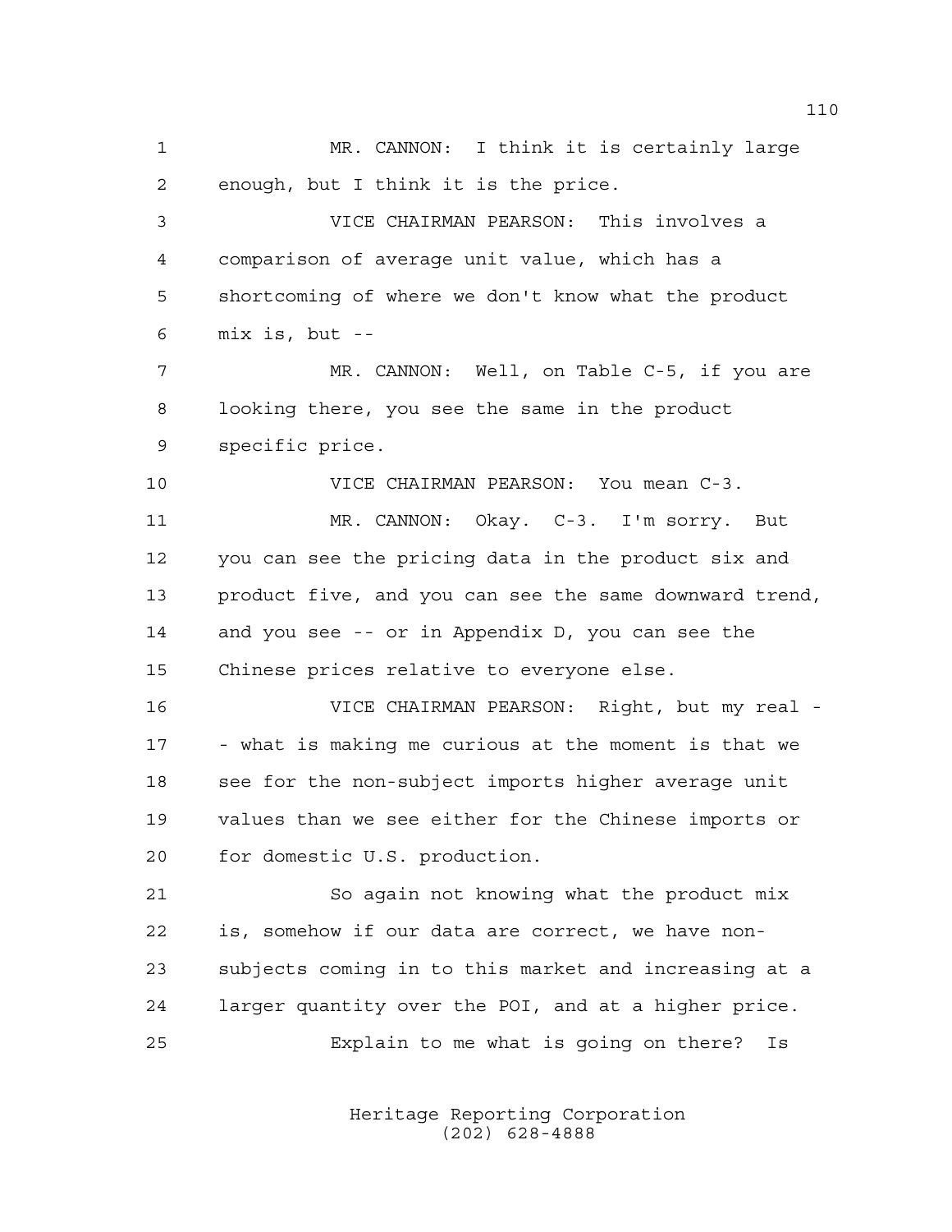MR. CANNON: I think it is certainly large enough, but I think it is the price.

VICE CHAIRMAN PEARSON: This involves a comparison of average unit value, which has a shortcoming of where we don't know what the product mix is, but --

MR. CANNON: Well, on Table C-5, if you are looking there, you see the same in the product specific price.

VICE CHAIRMAN PEARSON: You mean C-3.

MR. CANNON: Okay. C-3. I'm sorry. But you can see the pricing data in the product six and product five, and you can see the same downward trend, and you see -- or in Appendix D, you can see the Chinese prices relative to everyone else.

VICE CHAIRMAN PEARSON: Right, but my real -- what is making me curious at the moment is that we see for the non-subject imports higher average unit values than we see either for the Chinese imports or for domestic U.S. production.

So again not knowing what the product mix is, somehow if our data are correct, we have non-subjects coming in to this market and increasing at a larger quantity over the POI, and at a higher price.

Explain to me what is going on there? Is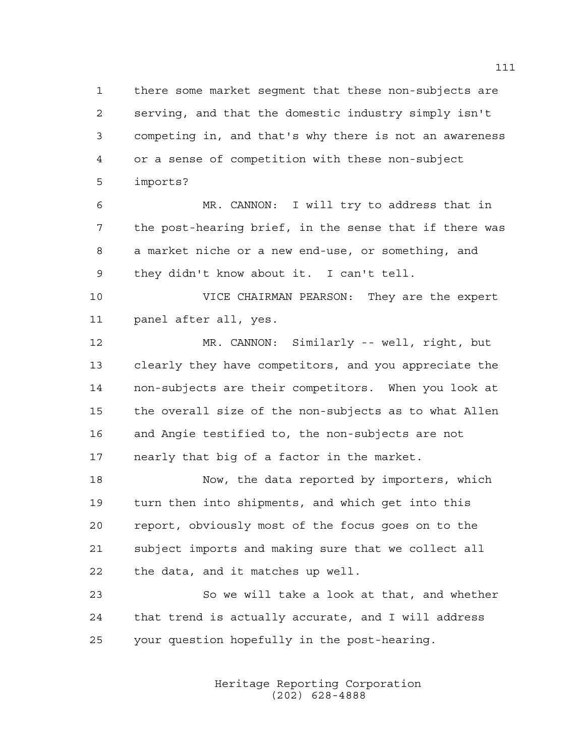there some market segment that these non-subjects are serving, and that the domestic industry simply isn't competing in, and that's why there is not an awareness or a sense of competition with these non-subject imports?

MR. CANNON: I will try to address that in the post-hearing brief, in the sense that if there was a market niche or a new end-use, or something, and they didn't know about it. I can't tell.

VICE CHAIRMAN PEARSON: They are the expert panel after all, yes.

MR. CANNON: Similarly -- well, right, but clearly they have competitors, and you appreciate the non-subjects are their competitors. When you look at the overall size of the non-subjects as to what Allen and Angie testified to, the non-subjects are not nearly that big of a factor in the market.

Now, the data reported by importers, which turn then into shipments, and which get into this report, obviously most of the focus goes on to the subject imports and making sure that we collect all the data, and it matches up well.

So we will take a look at that, and whether that trend is actually accurate, and I will address your question hopefully in the post-hearing.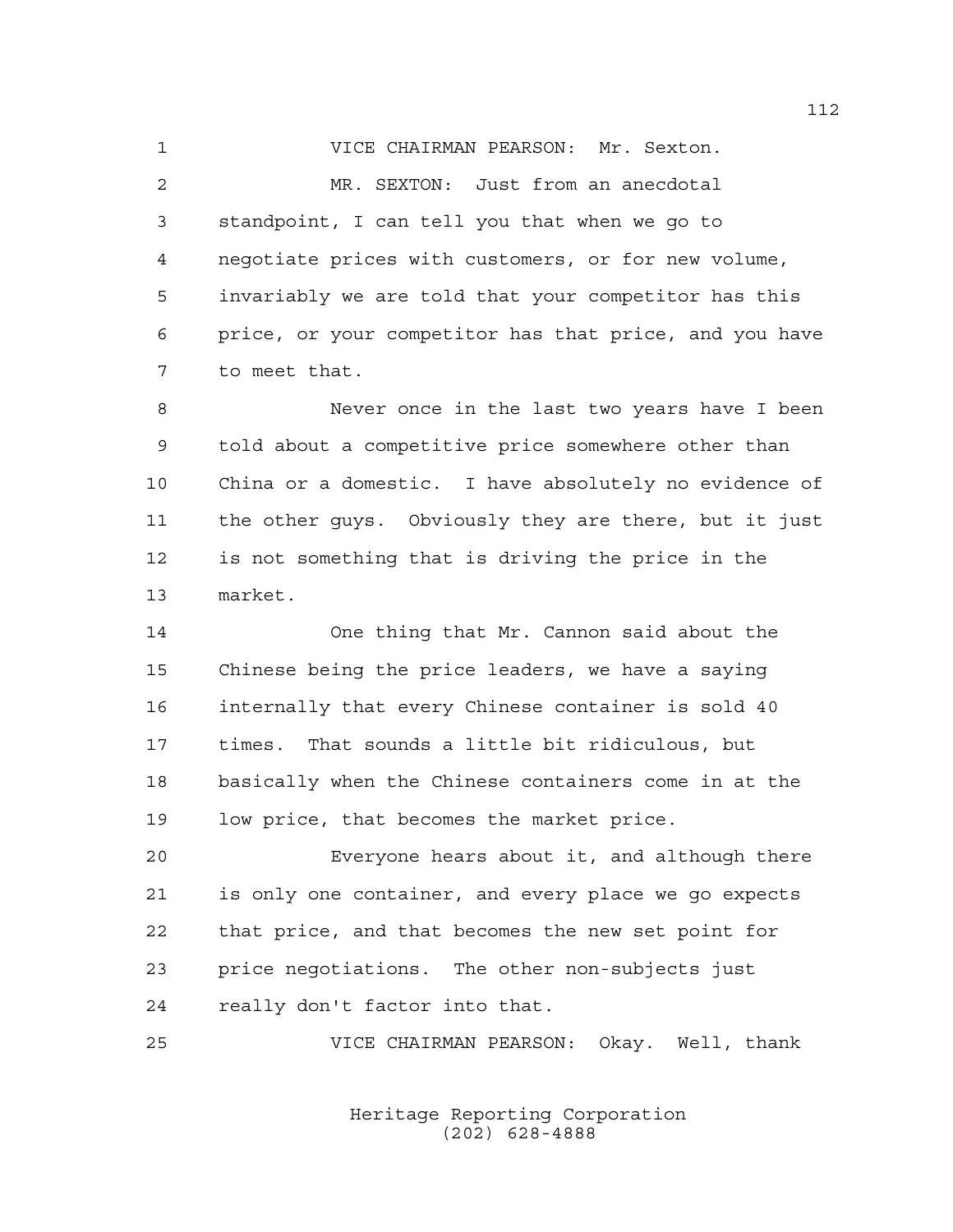VICE CHAIRMAN PEARSON: Mr. Sexton.

MR. SEXTON: Just from an anecdotal standpoint, I can tell you that when we go to negotiate prices with customers, or for new volume, invariably we are told that your competitor has this price, or your competitor has that price, and you have to meet that.

Never once in the last two years have I been told about a competitive price somewhere other than China or a domestic. I have absolutely no evidence of the other guys. Obviously they are there, but it just is not something that is driving the price in the market.

One thing that Mr. Cannon said about the Chinese being the price leaders, we have a saying internally that every Chinese container is sold 40 times. That sounds a little bit ridiculous, but basically when the Chinese containers come in at the low price, that becomes the market price.

Everyone hears about it, and although there is only one container, and every place we go expects that price, and that becomes the new set point for price negotiations. The other non-subjects just really don't factor into that.

VICE CHAIRMAN PEARSON: Okay. Well, thank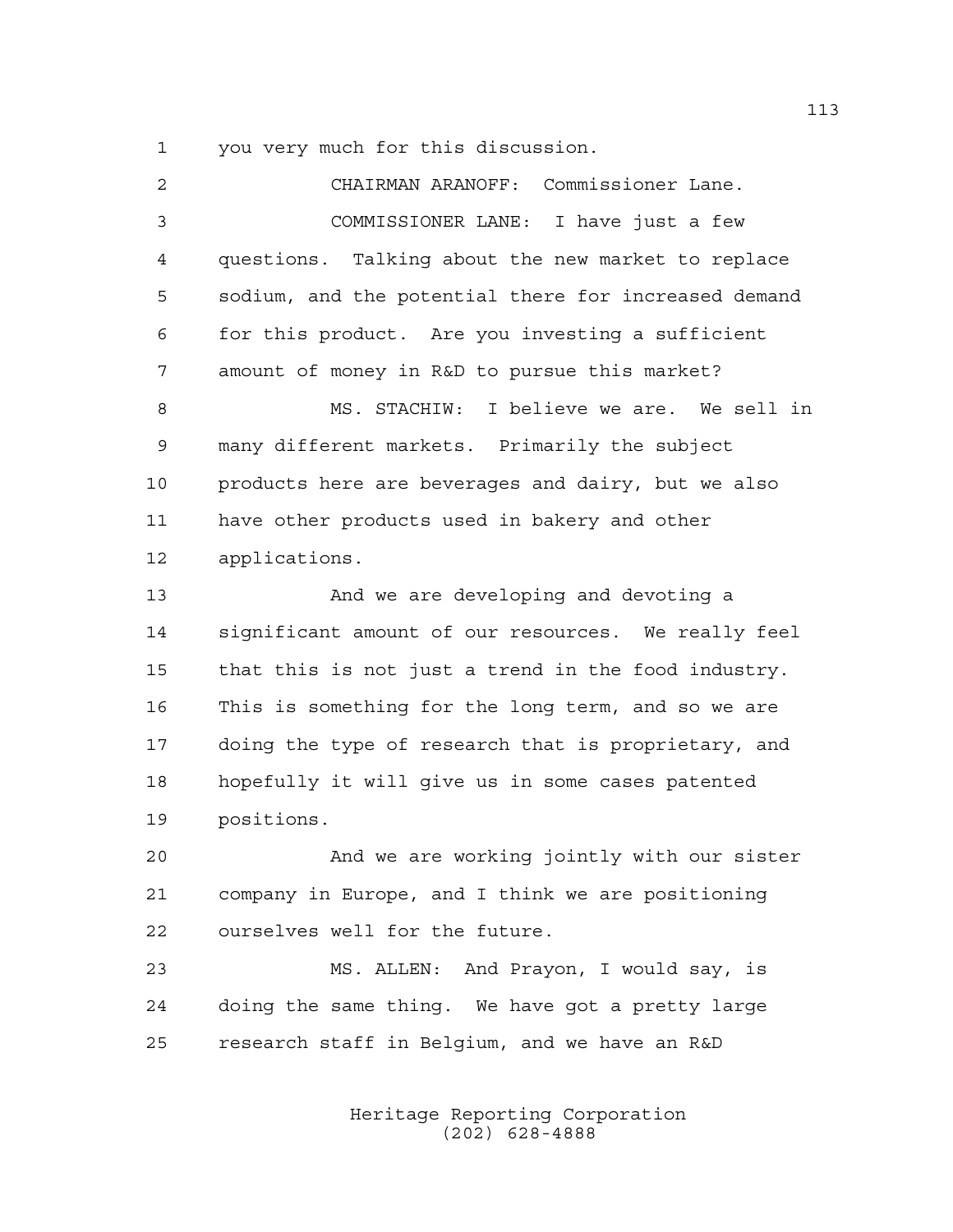you very much for this discussion.

CHAIRMAN ARANOFF: Commissioner Lane.

COMMISSIONER LANE: I have just a few questions. Talking about the new market to replace sodium, and the potential there for increased demand for this product. Are you investing a sufficient amount of money in R&D to pursue this market?

MS. STACHIW: I believe we are. We sell in many different markets. Primarily the subject products here are beverages and dairy, but we also have other products used in bakery and other applications.

And we are developing and devoting a significant amount of our resources. We really feel that this is not just a trend in the food industry. This is something for the long term, and so we are doing the type of research that is proprietary, and hopefully it will give us in some cases patented positions.

And we are working jointly with our sister company in Europe, and I think we are positioning ourselves well for the future.

MS. ALLEN: And Prayon, I would say, is doing the same thing. We have got a pretty large research staff in Belgium, and we have an R&D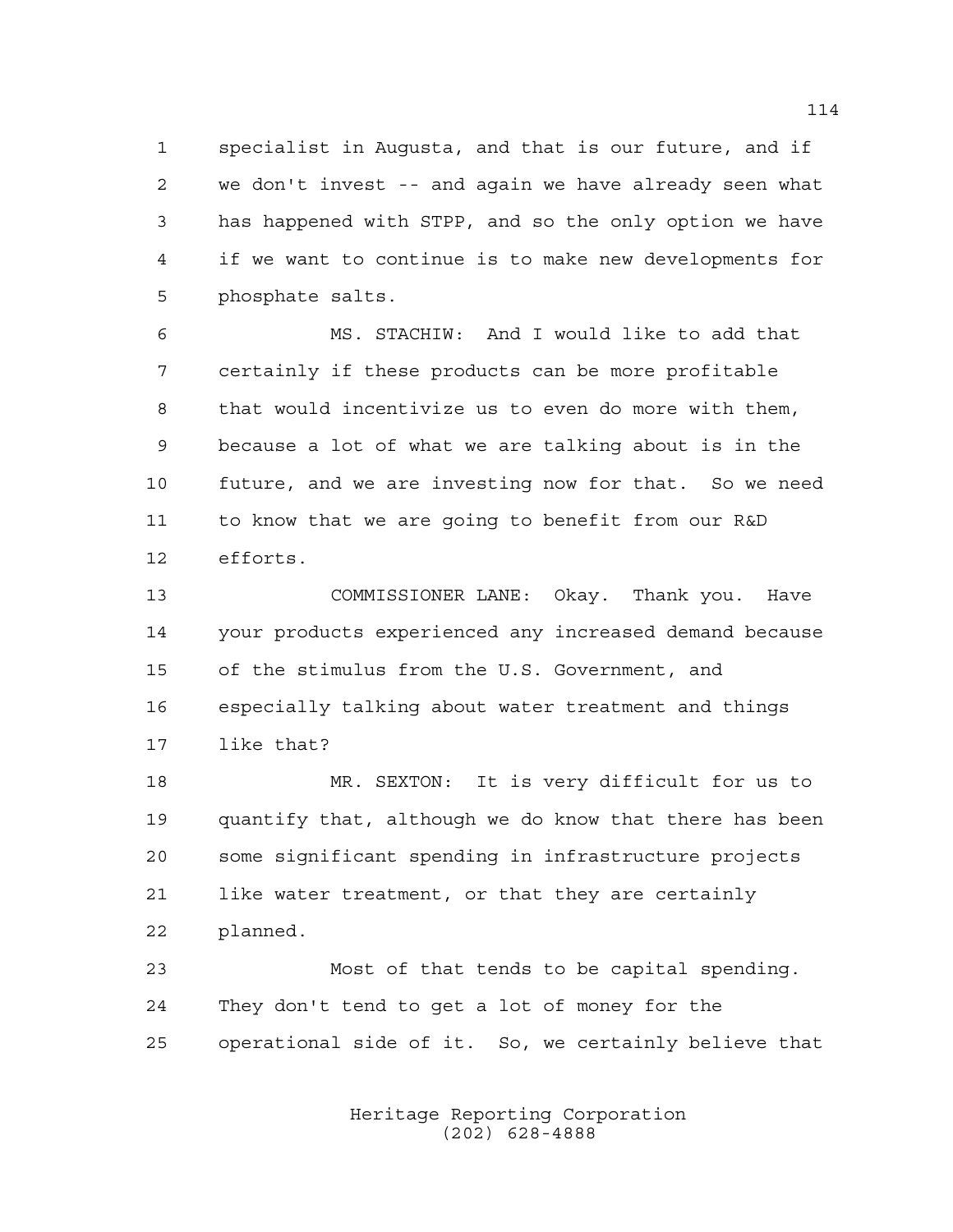specialist in Augusta, and that is our future, and if we don't invest -- and again we have already seen what has happened with STPP, and so the only option we have if we want to continue is to make new developments for phosphate salts.

MS. STACHIW: And I would like to add that certainly if these products can be more profitable that would incentivize us to even do more with them, because a lot of what we are talking about is in the future, and we are investing now for that. So we need to know that we are going to benefit from our R&D efforts.

COMMISSIONER LANE: Okay. Thank you. Have your products experienced any increased demand because of the stimulus from the U.S. Government, and especially talking about water treatment and things like that?

MR. SEXTON: It is very difficult for us to quantify that, although we do know that there has been some significant spending in infrastructure projects like water treatment, or that they are certainly planned.

Most of that tends to be capital spending. They don't tend to get a lot of money for the operational side of it. So, we certainly believe that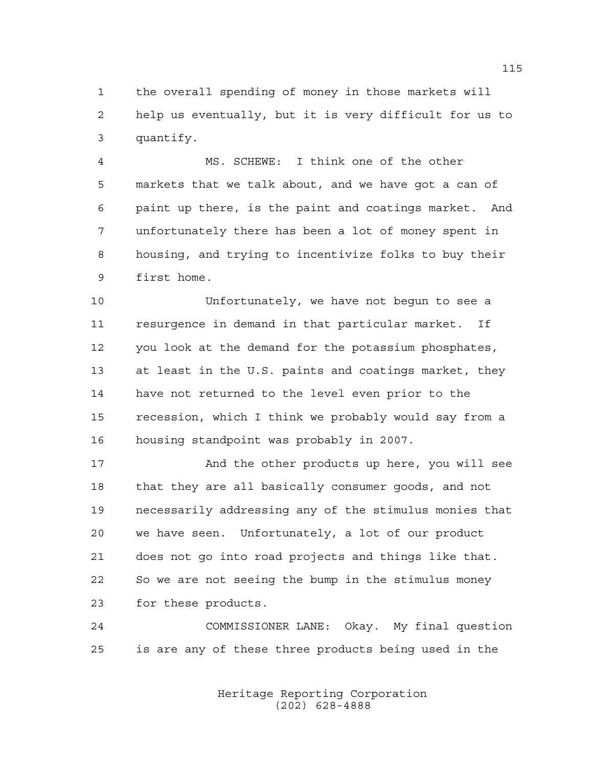the overall spending of money in those markets will help us eventually, but it is very difficult for us to quantify.

MS. SCHEWE: I think one of the other markets that we talk about, and we have got a can of paint up there, is the paint and coatings market. And unfortunately there has been a lot of money spent in housing, and trying to incentivize folks to buy their first home.

Unfortunately, we have not begun to see a resurgence in demand in that particular market. If you look at the demand for the potassium phosphates, at least in the U.S. paints and coatings market, they have not returned to the level even prior to the recession, which I think we probably would say from a housing standpoint was probably in 2007.

And the other products up here, you will see that they are all basically consumer goods, and not necessarily addressing any of the stimulus monies that we have seen. Unfortunately, a lot of our product does not go into road projects and things like that. So we are not seeing the bump in the stimulus money for these products.

COMMISSIONER LANE: Okay. My final question is are any of these three products being used in the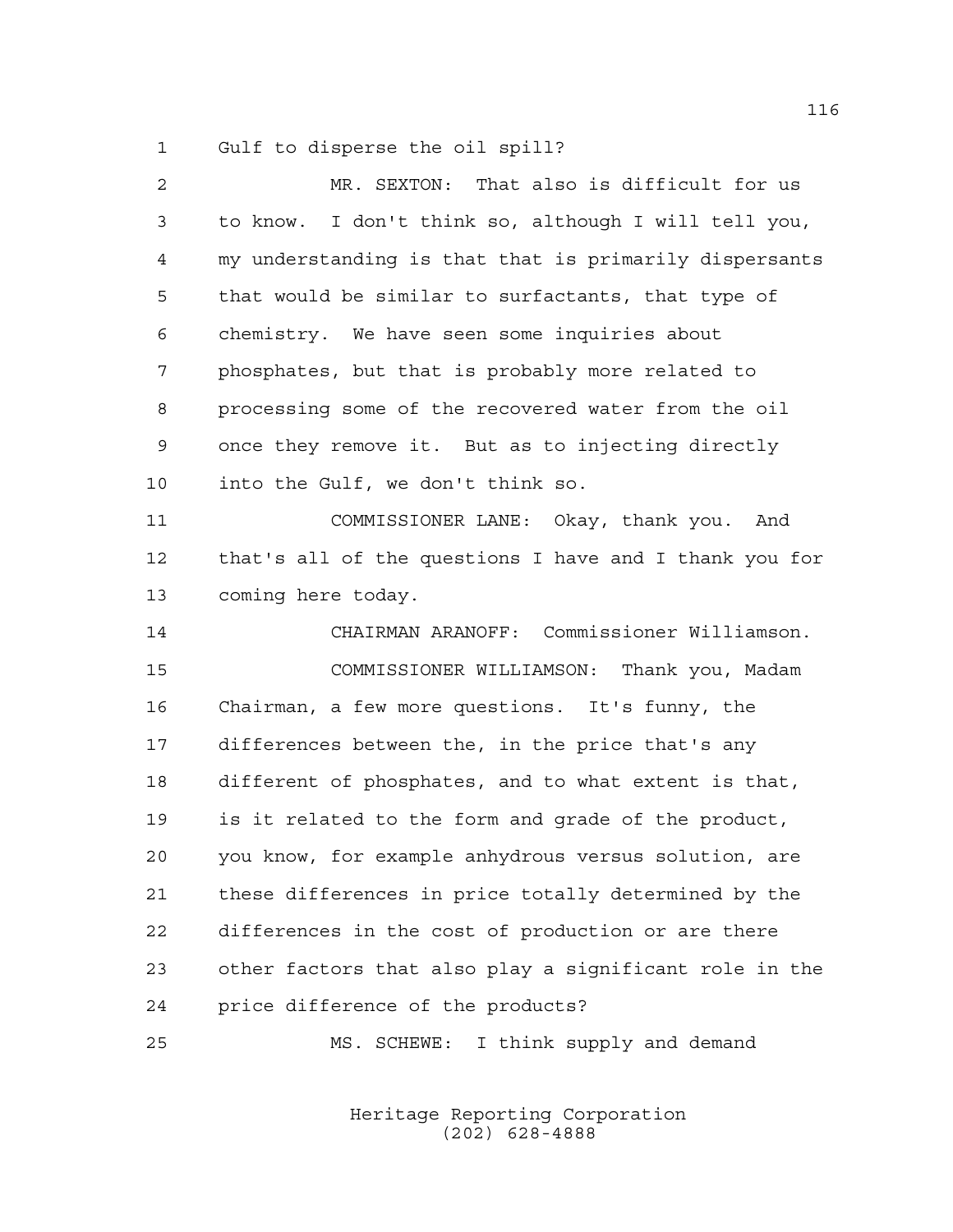Gulf to disperse the oil spill?

MR. SEXTON: That also is difficult for us to know. I don't think so, although I will tell you, my understanding is that that is primarily dispersants that would be similar to surfactants, that type of chemistry. We have seen some inquiries about phosphates, but that is probably more related to processing some of the recovered water from the oil once they remove it. But as to injecting directly into the Gulf, we don't think so.

COMMISSIONER LANE: Okay, thank you. And that's all of the questions I have and I thank you for coming here today.

CHAIRMAN ARANOFF: Commissioner Williamson.

COMMISSIONER WILLIAMSON: Thank you, Madam Chairman, a few more questions. It's funny, the differences between the, in the price that's any different of phosphates, and to what extent is that, is it related to the form and grade of the product, you know, for example anhydrous versus solution, are these differences in price totally determined by the differences in the cost of production or are there other factors that also play a significant role in the price difference of the products?

MS. SCHEWE: I think supply and demand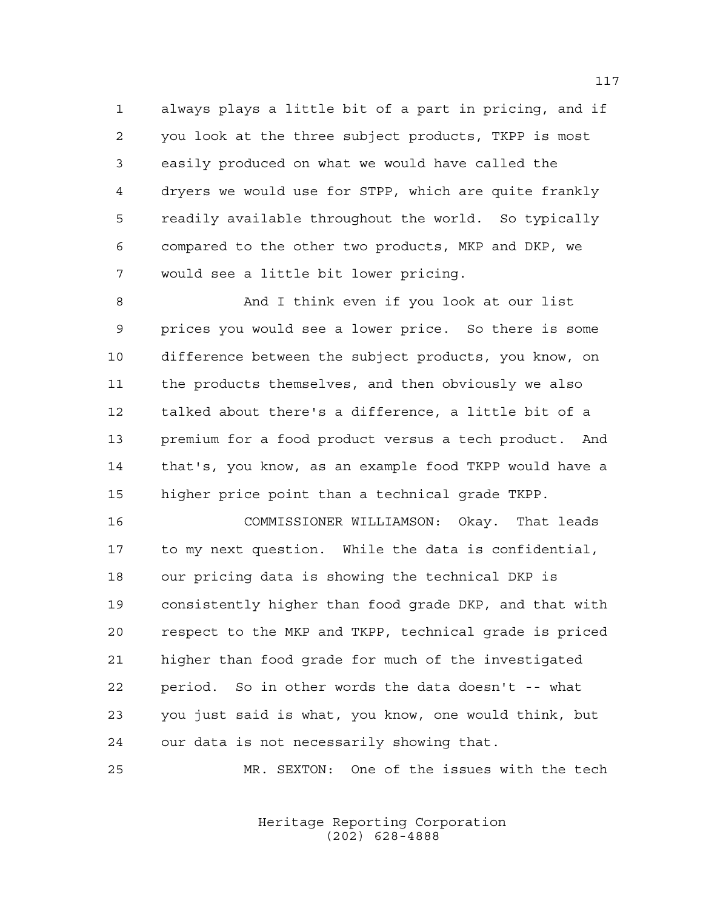always plays a little bit of a part in pricing, and if you look at the three subject products, TKPP is most easily produced on what we would have called the dryers we would use for STPP, which are quite frankly readily available throughout the world. So typically compared to the other two products, MKP and DKP, we would see a little bit lower pricing.

And I think even if you look at our list prices you would see a lower price. So there is some difference between the subject products, you know, on the products themselves, and then obviously we also talked about there's a difference, a little bit of a premium for a food product versus a tech product. And that's, you know, as an example food TKPP would have a higher price point than a technical grade TKPP.

COMMISSIONER WILLIAMSON: Okay. That leads to my next question. While the data is confidential, our pricing data is showing the technical DKP is consistently higher than food grade DKP, and that with respect to the MKP and TKPP, technical grade is priced higher than food grade for much of the investigated period. So in other words the data doesn't -- what you just said is what, you know, one would think, but our data is not necessarily showing that.

MR. SEXTON: One of the issues with the tech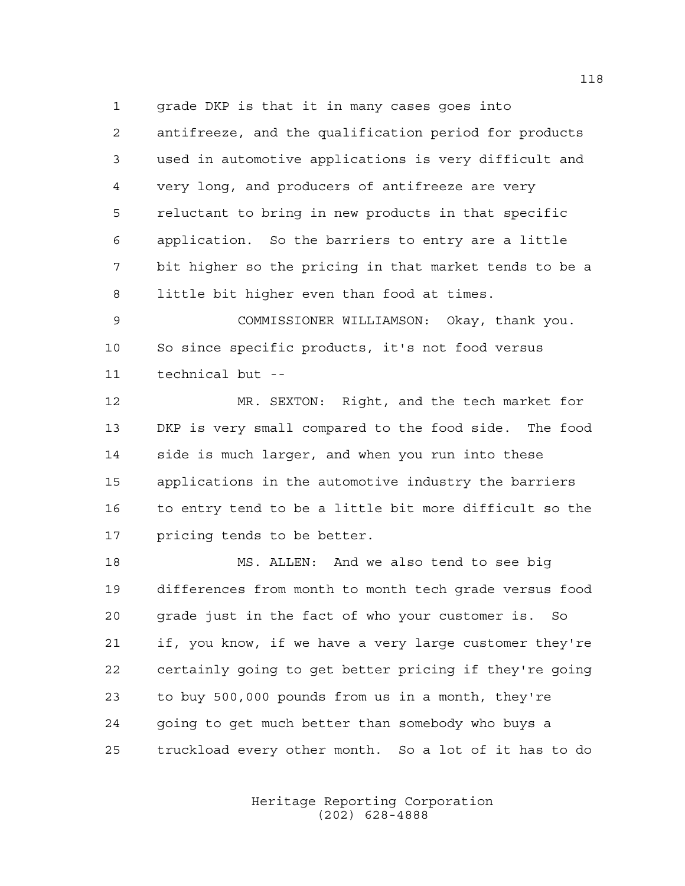1 grade DKP is that it in many cases goes into
2 antifreeze, and the qualification period for products
3 used in automotive applications is very difficult and
4 very long, and producers of antifreeze are very
5 reluctant to bring in new products in that specific
6 application. So the barriers to entry are a little
7 bit higher so the pricing in that market tends to be a
8 little bit higher even than food at times.
9 COMMISSIONER WILLIAMSON: Okay, thank you.
10 So since specific products, it's not food versus
11 technical but --
12 MR. SEXTON: Right, and the tech market for
13 DKP is very small compared to the food side. The food
14 side is much larger, and when you run into these
15 applications in the automotive industry the barriers
16 to entry tend to be a little bit more difficult so the
17 pricing tends to be better.
18 MS. ALLEN: And we also tend to see big
19 differences from month to month tech grade versus food
20 grade just in the fact of who your customer is. So
21 if, you know, if we have a very large customer they're
22 certainly going to get better pricing if they're going
23 to buy 500,000 pounds from us in a month, they're
24 going to get much better than somebody who buys a
25 truckload every other month. So a lot of it has to do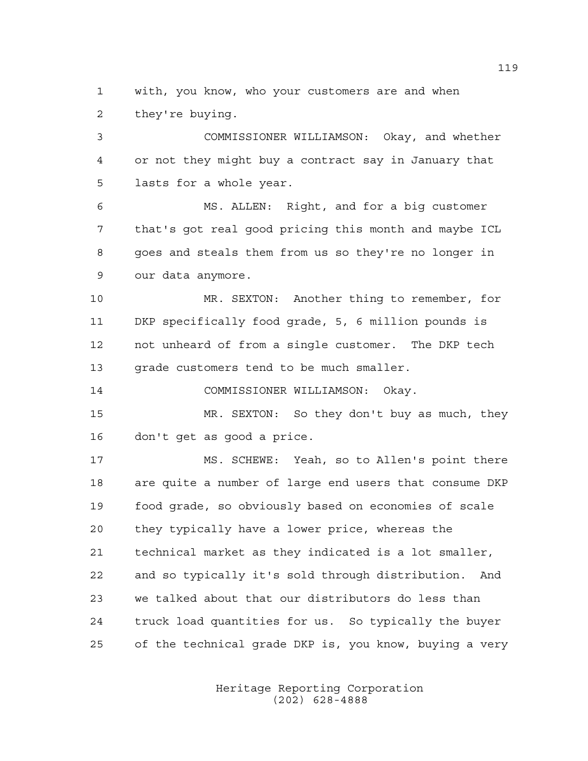with, you know, who your customers are and when they're buying.

COMMISSIONER WILLIAMSON: Okay, and whether or not they might buy a contract say in January that lasts for a whole year.

MS. ALLEN: Right, and for a big customer that's got real good pricing this month and maybe ICL goes and steals them from us so they're no longer in our data anymore.

MR. SEXTON: Another thing to remember, for DKP specifically food grade, 5, 6 million pounds is not unheard of from a single customer. The DKP tech grade customers tend to be much smaller.

COMMISSIONER WILLIAMSON: Okay.

MR. SEXTON: So they don't buy as much, they don't get as good a price.

MS. SCHEWE: Yeah, so to Allen's point there are quite a number of large end users that consume DKP food grade, so obviously based on economies of scale they typically have a lower price, whereas the technical market as they indicated is a lot smaller, and so typically it's sold through distribution. And we talked about that our distributors do less than truck load quantities for us. So typically the buyer of the technical grade DKP is, you know, buying a very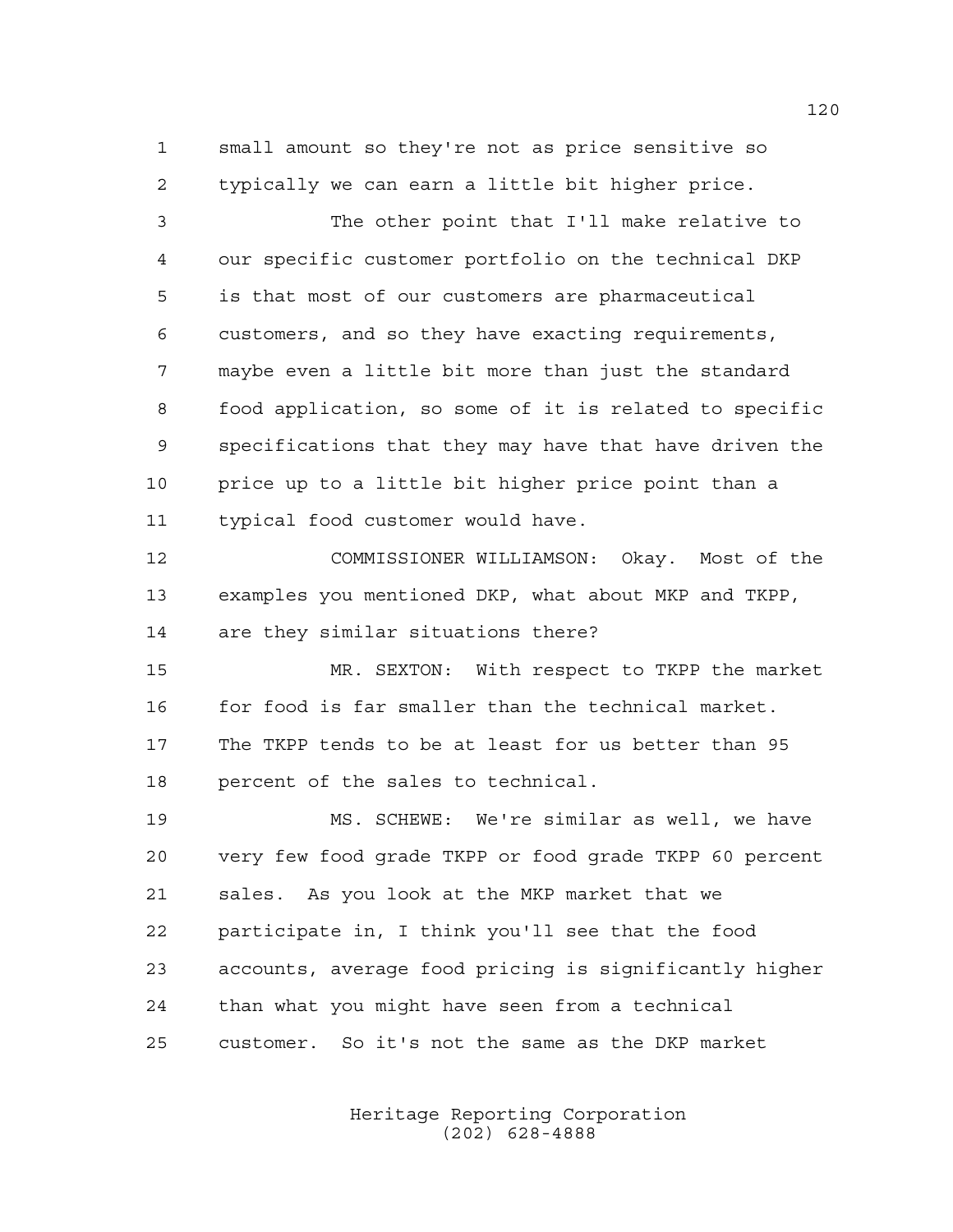small amount so they're not as price sensitive so typically we can earn a little bit higher price.

The other point that I'll make relative to our specific customer portfolio on the technical DKP is that most of our customers are pharmaceutical customers, and so they have exacting requirements, maybe even a little bit more than just the standard food application, so some of it is related to specific specifications that they may have that have driven the price up to a little bit higher price point than a typical food customer would have.

COMMISSIONER WILLIAMSON: Okay. Most of the examples you mentioned DKP, what about MKP and TKPP, are they similar situations there?

MR. SEXTON: With respect to TKPP the market for food is far smaller than the technical market. The TKPP tends to be at least for us better than 95 percent of the sales to technical.

MS. SCHEWE: We're similar as well, we have very few food grade TKPP or food grade TKPP 60 percent sales. As you look at the MKP market that we participate in, I think you'll see that the food accounts, average food pricing is significantly higher than what you might have seen from a technical customer. So it's not the same as the DKP market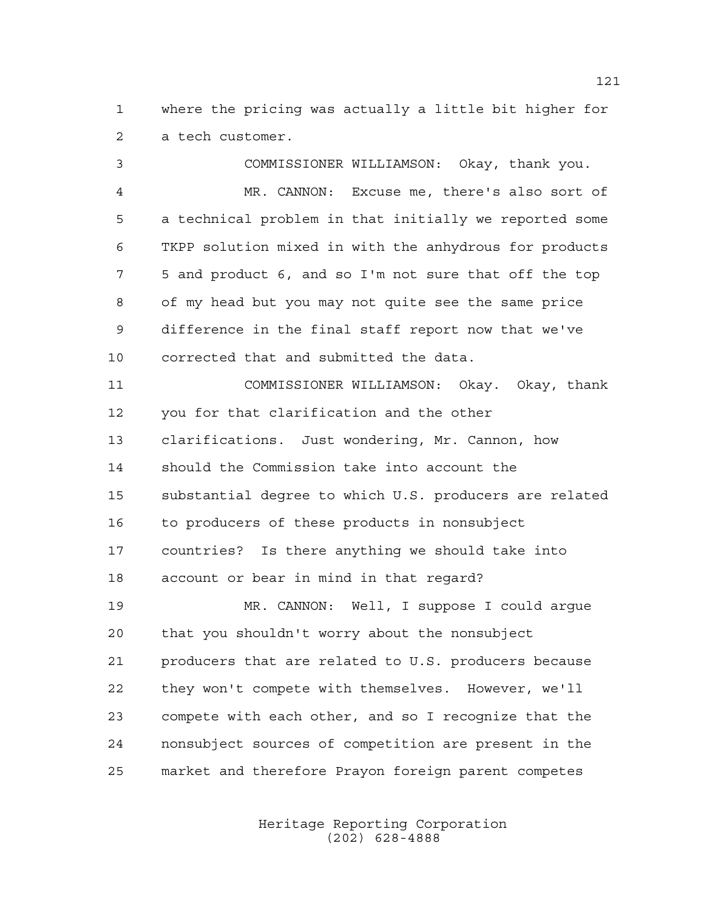where the pricing was actually a little bit higher for a tech customer.

COMMISSIONER WILLIAMSON: Okay, thank you.

MR. CANNON: Excuse me, there's also sort of a technical problem in that initially we reported some TKPP solution mixed in with the anhydrous for products 5 and product 6, and so I'm not sure that off the top of my head but you may not quite see the same price difference in the final staff report now that we've corrected that and submitted the data.

COMMISSIONER WILLIAMSON: Okay. Okay, thank you for that clarification and the other clarifications. Just wondering, Mr. Cannon, how should the Commission take into account the substantial degree to which U.S. producers are related to producers of these products in nonsubject countries? Is there anything we should take into account or bear in mind in that regard?

MR. CANNON: Well, I suppose I could argue that you shouldn't worry about the nonsubject producers that are related to U.S. producers because they won't compete with themselves. However, we'll compete with each other, and so I recognize that the nonsubject sources of competition are present in the market and therefore Prayon foreign parent competes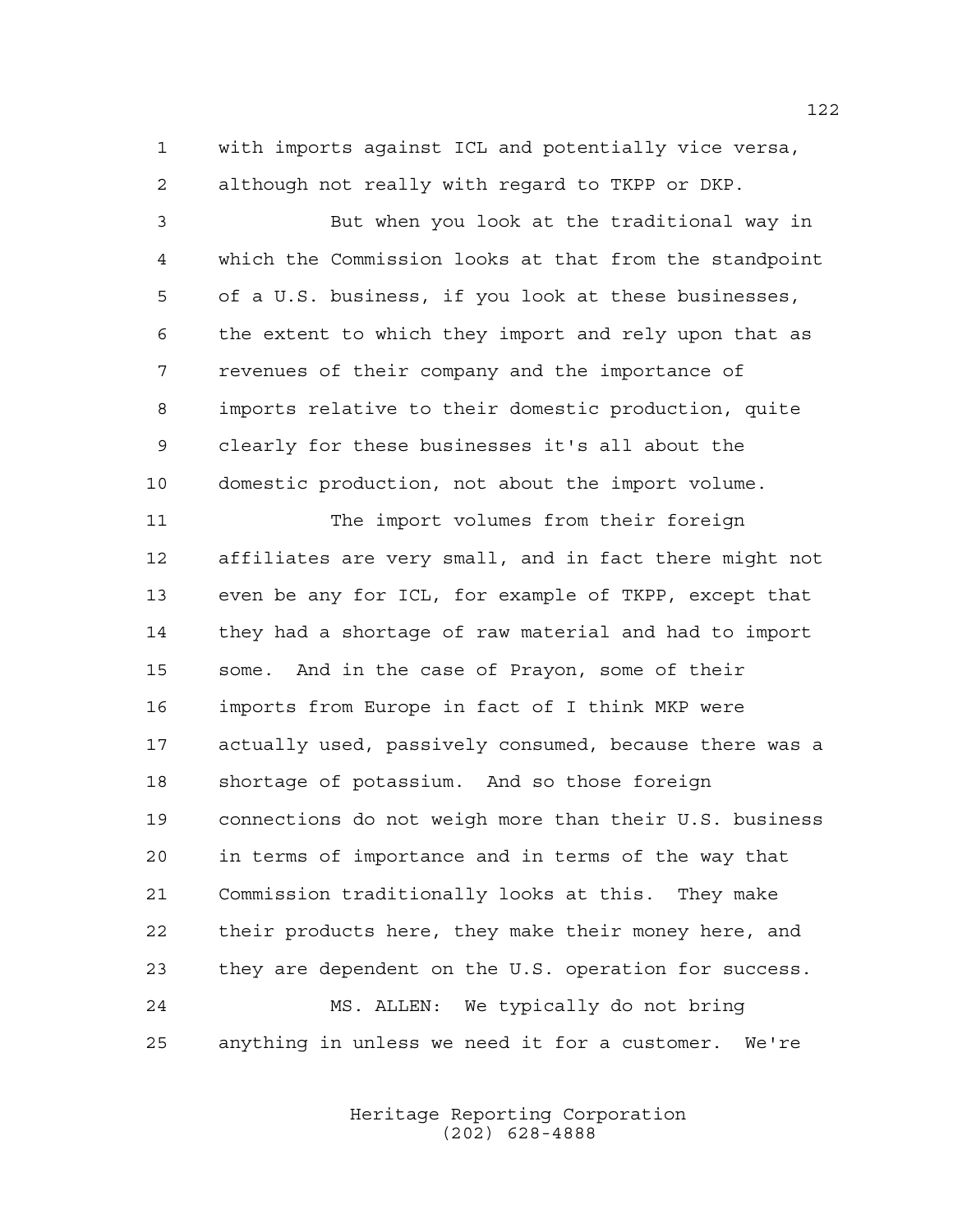with imports against ICL and potentially vice versa, although not really with regard to TKPP or DKP.

But when you look at the traditional way in which the Commission looks at that from the standpoint of a U.S. business, if you look at these businesses, the extent to which they import and rely upon that as revenues of their company and the importance of imports relative to their domestic production, quite clearly for these businesses it's all about the domestic production, not about the import volume.

The import volumes from their foreign affiliates are very small, and in fact there might not even be any for ICL, for example of TKPP, except that they had a shortage of raw material and had to import some. And in the case of Prayon, some of their imports from Europe in fact of I think MKP were actually used, passively consumed, because there was a shortage of potassium. And so those foreign connections do not weigh more than their U.S. business in terms of importance and in terms of the way that Commission traditionally looks at this. They make their products here, they make their money here, and they are dependent on the U.S. operation for success.

MS. ALLEN: We typically do not bring anything in unless we need it for a customer. We're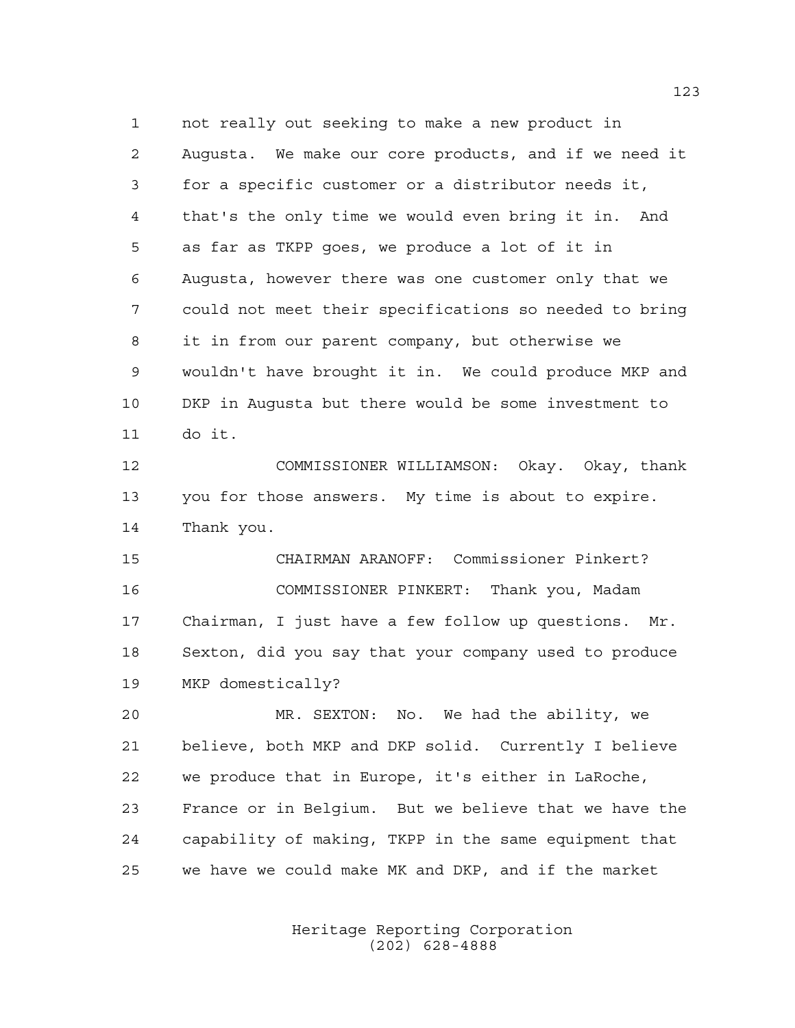not really out seeking to make a new product in Augusta. We make our core products, and if we need it for a specific customer or a distributor needs it, that's the only time we would even bring it in. And as far as TKPP goes, we produce a lot of it in Augusta, however there was one customer only that we could not meet their specifications so needed to bring it in from our parent company, but otherwise we wouldn't have brought it in. We could produce MKP and DKP in Augusta but there would be some investment to do it.

COMMISSIONER WILLIAMSON: Okay. Okay, thank you for those answers. My time is about to expire. Thank you.

CHAIRMAN ARANOFF: Commissioner Pinkert?

COMMISSIONER PINKERT: Thank you, Madam Chairman, I just have a few follow up questions. Mr. Sexton, did you say that your company used to produce MKP domestically?

MR. SEXTON: No. We had the ability, we believe, both MKP and DKP solid. Currently I believe we produce that in Europe, it's either in LaRoche, France or in Belgium. But we believe that we have the capability of making, TKPP in the same equipment that we have we could make MK and DKP, and if the market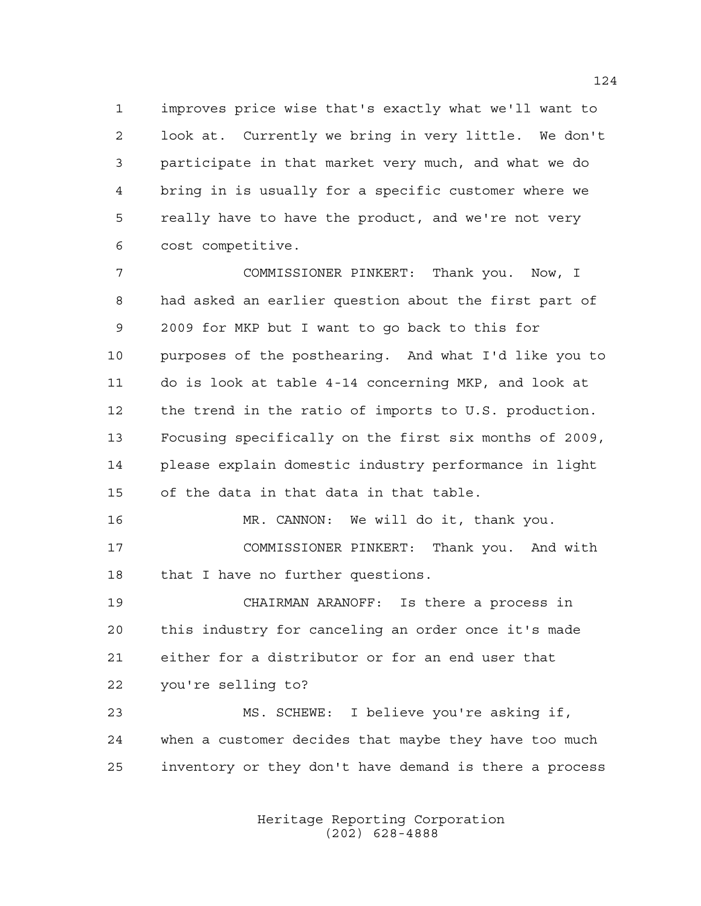improves price wise that's exactly what we'll want to look at. Currently we bring in very little. We don't participate in that market very much, and what we do bring in is usually for a specific customer where we really have to have the product, and we're not very cost competitive.

COMMISSIONER PINKERT: Thank you. Now, I had asked an earlier question about the first part of 2009 for MKP but I want to go back to this for purposes of the posthearing. And what I'd like you to do is look at table 4-14 concerning MKP, and look at the trend in the ratio of imports to U.S. production. Focusing specifically on the first six months of 2009, please explain domestic industry performance in light of the data in that data in that table.

MR. CANNON: We will do it, thank you.

COMMISSIONER PINKERT: Thank you. And with that I have no further questions.

CHAIRMAN ARANOFF: Is there a process in this industry for canceling an order once it's made either for a distributor or for an end user that you're selling to?

MS. SCHEWE: I believe you're asking if, when a customer decides that maybe they have too much inventory or they don't have demand is there a process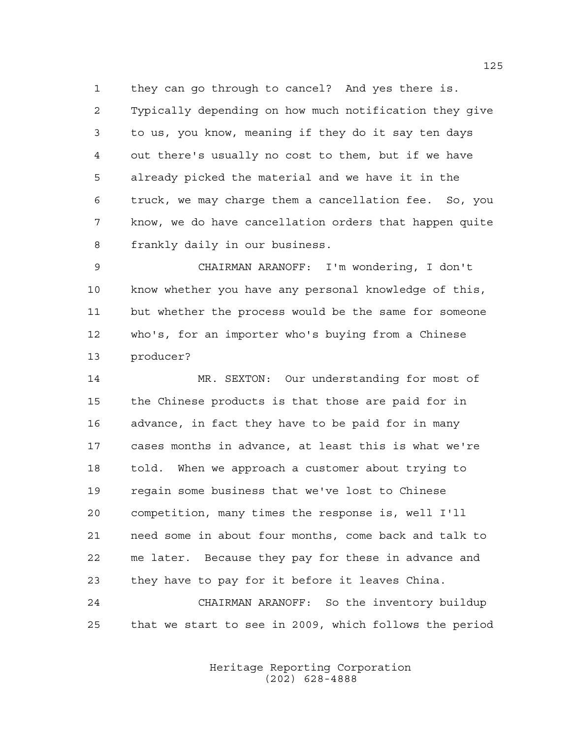they can go through to cancel? And yes there is. Typically depending on how much notification they give to us, you know, meaning if they do it say ten days out there's usually no cost to them, but if we have already picked the material and we have it in the truck, we may charge them a cancellation fee. So, you know, we do have cancellation orders that happen quite frankly daily in our business.

CHAIRMAN ARANOFF: I'm wondering, I don't know whether you have any personal knowledge of this, but whether the process would be the same for someone who's, for an importer who's buying from a Chinese producer?

MR. SEXTON: Our understanding for most of the Chinese products is that those are paid for in advance, in fact they have to be paid for in many cases months in advance, at least this is what we're told. When we approach a customer about trying to regain some business that we've lost to Chinese competition, many times the response is, well I'll need some in about four months, come back and talk to me later. Because they pay for these in advance and they have to pay for it before it leaves China.

CHAIRMAN ARANOFF: So the inventory buildup that we start to see in 2009, which follows the period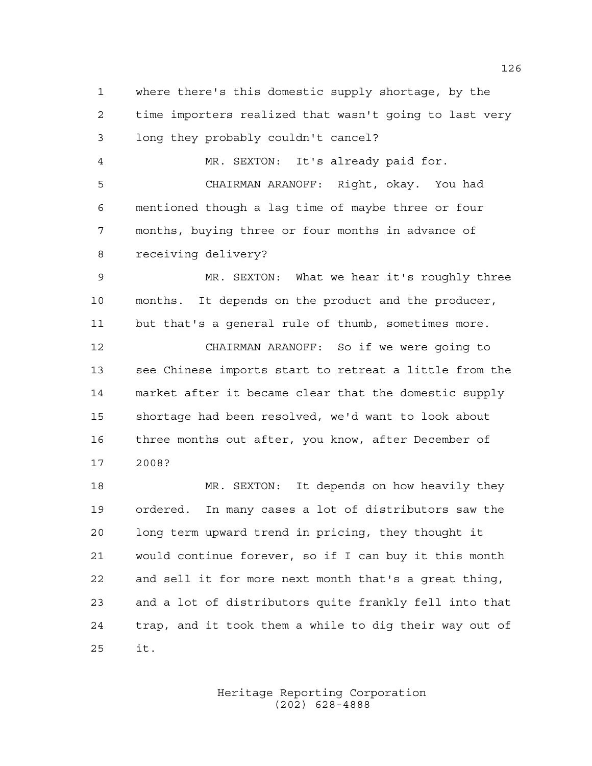where there's this domestic supply shortage, by the time importers realized that wasn't going to last very long they probably couldn't cancel?

MR. SEXTON: It's already paid for.

CHAIRMAN ARANOFF: Right, okay. You had mentioned though a lag time of maybe three or four months, buying three or four months in advance of receiving delivery?

MR. SEXTON: What we hear it's roughly three months. It depends on the product and the producer, but that's a general rule of thumb, sometimes more.

CHAIRMAN ARANOFF: So if we were going to see Chinese imports start to retreat a little from the market after it became clear that the domestic supply shortage had been resolved, we'd want to look about three months out after, you know, after December of 2008?

MR. SEXTON: It depends on how heavily they ordered. In many cases a lot of distributors saw the long term upward trend in pricing, they thought it would continue forever, so if I can buy it this month and sell it for more next month that's a great thing, and a lot of distributors quite frankly fell into that trap, and it took them a while to dig their way out of it.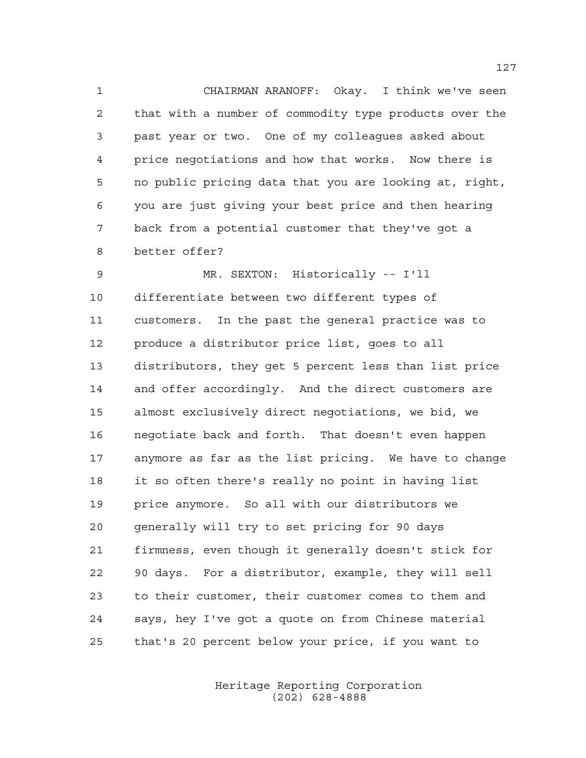CHAIRMAN ARANOFF: Okay. I think we've seen that with a number of commodity type products over the past year or two. One of my colleagues asked about price negotiations and how that works. Now there is no public pricing data that you are looking at, right, you are just giving your best price and then hearing back from a potential customer that they've got a better offer?

MR. SEXTON: Historically -- I'll differentiate between two different types of customers. In the past the general practice was to produce a distributor price list, goes to all distributors, they get 5 percent less than list price and offer accordingly. And the direct customers are almost exclusively direct negotiations, we bid, we negotiate back and forth. That doesn't even happen anymore as far as the list pricing. We have to change it so often there's really no point in having list price anymore. So all with our distributors we generally will try to set pricing for 90 days firmness, even though it generally doesn't stick for 90 days. For a distributor, example, they will sell to their customer, their customer comes to them and says, hey I've got a quote on from Chinese material that's 20 percent below your price, if you want to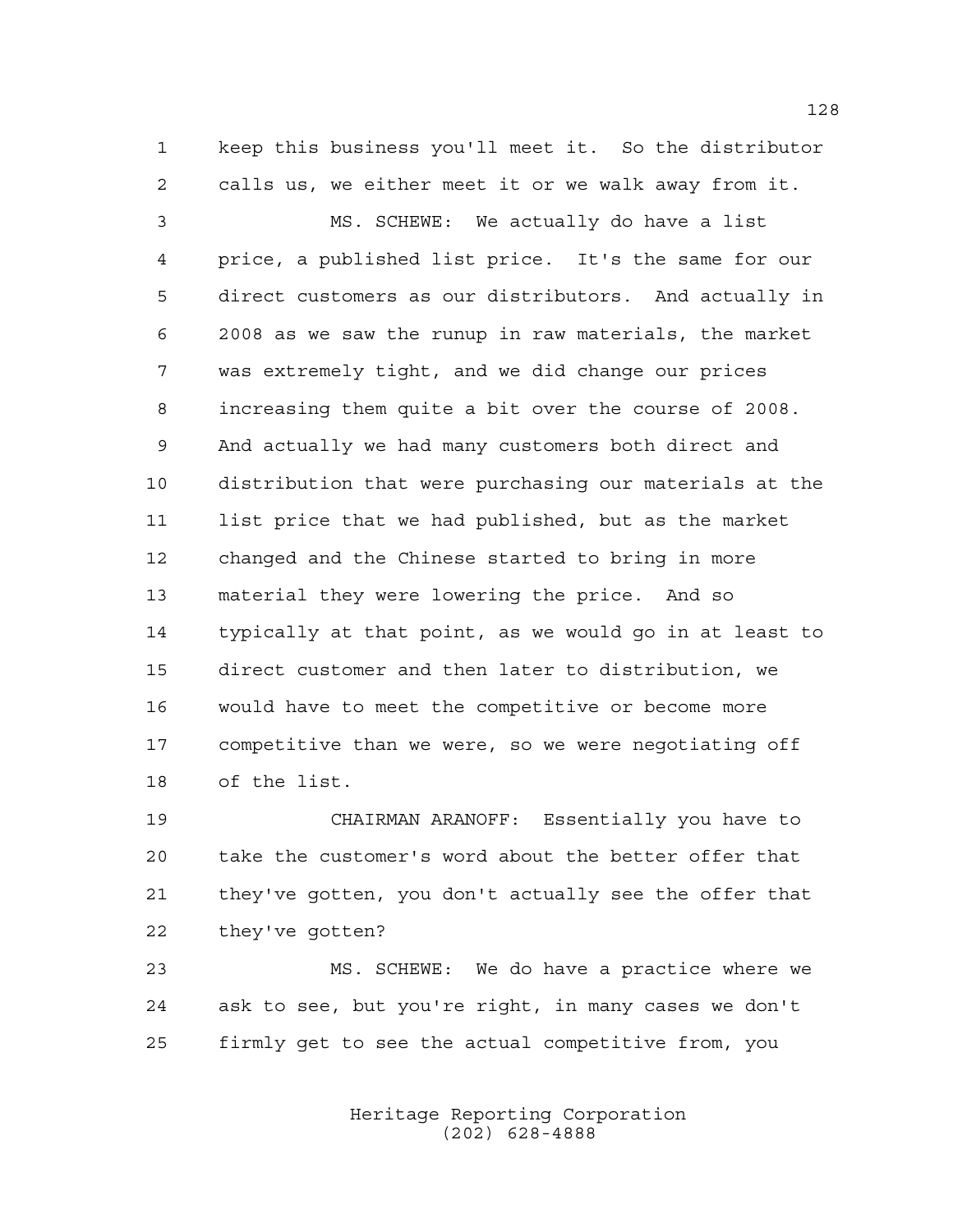keep this business you'll meet it. So the distributor calls us, we either meet it or we walk away from it.

MS. SCHEWE: We actually do have a list price, a published list price. It's the same for our direct customers as our distributors. And actually in 2008 as we saw the runup in raw materials, the market was extremely tight, and we did change our prices increasing them quite a bit over the course of 2008. And actually we had many customers both direct and distribution that were purchasing our materials at the list price that we had published, but as the market changed and the Chinese started to bring in more material they were lowering the price. And so typically at that point, as we would go in at least to direct customer and then later to distribution, we would have to meet the competitive or become more competitive than we were, so we were negotiating off of the list.

CHAIRMAN ARANOFF: Essentially you have to take the customer's word about the better offer that they've gotten, you don't actually see the offer that they've gotten?

MS. SCHEWE: We do have a practice where we ask to see, but you're right, in many cases we don't firmly get to see the actual competitive from, you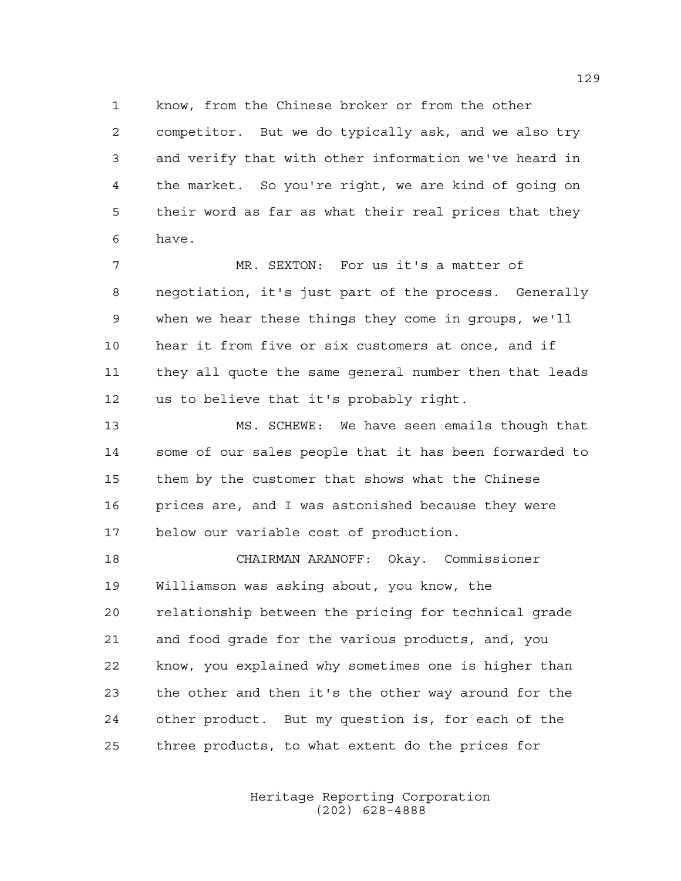know, from the Chinese broker or from the other competitor. But we do typically ask, and we also try and verify that with other information we've heard in the market. So you're right, we are kind of going on their word as far as what their real prices that they have.

MR. SEXTON: For us it's a matter of negotiation, it's just part of the process. Generally when we hear these things they come in groups, we'll hear it from five or six customers at once, and if they all quote the same general number then that leads us to believe that it's probably right.

MS. SCHEWE: We have seen emails though that some of our sales people that it has been forwarded to them by the customer that shows what the Chinese prices are, and I was astonished because they were below our variable cost of production.

CHAIRMAN ARANOFF: Okay. Commissioner Williamson was asking about, you know, the relationship between the pricing for technical grade and food grade for the various products, and, you know, you explained why sometimes one is higher than the other and then it's the other way around for the other product. But my question is, for each of the three products, to what extent do the prices for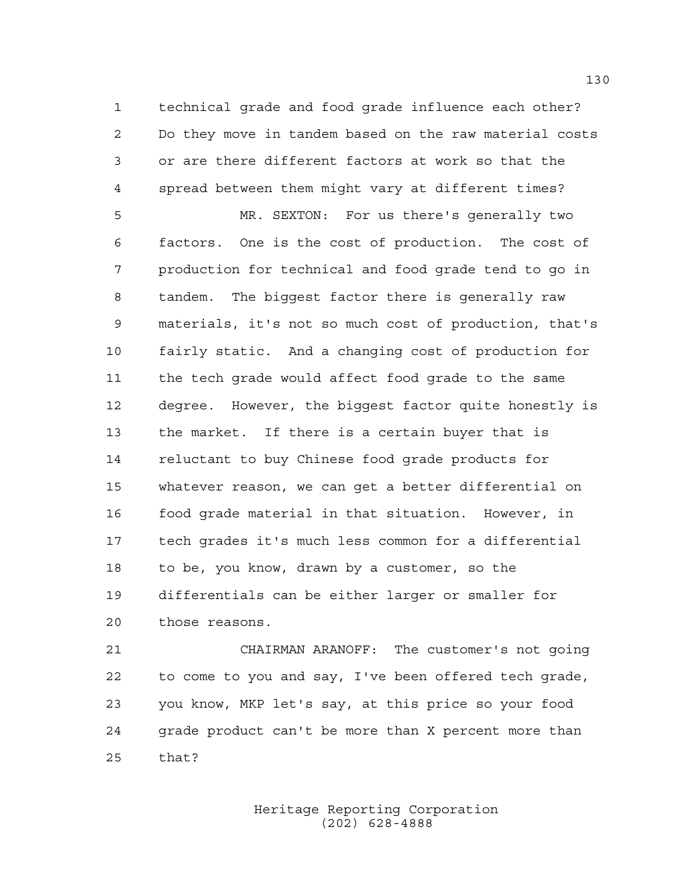technical grade and food grade influence each other? Do they move in tandem based on the raw material costs or are there different factors at work so that the spread between them might vary at different times?

MR. SEXTON: For us there's generally two factors. One is the cost of production. The cost of production for technical and food grade tend to go in tandem. The biggest factor there is generally raw materials, it's not so much cost of production, that's fairly static. And a changing cost of production for the tech grade would affect food grade to the same degree. However, the biggest factor quite honestly is the market. If there is a certain buyer that is reluctant to buy Chinese food grade products for whatever reason, we can get a better differential on food grade material in that situation. However, in tech grades it's much less common for a differential to be, you know, drawn by a customer, so the differentials can be either larger or smaller for those reasons.

CHAIRMAN ARANOFF: The customer's not going to come to you and say, I've been offered tech grade, you know, MKP let's say, at this price so your food grade product can't be more than X percent more than that?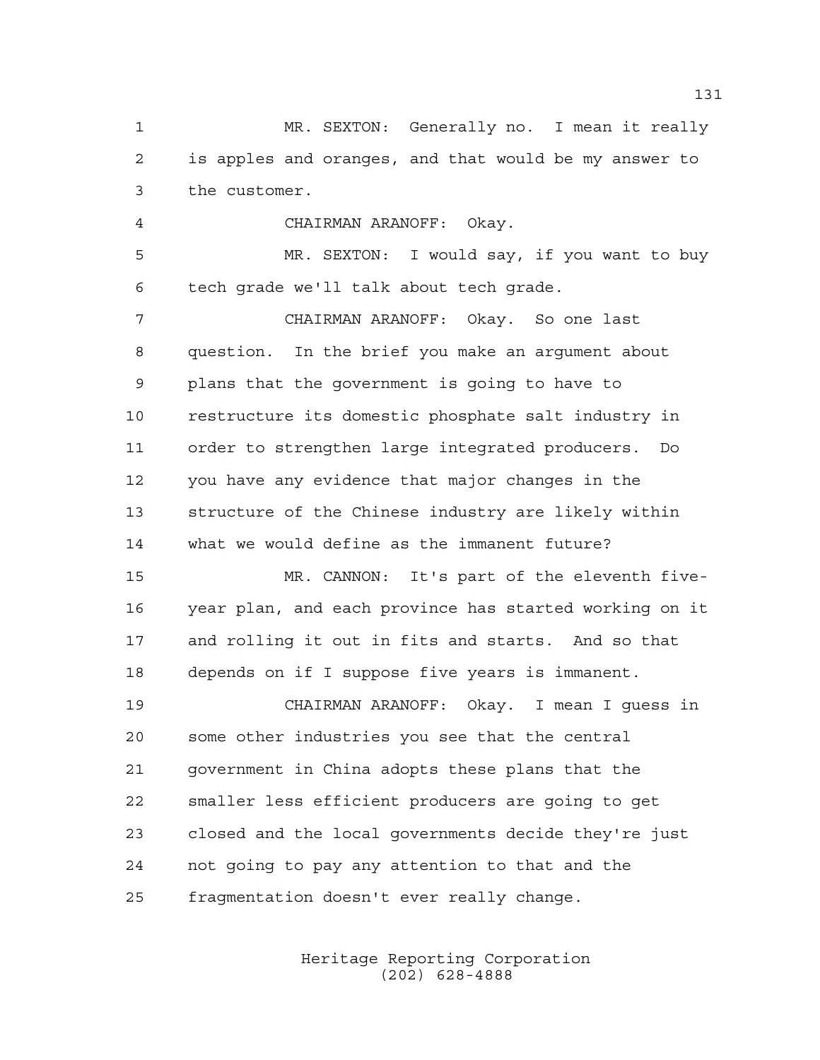MR. SEXTON: Generally no. I mean it really is apples and oranges, and that would be my answer to the customer.

CHAIRMAN ARANOFF: Okay.

MR. SEXTON: I would say, if you want to buy tech grade we'll talk about tech grade.

CHAIRMAN ARANOFF: Okay. So one last question. In the brief you make an argument about plans that the government is going to have to restructure its domestic phosphate salt industry in order to strengthen large integrated producers. Do you have any evidence that major changes in the structure of the Chinese industry are likely within what we would define as the immanent future?

MR. CANNON: It's part of the eleventh five-year plan, and each province has started working on it and rolling it out in fits and starts. And so that depends on if I suppose five years is immanent.

CHAIRMAN ARANOFF: Okay. I mean I guess in some other industries you see that the central government in China adopts these plans that the smaller less efficient producers are going to get closed and the local governments decide they're just not going to pay any attention to that and the fragmentation doesn't ever really change.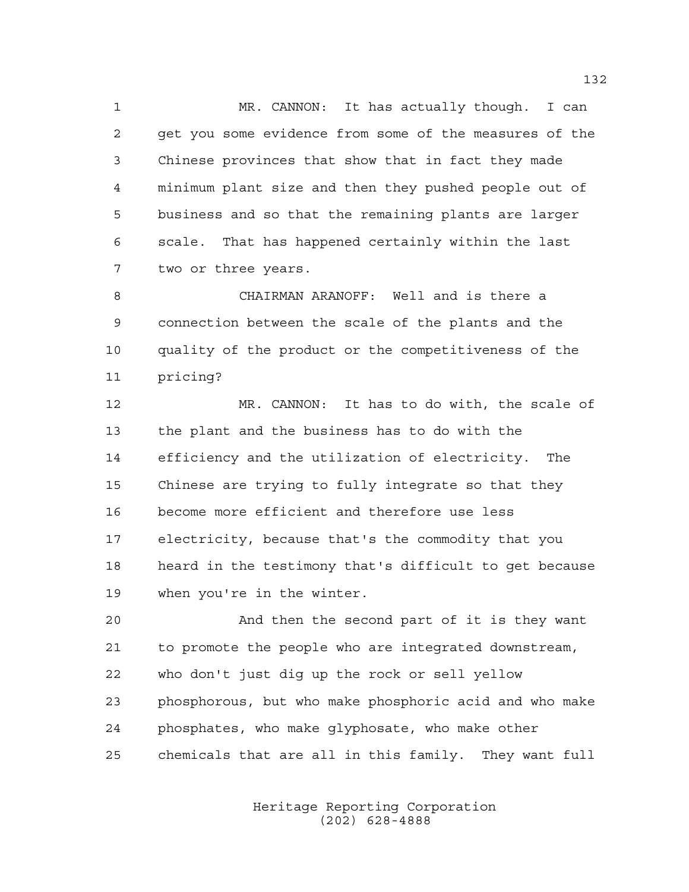MR. CANNON: It has actually though. I can get you some evidence from some of the measures of the Chinese provinces that show that in fact they made minimum plant size and then they pushed people out of business and so that the remaining plants are larger scale. That has happened certainly within the last two or three years.

CHAIRMAN ARANOFF: Well and is there a connection between the scale of the plants and the quality of the product or the competitiveness of the pricing?

MR. CANNON: It has to do with, the scale of the plant and the business has to do with the efficiency and the utilization of electricity. The Chinese are trying to fully integrate so that they become more efficient and therefore use less electricity, because that's the commodity that you heard in the testimony that's difficult to get because when you're in the winter.

And then the second part of it is they want to promote the people who are integrated downstream, who don't just dig up the rock or sell yellow phosphorous, but who make phosphoric acid and who make phosphates, who make glyphosate, who make other chemicals that are all in this family. They want full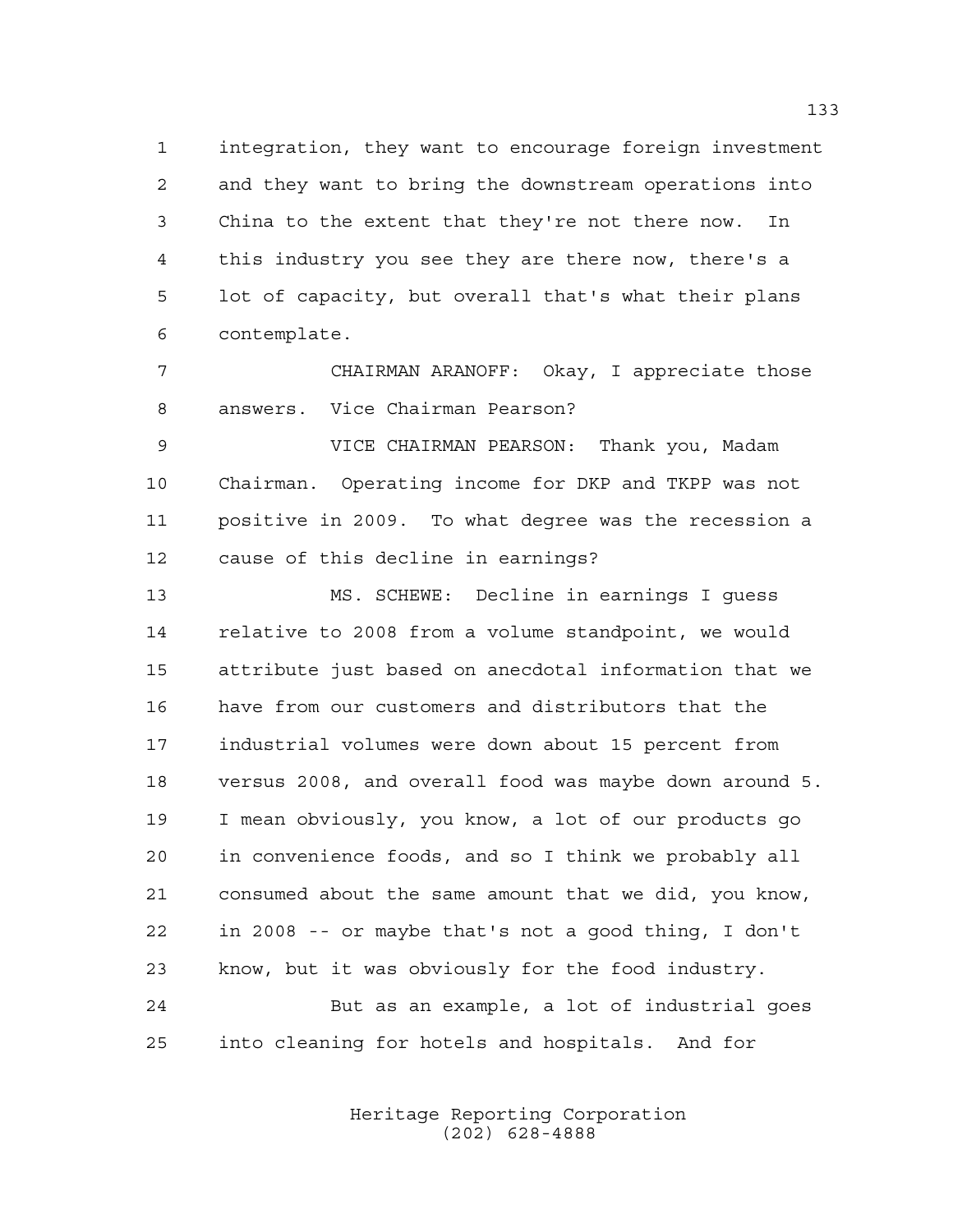integration, they want to encourage foreign investment and they want to bring the downstream operations into China to the extent that they're not there now. In this industry you see they are there now, there's a lot of capacity, but overall that's what their plans contemplate.

CHAIRMAN ARANOFF: Okay, I appreciate those answers. Vice Chairman Pearson?

VICE CHAIRMAN PEARSON: Thank you, Madam Chairman. Operating income for DKP and TKPP was not positive in 2009. To what degree was the recession a cause of this decline in earnings?

MS. SCHEWE: Decline in earnings I guess relative to 2008 from a volume standpoint, we would attribute just based on anecdotal information that we have from our customers and distributors that the industrial volumes were down about 15 percent from versus 2008, and overall food was maybe down around 5. I mean obviously, you know, a lot of our products go in convenience foods, and so I think we probably all consumed about the same amount that we did, you know, in 2008 -- or maybe that's not a good thing, I don't know, but it was obviously for the food industry.

But as an example, a lot of industrial goes into cleaning for hotels and hospitals. And for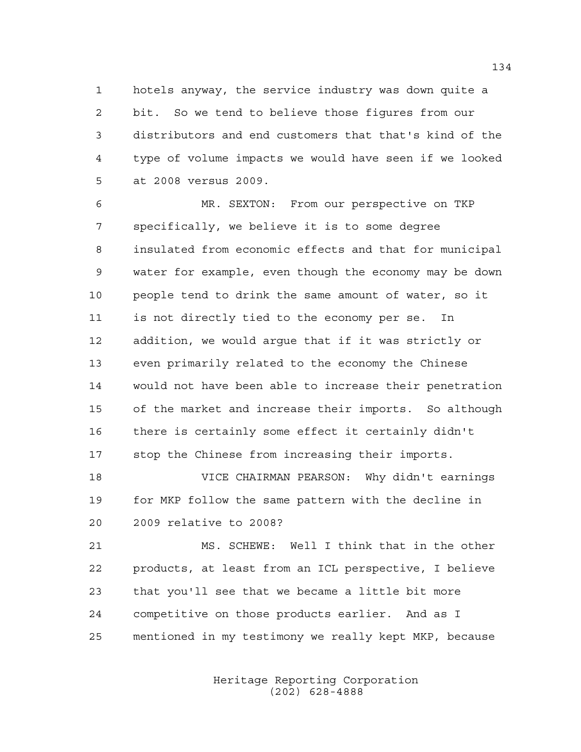hotels anyway, the service industry was down quite a bit. So we tend to believe those figures from our distributors and end customers that that's kind of the type of volume impacts we would have seen if we looked at 2008 versus 2009.

MR. SEXTON: From our perspective on TKP specifically, we believe it is to some degree insulated from economic effects and that for municipal water for example, even though the economy may be down people tend to drink the same amount of water, so it is not directly tied to the economy per se. In addition, we would argue that if it was strictly or even primarily related to the economy the Chinese would not have been able to increase their penetration of the market and increase their imports. So although there is certainly some effect it certainly didn't stop the Chinese from increasing their imports.

VICE CHAIRMAN PEARSON: Why didn't earnings for MKP follow the same pattern with the decline in 2009 relative to 2008?

MS. SCHEWE: Well I think that in the other products, at least from an ICL perspective, I believe that you'll see that we became a little bit more competitive on those products earlier. And as I mentioned in my testimony we really kept MKP, because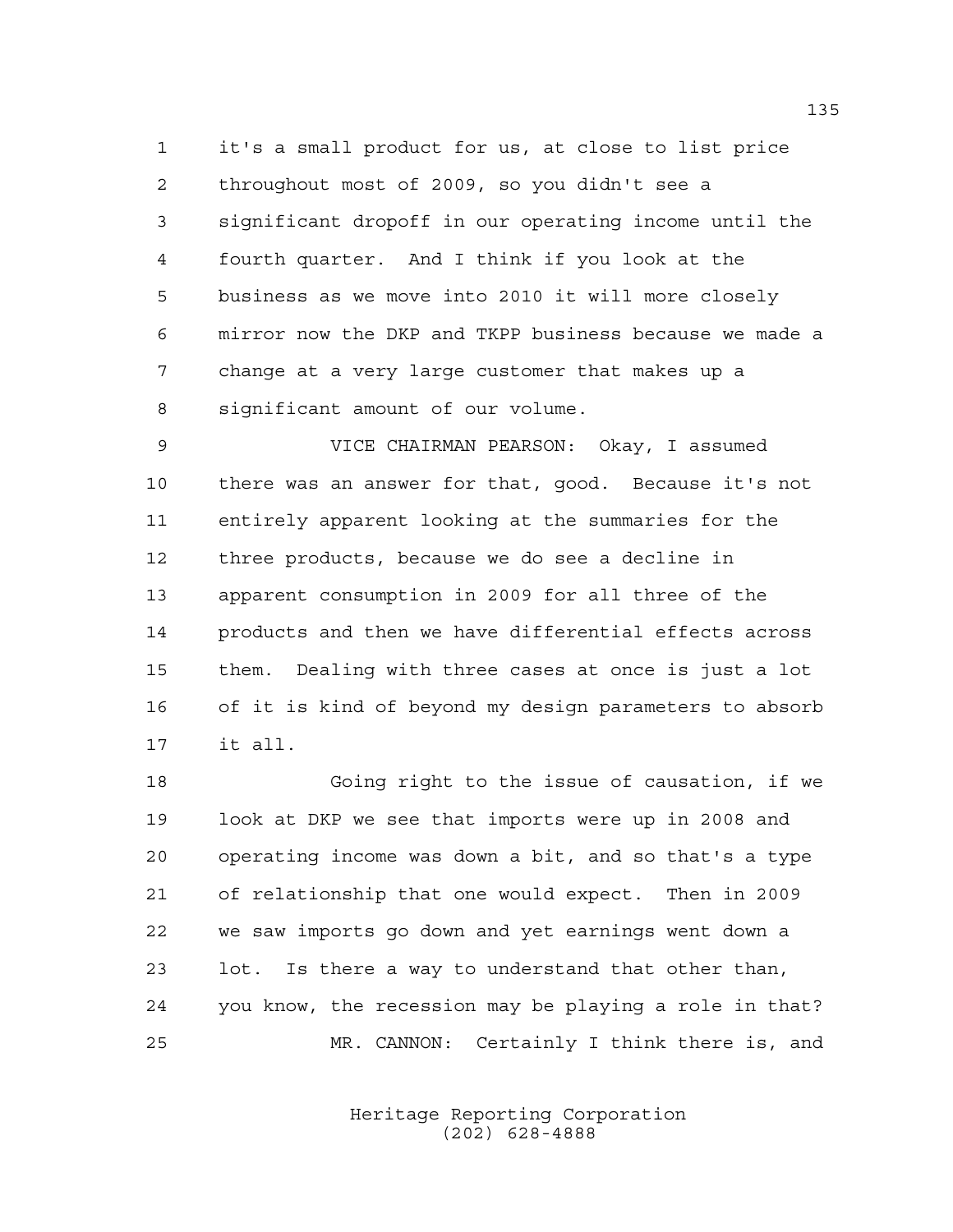1 it's a small product for us, at close to list price
2 throughout most of 2009, so you didn't see a
3 significant dropoff in our operating income until the
4 fourth quarter. And I think if you look at the
5 business as we move into 2010 it will more closely
6 mirror now the DKP and TKPP business because we made a
7 change at a very large customer that makes up a
8 significant amount of our volume.

9 VICE CHAIRMAN PEARSON: Okay, I assumed
10 there was an answer for that, good. Because it's not
11 entirely apparent looking at the summaries for the
12 three products, because we do see a decline in
13 apparent consumption in 2009 for all three of the
14 products and then we have differential effects across
15 them. Dealing with three cases at once is just a lot
16 of it is kind of beyond my design parameters to absorb
17 it all.

18 Going right to the issue of causation, if we
19 look at DKP we see that imports were up in 2008 and
20 operating income was down a bit, and so that's a type
21 of relationship that one would expect. Then in 2009
22 we saw imports go down and yet earnings went down a
23 lot. Is there a way to understand that other than,
24 you know, the recession may be playing a role in that?

25 MR. CANNON: Certainly I think there is, and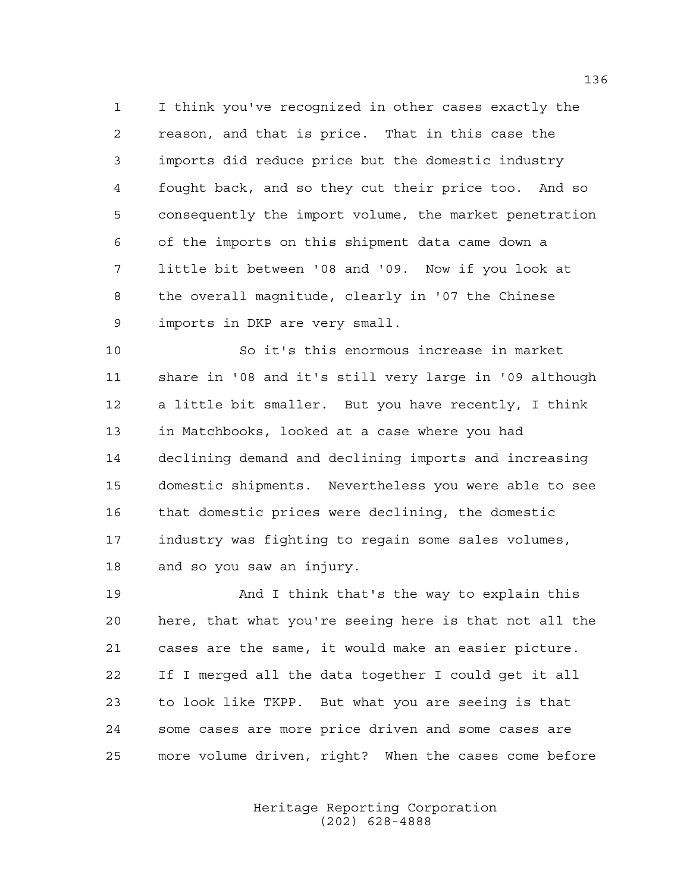I think you've recognized in other cases exactly the reason, and that is price. That in this case the imports did reduce price but the domestic industry fought back, and so they cut their price too. And so consequently the import volume, the market penetration of the imports on this shipment data came down a little bit between '08 and '09. Now if you look at the overall magnitude, clearly in '07 the Chinese imports in DKP are very small.

So it's this enormous increase in market share in '08 and it's still very large in '09 although a little bit smaller. But you have recently, I think in Matchbooks, looked at a case where you had declining demand and declining imports and increasing domestic shipments. Nevertheless you were able to see that domestic prices were declining, the domestic industry was fighting to regain some sales volumes, and so you saw an injury.

And I think that's the way to explain this here, that what you're seeing here is that not all the cases are the same, it would make an easier picture. If I merged all the data together I could get it all to look like TKPP. But what you are seeing is that some cases are more price driven and some cases are more volume driven, right? When the cases come before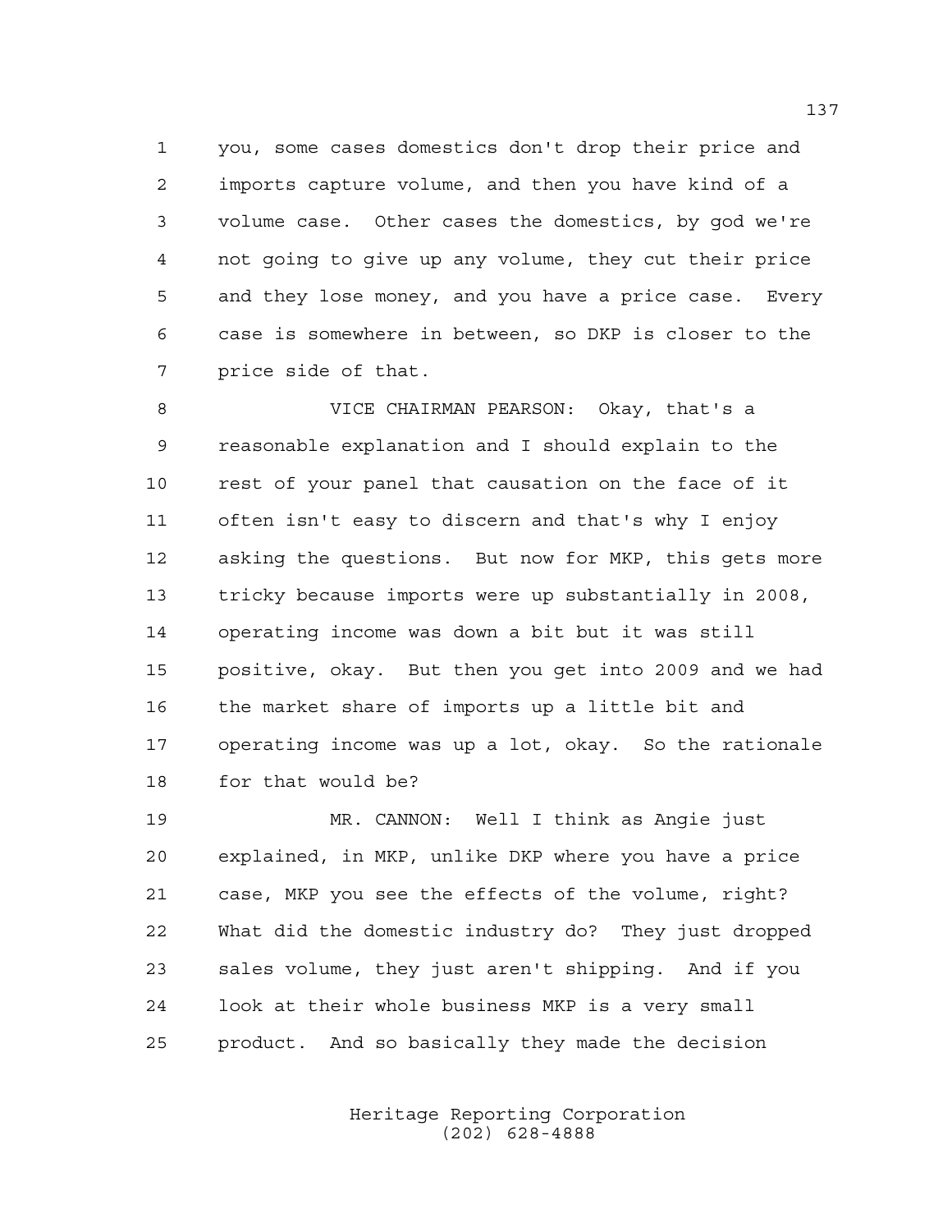you, some cases domestics don't drop their price and imports capture volume, and then you have kind of a volume case. Other cases the domestics, by god we're not going to give up any volume, they cut their price and they lose money, and you have a price case. Every case is somewhere in between, so DKP is closer to the price side of that.

VICE CHAIRMAN PEARSON: Okay, that's a reasonable explanation and I should explain to the rest of your panel that causation on the face of it often isn't easy to discern and that's why I enjoy asking the questions. But now for MKP, this gets more tricky because imports were up substantially in 2008, operating income was down a bit but it was still positive, okay. But then you get into 2009 and we had the market share of imports up a little bit and operating income was up a lot, okay. So the rationale for that would be?

MR. CANNON: Well I think as Angie just explained, in MKP, unlike DKP where you have a price case, MKP you see the effects of the volume, right? What did the domestic industry do? They just dropped sales volume, they just aren't shipping. And if you look at their whole business MKP is a very small product. And so basically they made the decision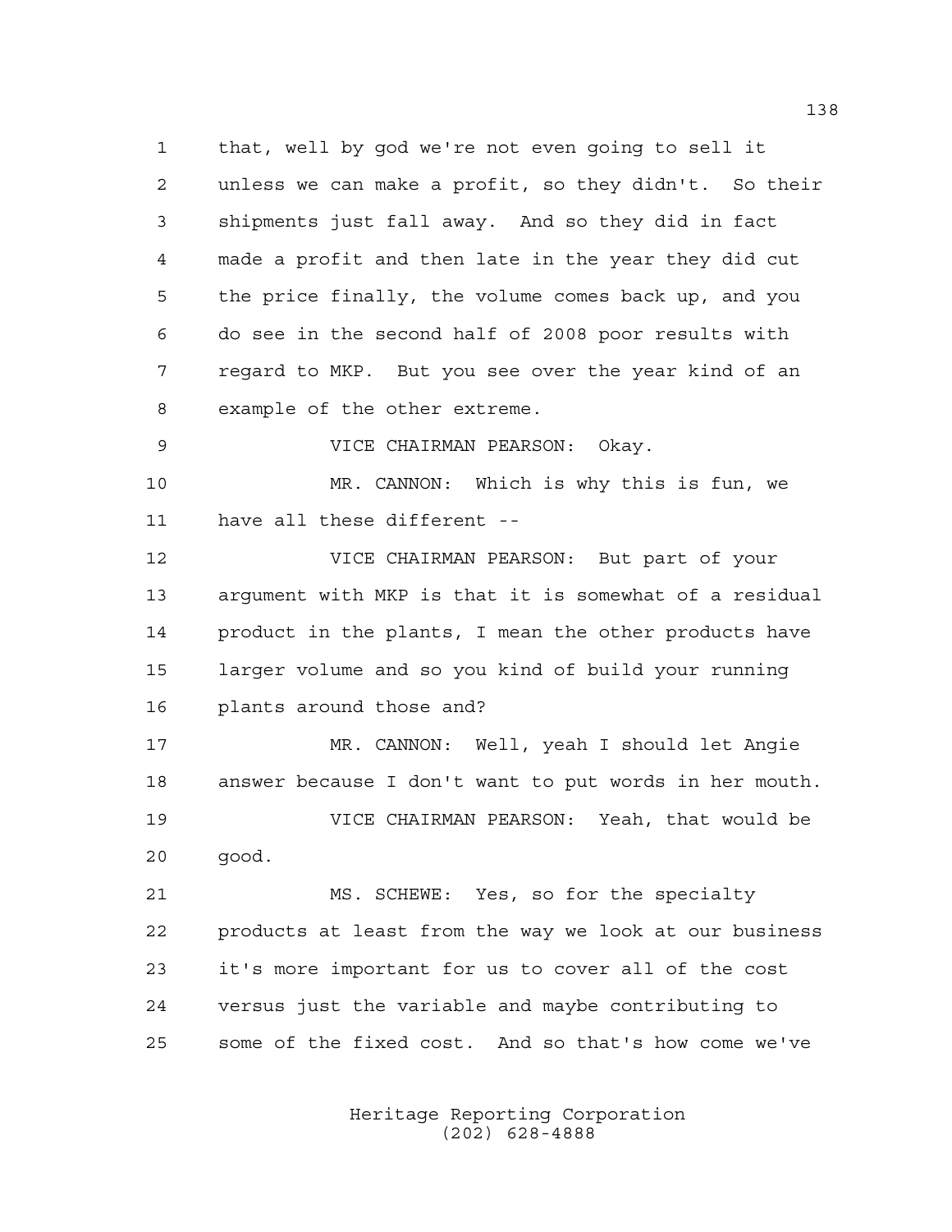that, well by god we're not even going to sell it unless we can make a profit, so they didn't. So their shipments just fall away. And so they did in fact made a profit and then late in the year they did cut the price finally, the volume comes back up, and you do see in the second half of 2008 poor results with regard to MKP. But you see over the year kind of an example of the other extreme.

VICE CHAIRMAN PEARSON: Okay.

MR. CANNON: Which is why this is fun, we have all these different --

VICE CHAIRMAN PEARSON: But part of your argument with MKP is that it is somewhat of a residual product in the plants, I mean the other products have larger volume and so you kind of build your running plants around those and?

MR. CANNON: Well, yeah I should let Angie answer because I don't want to put words in her mouth.

VICE CHAIRMAN PEARSON: Yeah, that would be good.

MS. SCHEWE: Yes, so for the specialty products at least from the way we look at our business it's more important for us to cover all of the cost versus just the variable and maybe contributing to some of the fixed cost. And so that's how come we've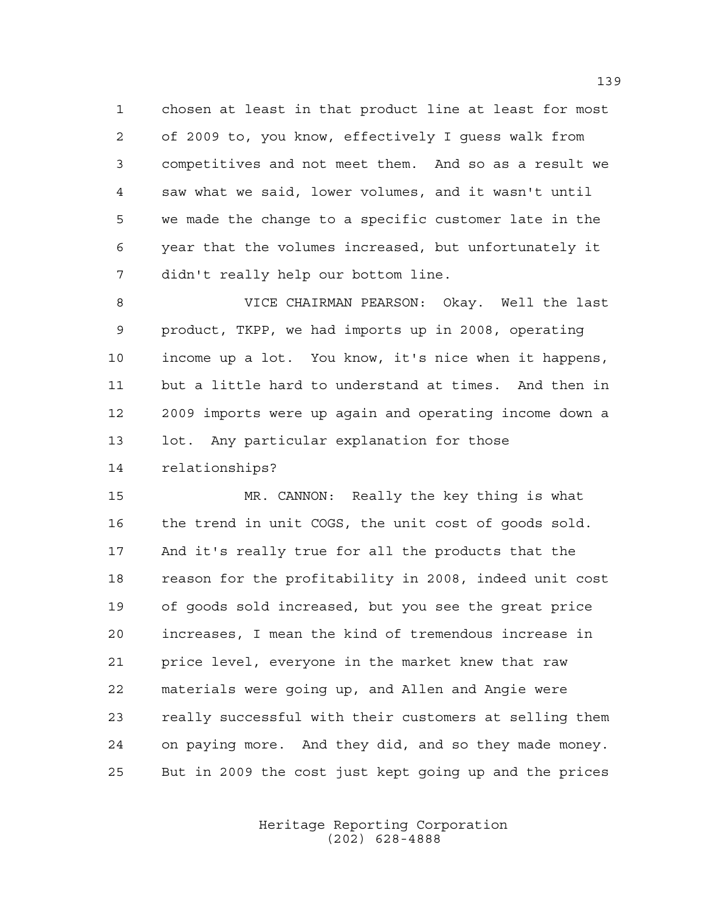chosen at least in that product line at least for most of 2009 to, you know, effectively I guess walk from competitives and not meet them. And so as a result we saw what we said, lower volumes, and it wasn't until we made the change to a specific customer late in the year that the volumes increased, but unfortunately it didn't really help our bottom line.

VICE CHAIRMAN PEARSON: Okay. Well the last product, TKPP, we had imports up in 2008, operating income up a lot. You know, it's nice when it happens, but a little hard to understand at times. And then in 2009 imports were up again and operating income down a lot. Any particular explanation for those relationships?

MR. CANNON: Really the key thing is what the trend in unit COGS, the unit cost of goods sold. And it's really true for all the products that the reason for the profitability in 2008, indeed unit cost of goods sold increased, but you see the great price increases, I mean the kind of tremendous increase in price level, everyone in the market knew that raw materials were going up, and Allen and Angie were really successful with their customers at selling them on paying more. And they did, and so they made money. But in 2009 the cost just kept going up and the prices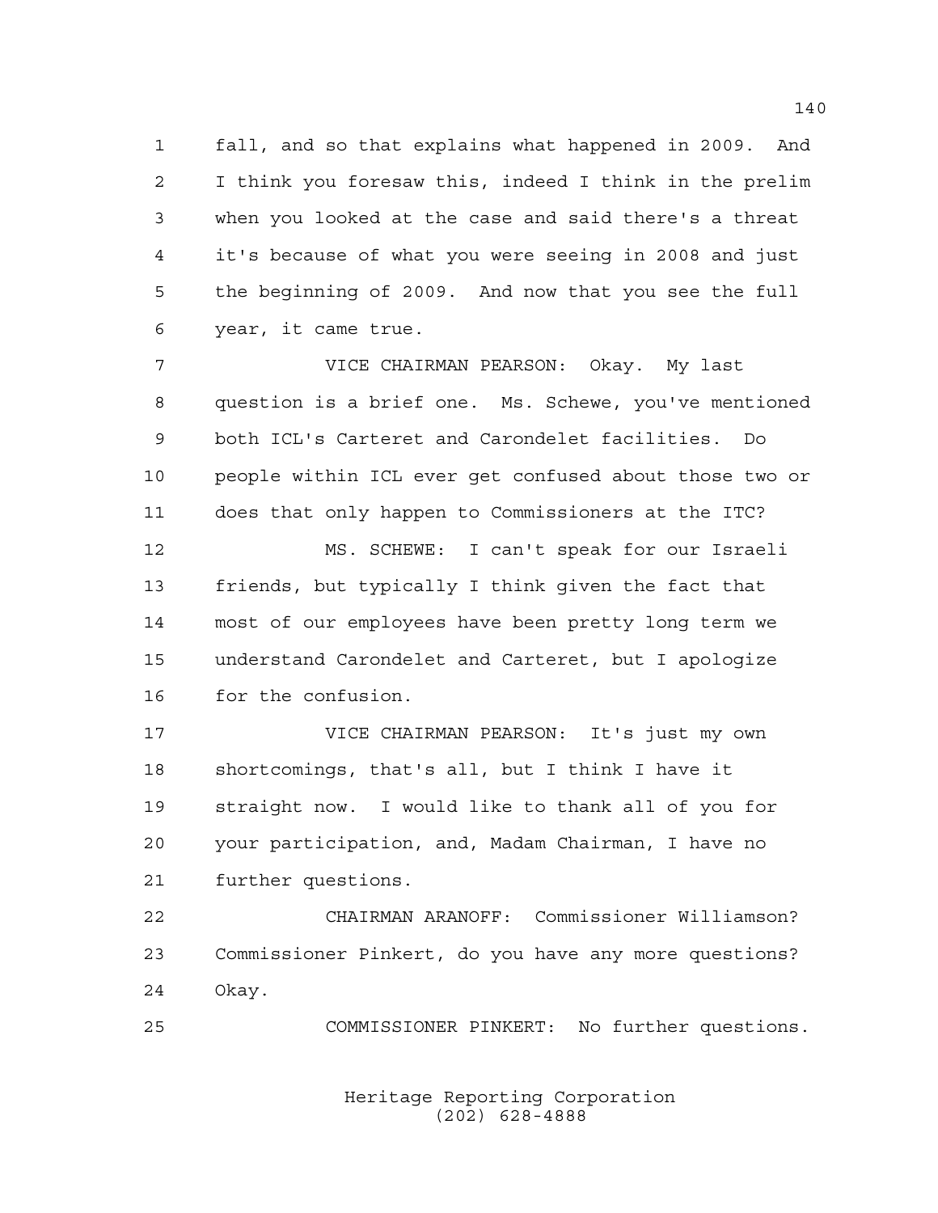fall, and so that explains what happened in 2009. And I think you foresaw this, indeed I think in the prelim when you looked at the case and said there's a threat it's because of what you were seeing in 2008 and just the beginning of 2009. And now that you see the full year, it came true.

VICE CHAIRMAN PEARSON: Okay. My last question is a brief one. Ms. Schewe, you've mentioned both ICL's Carteret and Carondelet facilities. Do people within ICL ever get confused about those two or does that only happen to Commissioners at the ITC?

MS. SCHEWE: I can't speak for our Israeli friends, but typically I think given the fact that most of our employees have been pretty long term we understand Carondelet and Carteret, but I apologize for the confusion.

VICE CHAIRMAN PEARSON: It's just my own shortcomings, that's all, but I think I have it straight now. I would like to thank all of you for your participation, and, Madam Chairman, I have no further questions.

CHAIRMAN ARANOFF: Commissioner Williamson? Commissioner Pinkert, do you have any more questions? Okay.

COMMISSIONER PINKERT: No further questions.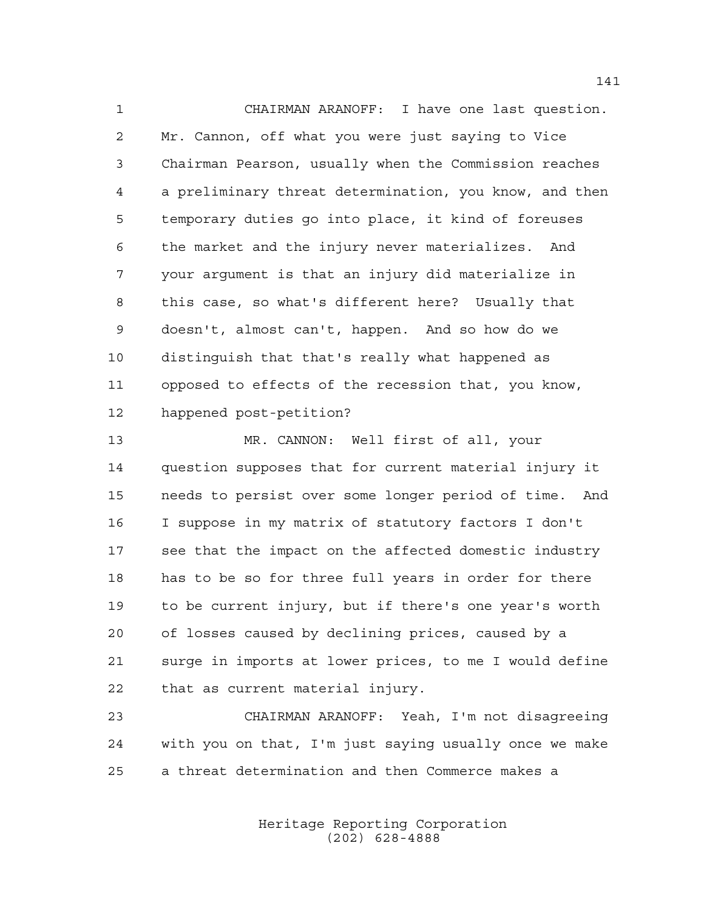CHAIRMAN ARANOFF: I have one last question. Mr. Cannon, off what you were just saying to Vice Chairman Pearson, usually when the Commission reaches a preliminary threat determination, you know, and then temporary duties go into place, it kind of foreuses the market and the injury never materializes. And your argument is that an injury did materialize in this case, so what's different here? Usually that doesn't, almost can't, happen. And so how do we distinguish that that's really what happened as opposed to effects of the recession that, you know, happened post-petition?

MR. CANNON: Well first of all, your question supposes that for current material injury it needs to persist over some longer period of time. And I suppose in my matrix of statutory factors I don't see that the impact on the affected domestic industry has to be so for three full years in order for there to be current injury, but if there's one year's worth of losses caused by declining prices, caused by a surge in imports at lower prices, to me I would define that as current material injury.

CHAIRMAN ARANOFF: Yeah, I'm not disagreeing with you on that, I'm just saying usually once we make a threat determination and then Commerce makes a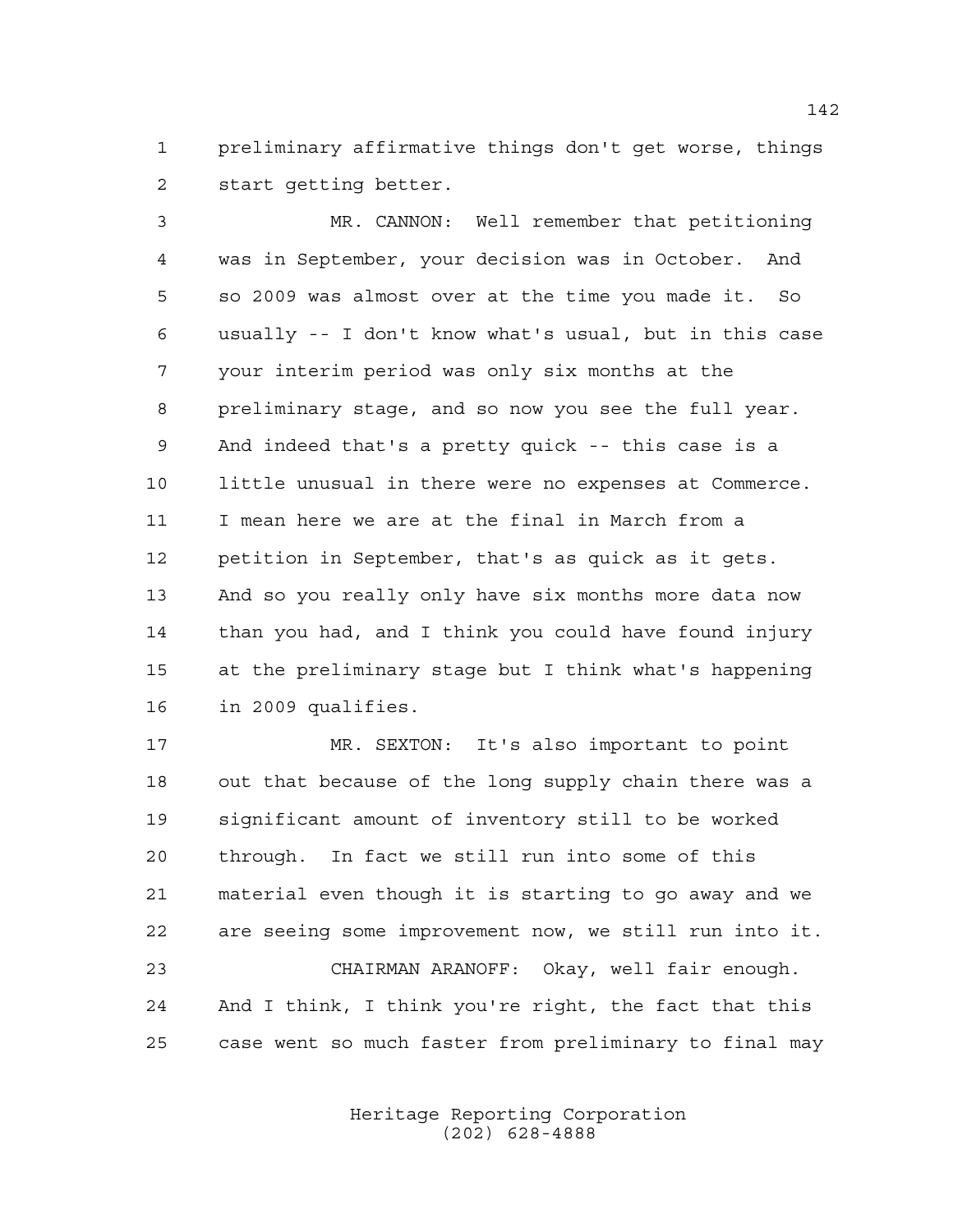preliminary affirmative things don't get worse, things start getting better.

MR. CANNON: Well remember that petitioning was in September, your decision was in October. And so 2009 was almost over at the time you made it. So usually -- I don't know what's usual, but in this case your interim period was only six months at the preliminary stage, and so now you see the full year. And indeed that's a pretty quick -- this case is a little unusual in there were no expenses at Commerce. I mean here we are at the final in March from a petition in September, that's as quick as it gets. And so you really only have six months more data now than you had, and I think you could have found injury at the preliminary stage but I think what's happening in 2009 qualifies.

MR. SEXTON: It's also important to point out that because of the long supply chain there was a significant amount of inventory still to be worked through. In fact we still run into some of this material even though it is starting to go away and we are seeing some improvement now, we still run into it.

CHAIRMAN ARANOFF: Okay, well fair enough. And I think, I think you're right, the fact that this case went so much faster from preliminary to final may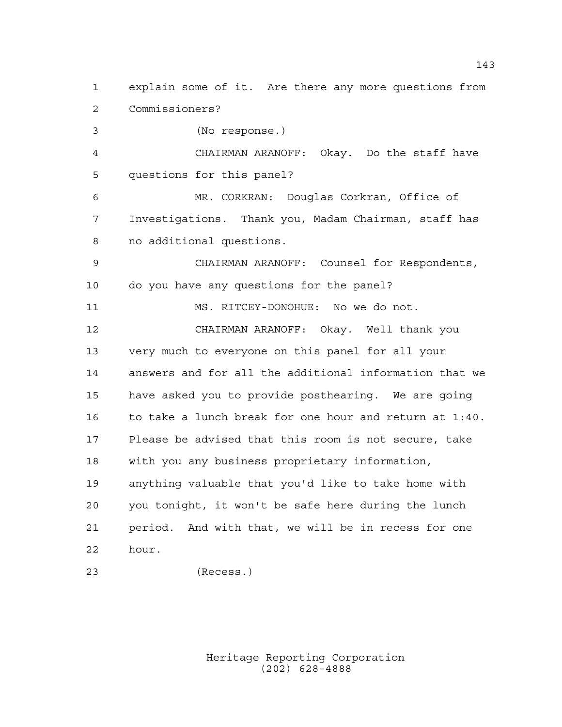explain some of it. Are there any more questions from Commissioners?

(No response.)

CHAIRMAN ARANOFF: Okay. Do the staff have questions for this panel?

MR. CORKRAN: Douglas Corkran, Office of Investigations. Thank you, Madam Chairman, staff has no additional questions.

CHAIRMAN ARANOFF: Counsel for Respondents, do you have any questions for the panel?

MS. RITCEY-DONOHUE: No we do not.

CHAIRMAN ARANOFF: Okay. Well thank you very much to everyone on this panel for all your answers and for all the additional information that we have asked you to provide posthearing. We are going to take a lunch break for one hour and return at 1:40. Please be advised that this room is not secure, take with you any business proprietary information, anything valuable that you'd like to take home with you tonight, it won't be safe here during the lunch period. And with that, we will be in recess for one hour.

(Recess.)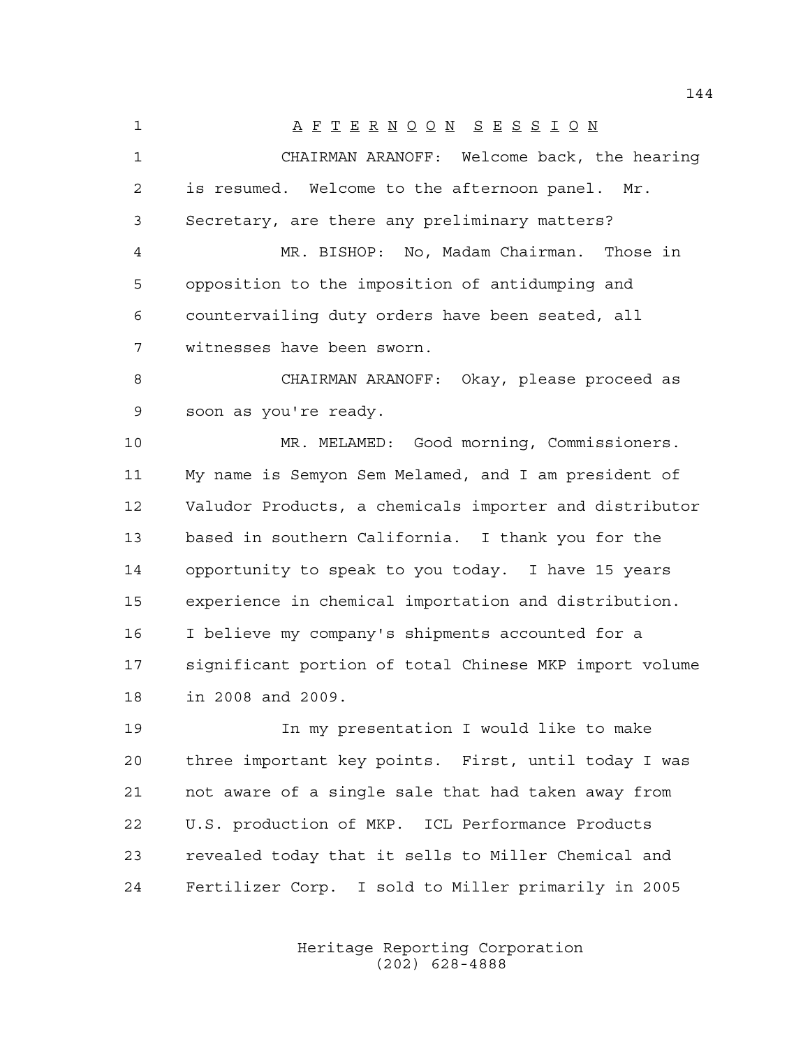A F T E R N O O N   S E S S I O N

CHAIRMAN ARANOFF: Welcome back, the hearing is resumed. Welcome to the afternoon panel. Mr. Secretary, are there any preliminary matters?

MR. BISHOP: No, Madam Chairman. Those in opposition to the imposition of antidumping and countervailing duty orders have been seated, all witnesses have been sworn.

CHAIRMAN ARANOFF: Okay, please proceed as soon as you're ready.

MR. MELAMED: Good morning, Commissioners. My name is Semyon Sem Melamed, and I am president of Valudor Products, a chemicals importer and distributor based in southern California. I thank you for the opportunity to speak to you today. I have 15 years experience in chemical importation and distribution. I believe my company's shipments accounted for a significant portion of total Chinese MKP import volume in 2008 and 2009.

In my presentation I would like to make three important key points. First, until today I was not aware of a single sale that had taken away from U.S. production of MKP. ICL Performance Products revealed today that it sells to Miller Chemical and Fertilizer Corp. I sold to Miller primarily in 2005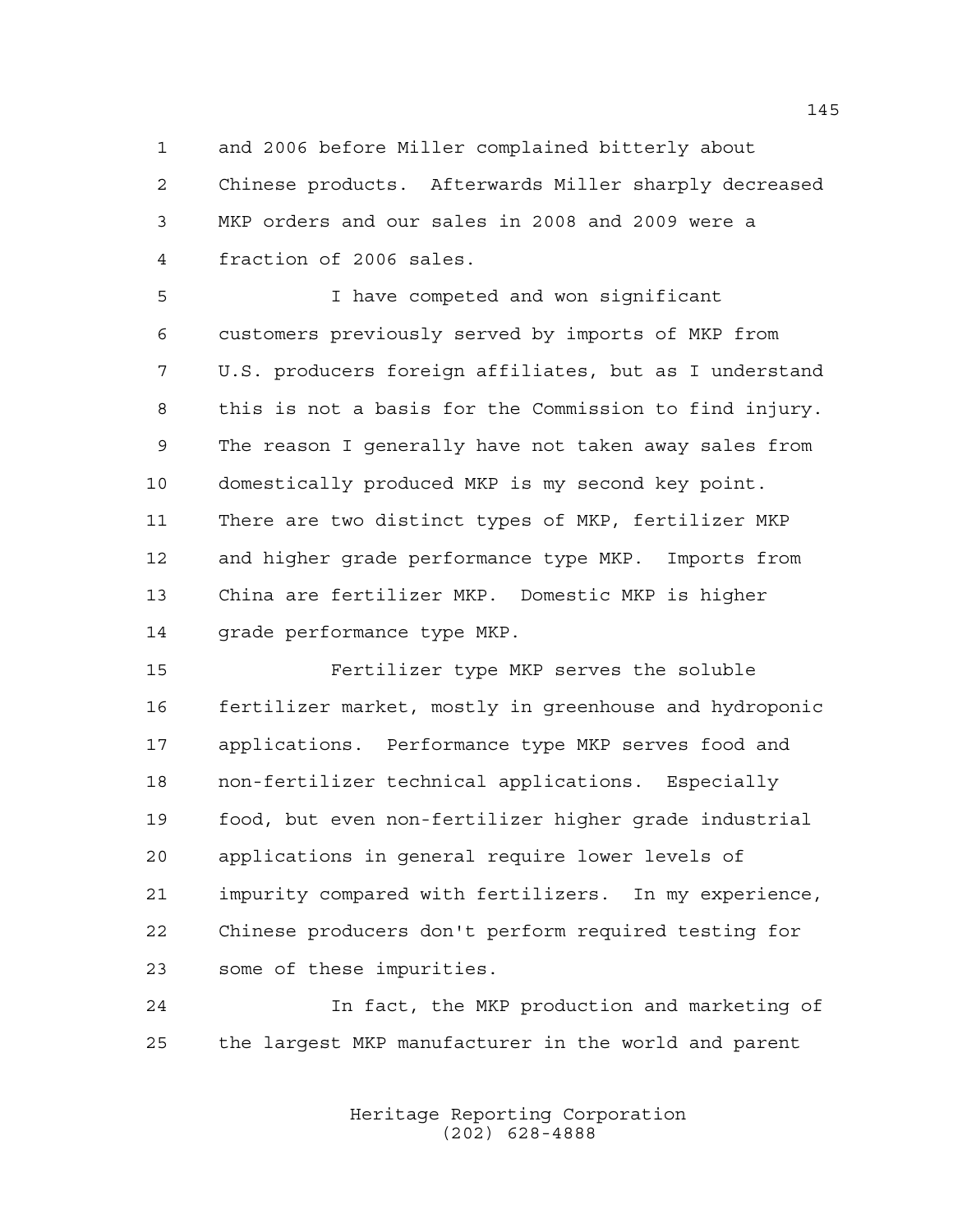and 2006 before Miller complained bitterly about Chinese products. Afterwards Miller sharply decreased MKP orders and our sales in 2008 and 2009 were a fraction of 2006 sales.

I have competed and won significant customers previously served by imports of MKP from U.S. producers foreign affiliates, but as I understand this is not a basis for the Commission to find injury. The reason I generally have not taken away sales from domestically produced MKP is my second key point. There are two distinct types of MKP, fertilizer MKP and higher grade performance type MKP. Imports from China are fertilizer MKP. Domestic MKP is higher grade performance type MKP.

Fertilizer type MKP serves the soluble fertilizer market, mostly in greenhouse and hydroponic applications. Performance type MKP serves food and non-fertilizer technical applications. Especially food, but even non-fertilizer higher grade industrial applications in general require lower levels of impurity compared with fertilizers. In my experience, Chinese producers don't perform required testing for some of these impurities.

In fact, the MKP production and marketing of the largest MKP manufacturer in the world and parent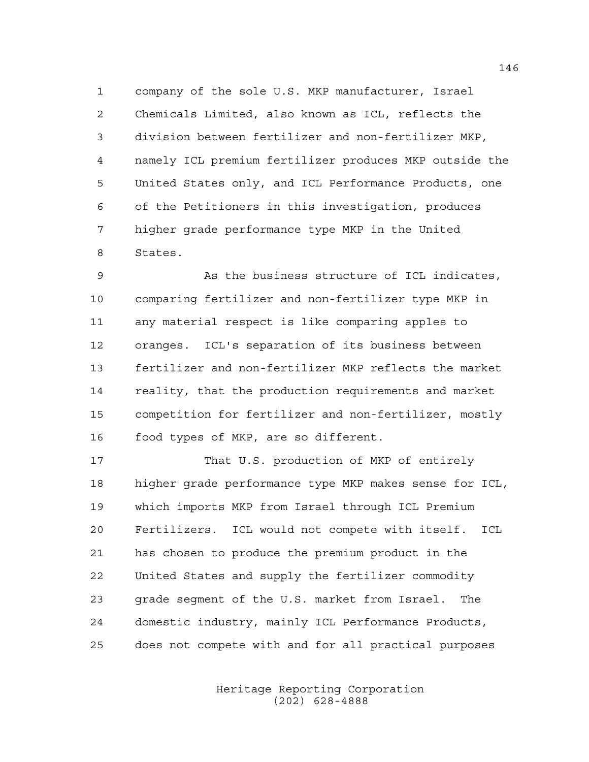company of the sole U.S. MKP manufacturer, Israel Chemicals Limited, also known as ICL, reflects the division between fertilizer and non-fertilizer MKP, namely ICL premium fertilizer produces MKP outside the United States only, and ICL Performance Products, one of the Petitioners in this investigation, produces higher grade performance type MKP in the United States.

As the business structure of ICL indicates, comparing fertilizer and non-fertilizer type MKP in any material respect is like comparing apples to oranges. ICL's separation of its business between fertilizer and non-fertilizer MKP reflects the market reality, that the production requirements and market competition for fertilizer and non-fertilizer, mostly food types of MKP, are so different.

That U.S. production of MKP of entirely higher grade performance type MKP makes sense for ICL, which imports MKP from Israel through ICL Premium Fertilizers. ICL would not compete with itself. ICL has chosen to produce the premium product in the United States and supply the fertilizer commodity grade segment of the U.S. market from Israel. The domestic industry, mainly ICL Performance Products, does not compete with and for all practical purposes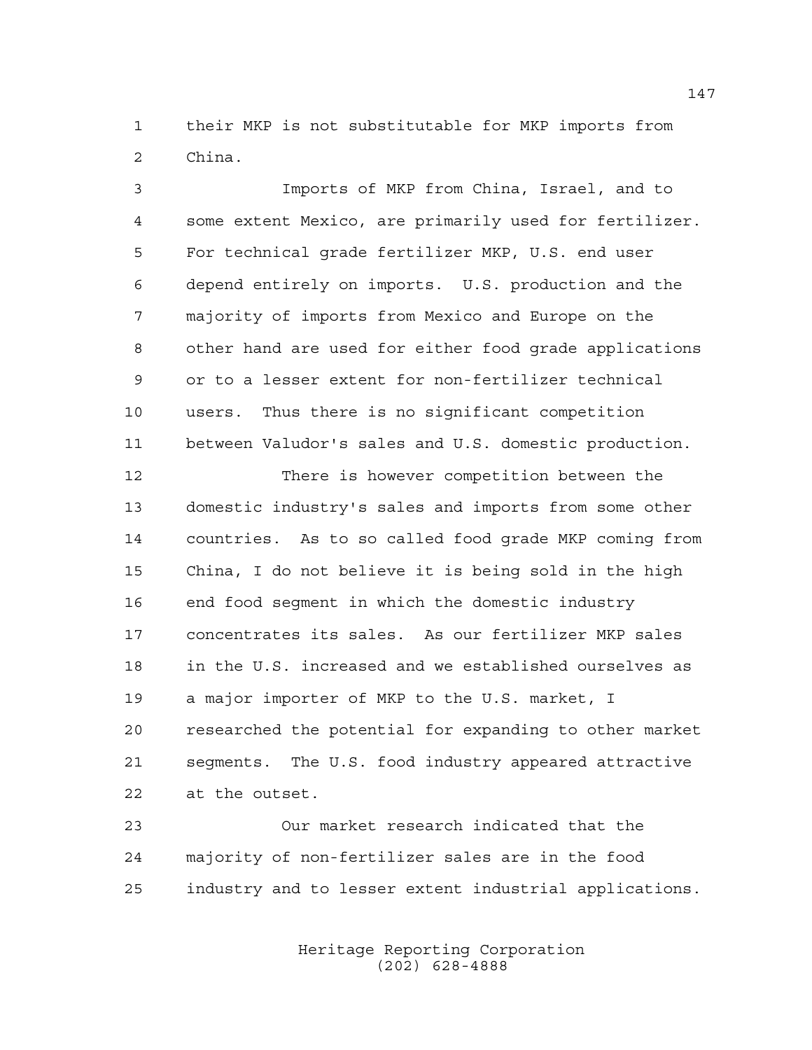their MKP is not substitutable for MKP imports from China.

Imports of MKP from China, Israel, and to some extent Mexico, are primarily used for fertilizer. For technical grade fertilizer MKP, U.S. end user depend entirely on imports. U.S. production and the majority of imports from Mexico and Europe on the other hand are used for either food grade applications or to a lesser extent for non-fertilizer technical users. Thus there is no significant competition between Valudor's sales and U.S. domestic production.

There is however competition between the domestic industry's sales and imports from some other countries. As to so called food grade MKP coming from China, I do not believe it is being sold in the high end food segment in which the domestic industry concentrates its sales. As our fertilizer MKP sales in the U.S. increased and we established ourselves as a major importer of MKP to the U.S. market, I researched the potential for expanding to other market segments. The U.S. food industry appeared attractive at the outset.

Our market research indicated that the majority of non-fertilizer sales are in the food industry and to lesser extent industrial applications.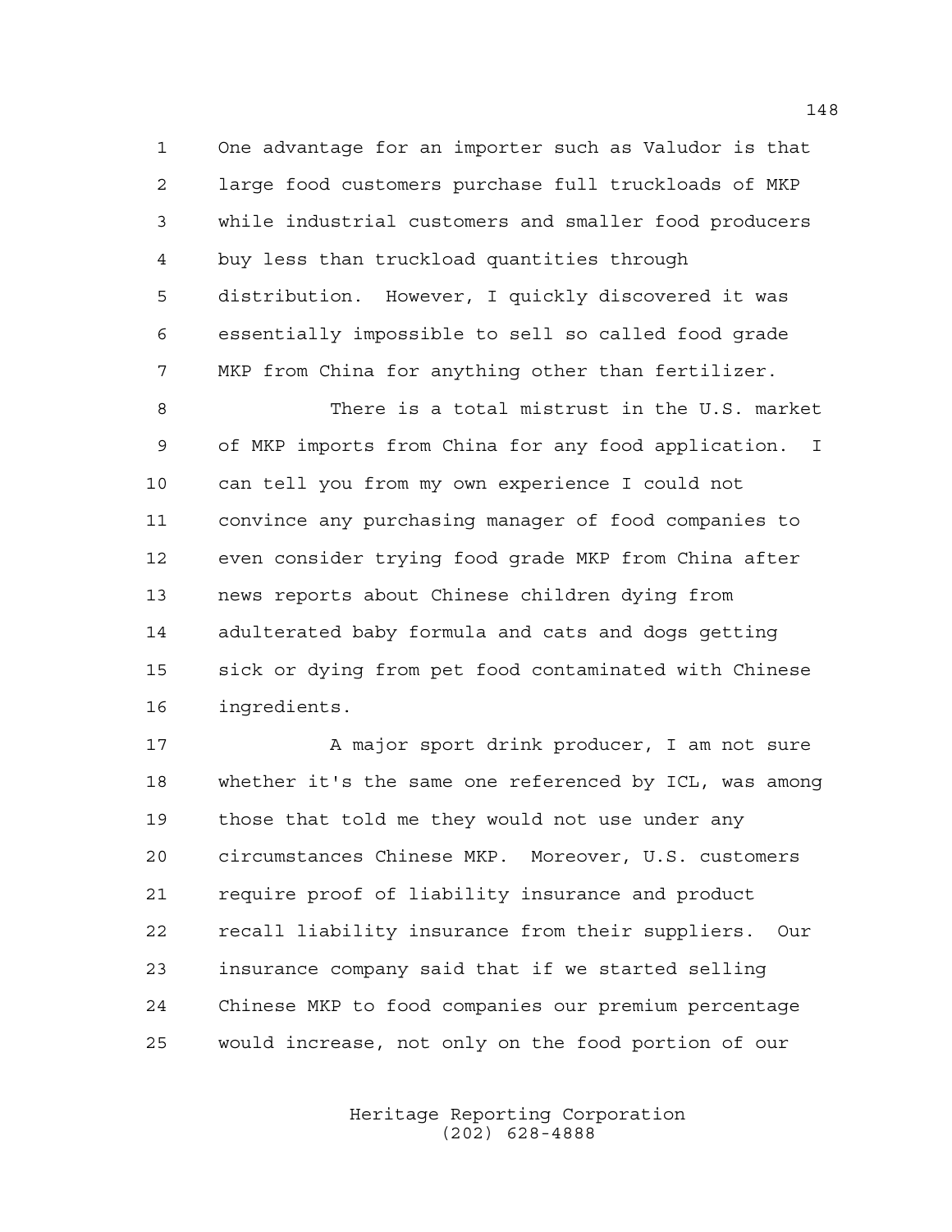One advantage for an importer such as Valudor is that large food customers purchase full truckloads of MKP while industrial customers and smaller food producers buy less than truckload quantities through distribution. However, I quickly discovered it was essentially impossible to sell so called food grade MKP from China for anything other than fertilizer.

There is a total mistrust in the U.S. market of MKP imports from China for any food application. I can tell you from my own experience I could not convince any purchasing manager of food companies to even consider trying food grade MKP from China after news reports about Chinese children dying from adulterated baby formula and cats and dogs getting sick or dying from pet food contaminated with Chinese ingredients.

A major sport drink producer, I am not sure whether it's the same one referenced by ICL, was among those that told me they would not use under any circumstances Chinese MKP. Moreover, U.S. customers require proof of liability insurance and product recall liability insurance from their suppliers. Our insurance company said that if we started selling Chinese MKP to food companies our premium percentage would increase, not only on the food portion of our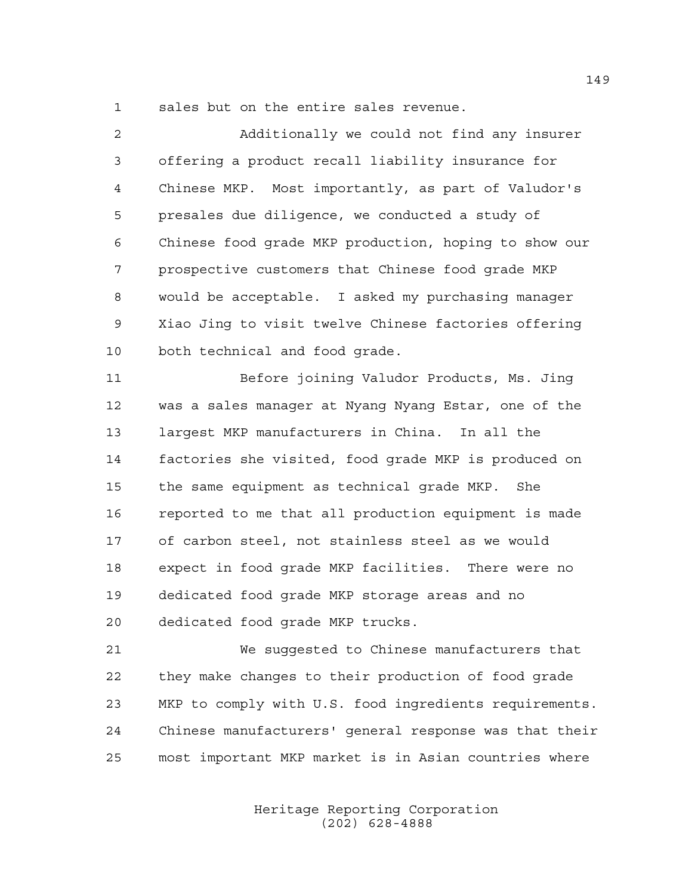sales but on the entire sales revenue.

Additionally we could not find any insurer offering a product recall liability insurance for Chinese MKP. Most importantly, as part of Valudor's presales due diligence, we conducted a study of Chinese food grade MKP production, hoping to show our prospective customers that Chinese food grade MKP would be acceptable. I asked my purchasing manager Xiao Jing to visit twelve Chinese factories offering both technical and food grade.

Before joining Valudor Products, Ms. Jing was a sales manager at Nyang Nyang Estar, one of the largest MKP manufacturers in China. In all the factories she visited, food grade MKP is produced on the same equipment as technical grade MKP. She reported to me that all production equipment is made of carbon steel, not stainless steel as we would expect in food grade MKP facilities. There were no dedicated food grade MKP storage areas and no dedicated food grade MKP trucks.

We suggested to Chinese manufacturers that they make changes to their production of food grade MKP to comply with U.S. food ingredients requirements. Chinese manufacturers' general response was that their most important MKP market is in Asian countries where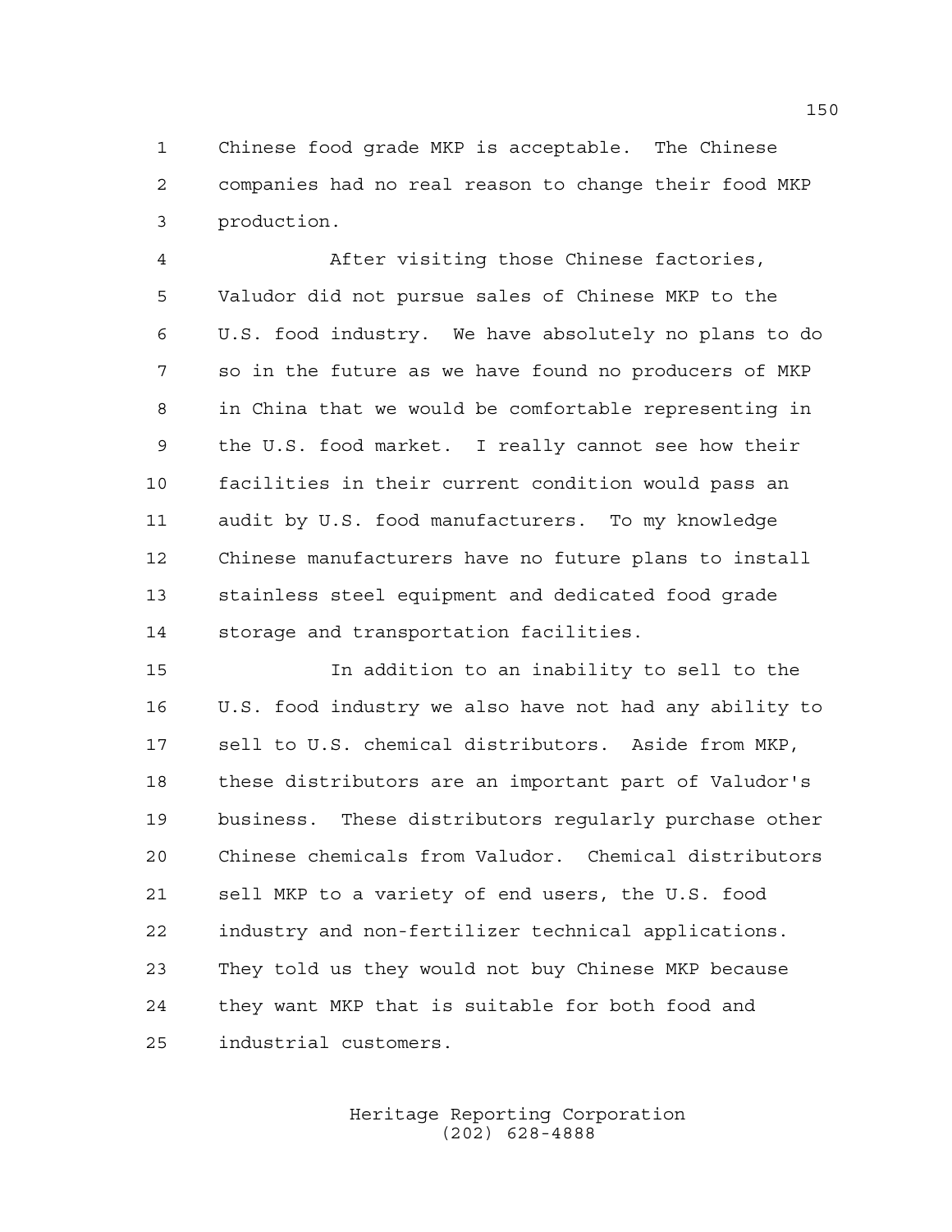Chinese food grade MKP is acceptable. The Chinese companies had no real reason to change their food MKP production.

After visiting those Chinese factories, Valudor did not pursue sales of Chinese MKP to the U.S. food industry. We have absolutely no plans to do so in the future as we have found no producers of MKP in China that we would be comfortable representing in the U.S. food market. I really cannot see how their facilities in their current condition would pass an audit by U.S. food manufacturers. To my knowledge Chinese manufacturers have no future plans to install stainless steel equipment and dedicated food grade storage and transportation facilities.

In addition to an inability to sell to the U.S. food industry we also have not had any ability to sell to U.S. chemical distributors. Aside from MKP, these distributors are an important part of Valudor's business. These distributors regularly purchase other Chinese chemicals from Valudor. Chemical distributors sell MKP to a variety of end users, the U.S. food industry and non-fertilizer technical applications. They told us they would not buy Chinese MKP because they want MKP that is suitable for both food and industrial customers.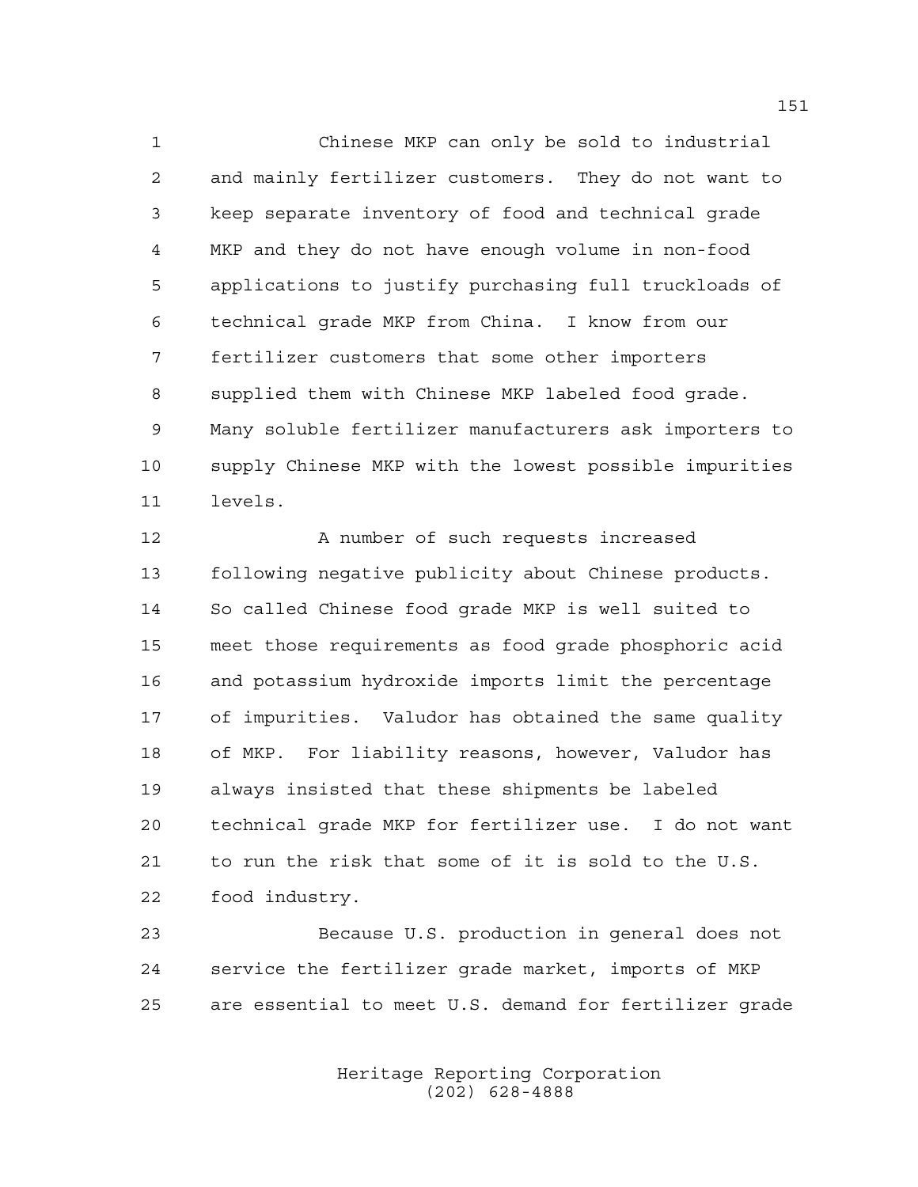Chinese MKP can only be sold to industrial and mainly fertilizer customers. They do not want to keep separate inventory of food and technical grade MKP and they do not have enough volume in non-food applications to justify purchasing full truckloads of technical grade MKP from China. I know from our fertilizer customers that some other importers supplied them with Chinese MKP labeled food grade. Many soluble fertilizer manufacturers ask importers to supply Chinese MKP with the lowest possible impurities levels.

A number of such requests increased following negative publicity about Chinese products. So called Chinese food grade MKP is well suited to meet those requirements as food grade phosphoric acid and potassium hydroxide imports limit the percentage of impurities. Valudor has obtained the same quality of MKP. For liability reasons, however, Valudor has always insisted that these shipments be labeled technical grade MKP for fertilizer use. I do not want to run the risk that some of it is sold to the U.S. food industry.

Because U.S. production in general does not service the fertilizer grade market, imports of MKP are essential to meet U.S. demand for fertilizer grade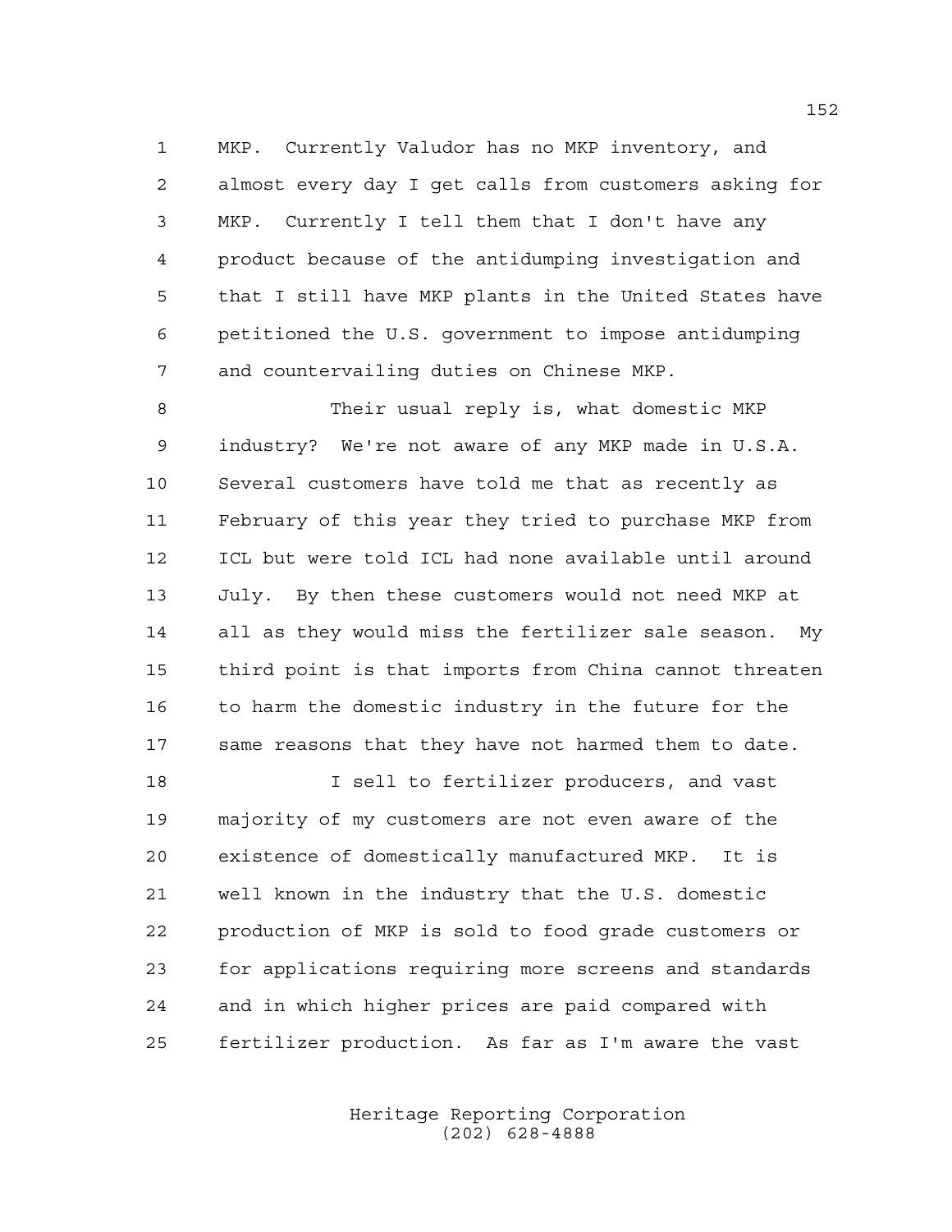MKP. Currently Valudor has no MKP inventory, and almost every day I get calls from customers asking for MKP. Currently I tell them that I don't have any product because of the antidumping investigation and that I still have MKP plants in the United States have petitioned the U.S. government to impose antidumping and countervailing duties on Chinese MKP.

Their usual reply is, what domestic MKP industry? We're not aware of any MKP made in U.S.A. Several customers have told me that as recently as February of this year they tried to purchase MKP from ICL but were told ICL had none available until around July. By then these customers would not need MKP at all as they would miss the fertilizer sale season. My third point is that imports from China cannot threaten to harm the domestic industry in the future for the same reasons that they have not harmed them to date.

I sell to fertilizer producers, and vast majority of my customers are not even aware of the existence of domestically manufactured MKP. It is well known in the industry that the U.S. domestic production of MKP is sold to food grade customers or for applications requiring more screens and standards and in which higher prices are paid compared with fertilizer production. As far as I'm aware the vast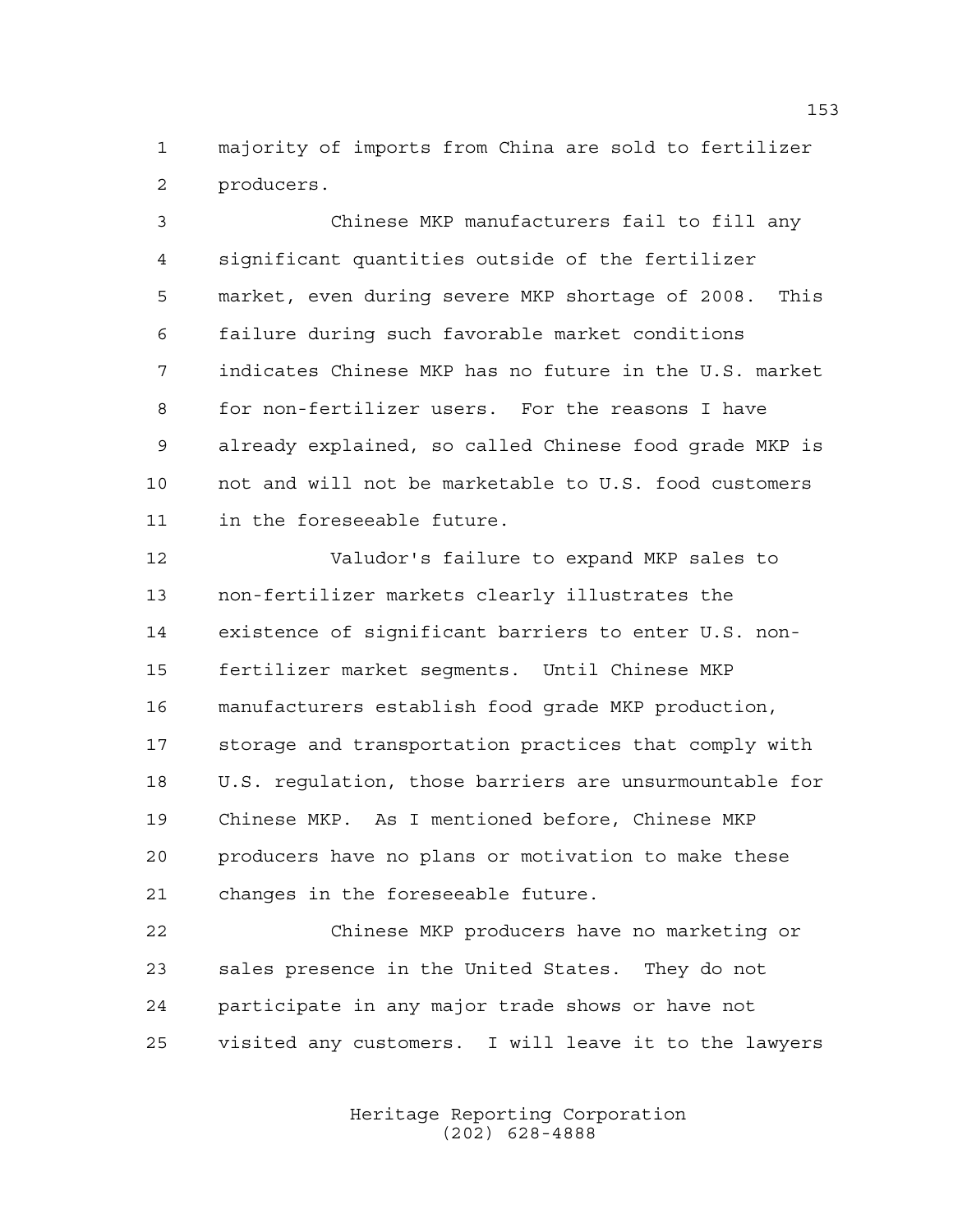majority of imports from China are sold to fertilizer producers.

Chinese MKP manufacturers fail to fill any significant quantities outside of the fertilizer market, even during severe MKP shortage of 2008. This failure during such favorable market conditions indicates Chinese MKP has no future in the U.S. market for non-fertilizer users. For the reasons I have already explained, so called Chinese food grade MKP is not and will not be marketable to U.S. food customers in the foreseeable future.

Valudor's failure to expand MKP sales to non-fertilizer markets clearly illustrates the existence of significant barriers to enter U.S. non-fertilizer market segments. Until Chinese MKP manufacturers establish food grade MKP production, storage and transportation practices that comply with U.S. regulation, those barriers are unsurmountable for Chinese MKP. As I mentioned before, Chinese MKP producers have no plans or motivation to make these changes in the foreseeable future.

Chinese MKP producers have no marketing or sales presence in the United States. They do not participate in any major trade shows or have not visited any customers. I will leave it to the lawyers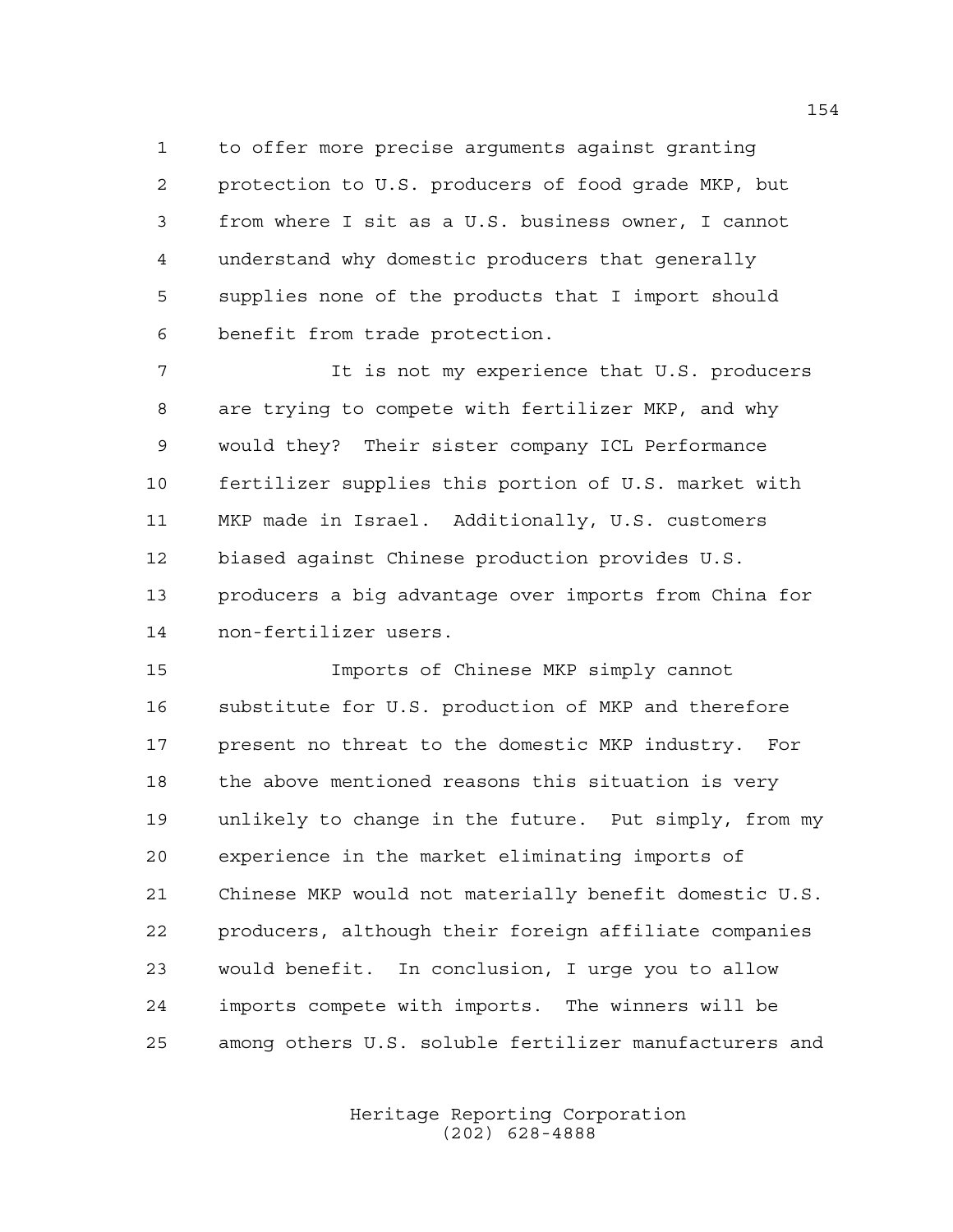to offer more precise arguments against granting protection to U.S. producers of food grade MKP, but from where I sit as a U.S. business owner, I cannot understand why domestic producers that generally supplies none of the products that I import should benefit from trade protection.

It is not my experience that U.S. producers are trying to compete with fertilizer MKP, and why would they? Their sister company ICL Performance fertilizer supplies this portion of U.S. market with MKP made in Israel. Additionally, U.S. customers biased against Chinese production provides U.S. producers a big advantage over imports from China for non-fertilizer users.

Imports of Chinese MKP simply cannot substitute for U.S. production of MKP and therefore present no threat to the domestic MKP industry. For the above mentioned reasons this situation is very unlikely to change in the future. Put simply, from my experience in the market eliminating imports of Chinese MKP would not materially benefit domestic U.S. producers, although their foreign affiliate companies would benefit. In conclusion, I urge you to allow imports compete with imports. The winners will be among others U.S. soluble fertilizer manufacturers and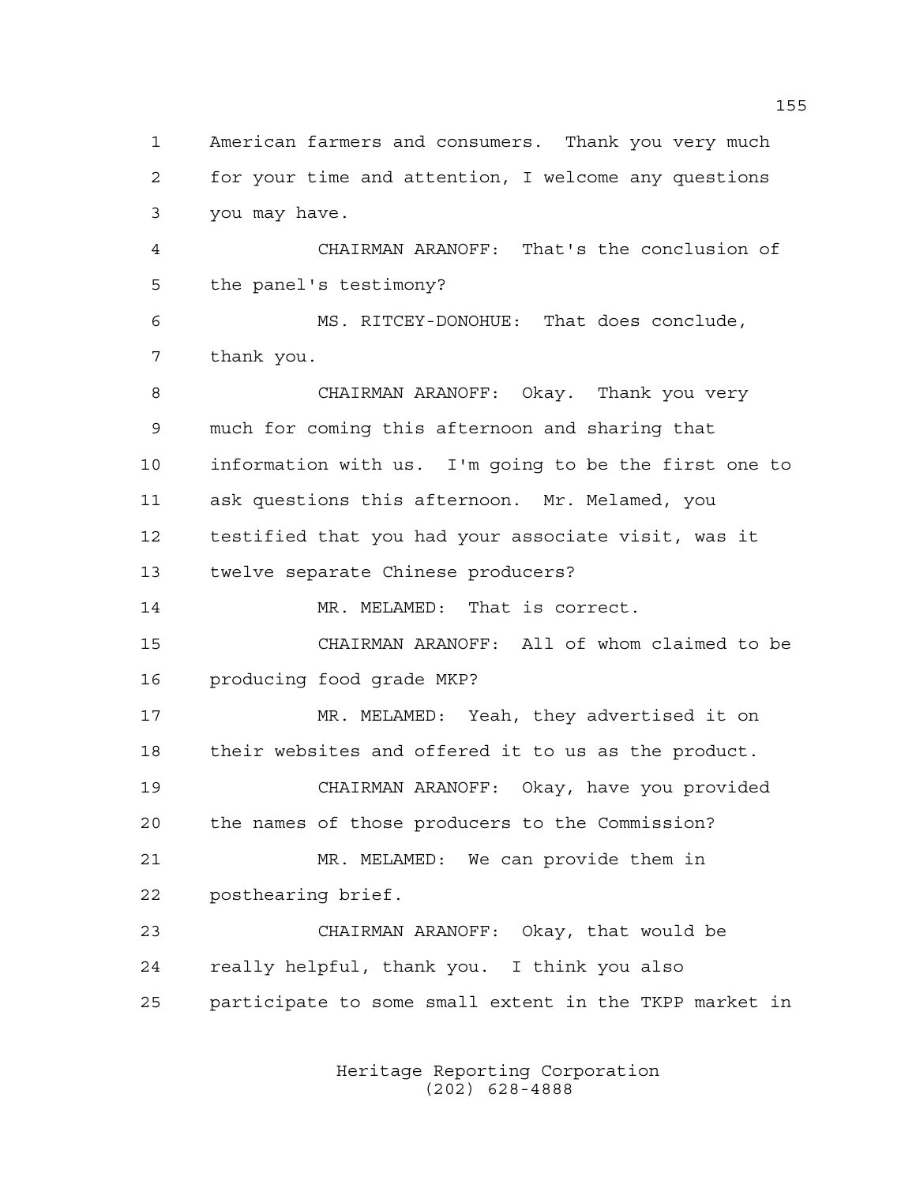American farmers and consumers. Thank you very much for your time and attention, I welcome any questions you may have.

CHAIRMAN ARANOFF: That's the conclusion of the panel's testimony?

MS. RITCEY-DONOHUE: That does conclude, thank you.

CHAIRMAN ARANOFF: Okay. Thank you very much for coming this afternoon and sharing that information with us. I'm going to be the first one to ask questions this afternoon. Mr. Melamed, you testified that you had your associate visit, was it twelve separate Chinese producers?

MR. MELAMED: That is correct.

CHAIRMAN ARANOFF: All of whom claimed to be producing food grade MKP?

MR. MELAMED: Yeah, they advertised it on their websites and offered it to us as the product.

CHAIRMAN ARANOFF: Okay, have you provided the names of those producers to the Commission?

MR. MELAMED: We can provide them in posthearing brief.

CHAIRMAN ARANOFF: Okay, that would be really helpful, thank you. I think you also participate to some small extent in the TKPP market in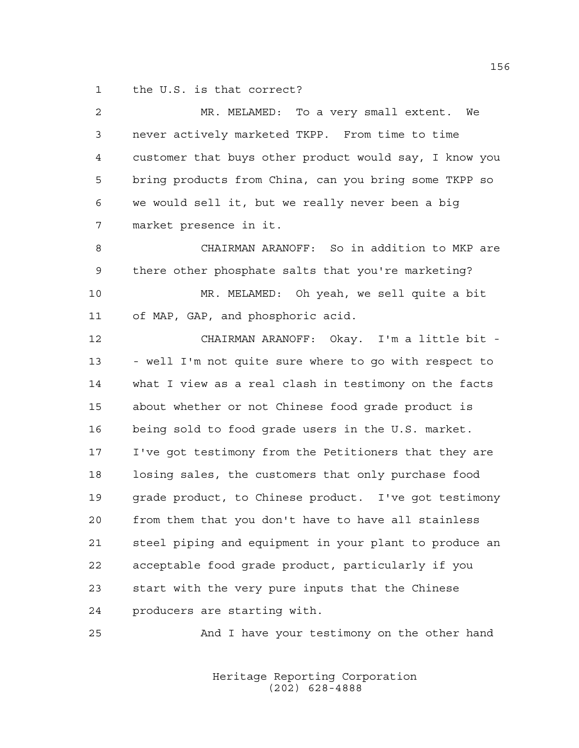1 the U.S. is that correct?

2 MR. MELAMED: To a very small extent. We

3 never actively marketed TKPP. From time to time

4 customer that buys other product would say, I know you

5 bring products from China, can you bring some TKPP so

6 we would sell it, but we really never been a big

7 market presence in it.

8 CHAIRMAN ARANOFF: So in addition to MKP are

9 there other phosphate salts that you're marketing?

10 MR. MELAMED: Oh yeah, we sell quite a bit

11 of MAP, GAP, and phosphoric acid.

12 CHAIRMAN ARANOFF: Okay. I'm a little bit -

13 - well I'm not quite sure where to go with respect to

14 what I view as a real clash in testimony on the facts

15 about whether or not Chinese food grade product is

16 being sold to food grade users in the U.S. market.

17 I've got testimony from the Petitioners that they are

18 losing sales, the customers that only purchase food

19 grade product, to Chinese product. I've got testimony

20 from them that you don't have to have all stainless

21 steel piping and equipment in your plant to produce an

22 acceptable food grade product, particularly if you

23 start with the very pure inputs that the Chinese

24 producers are starting with.

25 And I have your testimony on the other hand

Heritage Reporting Corporation
(202) 628-4888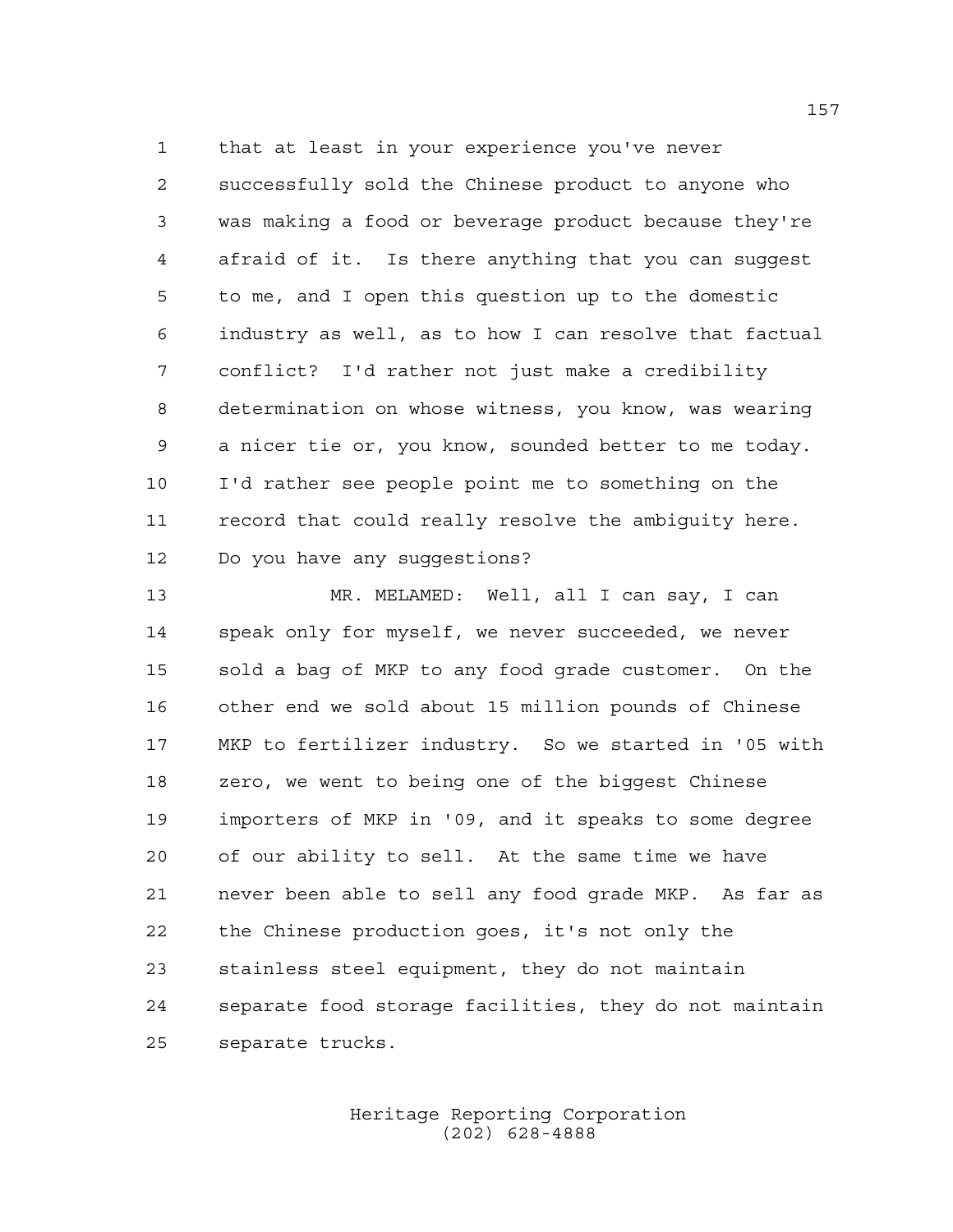that at least in your experience you've never successfully sold the Chinese product to anyone who was making a food or beverage product because they're afraid of it. Is there anything that you can suggest to me, and I open this question up to the domestic industry as well, as to how I can resolve that factual conflict? I'd rather not just make a credibility determination on whose witness, you know, was wearing a nicer tie or, you know, sounded better to me today. I'd rather see people point me to something on the record that could really resolve the ambiguity here. Do you have any suggestions?

MR. MELAMED: Well, all I can say, I can speak only for myself, we never succeeded, we never sold a bag of MKP to any food grade customer. On the other end we sold about 15 million pounds of Chinese MKP to fertilizer industry. So we started in '05 with zero, we went to being one of the biggest Chinese importers of MKP in '09, and it speaks to some degree of our ability to sell. At the same time we have never been able to sell any food grade MKP. As far as the Chinese production goes, it's not only the stainless steel equipment, they do not maintain separate food storage facilities, they do not maintain separate trucks.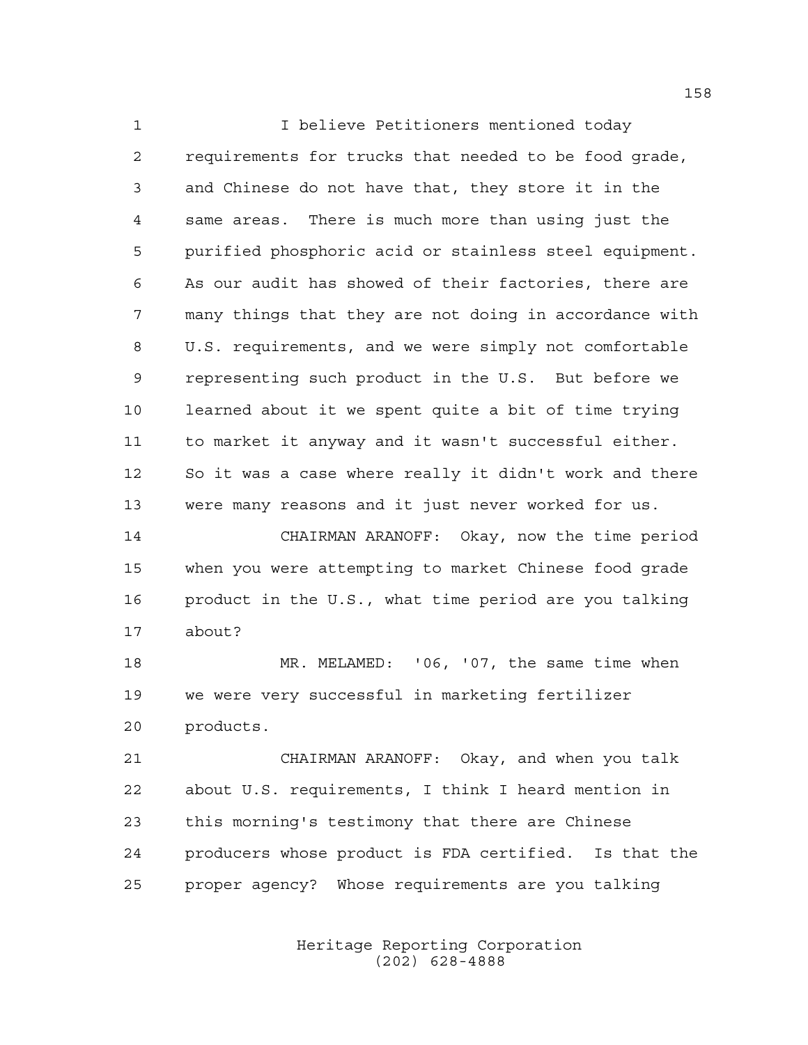I believe Petitioners mentioned today requirements for trucks that needed to be food grade, and Chinese do not have that, they store it in the same areas. There is much more than using just the purified phosphoric acid or stainless steel equipment. As our audit has showed of their factories, there are many things that they are not doing in accordance with U.S. requirements, and we were simply not comfortable representing such product in the U.S. But before we learned about it we spent quite a bit of time trying to market it anyway and it wasn't successful either. So it was a case where really it didn't work and there were many reasons and it just never worked for us.

CHAIRMAN ARANOFF: Okay, now the time period when you were attempting to market Chinese food grade product in the U.S., what time period are you talking about?

MR. MELAMED: '06, '07, the same time when we were very successful in marketing fertilizer products.

CHAIRMAN ARANOFF: Okay, and when you talk about U.S. requirements, I think I heard mention in this morning's testimony that there are Chinese producers whose product is FDA certified. Is that the proper agency? Whose requirements are you talking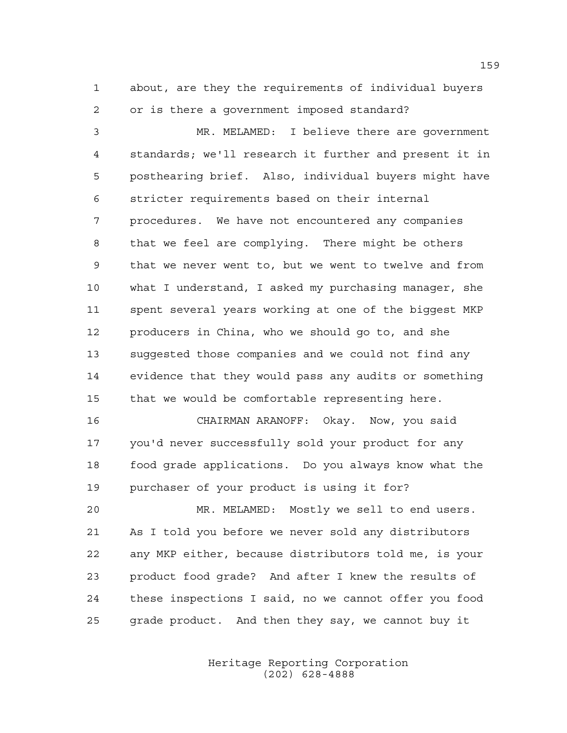about, are they the requirements of individual buyers or is there a government imposed standard?

MR. MELAMED: I believe there are government standards; we'll research it further and present it in posthearing brief. Also, individual buyers might have stricter requirements based on their internal procedures. We have not encountered any companies that we feel are complying. There might be others that we never went to, but we went to twelve and from what I understand, I asked my purchasing manager, she spent several years working at one of the biggest MKP producers in China, who we should go to, and she suggested those companies and we could not find any evidence that they would pass any audits or something that we would be comfortable representing here.

CHAIRMAN ARANOFF: Okay. Now, you said you'd never successfully sold your product for any food grade applications. Do you always know what the purchaser of your product is using it for?

MR. MELAMED: Mostly we sell to end users. As I told you before we never sold any distributors any MKP either, because distributors told me, is your product food grade? And after I knew the results of these inspections I said, no we cannot offer you food grade product. And then they say, we cannot buy it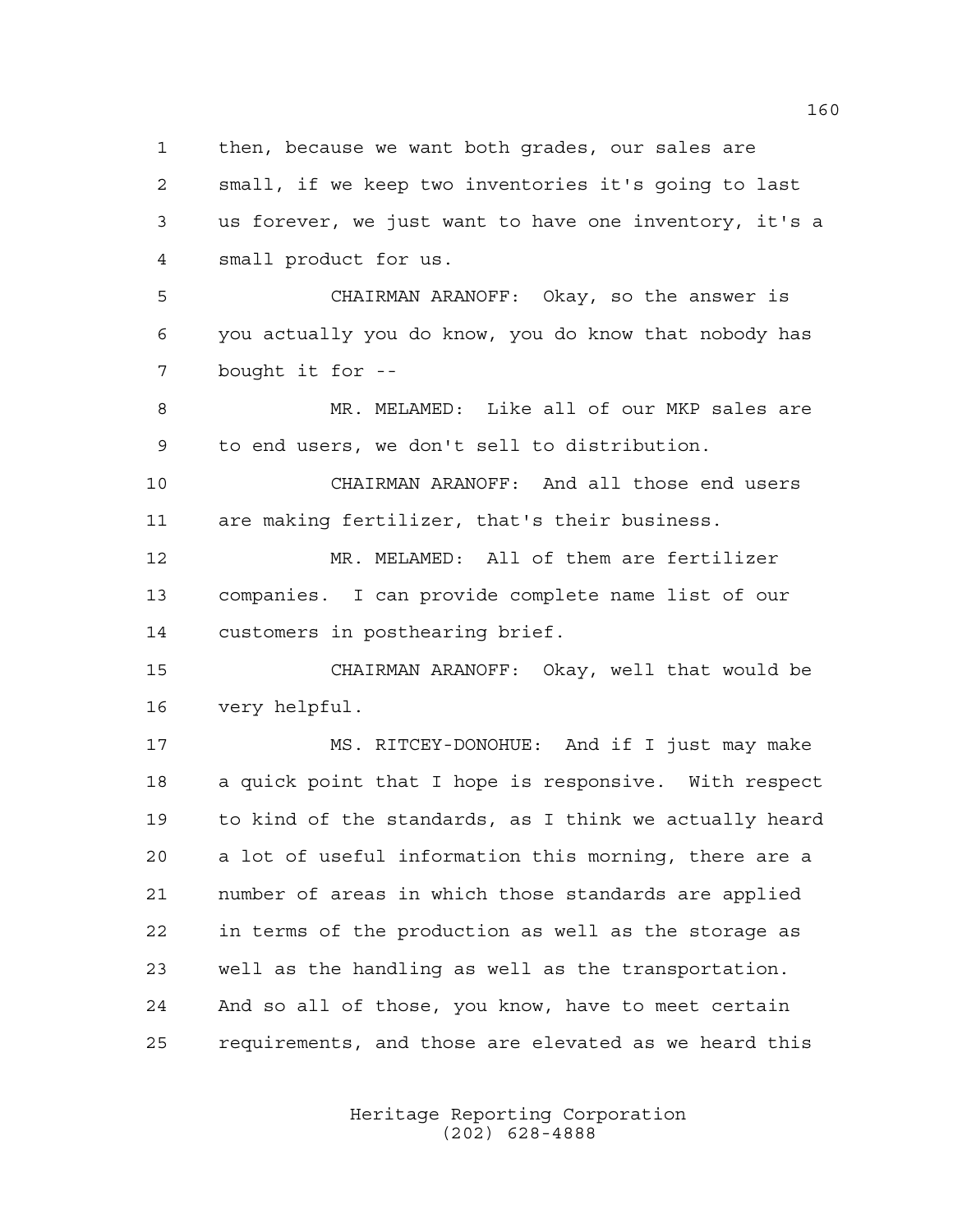then, because we want both grades, our sales are small, if we keep two inventories it's going to last us forever, we just want to have one inventory, it's a small product for us.

CHAIRMAN ARANOFF: Okay, so the answer is you actually you do know, you do know that nobody has bought it for --

MR. MELAMED: Like all of our MKP sales are to end users, we don't sell to distribution.

CHAIRMAN ARANOFF: And all those end users are making fertilizer, that's their business.

MR. MELAMED: All of them are fertilizer companies. I can provide complete name list of our customers in posthearing brief.

CHAIRMAN ARANOFF: Okay, well that would be very helpful.

MS. RITCEY-DONOHUE: And if I just may make a quick point that I hope is responsive. With respect to kind of the standards, as I think we actually heard a lot of useful information this morning, there are a number of areas in which those standards are applied in terms of the production as well as the storage as well as the handling as well as the transportation. And so all of those, you know, have to meet certain requirements, and those are elevated as we heard this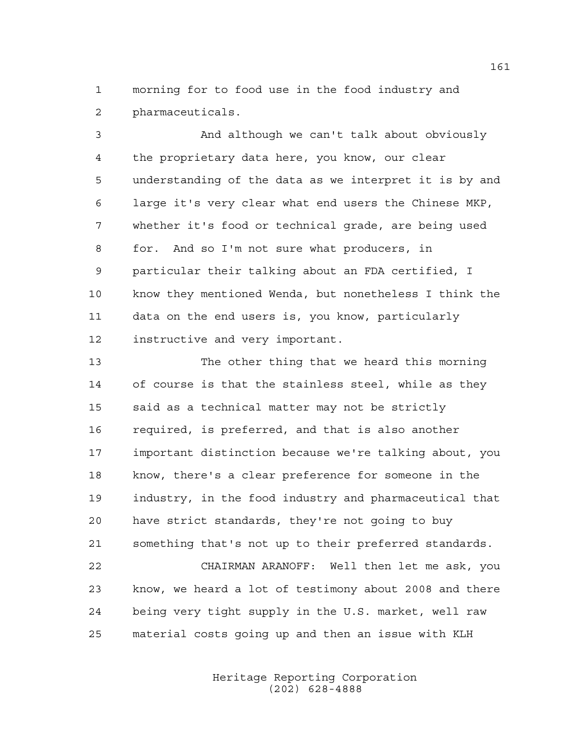morning for to food use in the food industry and pharmaceuticals.

And although we can't talk about obviously the proprietary data here, you know, our clear understanding of the data as we interpret it is by and large it's very clear what end users the Chinese MKP, whether it's food or technical grade, are being used for. And so I'm not sure what producers, in particular their talking about an FDA certified, I know they mentioned Wenda, but nonetheless I think the data on the end users is, you know, particularly instructive and very important.

The other thing that we heard this morning of course is that the stainless steel, while as they said as a technical matter may not be strictly required, is preferred, and that is also another important distinction because we're talking about, you know, there's a clear preference for someone in the industry, in the food industry and pharmaceutical that have strict standards, they're not going to buy something that's not up to their preferred standards.

CHAIRMAN ARANOFF: Well then let me ask, you know, we heard a lot of testimony about 2008 and there being very tight supply in the U.S. market, well raw material costs going up and then an issue with KLH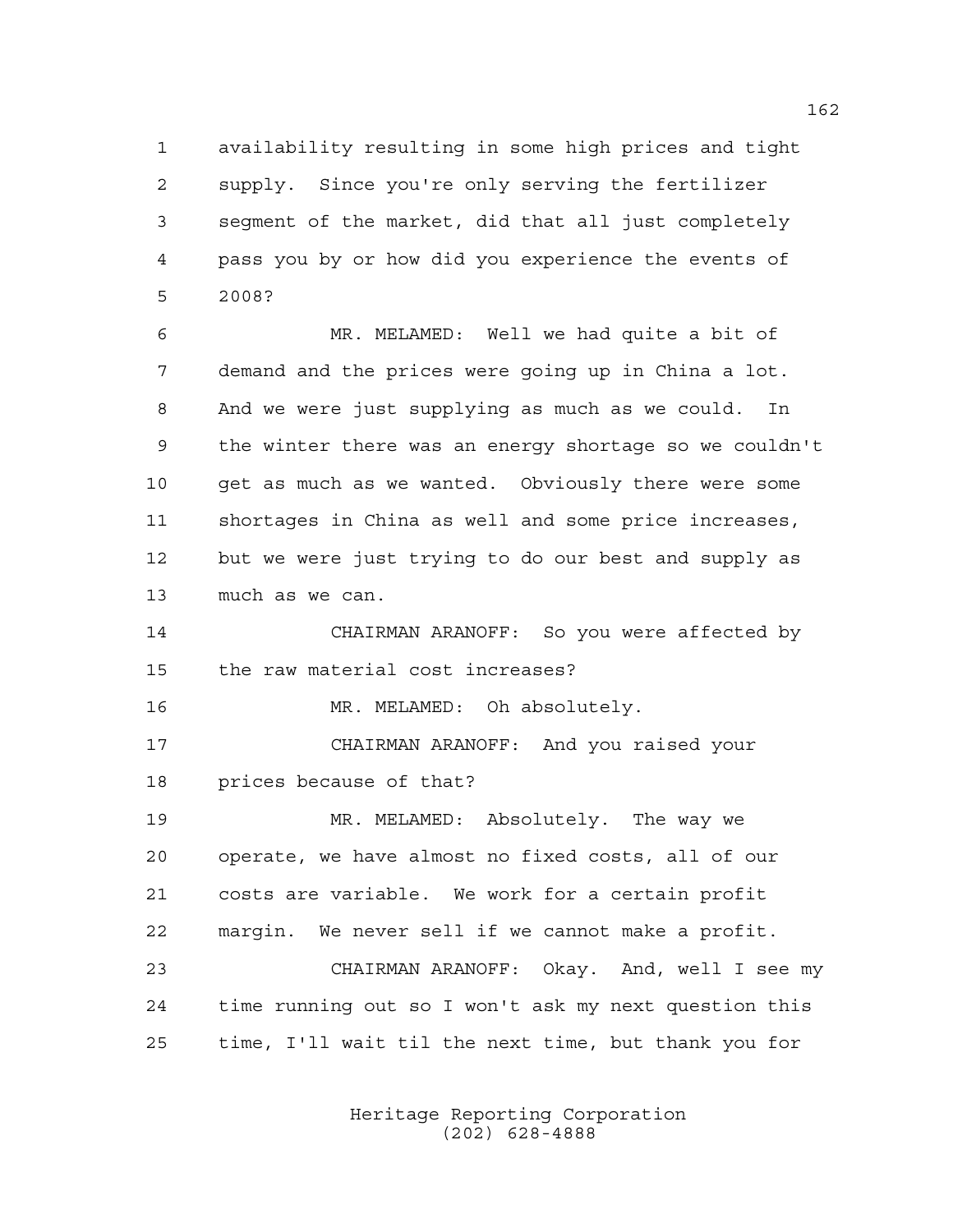availability resulting in some high prices and tight supply. Since you're only serving the fertilizer segment of the market, did that all just completely pass you by or how did you experience the events of 2008?

MR. MELAMED: Well we had quite a bit of demand and the prices were going up in China a lot. And we were just supplying as much as we could. In the winter there was an energy shortage so we couldn't get as much as we wanted. Obviously there were some shortages in China as well and some price increases, but we were just trying to do our best and supply as much as we can.

CHAIRMAN ARANOFF: So you were affected by the raw material cost increases?

MR. MELAMED: Oh absolutely.

CHAIRMAN ARANOFF: And you raised your prices because of that?

MR. MELAMED: Absolutely. The way we operate, we have almost no fixed costs, all of our costs are variable. We work for a certain profit margin. We never sell if we cannot make a profit.

CHAIRMAN ARANOFF: Okay. And, well I see my time running out so I won't ask my next question this time, I'll wait til the next time, but thank you for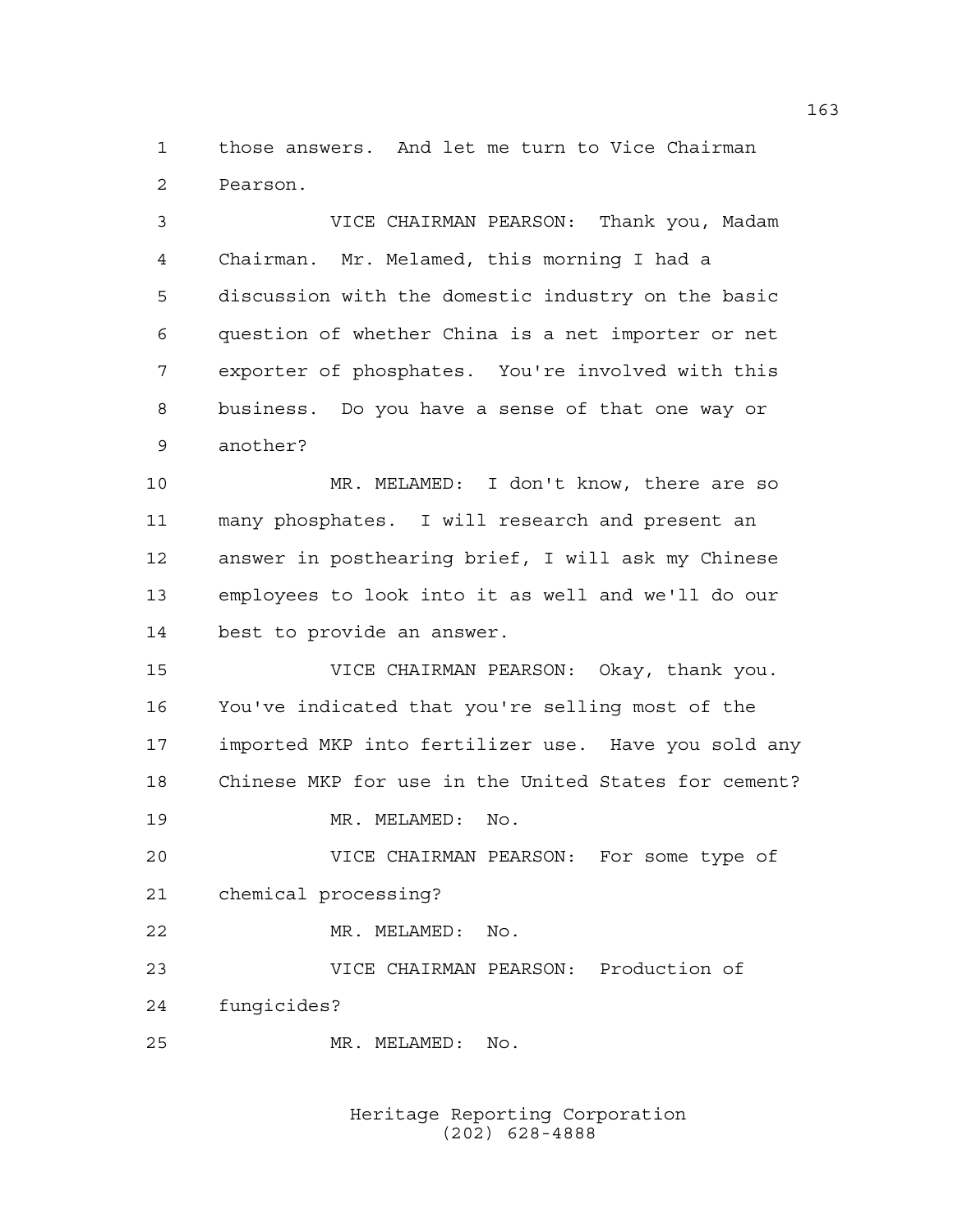those answers. And let me turn to Vice Chairman Pearson.

VICE CHAIRMAN PEARSON: Thank you, Madam Chairman. Mr. Melamed, this morning I had a discussion with the domestic industry on the basic question of whether China is a net importer or net exporter of phosphates. You're involved with this business. Do you have a sense of that one way or another?

MR. MELAMED: I don't know, there are so many phosphates. I will research and present an answer in posthearing brief, I will ask my Chinese employees to look into it as well and we'll do our best to provide an answer.

VICE CHAIRMAN PEARSON: Okay, thank you. You've indicated that you're selling most of the imported MKP into fertilizer use. Have you sold any Chinese MKP for use in the United States for cement?

MR. MELAMED: No.

VICE CHAIRMAN PEARSON: For some type of chemical processing?

MR. MELAMED: No.

VICE CHAIRMAN PEARSON: Production of fungicides?

MR. MELAMED: No.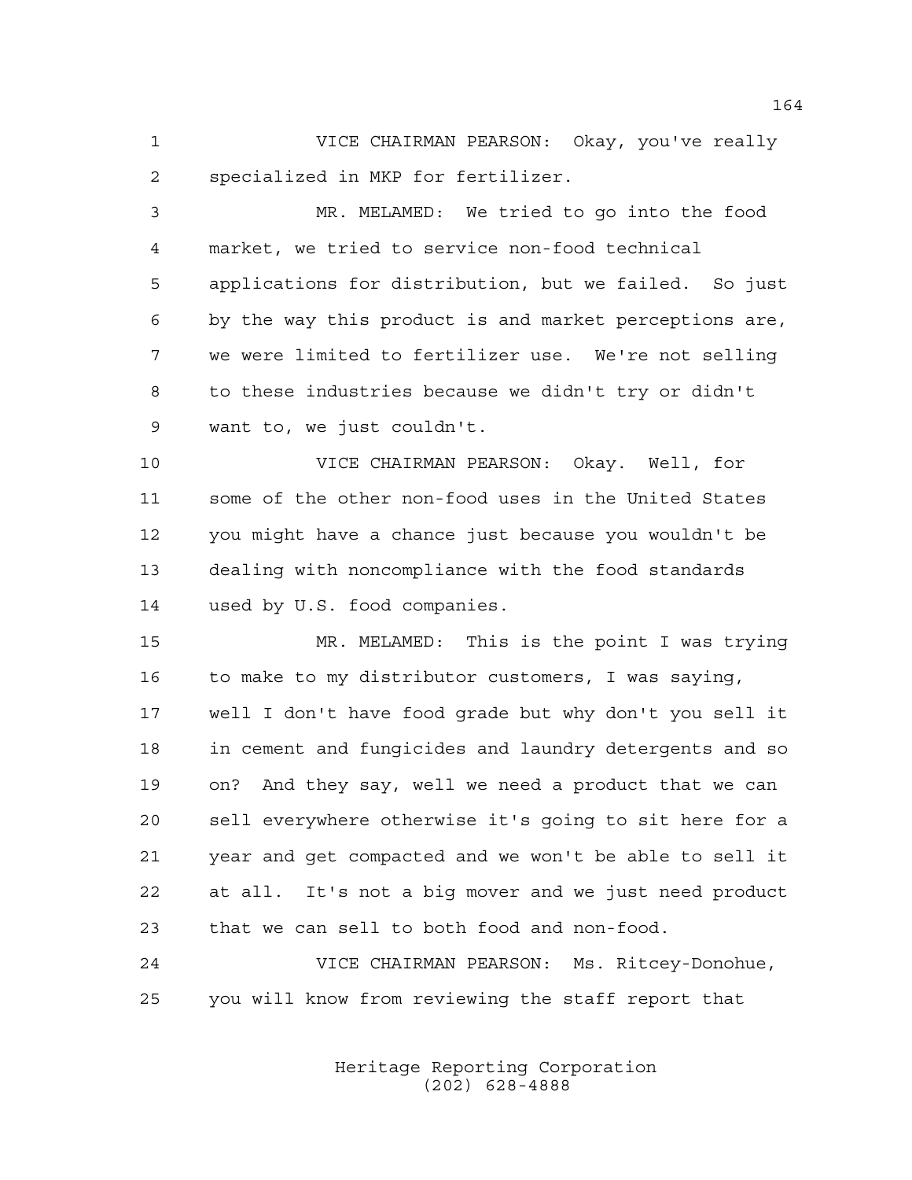VICE CHAIRMAN PEARSON: Okay, you've really specialized in MKP for fertilizer.

MR. MELAMED: We tried to go into the food market, we tried to service non-food technical applications for distribution, but we failed. So just by the way this product is and market perceptions are, we were limited to fertilizer use. We're not selling to these industries because we didn't try or didn't want to, we just couldn't.

VICE CHAIRMAN PEARSON: Okay. Well, for some of the other non-food uses in the United States you might have a chance just because you wouldn't be dealing with noncompliance with the food standards used by U.S. food companies.

MR. MELAMED: This is the point I was trying to make to my distributor customers, I was saying, well I don't have food grade but why don't you sell it in cement and fungicides and laundry detergents and so on? And they say, well we need a product that we can sell everywhere otherwise it's going to sit here for a year and get compacted and we won't be able to sell it at all. It's not a big mover and we just need product that we can sell to both food and non-food.

VICE CHAIRMAN PEARSON: Ms. Ritcey-Donohue, you will know from reviewing the staff report that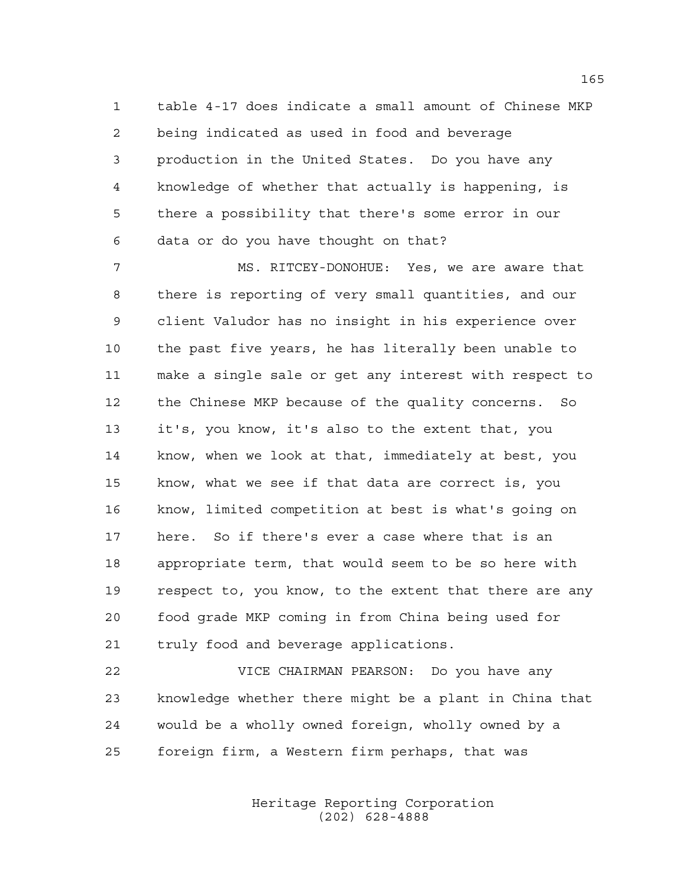table 4-17 does indicate a small amount of Chinese MKP being indicated as used in food and beverage production in the United States. Do you have any knowledge of whether that actually is happening, is there a possibility that there's some error in our data or do you have thought on that?

MS. RITCEY-DONOHUE: Yes, we are aware that there is reporting of very small quantities, and our client Valudor has no insight in his experience over the past five years, he has literally been unable to make a single sale or get any interest with respect to the Chinese MKP because of the quality concerns. So it's, you know, it's also to the extent that, you know, when we look at that, immediately at best, you know, what we see if that data are correct is, you know, limited competition at best is what's going on here. So if there's ever a case where that is an appropriate term, that would seem to be so here with respect to, you know, to the extent that there are any food grade MKP coming in from China being used for truly food and beverage applications.

VICE CHAIRMAN PEARSON: Do you have any knowledge whether there might be a plant in China that would be a wholly owned foreign, wholly owned by a foreign firm, a Western firm perhaps, that was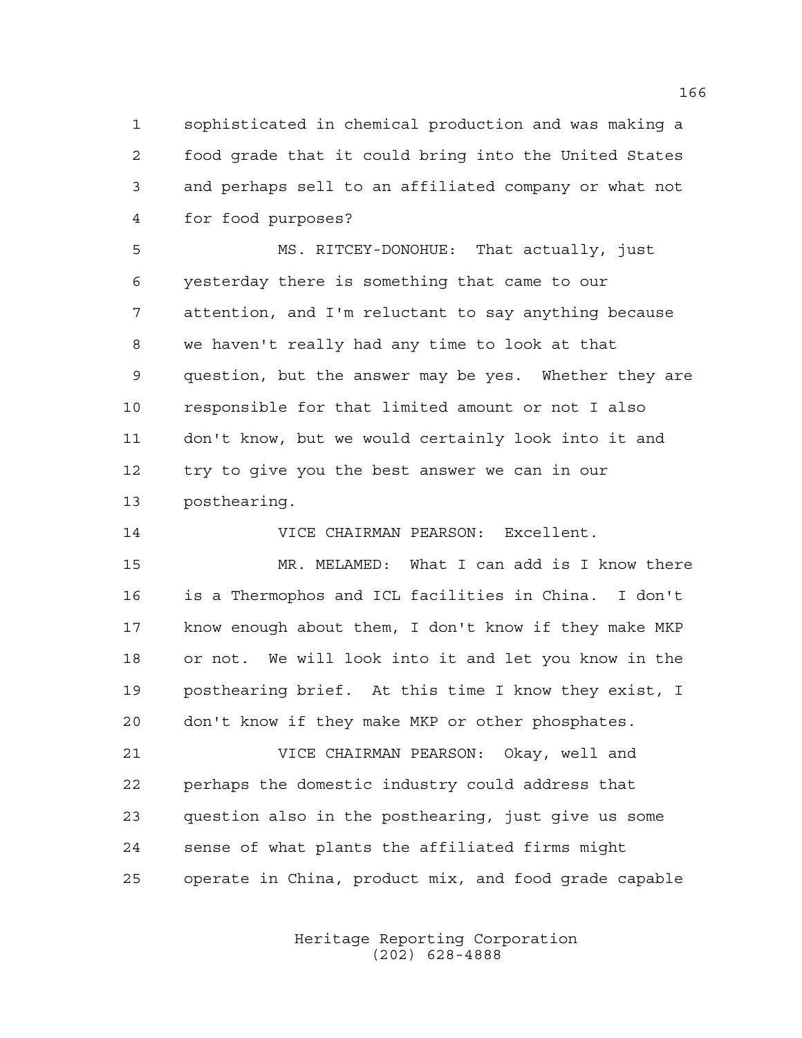sophisticated in chemical production and was making a food grade that it could bring into the United States and perhaps sell to an affiliated company or what not for food purposes?

MS. RITCEY-DONOHUE: That actually, just yesterday there is something that came to our attention, and I'm reluctant to say anything because we haven't really had any time to look at that question, but the answer may be yes. Whether they are responsible for that limited amount or not I also don't know, but we would certainly look into it and try to give you the best answer we can in our posthearing.

VICE CHAIRMAN PEARSON: Excellent.

MR. MELAMED: What I can add is I know there is a Thermophos and ICL facilities in China. I don't know enough about them, I don't know if they make MKP or not. We will look into it and let you know in the posthearing brief. At this time I know they exist, I don't know if they make MKP or other phosphates.

VICE CHAIRMAN PEARSON: Okay, well and perhaps the domestic industry could address that question also in the posthearing, just give us some sense of what plants the affiliated firms might operate in China, product mix, and food grade capable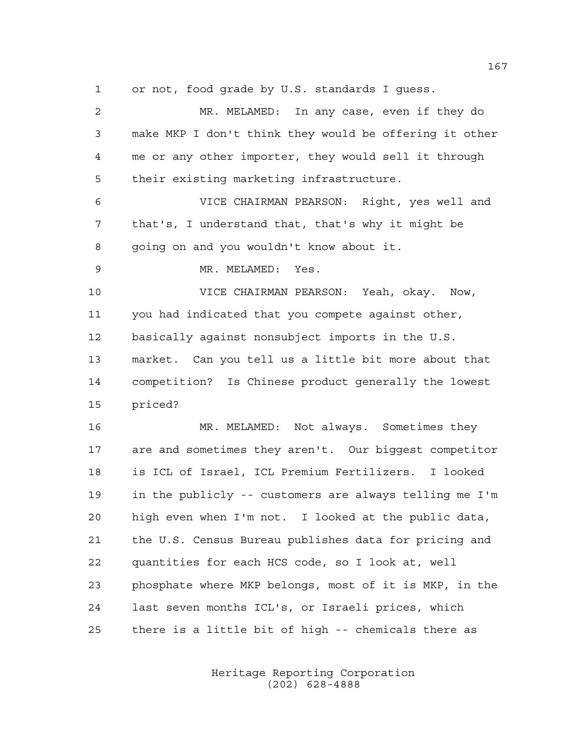1 or not, food grade by U.S. standards I guess.

2 MR. MELAMED: In any case, even if they do

3 make MKP I don't think they would be offering it other

4 me or any other importer, they would sell it through

5 their existing marketing infrastructure.

6 VICE CHAIRMAN PEARSON: Right, yes well and

7 that's, I understand that, that's why it might be

8 going on and you wouldn't know about it.

9 MR. MELAMED: Yes.

10 VICE CHAIRMAN PEARSON: Yeah, okay. Now,

11 you had indicated that you compete against other,

12 basically against nonsubject imports in the U.S.

13 market. Can you tell us a little bit more about that

14 competition? Is Chinese product generally the lowest

15 priced?

16 MR. MELAMED: Not always. Sometimes they

17 are and sometimes they aren't. Our biggest competitor

18 is ICL of Israel, ICL Premium Fertilizers. I looked

19 in the publicly -- customers are always telling me I'm

20 high even when I'm not. I looked at the public data,

21 the U.S. Census Bureau publishes data for pricing and

22 quantities for each HCS code, so I look at, well

23 phosphate where MKP belongs, most of it is MKP, in the

24 last seven months ICL's, or Israeli prices, which

25 there is a little bit of high -- chemicals there as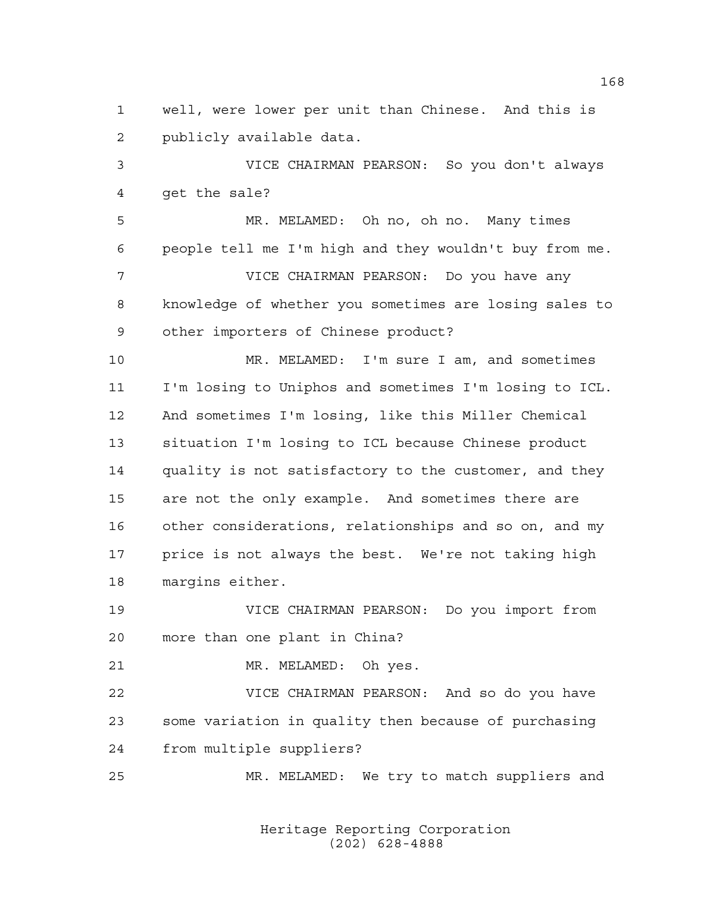well, were lower per unit than Chinese. And this is publicly available data.

VICE CHAIRMAN PEARSON: So you don't always get the sale?

MR. MELAMED: Oh no, oh no. Many times people tell me I'm high and they wouldn't buy from me.

VICE CHAIRMAN PEARSON: Do you have any knowledge of whether you sometimes are losing sales to other importers of Chinese product?

MR. MELAMED: I'm sure I am, and sometimes I'm losing to Uniphos and sometimes I'm losing to ICL. And sometimes I'm losing, like this Miller Chemical situation I'm losing to ICL because Chinese product quality is not satisfactory to the customer, and they are not the only example. And sometimes there are other considerations, relationships and so on, and my price is not always the best. We're not taking high margins either.

VICE CHAIRMAN PEARSON: Do you import from more than one plant in China?

MR. MELAMED: Oh yes.

VICE CHAIRMAN PEARSON: And so do you have some variation in quality then because of purchasing from multiple suppliers?

MR. MELAMED: We try to match suppliers and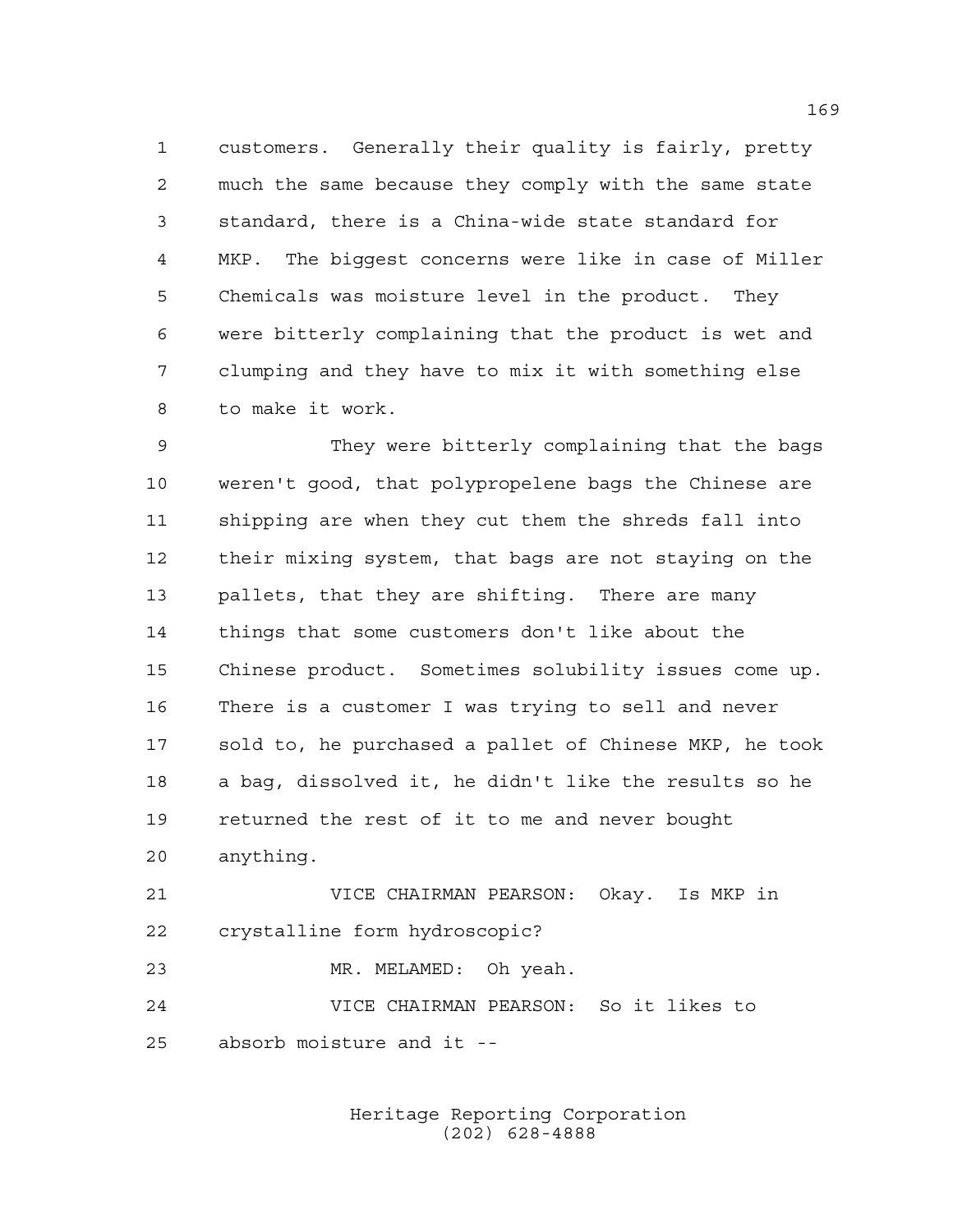customers. Generally their quality is fairly, pretty much the same because they comply with the same state standard, there is a China-wide state standard for MKP. The biggest concerns were like in case of Miller Chemicals was moisture level in the product. They were bitterly complaining that the product is wet and clumping and they have to mix it with something else to make it work.

They were bitterly complaining that the bags weren't good, that polypropelene bags the Chinese are shipping are when they cut them the shreds fall into their mixing system, that bags are not staying on the pallets, that they are shifting. There are many things that some customers don't like about the Chinese product. Sometimes solubility issues come up. There is a customer I was trying to sell and never sold to, he purchased a pallet of Chinese MKP, he took a bag, dissolved it, he didn't like the results so he returned the rest of it to me and never bought anything.

VICE CHAIRMAN PEARSON: Okay. Is MKP in crystalline form hydroscopic?

MR. MELAMED: Oh yeah.

VICE CHAIRMAN PEARSON: So it likes to absorb moisture and it --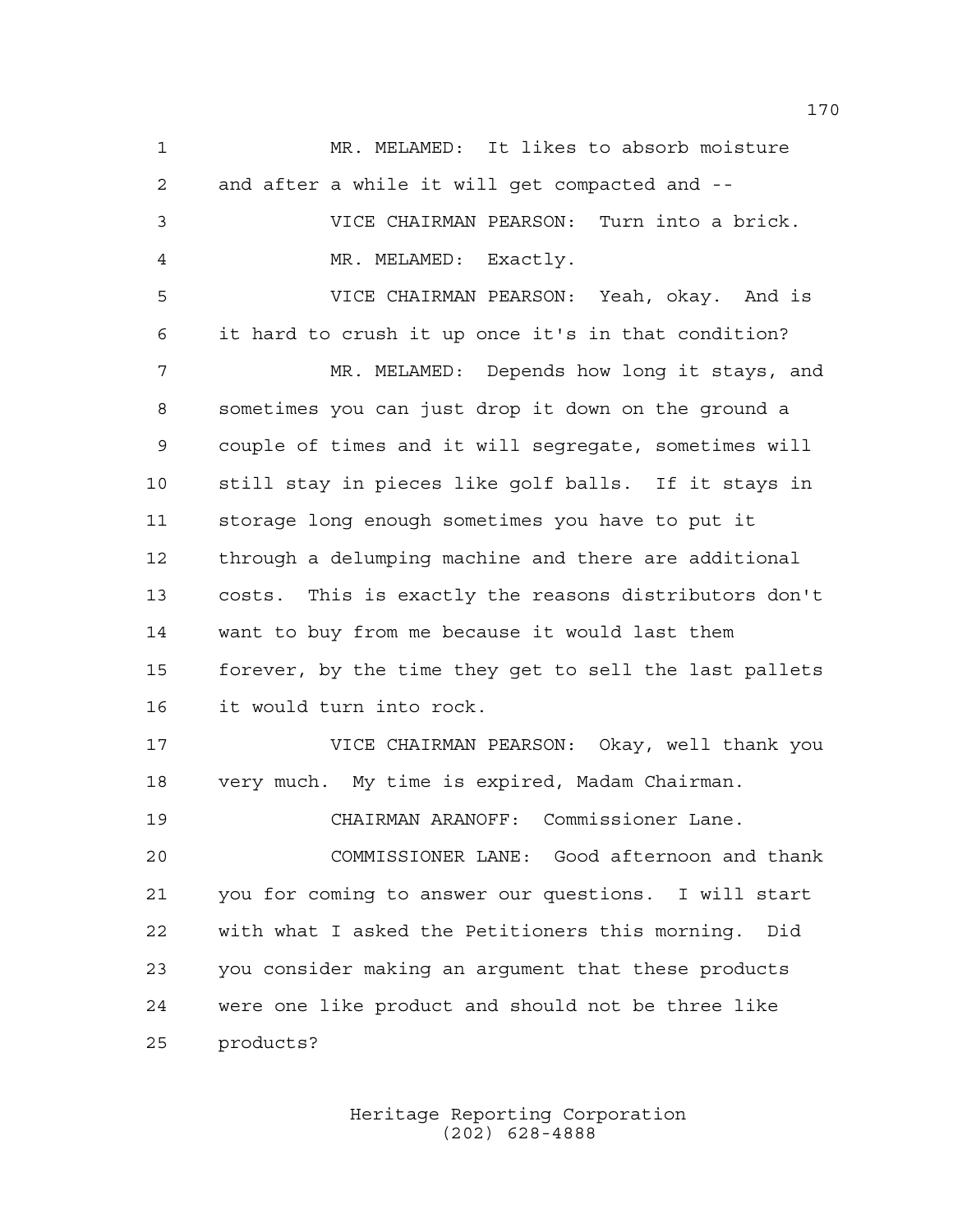MR. MELAMED: It likes to absorb moisture and after a while it will get compacted and --

VICE CHAIRMAN PEARSON: Turn into a brick.

MR. MELAMED: Exactly.

VICE CHAIRMAN PEARSON: Yeah, okay. And is it hard to crush it up once it's in that condition?

MR. MELAMED: Depends how long it stays, and sometimes you can just drop it down on the ground a couple of times and it will segregate, sometimes will still stay in pieces like golf balls. If it stays in storage long enough sometimes you have to put it through a delumping machine and there are additional costs. This is exactly the reasons distributors don't want to buy from me because it would last them forever, by the time they get to sell the last pallets it would turn into rock.

VICE CHAIRMAN PEARSON: Okay, well thank you very much. My time is expired, Madam Chairman.

CHAIRMAN ARANOFF: Commissioner Lane.

COMMISSIONER LANE: Good afternoon and thank you for coming to answer our questions. I will start with what I asked the Petitioners this morning. Did you consider making an argument that these products were one like product and should not be three like products?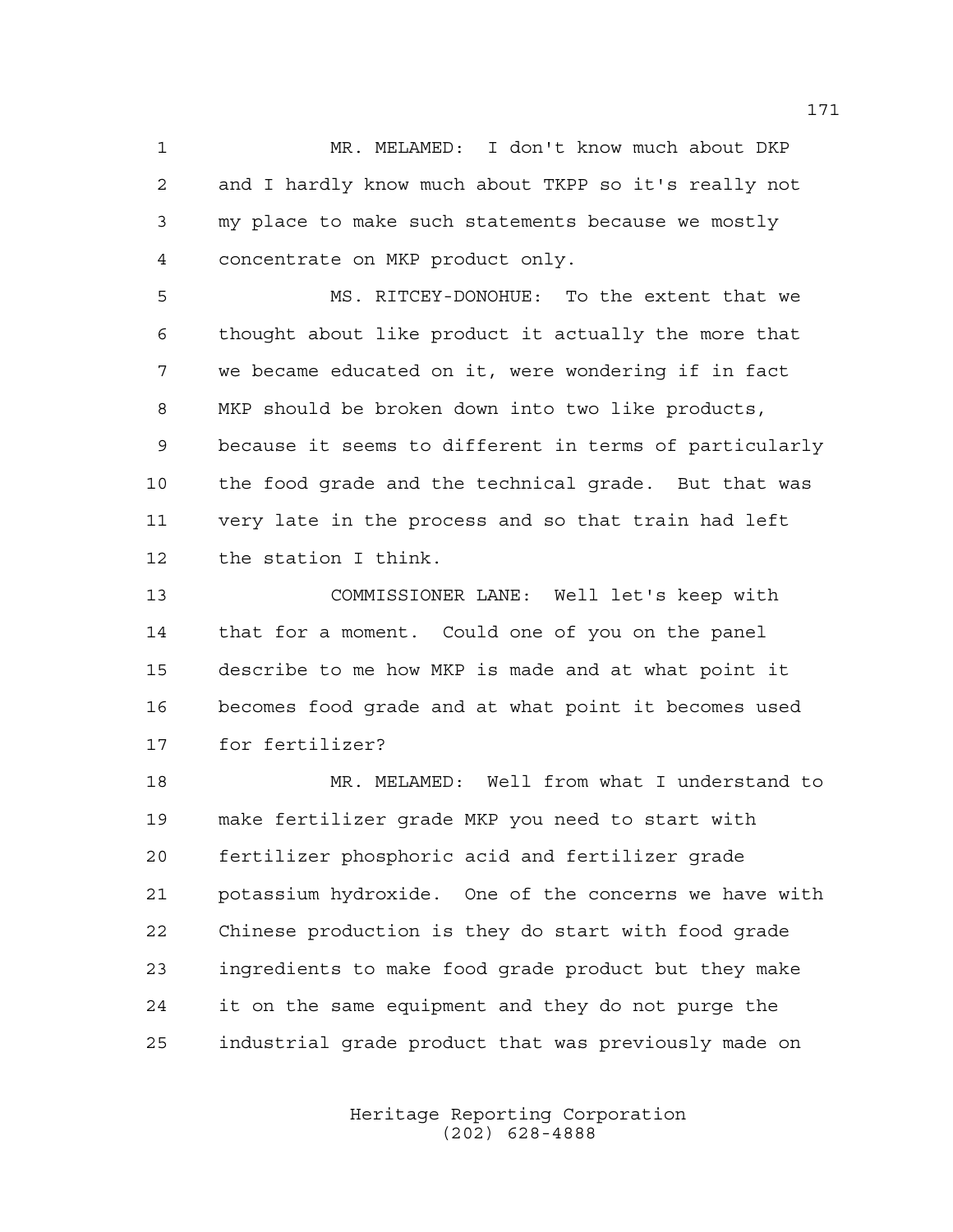MR. MELAMED: I don't know much about DKP and I hardly know much about TKPP so it's really not my place to make such statements because we mostly concentrate on MKP product only.

MS. RITCEY-DONOHUE: To the extent that we thought about like product it actually the more that we became educated on it, were wondering if in fact MKP should be broken down into two like products, because it seems to different in terms of particularly the food grade and the technical grade. But that was very late in the process and so that train had left the station I think.

COMMISSIONER LANE: Well let's keep with that for a moment. Could one of you on the panel describe to me how MKP is made and at what point it becomes food grade and at what point it becomes used for fertilizer?

MR. MELAMED: Well from what I understand to make fertilizer grade MKP you need to start with fertilizer phosphoric acid and fertilizer grade potassium hydroxide. One of the concerns we have with Chinese production is they do start with food grade ingredients to make food grade product but they make it on the same equipment and they do not purge the industrial grade product that was previously made on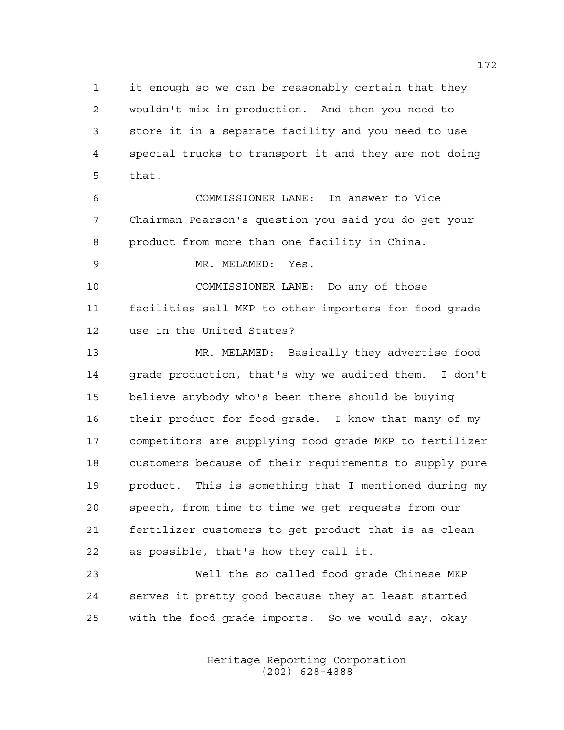it enough so we can be reasonably certain that they wouldn't mix in production. And then you need to store it in a separate facility and you need to use special trucks to transport it and they are not doing that.

COMMISSIONER LANE: In answer to Vice Chairman Pearson's question you said you do get your product from more than one facility in China.

MR. MELAMED: Yes.

COMMISSIONER LANE: Do any of those facilities sell MKP to other importers for food grade use in the United States?

MR. MELAMED: Basically they advertise food grade production, that's why we audited them. I don't believe anybody who's been there should be buying their product for food grade. I know that many of my competitors are supplying food grade MKP to fertilizer customers because of their requirements to supply pure product. This is something that I mentioned during my speech, from time to time we get requests from our fertilizer customers to get product that is as clean as possible, that's how they call it.

Well the so called food grade Chinese MKP serves it pretty good because they at least started with the food grade imports. So we would say, okay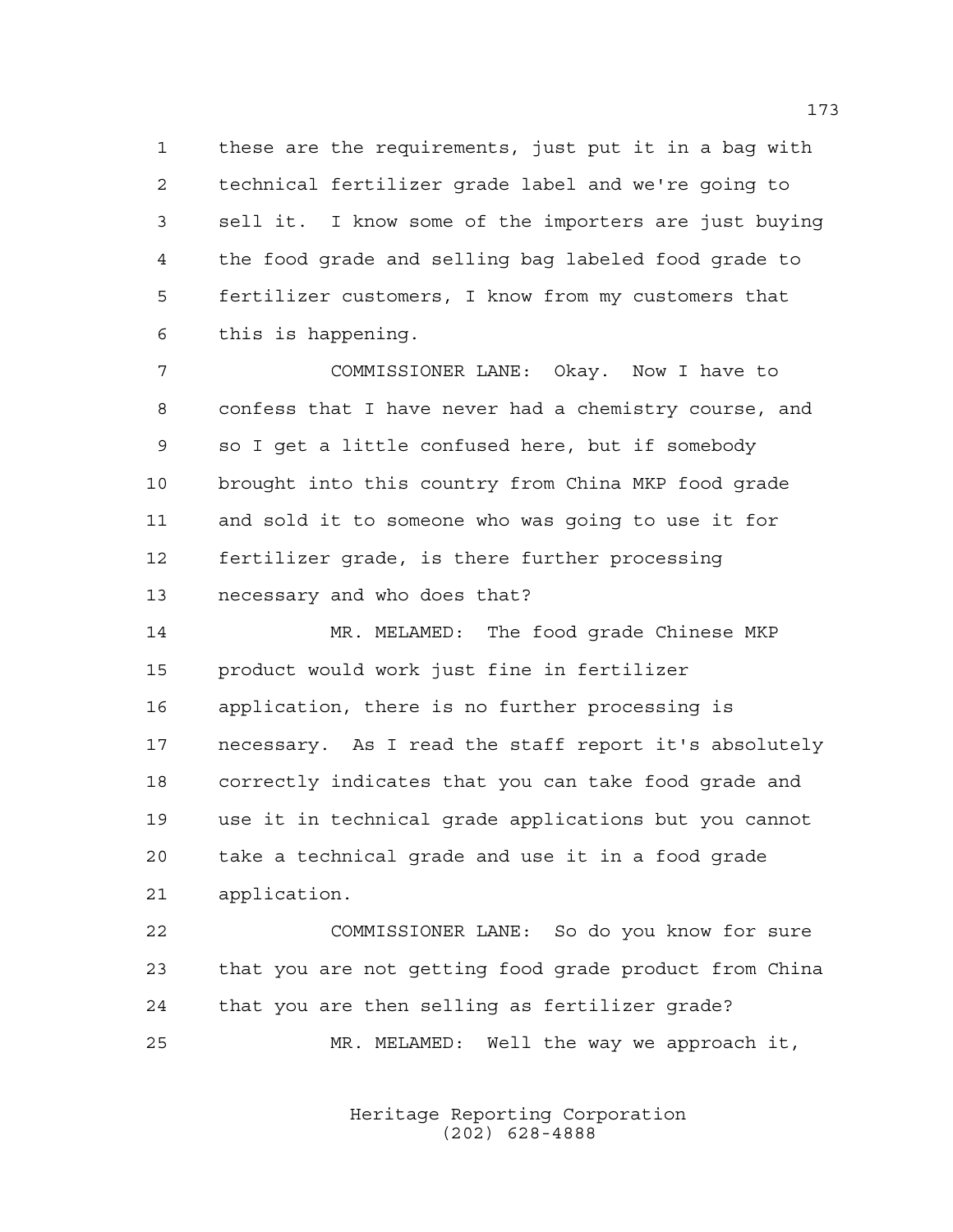these are the requirements, just put it in a bag with technical fertilizer grade label and we're going to sell it. I know some of the importers are just buying the food grade and selling bag labeled food grade to fertilizer customers, I know from my customers that this is happening.

COMMISSIONER LANE: Okay. Now I have to confess that I have never had a chemistry course, and so I get a little confused here, but if somebody brought into this country from China MKP food grade and sold it to someone who was going to use it for fertilizer grade, is there further processing necessary and who does that?

MR. MELAMED: The food grade Chinese MKP product would work just fine in fertilizer application, there is no further processing is necessary. As I read the staff report it's absolutely correctly indicates that you can take food grade and use it in technical grade applications but you cannot take a technical grade and use it in a food grade application.

COMMISSIONER LANE: So do you know for sure that you are not getting food grade product from China that you are then selling as fertilizer grade?

MR. MELAMED: Well the way we approach it,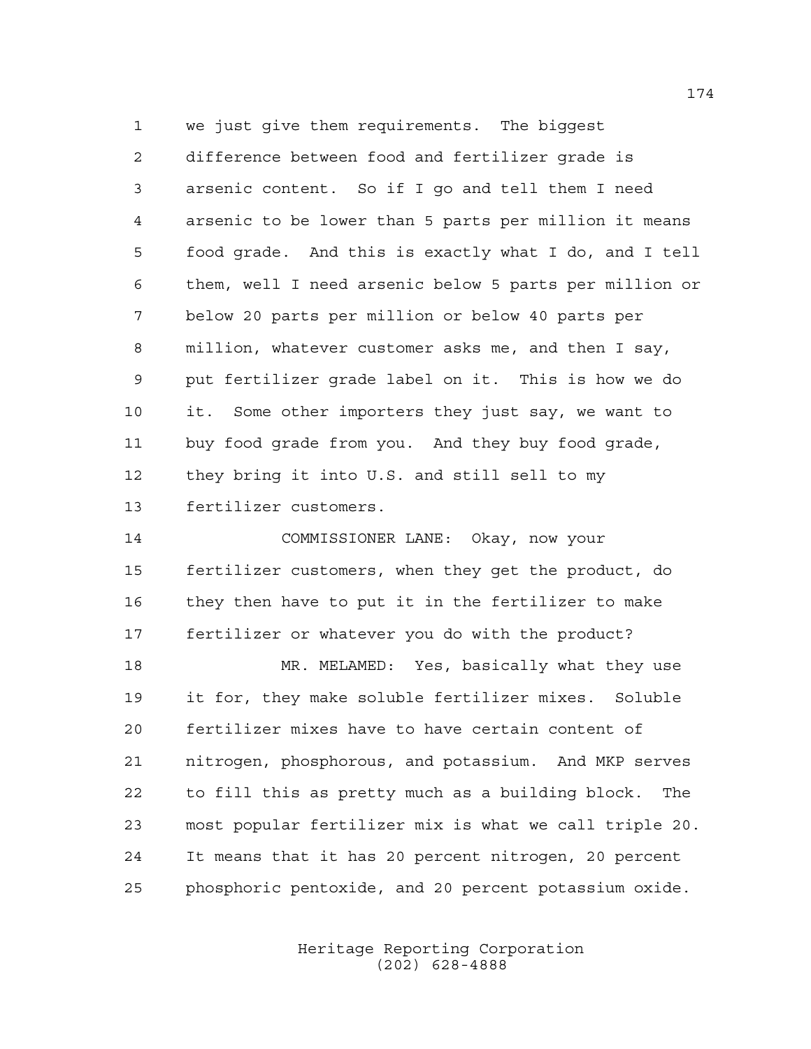we just give them requirements. The biggest difference between food and fertilizer grade is arsenic content. So if I go and tell them I need arsenic to be lower than 5 parts per million it means food grade. And this is exactly what I do, and I tell them, well I need arsenic below 5 parts per million or below 20 parts per million or below 40 parts per million, whatever customer asks me, and then I say, put fertilizer grade label on it. This is how we do it. Some other importers they just say, we want to buy food grade from you. And they buy food grade, they bring it into U.S. and still sell to my fertilizer customers.

COMMISSIONER LANE: Okay, now your fertilizer customers, when they get the product, do they then have to put it in the fertilizer to make fertilizer or whatever you do with the product?

MR. MELAMED: Yes, basically what they use it for, they make soluble fertilizer mixes. Soluble fertilizer mixes have to have certain content of nitrogen, phosphorous, and potassium. And MKP serves to fill this as pretty much as a building block. The most popular fertilizer mix is what we call triple 20. It means that it has 20 percent nitrogen, 20 percent phosphoric pentoxide, and 20 percent potassium oxide.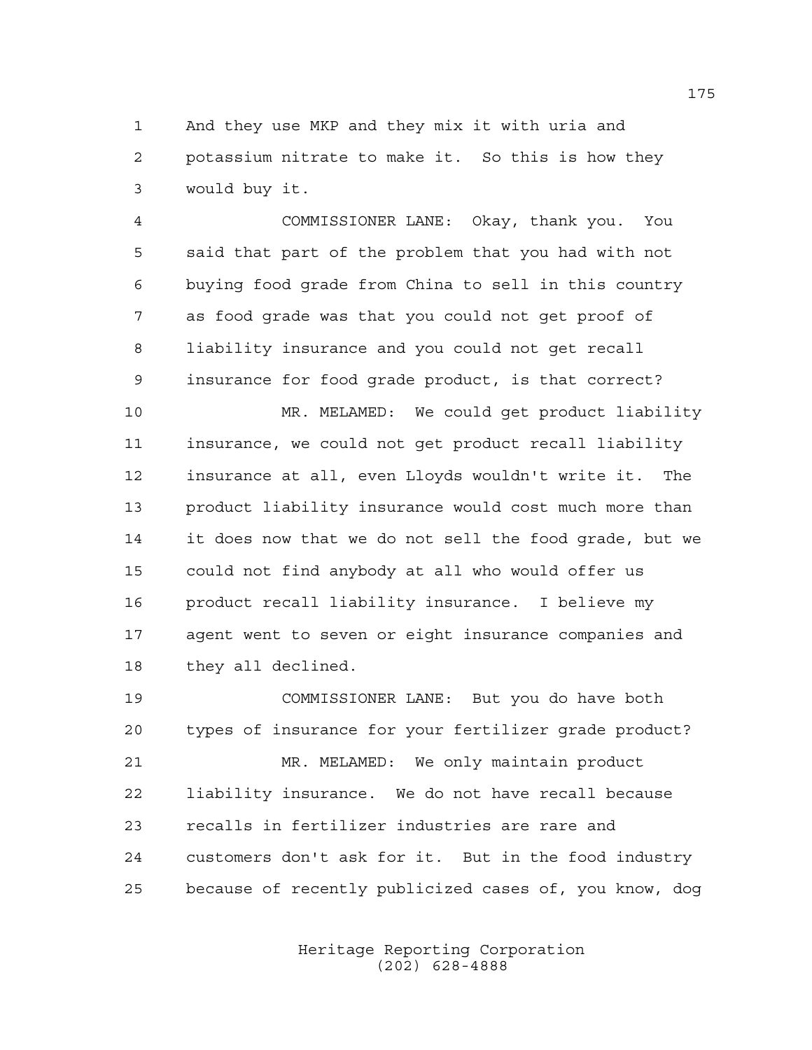And they use MKP and they mix it with uria and potassium nitrate to make it. So this is how they would buy it.

COMMISSIONER LANE: Okay, thank you. You said that part of the problem that you had with not buying food grade from China to sell in this country as food grade was that you could not get proof of liability insurance and you could not get recall insurance for food grade product, is that correct?

MR. MELAMED: We could get product liability insurance, we could not get product recall liability insurance at all, even Lloyds wouldn't write it. The product liability insurance would cost much more than it does now that we do not sell the food grade, but we could not find anybody at all who would offer us product recall liability insurance. I believe my agent went to seven or eight insurance companies and they all declined.

COMMISSIONER LANE: But you do have both types of insurance for your fertilizer grade product?

MR. MELAMED: We only maintain product liability insurance. We do not have recall because recalls in fertilizer industries are rare and customers don't ask for it. But in the food industry because of recently publicized cases of, you know, dog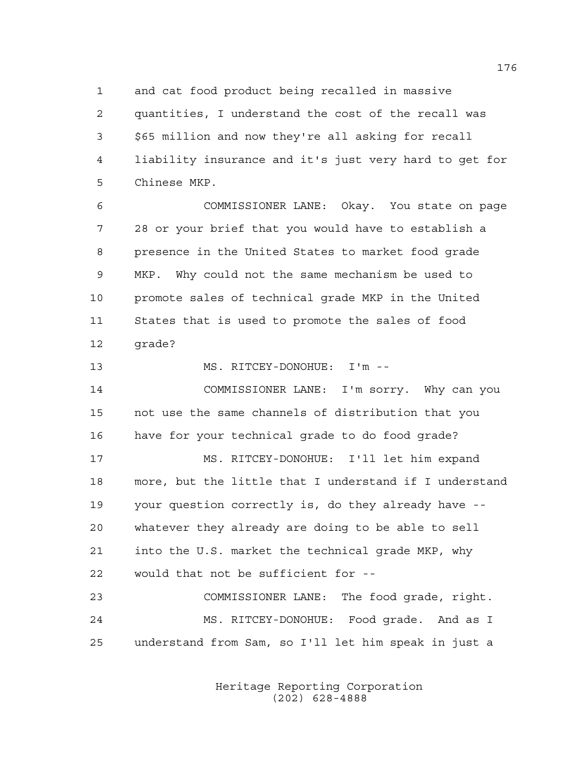and cat food product being recalled in massive quantities, I understand the cost of the recall was $65 million and now they're all asking for recall liability insurance and it's just very hard to get for Chinese MKP.

COMMISSIONER LANE: Okay. You state on page 28 or your brief that you would have to establish a presence in the United States to market food grade MKP. Why could not the same mechanism be used to promote sales of technical grade MKP in the United States that is used to promote the sales of food grade?

MS. RITCEY-DONOHUE: I'm --

COMMISSIONER LANE: I'm sorry. Why can you not use the same channels of distribution that you have for your technical grade to do food grade?

MS. RITCEY-DONOHUE: I'll let him expand more, but the little that I understand if I understand your question correctly is, do they already have -- whatever they already are doing to be able to sell into the U.S. market the technical grade MKP, why would that not be sufficient for --

COMMISSIONER LANE: The food grade, right.

MS. RITCEY-DONOHUE: Food grade. And as I understand from Sam, so I'll let him speak in just a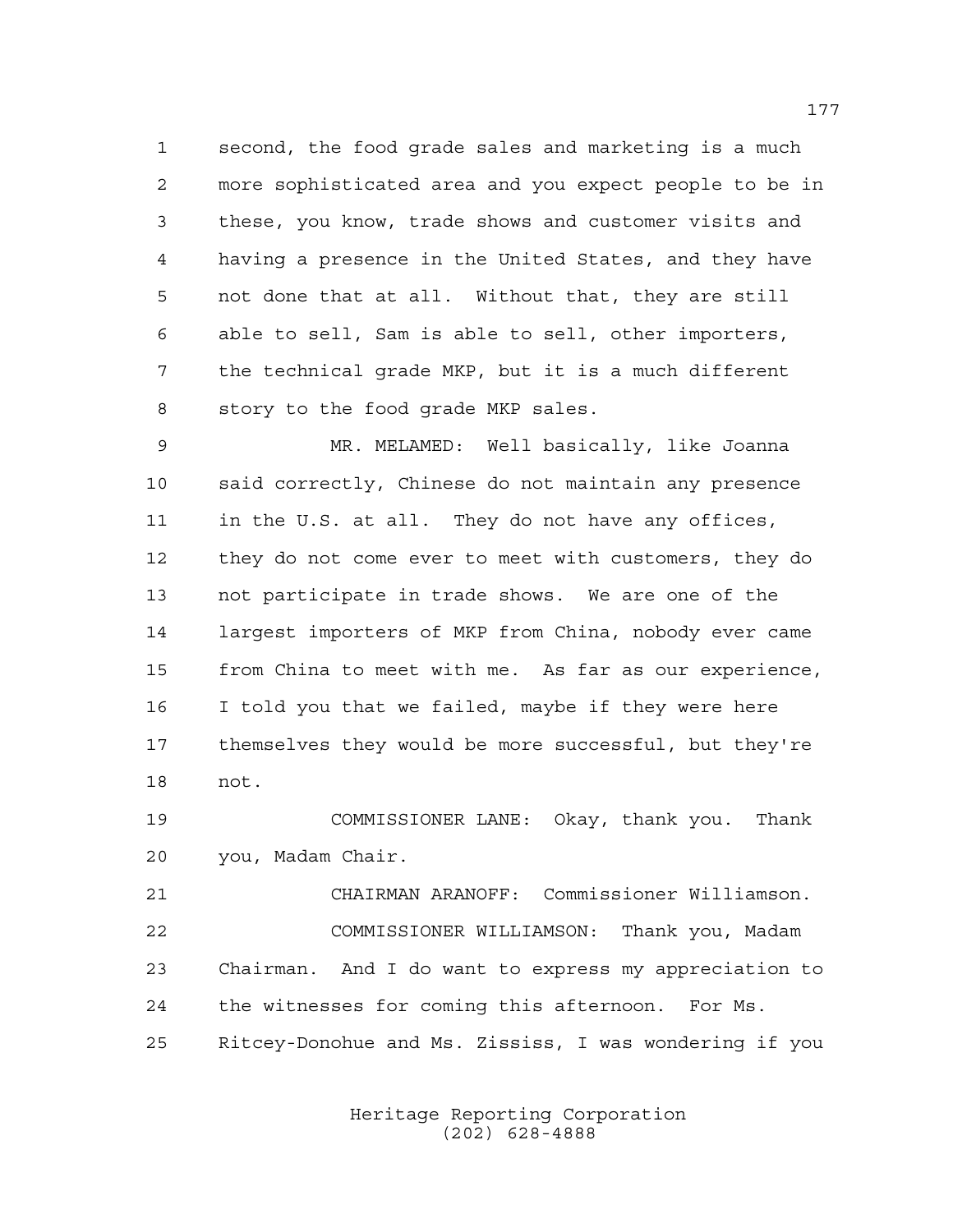second, the food grade sales and marketing is a much more sophisticated area and you expect people to be in these, you know, trade shows and customer visits and having a presence in the United States, and they have not done that at all. Without that, they are still able to sell, Sam is able to sell, other importers, the technical grade MKP, but it is a much different story to the food grade MKP sales.

MR. MELAMED: Well basically, like Joanna said correctly, Chinese do not maintain any presence in the U.S. at all. They do not have any offices, they do not come ever to meet with customers, they do not participate in trade shows. We are one of the largest importers of MKP from China, nobody ever came from China to meet with me. As far as our experience, I told you that we failed, maybe if they were here themselves they would be more successful, but they're not.

COMMISSIONER LANE: Okay, thank you. Thank you, Madam Chair.

CHAIRMAN ARANOFF: Commissioner Williamson.

COMMISSIONER WILLIAMSON: Thank you, Madam Chairman. And I do want to express my appreciation to the witnesses for coming this afternoon. For Ms. Ritcey-Donohue and Ms. Zississ, I was wondering if you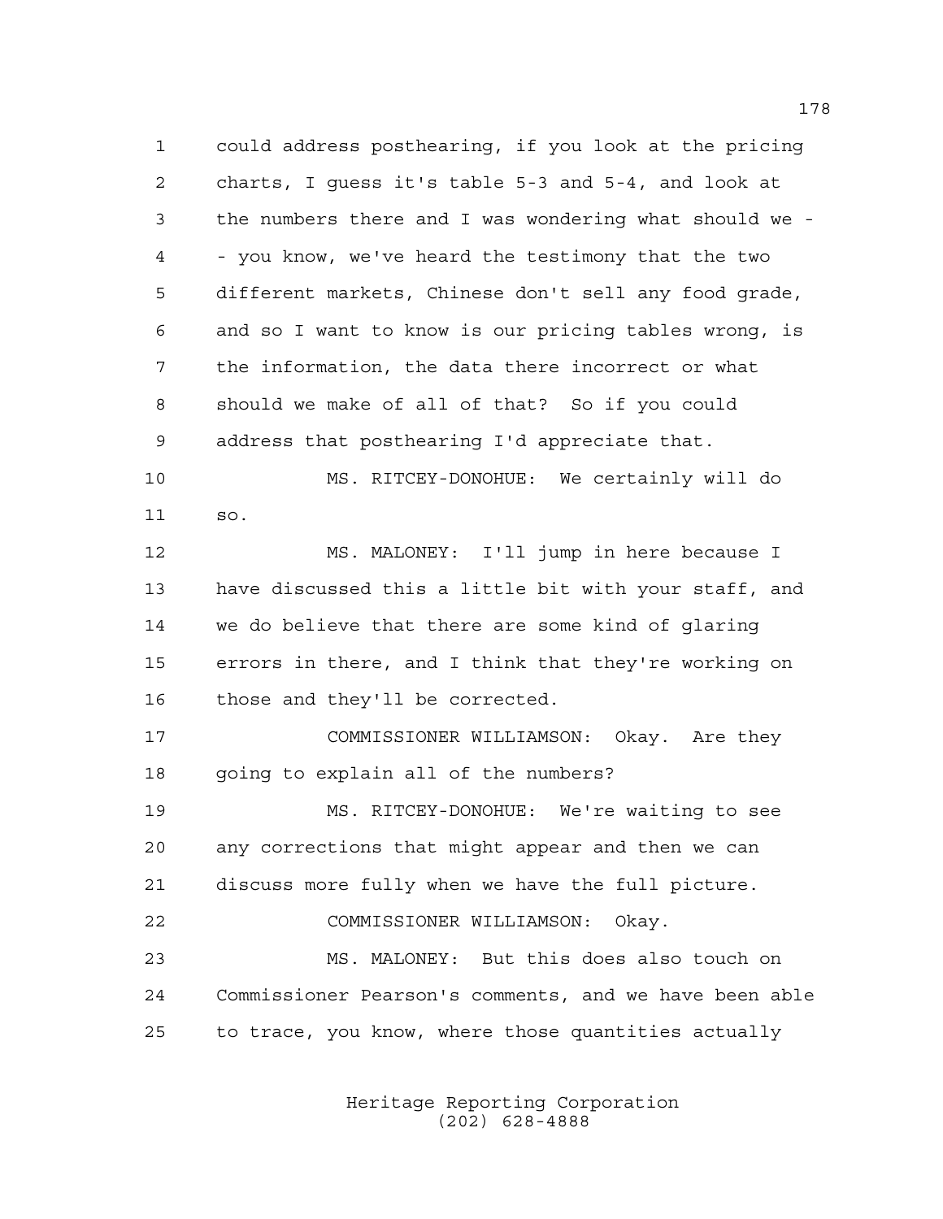could address posthearing, if you look at the pricing charts, I guess it's table 5-3 and 5-4, and look at the numbers there and I was wondering what should we -- you know, we've heard the testimony that the two different markets, Chinese don't sell any food grade, and so I want to know is our pricing tables wrong, is the information, the data there incorrect or what should we make of all of that? So if you could address that posthearing I'd appreciate that.

MS. RITCEY-DONOHUE: We certainly will do so.

MS. MALONEY: I'll jump in here because I have discussed this a little bit with your staff, and we do believe that there are some kind of glaring errors in there, and I think that they're working on those and they'll be corrected.

COMMISSIONER WILLIAMSON: Okay. Are they going to explain all of the numbers?

MS. RITCEY-DONOHUE: We're waiting to see any corrections that might appear and then we can discuss more fully when we have the full picture.

COMMISSIONER WILLIAMSON: Okay.

MS. MALONEY: But this does also touch on Commissioner Pearson's comments, and we have been able to trace, you know, where those quantities actually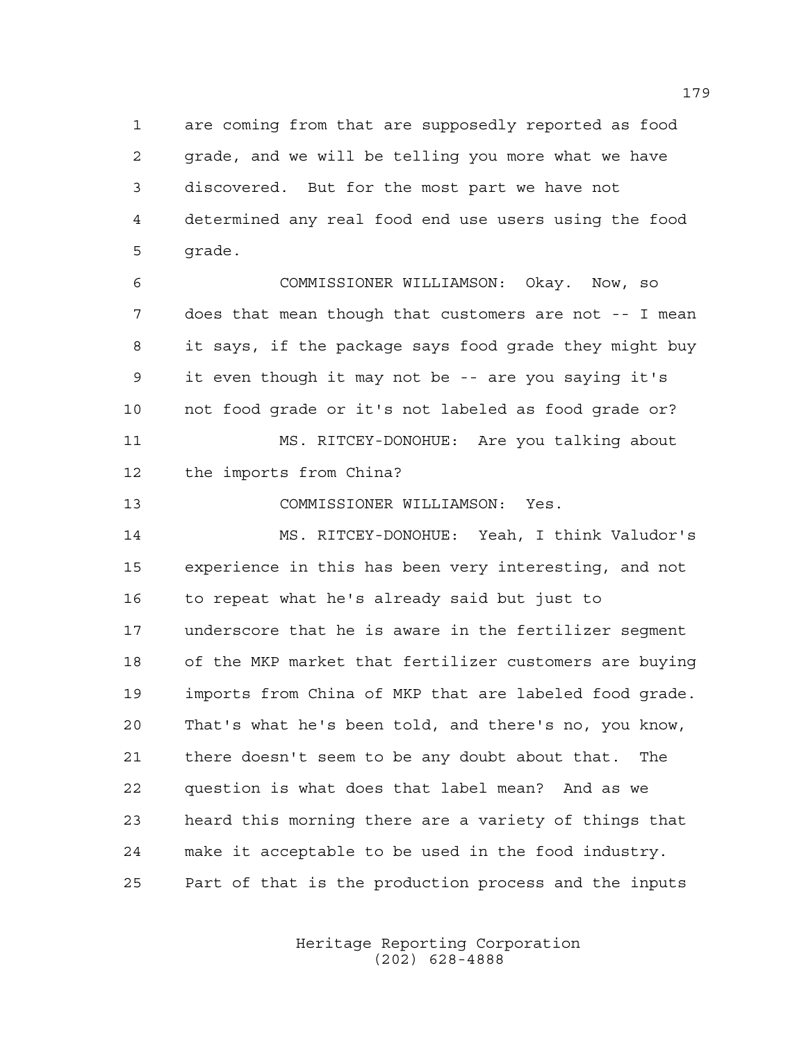are coming from that are supposedly reported as food grade, and we will be telling you more what we have discovered. But for the most part we have not determined any real food end use users using the food grade.

COMMISSIONER WILLIAMSON: Okay. Now, so does that mean though that customers are not -- I mean it says, if the package says food grade they might buy it even though it may not be -- are you saying it's not food grade or it's not labeled as food grade or?

MS. RITCEY-DONOHUE: Are you talking about the imports from China?

COMMISSIONER WILLIAMSON: Yes.

MS. RITCEY-DONOHUE: Yeah, I think Valudor's experience in this has been very interesting, and not to repeat what he's already said but just to underscore that he is aware in the fertilizer segment of the MKP market that fertilizer customers are buying imports from China of MKP that are labeled food grade. That's what he's been told, and there's no, you know, there doesn't seem to be any doubt about that. The question is what does that label mean? And as we heard this morning there are a variety of things that make it acceptable to be used in the food industry. Part of that is the production process and the inputs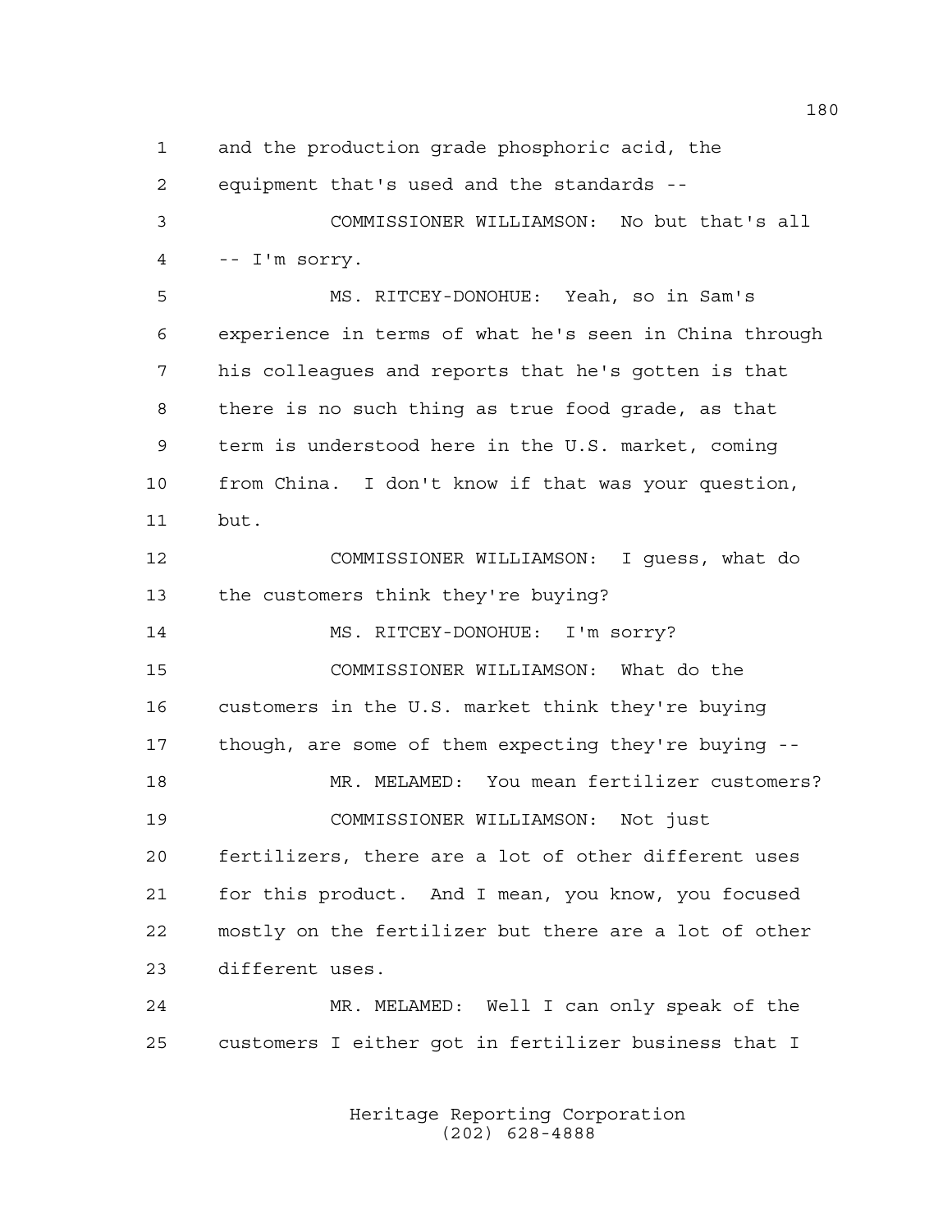and the production grade phosphoric acid, the equipment that's used and the standards --

COMMISSIONER WILLIAMSON: No but that's all -- I'm sorry.

MS. RITCEY-DONOHUE: Yeah, so in Sam's experience in terms of what he's seen in China through his colleagues and reports that he's gotten is that there is no such thing as true food grade, as that term is understood here in the U.S. market, coming from China. I don't know if that was your question, but.

COMMISSIONER WILLIAMSON: I guess, what do the customers think they're buying?

MS. RITCEY-DONOHUE: I'm sorry?

COMMISSIONER WILLIAMSON: What do the customers in the U.S. market think they're buying though, are some of them expecting they're buying --

MR. MELAMED: You mean fertilizer customers?

COMMISSIONER WILLIAMSON: Not just fertilizers, there are a lot of other different uses for this product. And I mean, you know, you focused mostly on the fertilizer but there are a lot of other different uses.

MR. MELAMED: Well I can only speak of the customers I either got in fertilizer business that I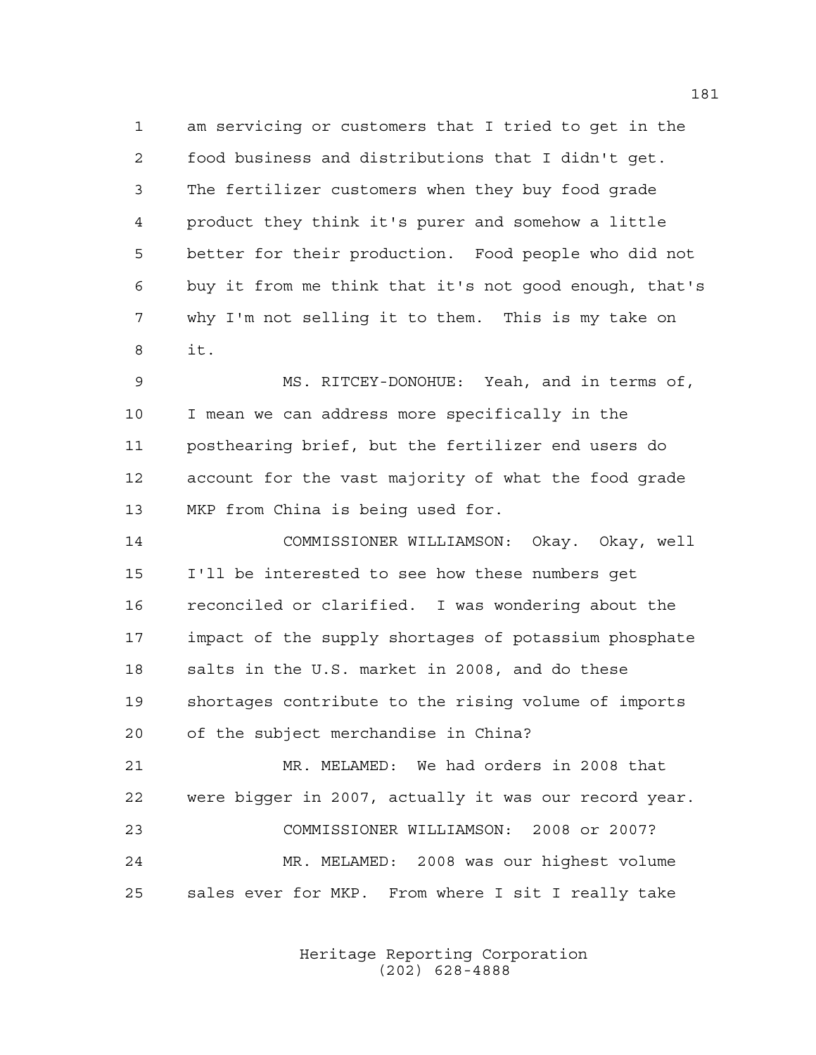am servicing or customers that I tried to get in the food business and distributions that I didn't get. The fertilizer customers when they buy food grade product they think it's purer and somehow a little better for their production. Food people who did not buy it from me think that it's not good enough, that's why I'm not selling it to them. This is my take on it.

MS. RITCEY-DONOHUE: Yeah, and in terms of, I mean we can address more specifically in the posthearing brief, but the fertilizer end users do account for the vast majority of what the food grade MKP from China is being used for.

COMMISSIONER WILLIAMSON: Okay. Okay, well I'll be interested to see how these numbers get reconciled or clarified. I was wondering about the impact of the supply shortages of potassium phosphate salts in the U.S. market in 2008, and do these shortages contribute to the rising volume of imports of the subject merchandise in China?

MR. MELAMED: We had orders in 2008 that were bigger in 2007, actually it was our record year.

COMMISSIONER WILLIAMSON: 2008 or 2007?

MR. MELAMED: 2008 was our highest volume sales ever for MKP. From where I sit I really take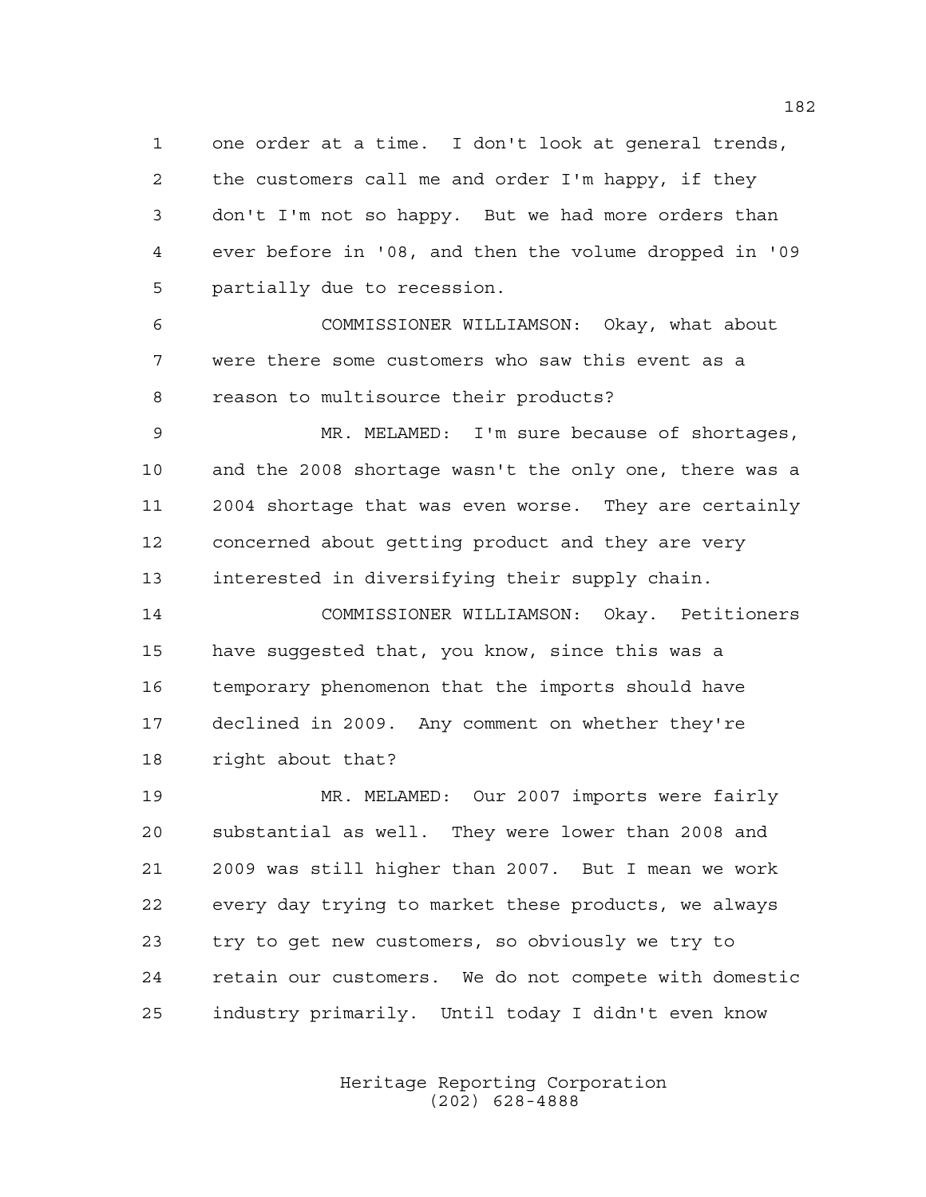one order at a time. I don't look at general trends, the customers call me and order I'm happy, if they don't I'm not so happy. But we had more orders than ever before in '08, and then the volume dropped in '09 partially due to recession.

COMMISSIONER WILLIAMSON: Okay, what about were there some customers who saw this event as a reason to multisource their products?

MR. MELAMED: I'm sure because of shortages, and the 2008 shortage wasn't the only one, there was a 2004 shortage that was even worse. They are certainly concerned about getting product and they are very interested in diversifying their supply chain.

COMMISSIONER WILLIAMSON: Okay. Petitioners have suggested that, you know, since this was a temporary phenomenon that the imports should have declined in 2009. Any comment on whether they're right about that?

MR. MELAMED: Our 2007 imports were fairly substantial as well. They were lower than 2008 and 2009 was still higher than 2007. But I mean we work every day trying to market these products, we always try to get new customers, so obviously we try to retain our customers. We do not compete with domestic industry primarily. Until today I didn't even know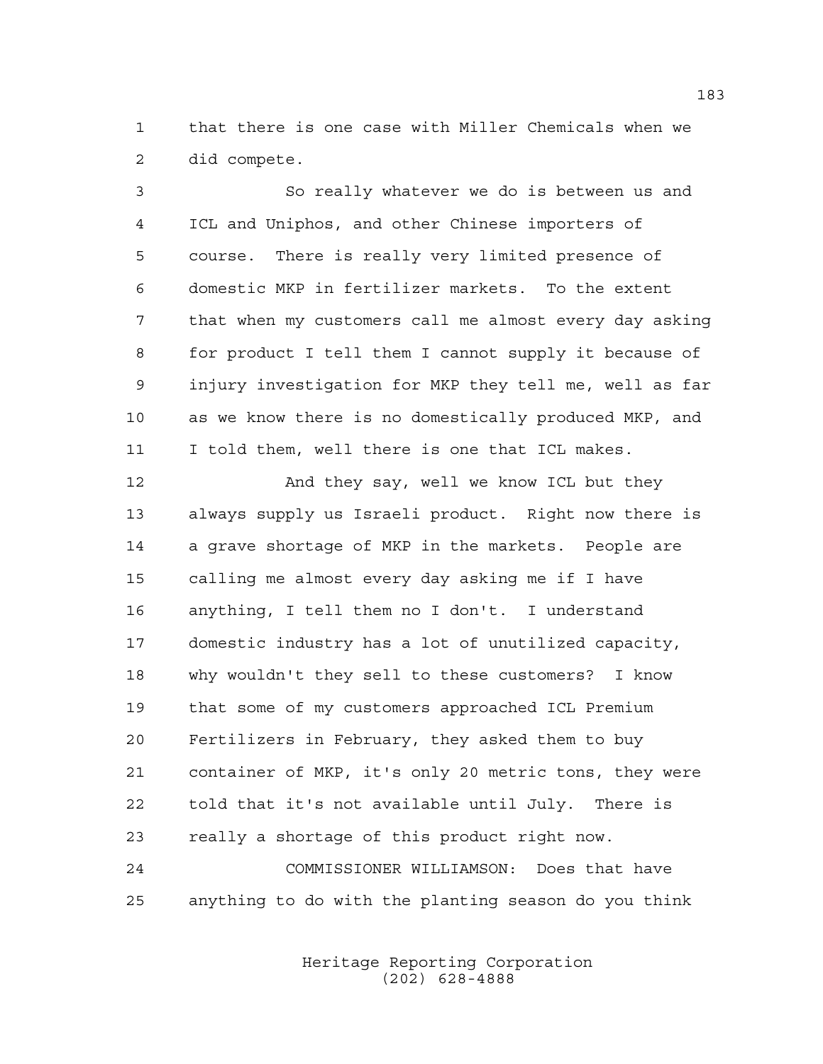that there is one case with Miller Chemicals when we did compete.

So really whatever we do is between us and ICL and Uniphos, and other Chinese importers of course. There is really very limited presence of domestic MKP in fertilizer markets. To the extent that when my customers call me almost every day asking for product I tell them I cannot supply it because of injury investigation for MKP they tell me, well as far as we know there is no domestically produced MKP, and I told them, well there is one that ICL makes.

And they say, well we know ICL but they always supply us Israeli product. Right now there is a grave shortage of MKP in the markets. People are calling me almost every day asking me if I have anything, I tell them no I don't. I understand domestic industry has a lot of unutilized capacity, why wouldn't they sell to these customers? I know that some of my customers approached ICL Premium Fertilizers in February, they asked them to buy container of MKP, it's only 20 metric tons, they were told that it's not available until July. There is really a shortage of this product right now.

COMMISSIONER WILLIAMSON: Does that have anything to do with the planting season do you think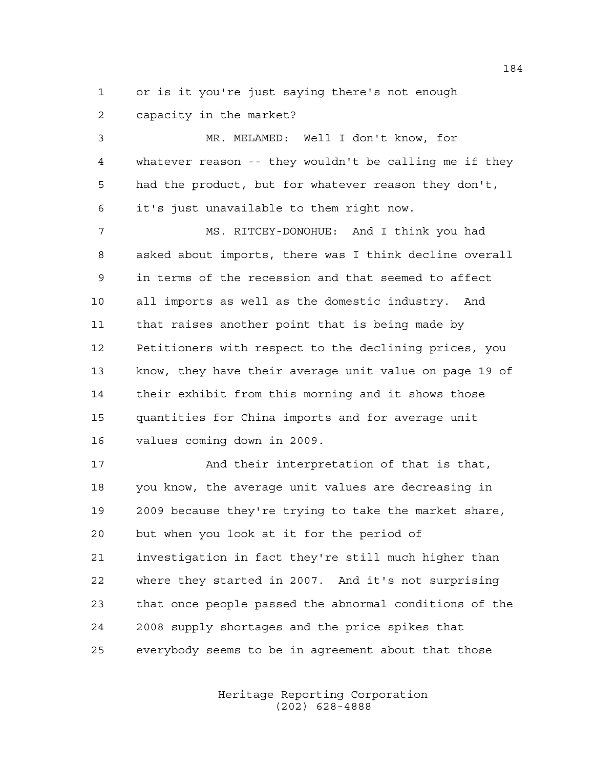1 or is it you're just saying there's not enough
2 capacity in the market?

3 MR. MELAMED: Well I don't know, for
4 whatever reason -- they wouldn't be calling me if they
5 had the product, but for whatever reason they don't,
6 it's just unavailable to them right now.

7 MS. RITCEY-DONOHUE: And I think you had
8 asked about imports, there was I think decline overall
9 in terms of the recession and that seemed to affect
10 all imports as well as the domestic industry. And
11 that raises another point that is being made by
12 Petitioners with respect to the declining prices, you
13 know, they have their average unit value on page 19 of
14 their exhibit from this morning and it shows those
15 quantities for China imports and for average unit
16 values coming down in 2009.

17 And their interpretation of that is that,
18 you know, the average unit values are decreasing in
19 2009 because they're trying to take the market share,
20 but when you look at it for the period of
21 investigation in fact they're still much higher than
22 where they started in 2007. And it's not surprising
23 that once people passed the abnormal conditions of the
24 2008 supply shortages and the price spikes that
25 everybody seems to be in agreement about that those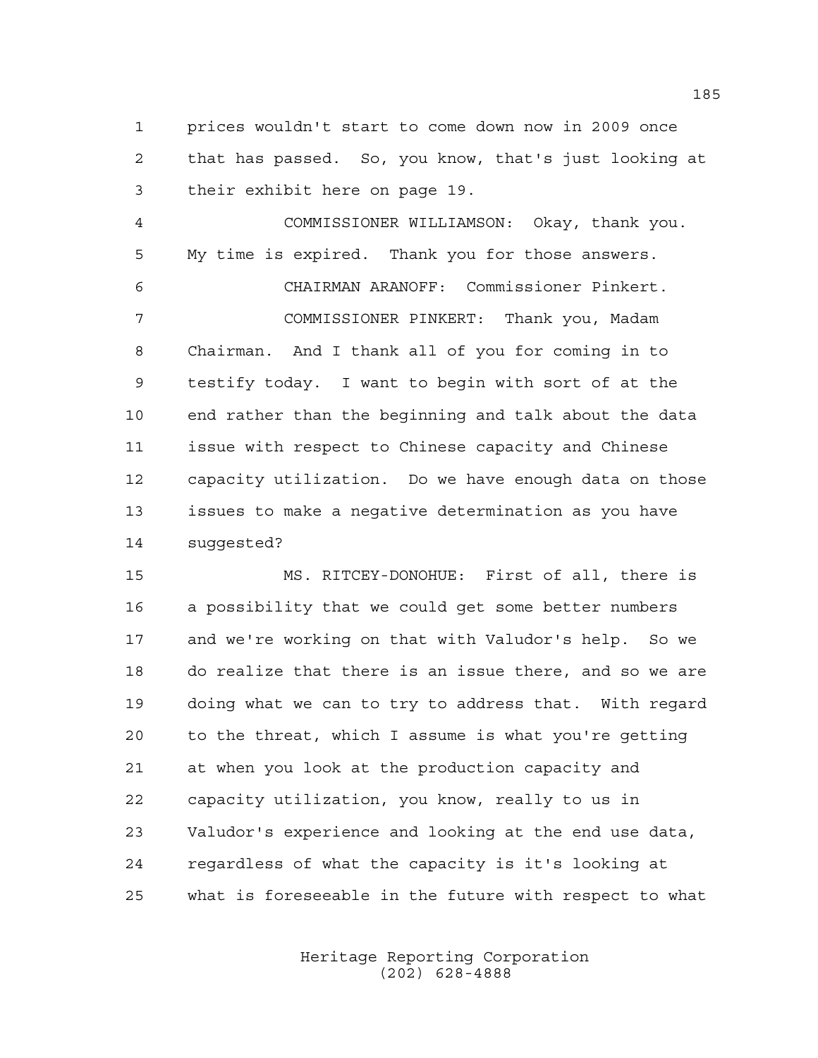prices wouldn't start to come down now in 2009 once that has passed. So, you know, that's just looking at their exhibit here on page 19.

COMMISSIONER WILLIAMSON: Okay, thank you. My time is expired. Thank you for those answers.

CHAIRMAN ARANOFF: Commissioner Pinkert.

COMMISSIONER PINKERT: Thank you, Madam Chairman. And I thank all of you for coming in to testify today. I want to begin with sort of at the end rather than the beginning and talk about the data issue with respect to Chinese capacity and Chinese capacity utilization. Do we have enough data on those issues to make a negative determination as you have suggested?

MS. RITCEY-DONOHUE: First of all, there is a possibility that we could get some better numbers and we're working on that with Valudor's help. So we do realize that there is an issue there, and so we are doing what we can to try to address that. With regard to the threat, which I assume is what you're getting at when you look at the production capacity and capacity utilization, you know, really to us in Valudor's experience and looking at the end use data, regardless of what the capacity is it's looking at what is foreseeable in the future with respect to what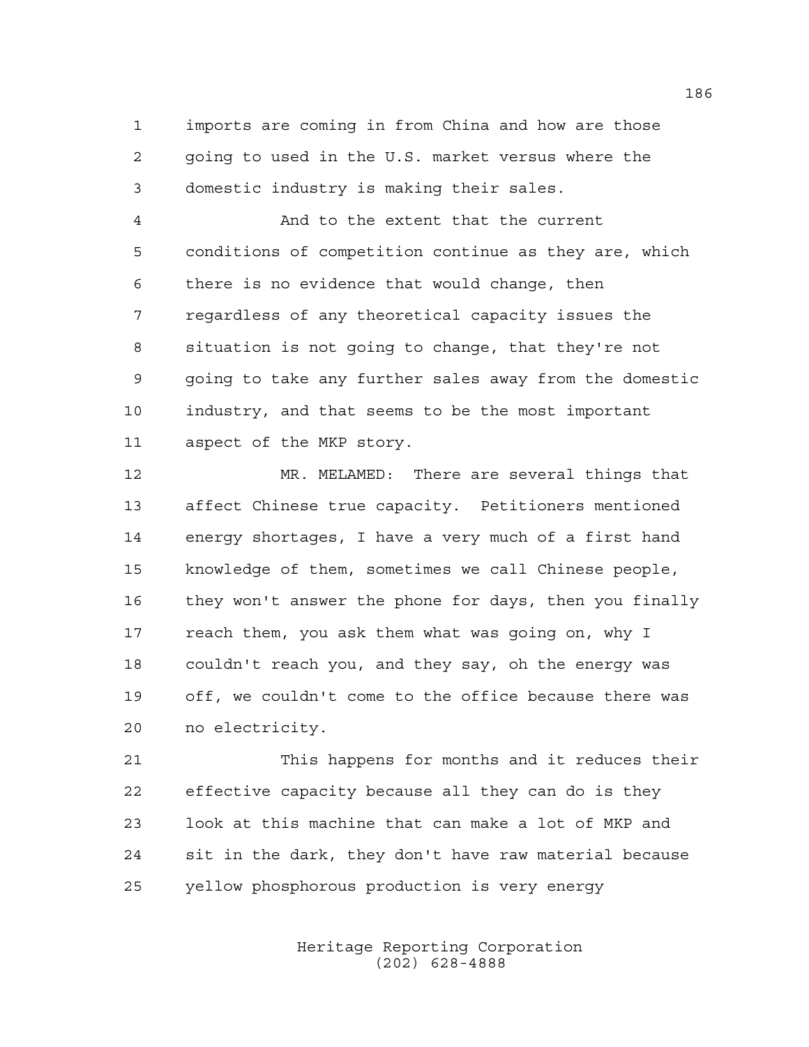imports are coming in from China and how are those going to used in the U.S. market versus where the domestic industry is making their sales.

And to the extent that the current conditions of competition continue as they are, which there is no evidence that would change, then regardless of any theoretical capacity issues the situation is not going to change, that they're not going to take any further sales away from the domestic industry, and that seems to be the most important aspect of the MKP story.

MR. MELAMED: There are several things that affect Chinese true capacity. Petitioners mentioned energy shortages, I have a very much of a first hand knowledge of them, sometimes we call Chinese people, they won't answer the phone for days, then you finally reach them, you ask them what was going on, why I couldn't reach you, and they say, oh the energy was off, we couldn't come to the office because there was no electricity.

This happens for months and it reduces their effective capacity because all they can do is they look at this machine that can make a lot of MKP and sit in the dark, they don't have raw material because yellow phosphorous production is very energy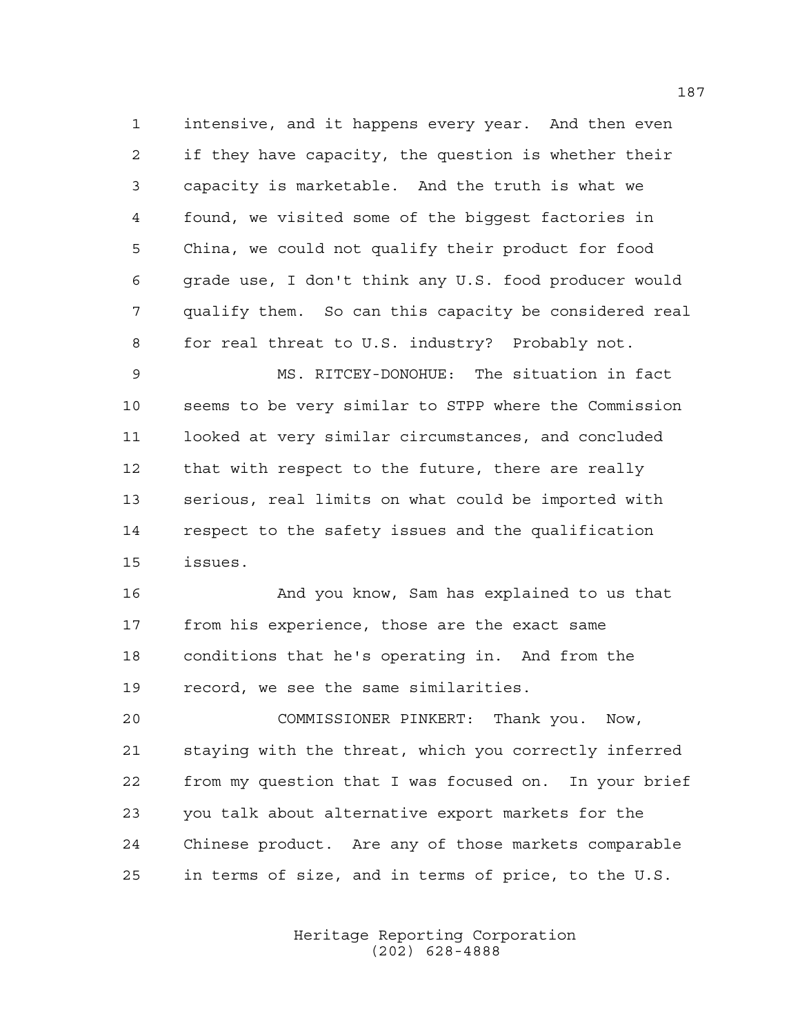intensive, and it happens every year. And then even if they have capacity, the question is whether their capacity is marketable. And the truth is what we found, we visited some of the biggest factories in China, we could not qualify their product for food grade use, I don't think any U.S. food producer would qualify them. So can this capacity be considered real for real threat to U.S. industry? Probably not.

MS. RITCEY-DONOHUE: The situation in fact seems to be very similar to STPP where the Commission looked at very similar circumstances, and concluded that with respect to the future, there are really serious, real limits on what could be imported with respect to the safety issues and the qualification issues.

And you know, Sam has explained to us that from his experience, those are the exact same conditions that he's operating in. And from the record, we see the same similarities.

COMMISSIONER PINKERT: Thank you. Now, staying with the threat, which you correctly inferred from my question that I was focused on. In your brief you talk about alternative export markets for the Chinese product. Are any of those markets comparable in terms of size, and in terms of price, to the U.S.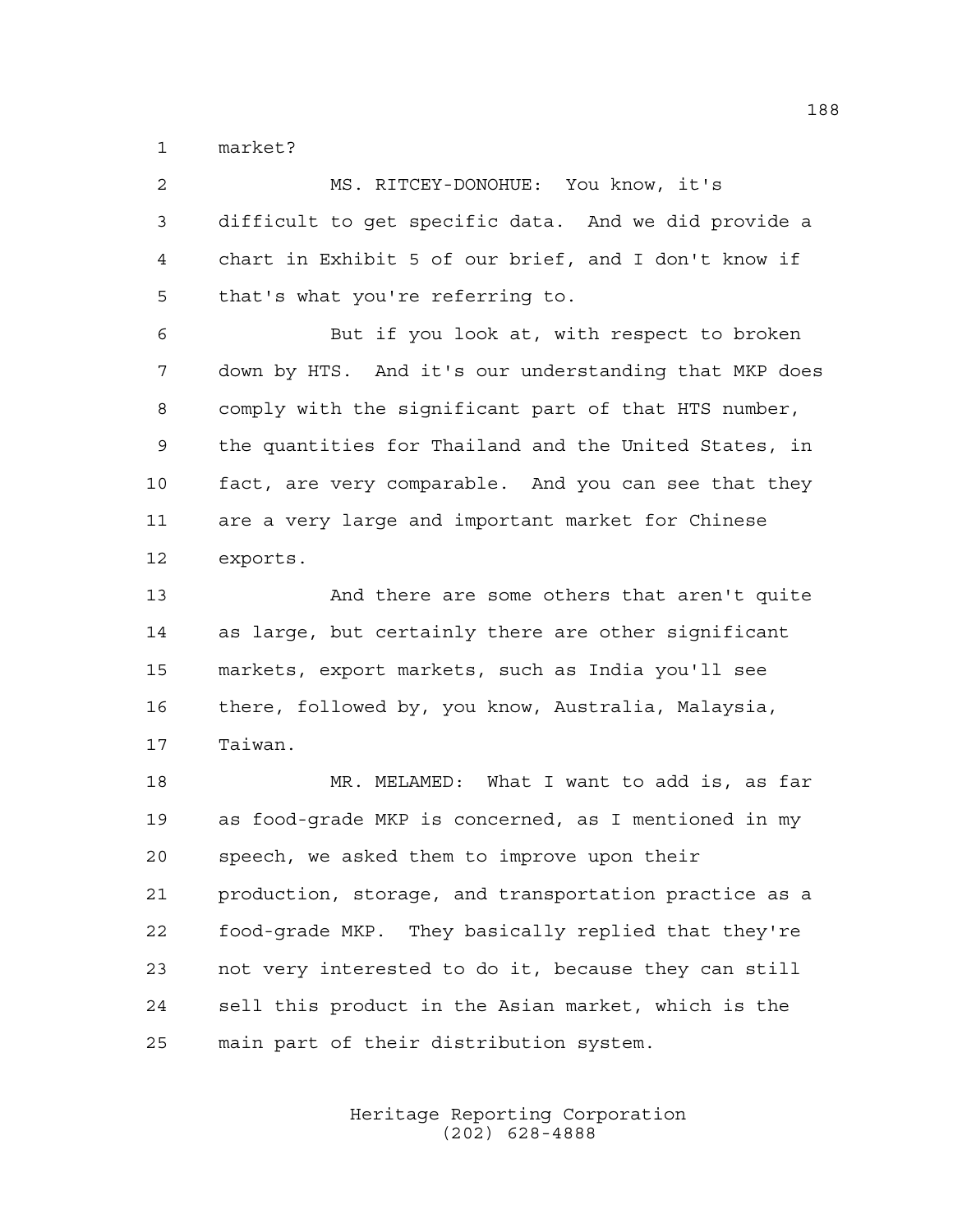market?

MS. RITCEY-DONOHUE: You know, it's difficult to get specific data. And we did provide a chart in Exhibit 5 of our brief, and I don't know if that's what you're referring to.

But if you look at, with respect to broken down by HTS. And it's our understanding that MKP does comply with the significant part of that HTS number, the quantities for Thailand and the United States, in fact, are very comparable. And you can see that they are a very large and important market for Chinese exports.

And there are some others that aren't quite as large, but certainly there are other significant markets, export markets, such as India you'll see there, followed by, you know, Australia, Malaysia, Taiwan.

MR. MELAMED: What I want to add is, as far as food-grade MKP is concerned, as I mentioned in my speech, we asked them to improve upon their production, storage, and transportation practice as a food-grade MKP. They basically replied that they're not very interested to do it, because they can still sell this product in the Asian market, which is the main part of their distribution system.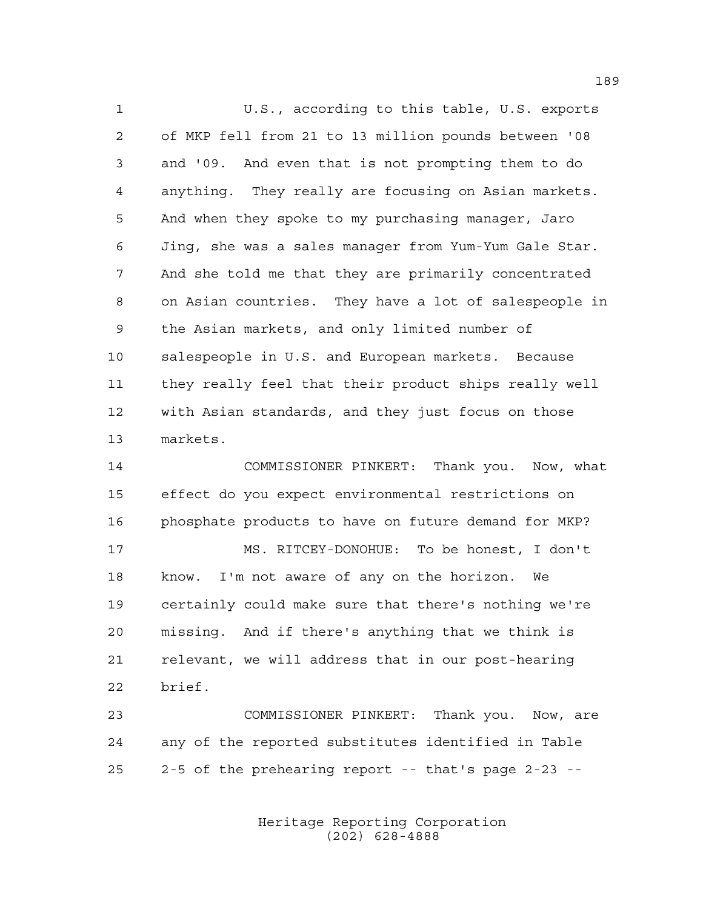U.S., according to this table, U.S. exports of MKP fell from 21 to 13 million pounds between '08 and '09. And even that is not prompting them to do anything. They really are focusing on Asian markets. And when they spoke to my purchasing manager, Jaro Jing, she was a sales manager from Yum-Yum Gale Star. And she told me that they are primarily concentrated on Asian countries. They have a lot of salespeople in the Asian markets, and only limited number of salespeople in U.S. and European markets. Because they really feel that their product ships really well with Asian standards, and they just focus on those markets.

COMMISSIONER PINKERT: Thank you. Now, what effect do you expect environmental restrictions on phosphate products to have on future demand for MKP?

MS. RITCEY-DONOHUE: To be honest, I don't know. I'm not aware of any on the horizon. We certainly could make sure that there's nothing we're missing. And if there's anything that we think is relevant, we will address that in our post-hearing brief.

COMMISSIONER PINKERT: Thank you. Now, are any of the reported substitutes identified in Table 2-5 of the prehearing report -- that's page 2-23 --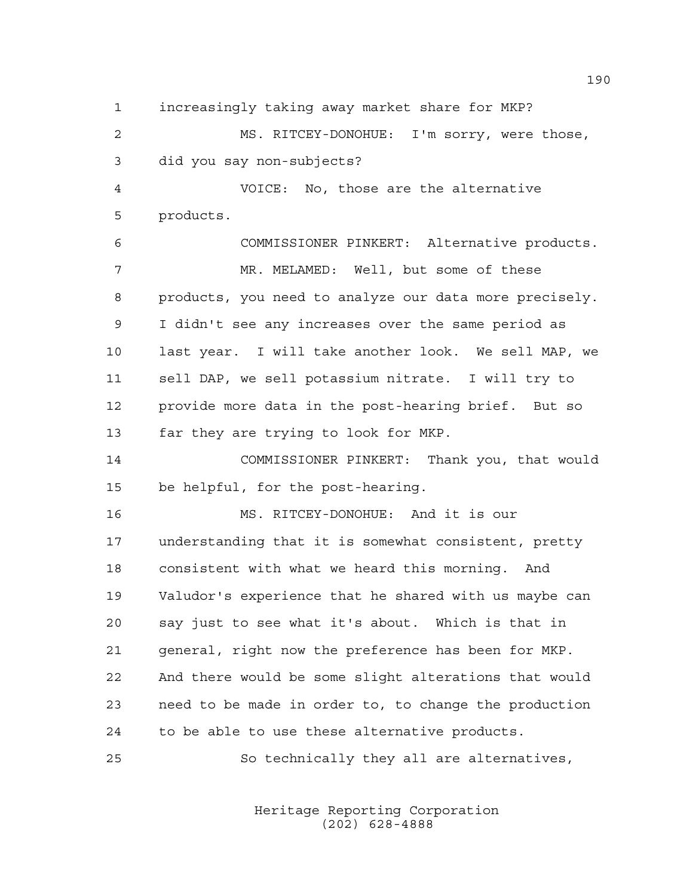increasingly taking away market share for MKP?

MS. RITCEY-DONOHUE: I'm sorry, were those, did you say non-subjects?

VOICE: No, those are the alternative products.

COMMISSIONER PINKERT: Alternative products.

MR. MELAMED: Well, but some of these products, you need to analyze our data more precisely. I didn't see any increases over the same period as last year. I will take another look. We sell MAP, we sell DAP, we sell potassium nitrate. I will try to provide more data in the post-hearing brief. But so far they are trying to look for MKP.

COMMISSIONER PINKERT: Thank you, that would be helpful, for the post-hearing.

MS. RITCEY-DONOHUE: And it is our understanding that it is somewhat consistent, pretty consistent with what we heard this morning. And Valudor's experience that he shared with us maybe can say just to see what it's about. Which is that in general, right now the preference has been for MKP. And there would be some slight alterations that would need to be made in order to, to change the production to be able to use these alternative products.

So technically they all are alternatives,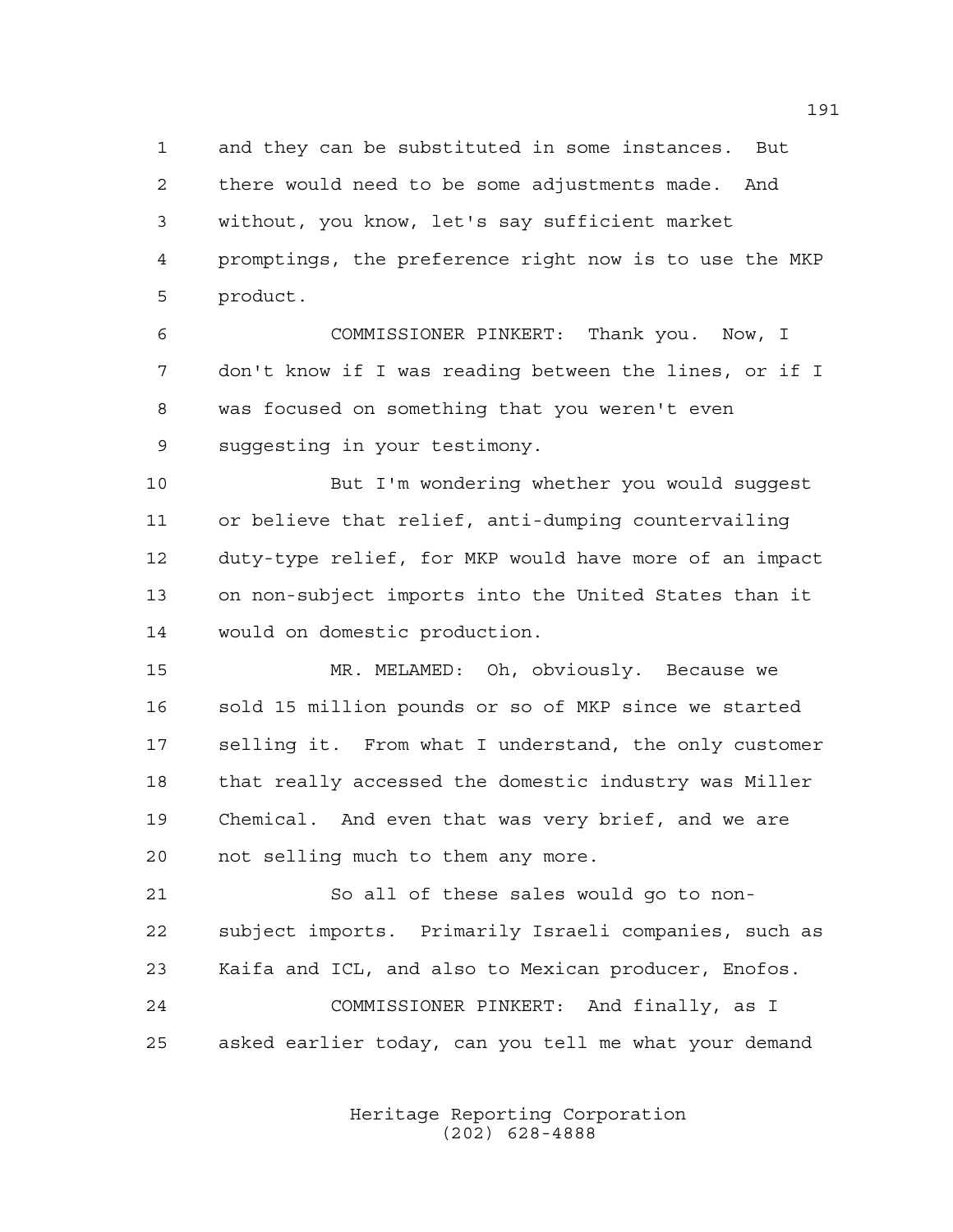and they can be substituted in some instances. But there would need to be some adjustments made. And without, you know, let's say sufficient market promptings, the preference right now is to use the MKP product.

COMMISSIONER PINKERT: Thank you. Now, I don't know if I was reading between the lines, or if I was focused on something that you weren't even suggesting in your testimony.

But I'm wondering whether you would suggest or believe that relief, anti-dumping countervailing duty-type relief, for MKP would have more of an impact on non-subject imports into the United States than it would on domestic production.

MR. MELAMED: Oh, obviously. Because we sold 15 million pounds or so of MKP since we started selling it. From what I understand, the only customer that really accessed the domestic industry was Miller Chemical. And even that was very brief, and we are not selling much to them any more.

So all of these sales would go to non-subject imports. Primarily Israeli companies, such as Kaifa and ICL, and also to Mexican producer, Enofos.

COMMISSIONER PINKERT: And finally, as I asked earlier today, can you tell me what your demand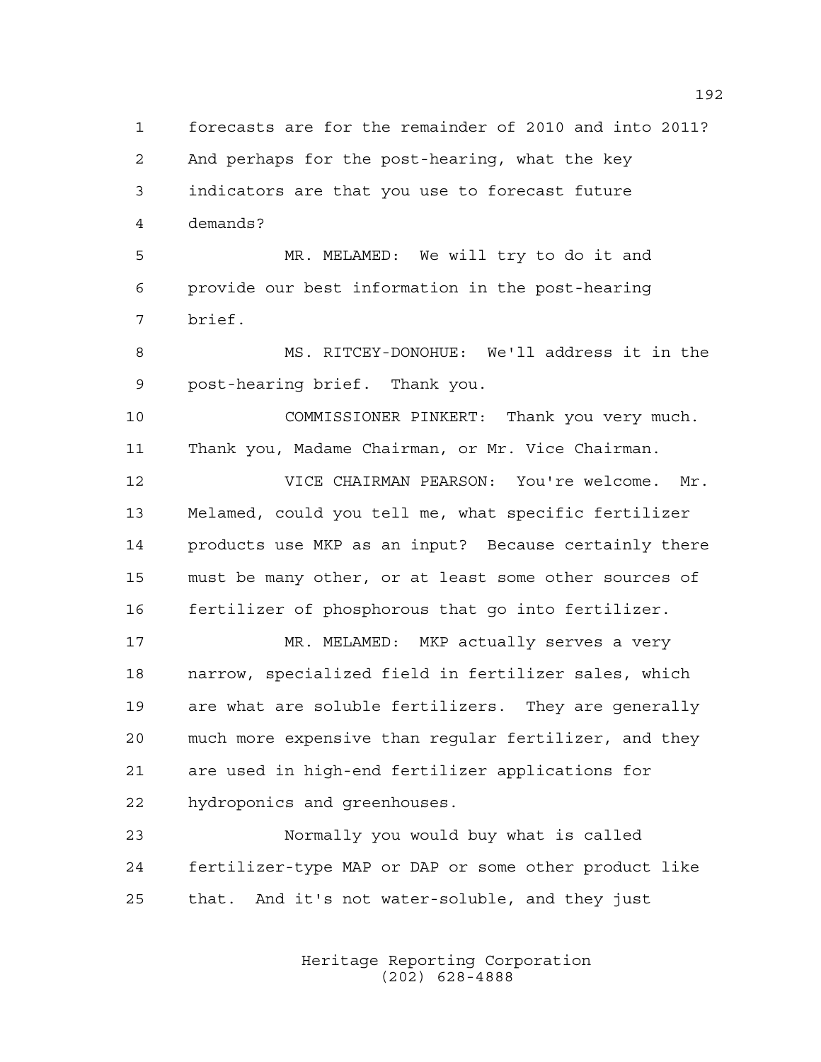forecasts are for the remainder of 2010 and into 2011? And perhaps for the post-hearing, what the key indicators are that you use to forecast future demands?

MR. MELAMED: We will try to do it and provide our best information in the post-hearing brief.

MS. RITCEY-DONOHUE: We'll address it in the post-hearing brief. Thank you.

COMMISSIONER PINKERT: Thank you very much. Thank you, Madame Chairman, or Mr. Vice Chairman.

VICE CHAIRMAN PEARSON: You're welcome. Mr. Melamed, could you tell me, what specific fertilizer products use MKP as an input? Because certainly there must be many other, or at least some other sources of fertilizer of phosphorous that go into fertilizer.

MR. MELAMED: MKP actually serves a very narrow, specialized field in fertilizer sales, which are what are soluble fertilizers. They are generally much more expensive than regular fertilizer, and they are used in high-end fertilizer applications for hydroponics and greenhouses.

Normally you would buy what is called fertilizer-type MAP or DAP or some other product like that. And it's not water-soluble, and they just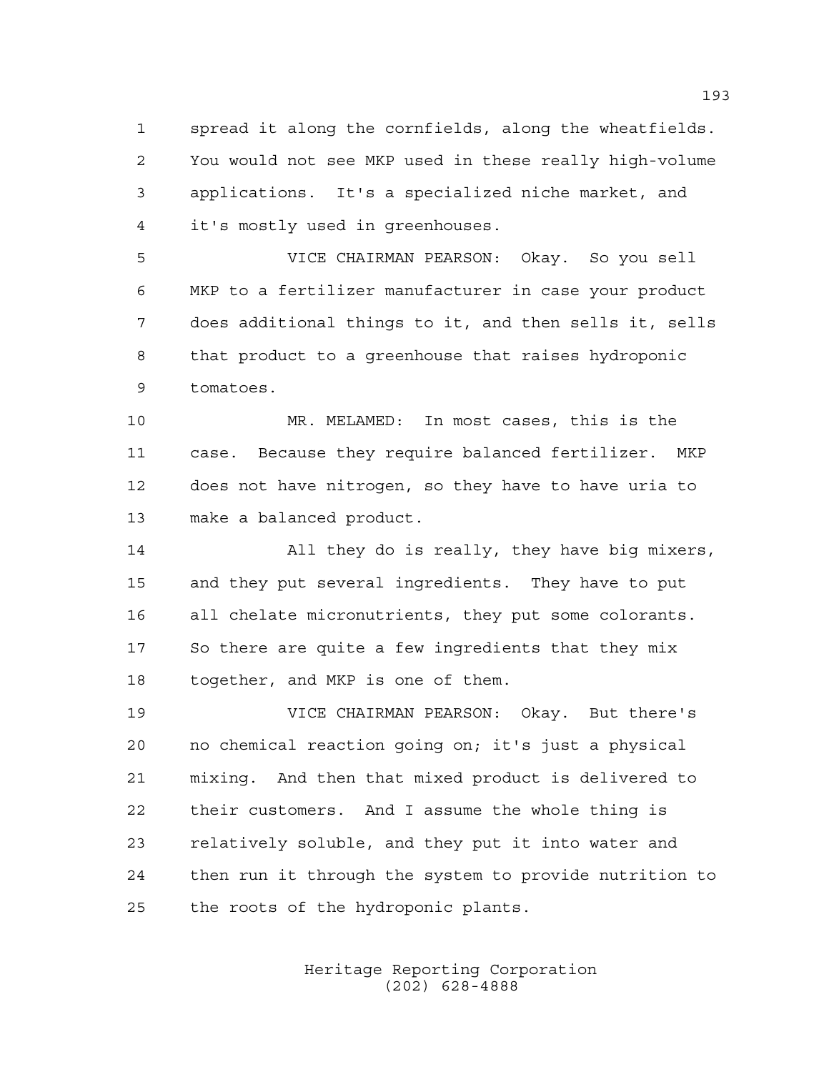spread it along the cornfields, along the wheatfields. You would not see MKP used in these really high-volume applications. It's a specialized niche market, and it's mostly used in greenhouses.

VICE CHAIRMAN PEARSON: Okay. So you sell MKP to a fertilizer manufacturer in case your product does additional things to it, and then sells it, sells that product to a greenhouse that raises hydroponic tomatoes.

MR. MELAMED: In most cases, this is the case. Because they require balanced fertilizer. MKP does not have nitrogen, so they have to have uria to make a balanced product.

All they do is really, they have big mixers, and they put several ingredients. They have to put all chelate micronutrients, they put some colorants. So there are quite a few ingredients that they mix together, and MKP is one of them.

VICE CHAIRMAN PEARSON: Okay. But there's no chemical reaction going on; it's just a physical mixing. And then that mixed product is delivered to their customers. And I assume the whole thing is relatively soluble, and they put it into water and then run it through the system to provide nutrition to the roots of the hydroponic plants.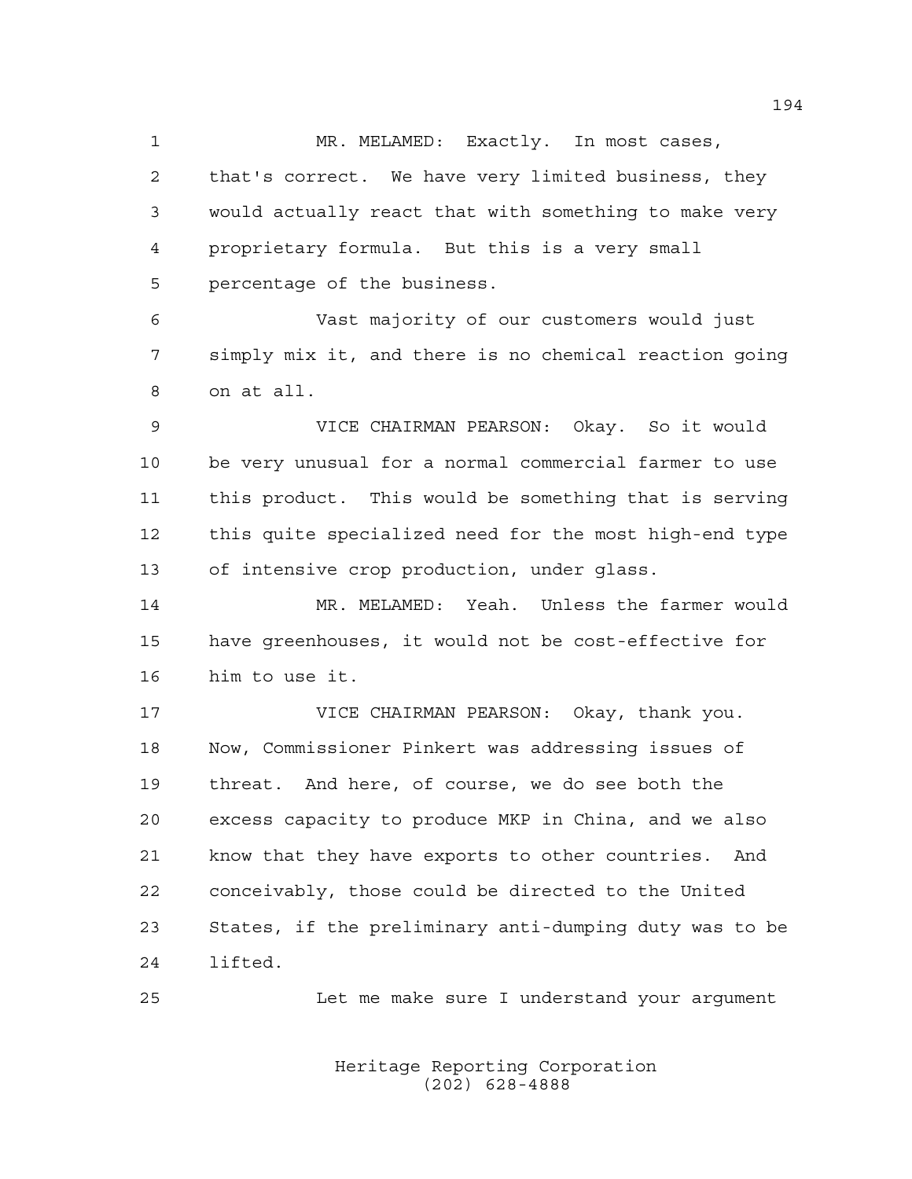MR. MELAMED: Exactly. In most cases, that's correct. We have very limited business, they would actually react that with something to make very proprietary formula. But this is a very small percentage of the business.

Vast majority of our customers would just simply mix it, and there is no chemical reaction going on at all.

VICE CHAIRMAN PEARSON: Okay. So it would be very unusual for a normal commercial farmer to use this product. This would be something that is serving this quite specialized need for the most high-end type of intensive crop production, under glass.

MR. MELAMED: Yeah. Unless the farmer would have greenhouses, it would not be cost-effective for him to use it.

VICE CHAIRMAN PEARSON: Okay, thank you. Now, Commissioner Pinkert was addressing issues of threat. And here, of course, we do see both the excess capacity to produce MKP in China, and we also know that they have exports to other countries. And conceivably, those could be directed to the United States, if the preliminary anti-dumping duty was to be lifted.

Let me make sure I understand your argument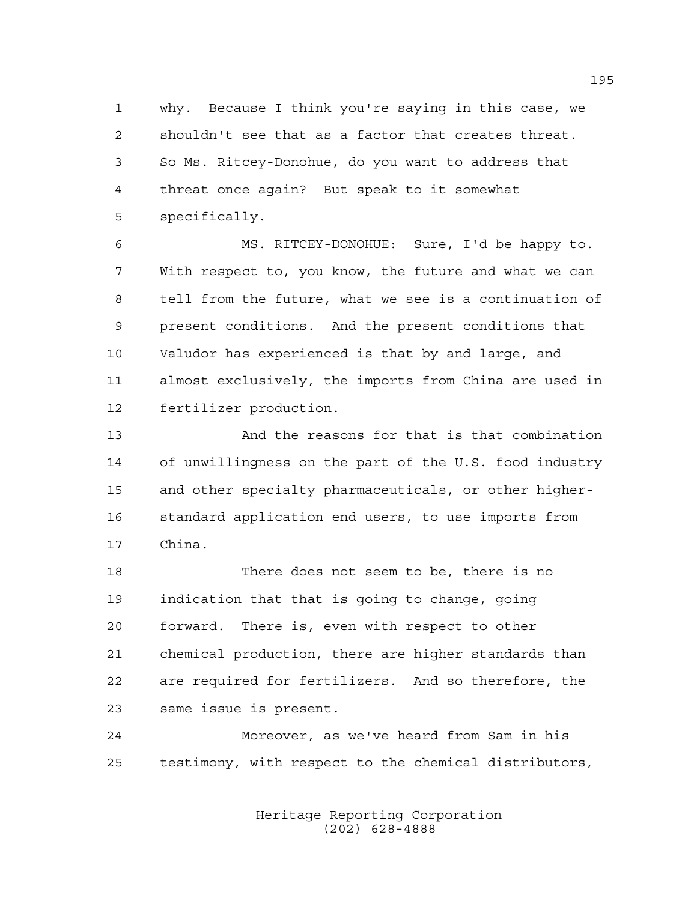why. Because I think you're saying in this case, we shouldn't see that as a factor that creates threat. So Ms. Ritcey-Donohue, do you want to address that threat once again? But speak to it somewhat specifically.

MS. RITCEY-DONOHUE: Sure, I'd be happy to. With respect to, you know, the future and what we can tell from the future, what we see is a continuation of present conditions. And the present conditions that Valudor has experienced is that by and large, and almost exclusively, the imports from China are used in fertilizer production.

And the reasons for that is that combination of unwillingness on the part of the U.S. food industry and other specialty pharmaceuticals, or other higher-standard application end users, to use imports from China.

There does not seem to be, there is no indication that that is going to change, going forward. There is, even with respect to other chemical production, there are higher standards than are required for fertilizers. And so therefore, the same issue is present.

Moreover, as we've heard from Sam in his testimony, with respect to the chemical distributors,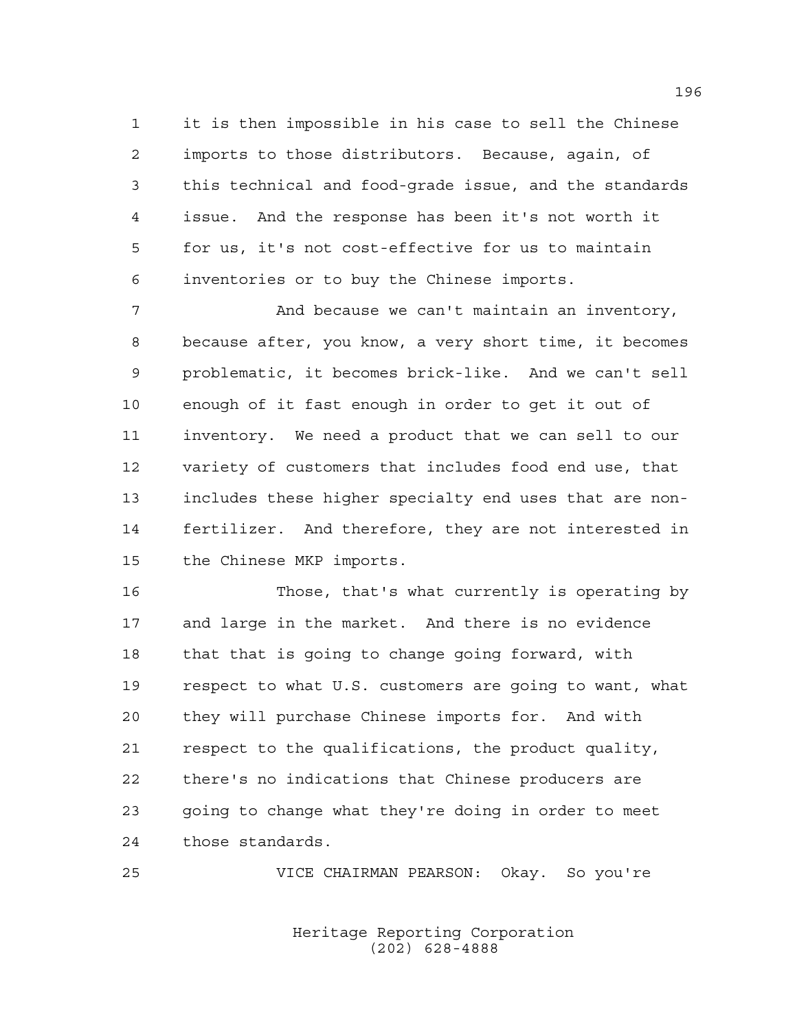it is then impossible in his case to sell the Chinese imports to those distributors. Because, again, of this technical and food-grade issue, and the standards issue. And the response has been it's not worth it for us, it's not cost-effective for us to maintain inventories or to buy the Chinese imports.

And because we can't maintain an inventory, because after, you know, a very short time, it becomes problematic, it becomes brick-like. And we can't sell enough of it fast enough in order to get it out of inventory. We need a product that we can sell to our variety of customers that includes food end use, that includes these higher specialty end uses that are non-fertilizer. And therefore, they are not interested in the Chinese MKP imports.

Those, that's what currently is operating by and large in the market. And there is no evidence that that is going to change going forward, with respect to what U.S. customers are going to want, what they will purchase Chinese imports for. And with respect to the qualifications, the product quality, there's no indications that Chinese producers are going to change what they're doing in order to meet those standards.

VICE CHAIRMAN PEARSON: Okay. So you're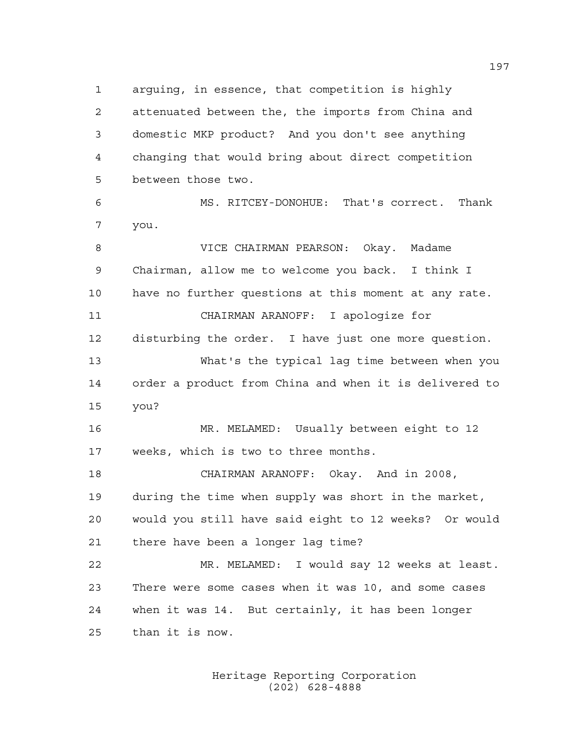arguing, in essence, that competition is highly attenuated between the, the imports from China and domestic MKP product? And you don't see anything changing that would bring about direct competition between those two.

MS. RITCEY-DONOHUE: That's correct. Thank you.

VICE CHAIRMAN PEARSON: Okay. Madame Chairman, allow me to welcome you back. I think I have no further questions at this moment at any rate.

CHAIRMAN ARANOFF: I apologize for disturbing the order. I have just one more question.

What's the typical lag time between when you order a product from China and when it is delivered to you?

MR. MELAMED: Usually between eight to 12 weeks, which is two to three months.

CHAIRMAN ARANOFF: Okay. And in 2008, during the time when supply was short in the market, would you still have said eight to 12 weeks? Or would there have been a longer lag time?

MR. MELAMED: I would say 12 weeks at least. There were some cases when it was 10, and some cases when it was 14. But certainly, it has been longer than it is now.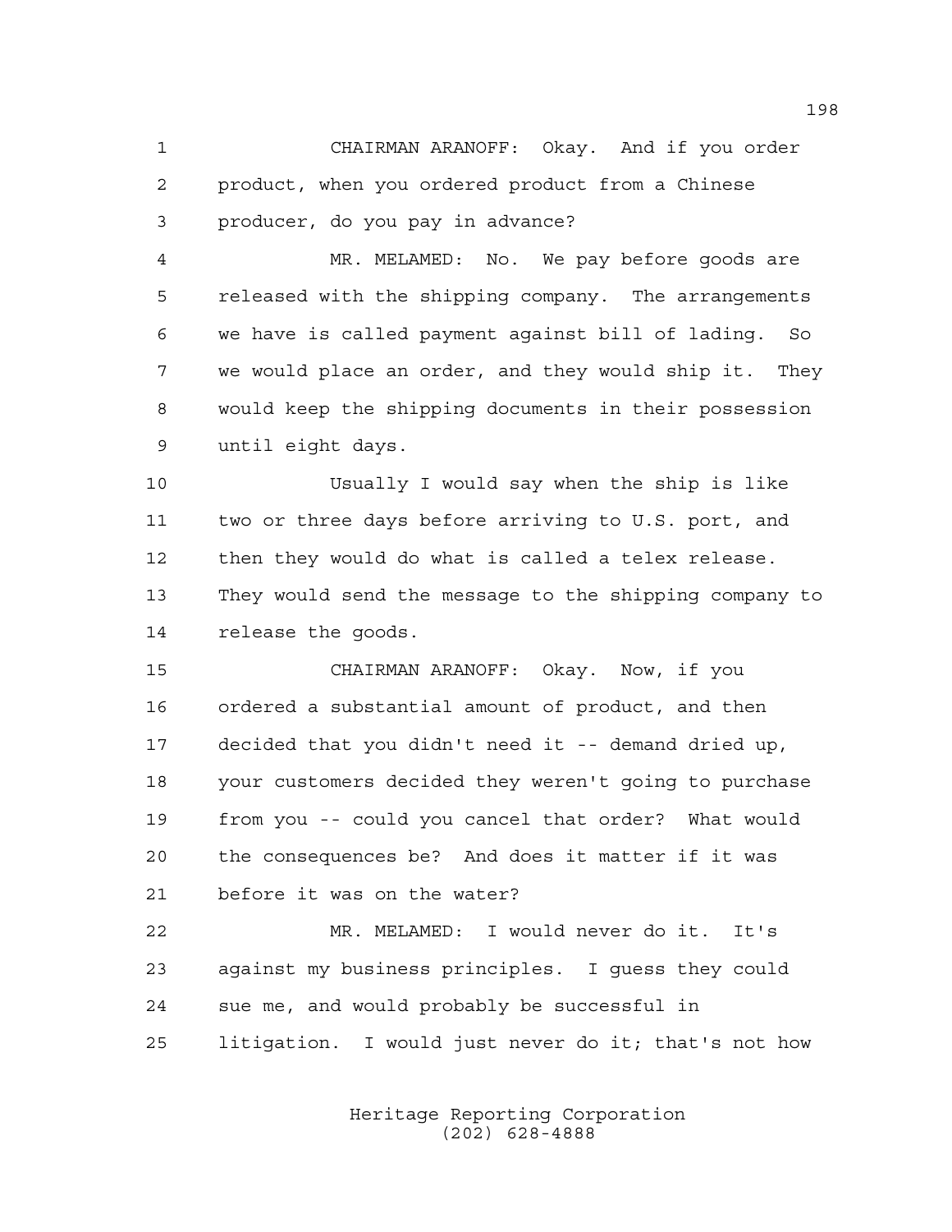CHAIRMAN ARANOFF: Okay. And if you order product, when you ordered product from a Chinese producer, do you pay in advance?

MR. MELAMED: No. We pay before goods are released with the shipping company. The arrangements we have is called payment against bill of lading. So we would place an order, and they would ship it. They would keep the shipping documents in their possession until eight days.

Usually I would say when the ship is like two or three days before arriving to U.S. port, and then they would do what is called a telex release. They would send the message to the shipping company to release the goods.

CHAIRMAN ARANOFF: Okay. Now, if you ordered a substantial amount of product, and then decided that you didn't need it -- demand dried up, your customers decided they weren't going to purchase from you -- could you cancel that order? What would the consequences be? And does it matter if it was before it was on the water?

MR. MELAMED: I would never do it. It's against my business principles. I guess they could sue me, and would probably be successful in litigation. I would just never do it; that's not how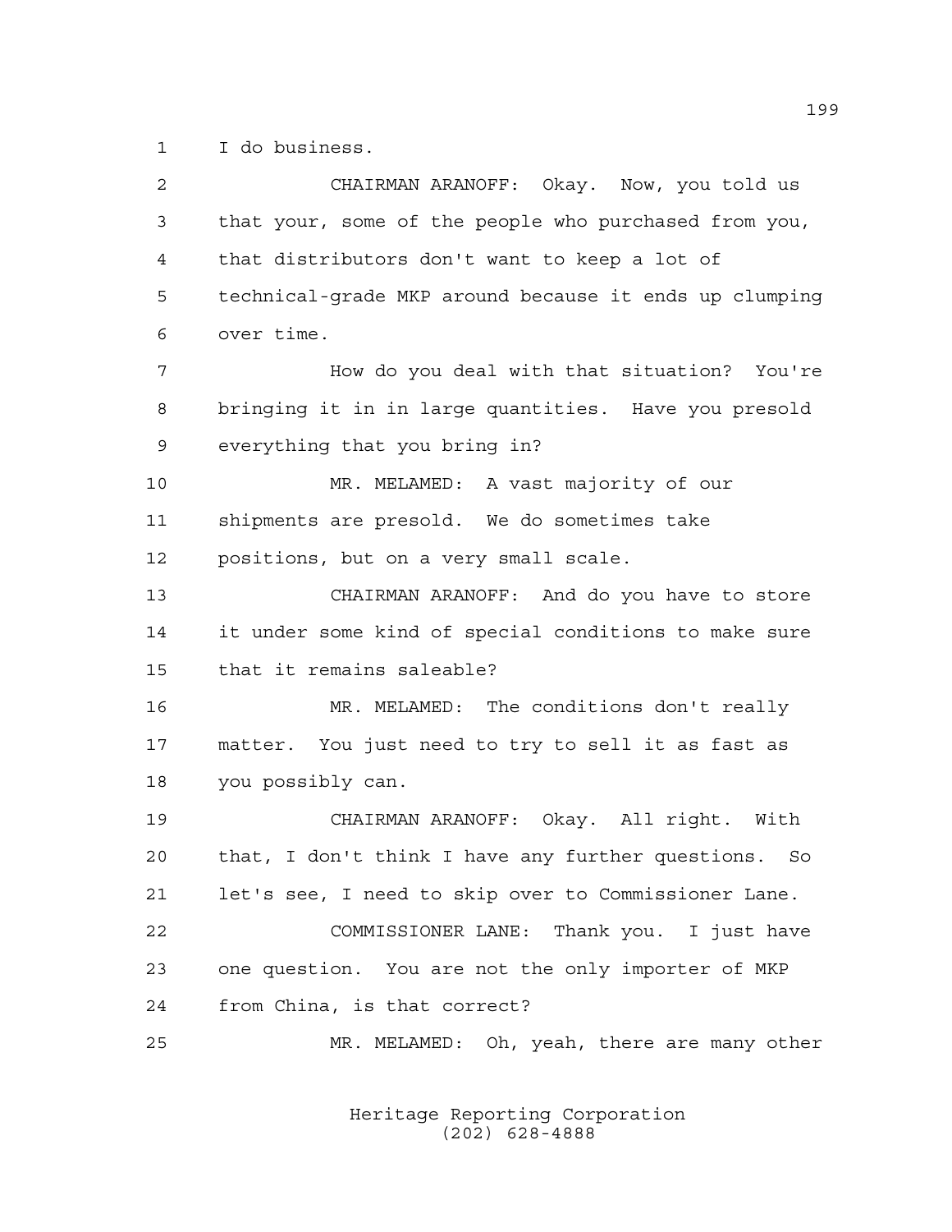I do business.

CHAIRMAN ARANOFF: Okay. Now, you told us that your, some of the people who purchased from you, that distributors don't want to keep a lot of technical-grade MKP around because it ends up clumping over time.

How do you deal with that situation? You're bringing it in in large quantities. Have you presold everything that you bring in?

MR. MELAMED: A vast majority of our shipments are presold. We do sometimes take positions, but on a very small scale.

CHAIRMAN ARANOFF: And do you have to store it under some kind of special conditions to make sure that it remains saleable?

MR. MELAMED: The conditions don't really matter. You just need to try to sell it as fast as you possibly can.

CHAIRMAN ARANOFF: Okay. All right. With that, I don't think I have any further questions. So let's see, I need to skip over to Commissioner Lane.

COMMISSIONER LANE: Thank you. I just have one question. You are not the only importer of MKP from China, is that correct?

MR. MELAMED: Oh, yeah, there are many other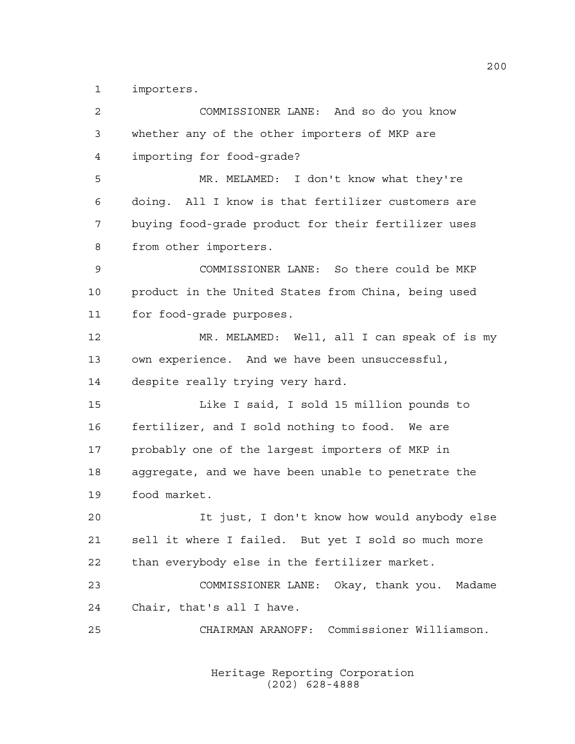importers.

COMMISSIONER LANE: And so do you know whether any of the other importers of MKP are importing for food-grade?

MR. MELAMED: I don't know what they're doing. All I know is that fertilizer customers are buying food-grade product for their fertilizer uses from other importers.

COMMISSIONER LANE: So there could be MKP product in the United States from China, being used for food-grade purposes.

MR. MELAMED: Well, all I can speak of is my own experience. And we have been unsuccessful, despite really trying very hard.

Like I said, I sold 15 million pounds to fertilizer, and I sold nothing to food. We are probably one of the largest importers of MKP in aggregate, and we have been unable to penetrate the food market.

It just, I don't know how would anybody else sell it where I failed. But yet I sold so much more than everybody else in the fertilizer market.

COMMISSIONER LANE: Okay, thank you. Madame Chair, that's all I have.

CHAIRMAN ARANOFF: Commissioner Williamson.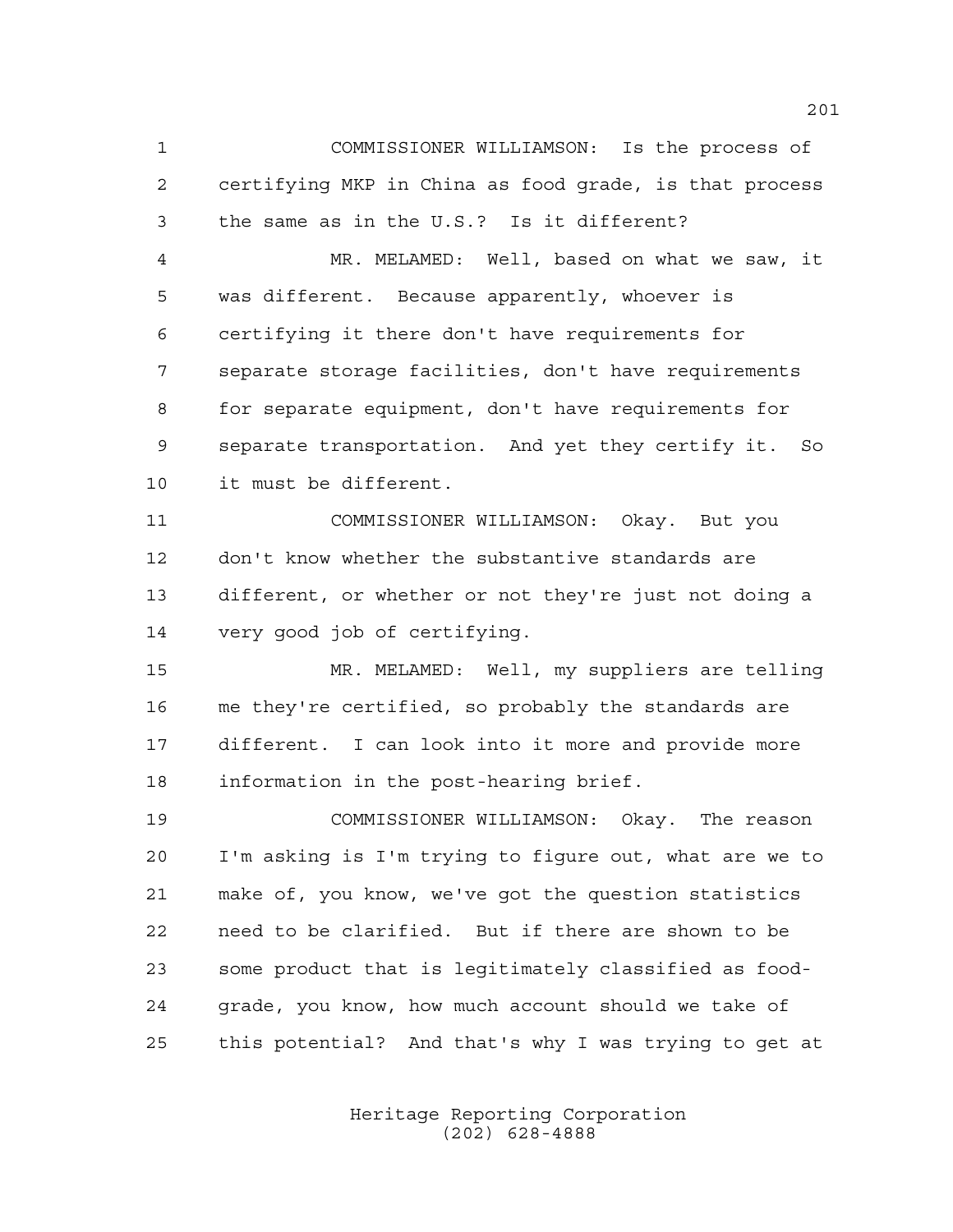COMMISSIONER WILLIAMSON: Is the process of certifying MKP in China as food grade, is that process the same as in the U.S.? Is it different?

MR. MELAMED: Well, based on what we saw, it was different. Because apparently, whoever is certifying it there don't have requirements for separate storage facilities, don't have requirements for separate equipment, don't have requirements for separate transportation. And yet they certify it. So it must be different.

COMMISSIONER WILLIAMSON: Okay. But you don't know whether the substantive standards are different, or whether or not they're just not doing a very good job of certifying.

MR. MELAMED: Well, my suppliers are telling me they're certified, so probably the standards are different. I can look into it more and provide more information in the post-hearing brief.

COMMISSIONER WILLIAMSON: Okay. The reason I'm asking is I'm trying to figure out, what are we to make of, you know, we've got the question statistics need to be clarified. But if there are shown to be some product that is legitimately classified as food-grade, you know, how much account should we take of this potential? And that's why I was trying to get at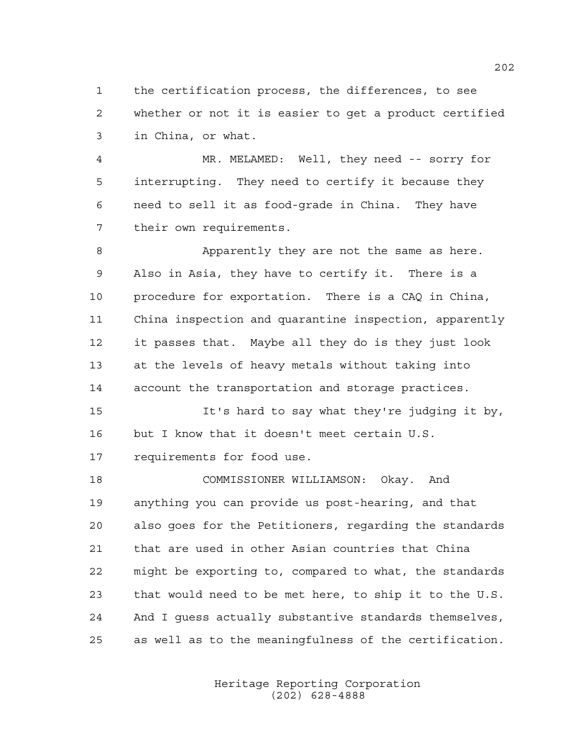the certification process, the differences, to see whether or not it is easier to get a product certified in China, or what.

MR. MELAMED: Well, they need -- sorry for interrupting. They need to certify it because they need to sell it as food-grade in China. They have their own requirements.

Apparently they are not the same as here. Also in Asia, they have to certify it. There is a procedure for exportation. There is a CAQ in China, China inspection and quarantine inspection, apparently it passes that. Maybe all they do is they just look at the levels of heavy metals without taking into account the transportation and storage practices.

It's hard to say what they're judging it by, but I know that it doesn't meet certain U.S. requirements for food use.

COMMISSIONER WILLIAMSON: Okay. And anything you can provide us post-hearing, and that also goes for the Petitioners, regarding the standards that are used in other Asian countries that China might be exporting to, compared to what, the standards that would need to be met here, to ship it to the U.S. And I guess actually substantive standards themselves, as well as to the meaningfulness of the certification.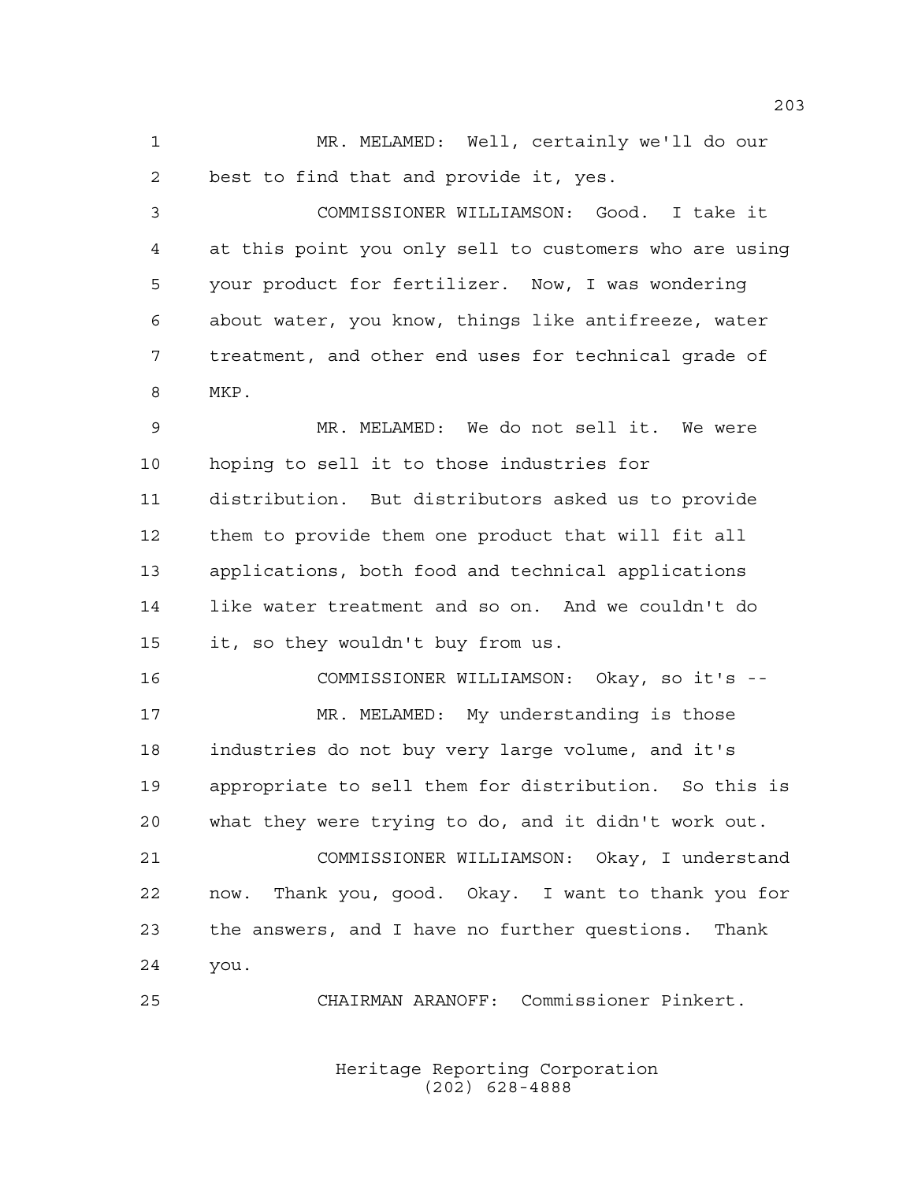MR. MELAMED: Well, certainly we'll do our best to find that and provide it, yes.

COMMISSIONER WILLIAMSON: Good. I take it at this point you only sell to customers who are using your product for fertilizer. Now, I was wondering about water, you know, things like antifreeze, water treatment, and other end uses for technical grade of MKP.

MR. MELAMED: We do not sell it. We were hoping to sell it to those industries for distribution. But distributors asked us to provide them to provide them one product that will fit all applications, both food and technical applications like water treatment and so on. And we couldn't do it, so they wouldn't buy from us.

COMMISSIONER WILLIAMSON: Okay, so it's --

MR. MELAMED: My understanding is those industries do not buy very large volume, and it's appropriate to sell them for distribution. So this is what they were trying to do, and it didn't work out.

COMMISSIONER WILLIAMSON: Okay, I understand now. Thank you, good. Okay. I want to thank you for the answers, and I have no further questions. Thank you.

CHAIRMAN ARANOFF: Commissioner Pinkert.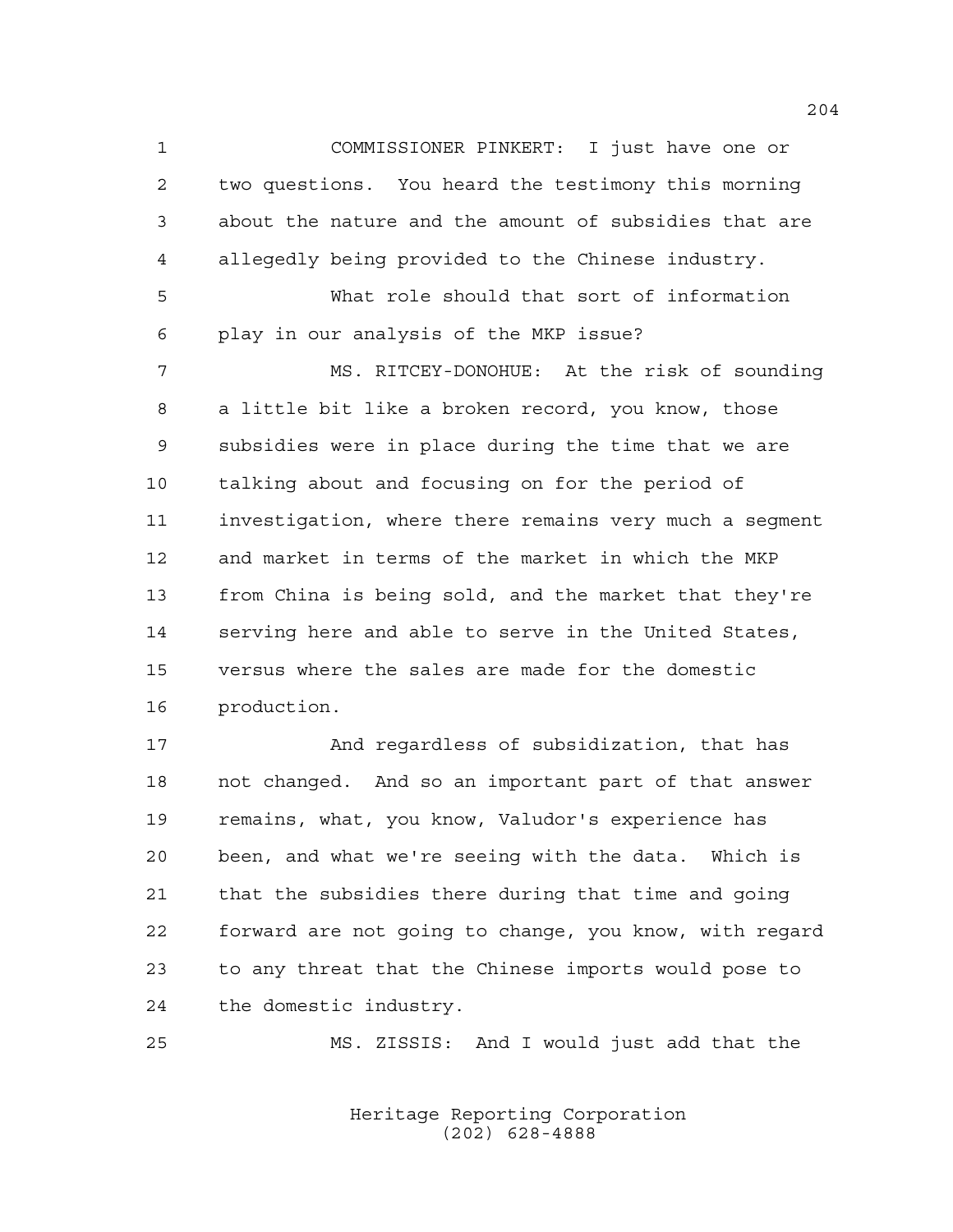COMMISSIONER PINKERT: I just have one or two questions. You heard the testimony this morning about the nature and the amount of subsidies that are allegedly being provided to the Chinese industry.

What role should that sort of information play in our analysis of the MKP issue?

MS. RITCEY-DONOHUE: At the risk of sounding a little bit like a broken record, you know, those subsidies were in place during the time that we are talking about and focusing on for the period of investigation, where there remains very much a segment and market in terms of the market in which the MKP from China is being sold, and the market that they're serving here and able to serve in the United States, versus where the sales are made for the domestic production.

And regardless of subsidization, that has not changed. And so an important part of that answer remains, what, you know, Valudor's experience has been, and what we're seeing with the data. Which is that the subsidies there during that time and going forward are not going to change, you know, with regard to any threat that the Chinese imports would pose to the domestic industry.

MS. ZISSIS: And I would just add that the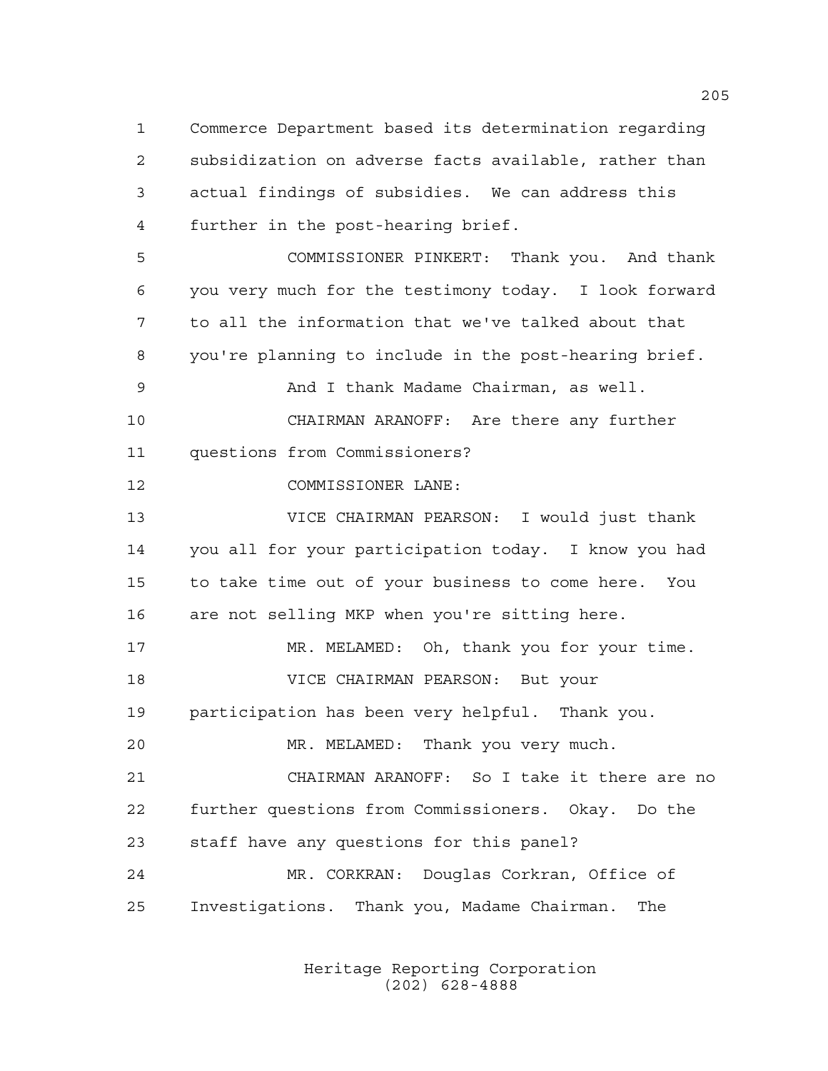Commerce Department based its determination regarding subsidization on adverse facts available, rather than actual findings of subsidies. We can address this further in the post-hearing brief.

COMMISSIONER PINKERT: Thank you. And thank you very much for the testimony today. I look forward to all the information that we've talked about that you're planning to include in the post-hearing brief.

And I thank Madame Chairman, as well.

CHAIRMAN ARANOFF: Are there any further questions from Commissioners?

COMMISSIONER LANE:

VICE CHAIRMAN PEARSON: I would just thank you all for your participation today. I know you had to take time out of your business to come here. You are not selling MKP when you're sitting here.

MR. MELAMED: Oh, thank you for your time.

VICE CHAIRMAN PEARSON: But your participation has been very helpful. Thank you.

MR. MELAMED: Thank you very much.

CHAIRMAN ARANOFF: So I take it there are no further questions from Commissioners. Okay. Do the staff have any questions for this panel?

MR. CORKRAN: Douglas Corkran, Office of Investigations. Thank you, Madame Chairman. The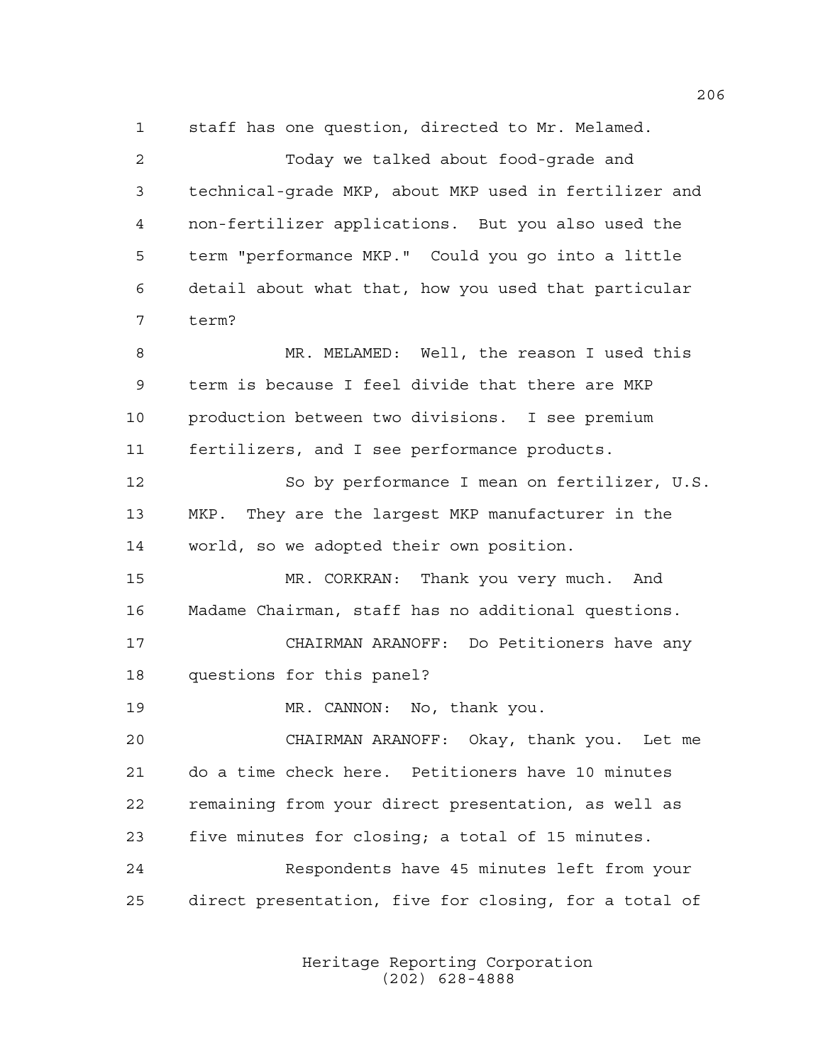staff has one question, directed to Mr. Melamed.

Today we talked about food-grade and technical-grade MKP, about MKP used in fertilizer and non-fertilizer applications. But you also used the term "performance MKP." Could you go into a little detail about what that, how you used that particular term?

MR. MELAMED: Well, the reason I used this term is because I feel divide that there are MKP production between two divisions. I see premium fertilizers, and I see performance products.

So by performance I mean on fertilizer, U.S. MKP. They are the largest MKP manufacturer in the world, so we adopted their own position.

MR. CORKRAN: Thank you very much. And Madame Chairman, staff has no additional questions.

CHAIRMAN ARANOFF: Do Petitioners have any questions for this panel?

MR. CANNON: No, thank you.

CHAIRMAN ARANOFF: Okay, thank you. Let me do a time check here. Petitioners have 10 minutes remaining from your direct presentation, as well as five minutes for closing; a total of 15 minutes.

Respondents have 45 minutes left from your direct presentation, five for closing, for a total of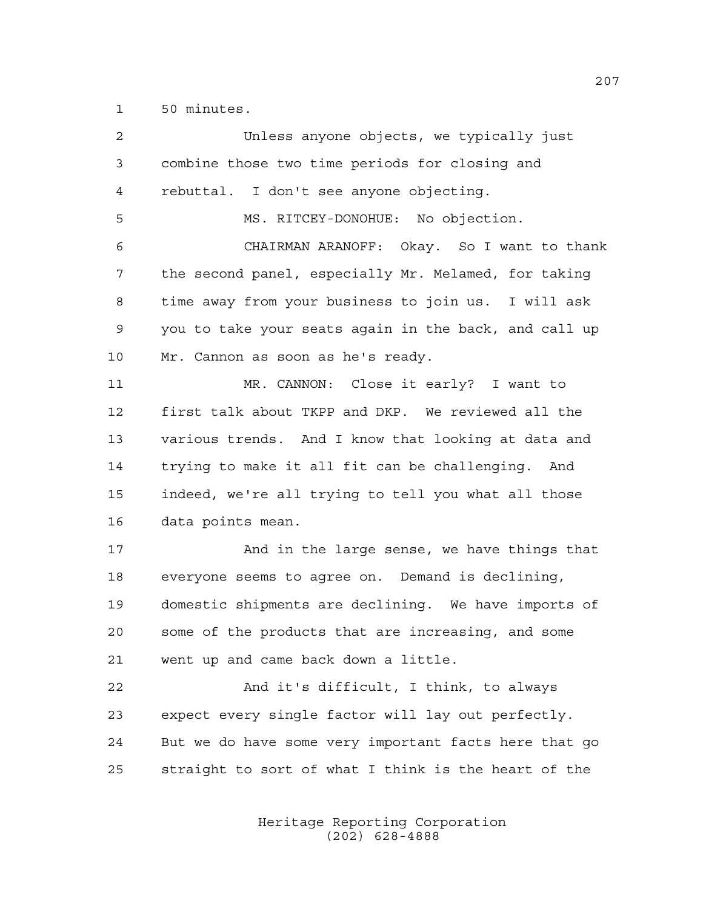50 minutes.

Unless anyone objects, we typically just combine those two time periods for closing and rebuttal. I don't see anyone objecting.

MS. RITCEY-DONOHUE: No objection.

CHAIRMAN ARANOFF: Okay. So I want to thank the second panel, especially Mr. Melamed, for taking time away from your business to join us. I will ask you to take your seats again in the back, and call up Mr. Cannon as soon as he's ready.

MR. CANNON: Close it early? I want to first talk about TKPP and DKP. We reviewed all the various trends. And I know that looking at data and trying to make it all fit can be challenging. And indeed, we're all trying to tell you what all those data points mean.

And in the large sense, we have things that everyone seems to agree on. Demand is declining, domestic shipments are declining. We have imports of some of the products that are increasing, and some went up and came back down a little.

And it's difficult, I think, to always expect every single factor will lay out perfectly. But we do have some very important facts here that go straight to sort of what I think is the heart of the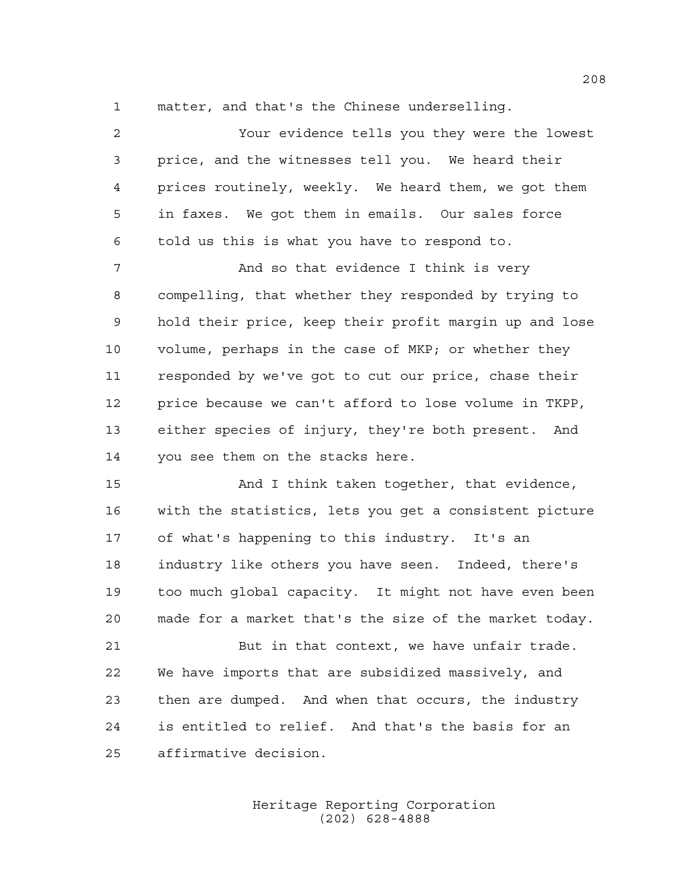matter, and that's the Chinese underselling.

Your evidence tells you they were the lowest price, and the witnesses tell you. We heard their prices routinely, weekly. We heard them, we got them in faxes. We got them in emails. Our sales force told us this is what you have to respond to.

And so that evidence I think is very compelling, that whether they responded by trying to hold their price, keep their profit margin up and lose volume, perhaps in the case of MKP; or whether they responded by we've got to cut our price, chase their price because we can't afford to lose volume in TKPP, either species of injury, they're both present. And you see them on the stacks here.

And I think taken together, that evidence, with the statistics, lets you get a consistent picture of what's happening to this industry. It's an industry like others you have seen. Indeed, there's too much global capacity. It might not have even been made for a market that's the size of the market today.

But in that context, we have unfair trade. We have imports that are subsidized massively, and then are dumped. And when that occurs, the industry is entitled to relief. And that's the basis for an affirmative decision.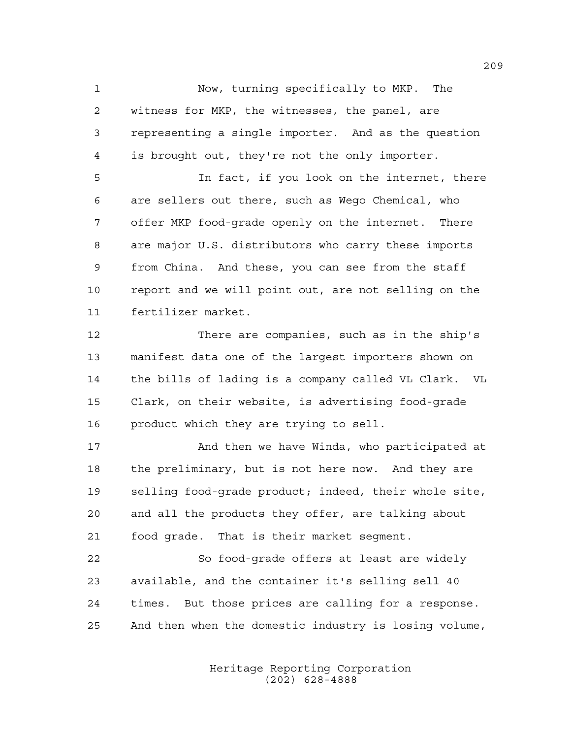Now, turning specifically to MKP. The witness for MKP, the witnesses, the panel, are representing a single importer. And as the question is brought out, they're not the only importer.

In fact, if you look on the internet, there are sellers out there, such as Wego Chemical, who offer MKP food-grade openly on the internet. There are major U.S. distributors who carry these imports from China. And these, you can see from the staff report and we will point out, are not selling on the fertilizer market.

There are companies, such as in the ship's manifest data one of the largest importers shown on the bills of lading is a company called VL Clark. VL Clark, on their website, is advertising food-grade product which they are trying to sell.

And then we have Winda, who participated at the preliminary, but is not here now. And they are selling food-grade product; indeed, their whole site, and all the products they offer, are talking about food grade. That is their market segment.

So food-grade offers at least are widely available, and the container it's selling sell 40 times. But those prices are calling for a response. And then when the domestic industry is losing volume,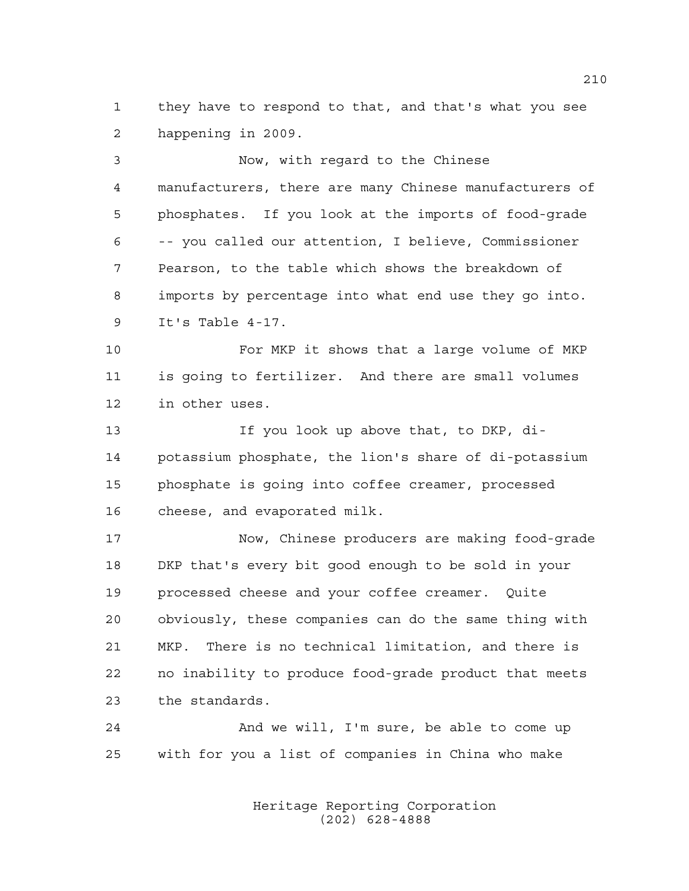they have to respond to that, and that's what you see happening in 2009.

Now, with regard to the Chinese manufacturers, there are many Chinese manufacturers of phosphates. If you look at the imports of food-grade -- you called our attention, I believe, Commissioner Pearson, to the table which shows the breakdown of imports by percentage into what end use they go into. It's Table 4-17.

For MKP it shows that a large volume of MKP is going to fertilizer. And there are small volumes in other uses.

If you look up above that, to DKP, di-potassium phosphate, the lion's share of di-potassium phosphate is going into coffee creamer, processed cheese, and evaporated milk.

Now, Chinese producers are making food-grade DKP that's every bit good enough to be sold in your processed cheese and your coffee creamer. Quite obviously, these companies can do the same thing with MKP. There is no technical limitation, and there is no inability to produce food-grade product that meets the standards.

And we will, I'm sure, be able to come up with for you a list of companies in China who make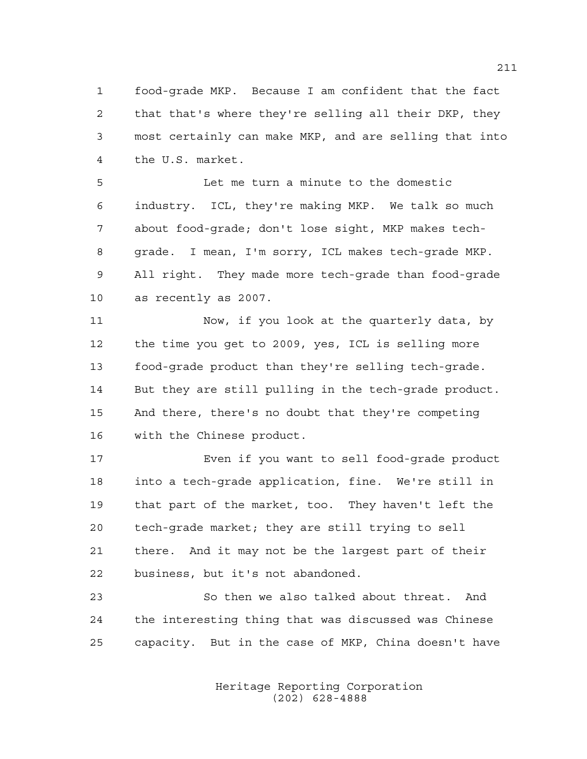1 food-grade MKP. Because I am confident that the fact
2 that that's where they're selling all their DKP, they
3 most certainly can make MKP, and are selling that into
4 the U.S. market.

5 Let me turn a minute to the domestic
6 industry. ICL, they're making MKP. We talk so much
7 about food-grade; don't lose sight, MKP makes tech-
8 grade. I mean, I'm sorry, ICL makes tech-grade MKP.
9 All right. They made more tech-grade than food-grade
10 as recently as 2007.

11 Now, if you look at the quarterly data, by
12 the time you get to 2009, yes, ICL is selling more
13 food-grade product than they're selling tech-grade.
14 But they are still pulling in the tech-grade product.
15 And there, there's no doubt that they're competing
16 with the Chinese product.

17 Even if you want to sell food-grade product
18 into a tech-grade application, fine. We're still in
19 that part of the market, too. They haven't left the
20 tech-grade market; they are still trying to sell
21 there. And it may not be the largest part of their
22 business, but it's not abandoned.

23 So then we also talked about threat. And
24 the interesting thing that was discussed was Chinese
25 capacity. But in the case of MKP, China doesn't have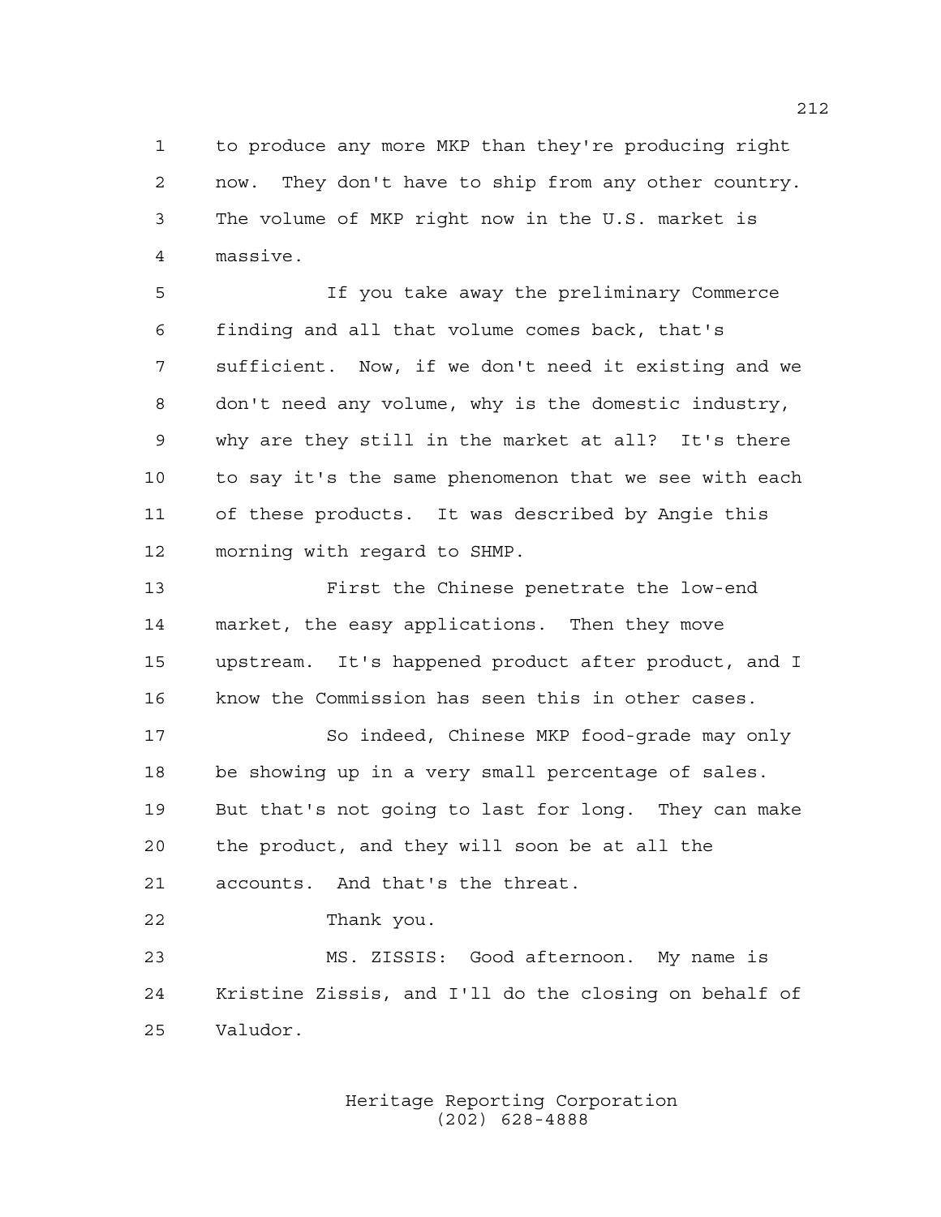to produce any more MKP than they're producing right now. They don't have to ship from any other country. The volume of MKP right now in the U.S. market is massive.

If you take away the preliminary Commerce finding and all that volume comes back, that's sufficient. Now, if we don't need it existing and we don't need any volume, why is the domestic industry, why are they still in the market at all? It's there to say it's the same phenomenon that we see with each of these products. It was described by Angie this morning with regard to SHMP.

First the Chinese penetrate the low-end market, the easy applications. Then they move upstream. It's happened product after product, and I know the Commission has seen this in other cases.

So indeed, Chinese MKP food-grade may only be showing up in a very small percentage of sales. But that's not going to last for long. They can make the product, and they will soon be at all the accounts. And that's the threat.

Thank you.

MS. ZISSIS: Good afternoon. My name is Kristine Zissis, and I'll do the closing on behalf of Valudor.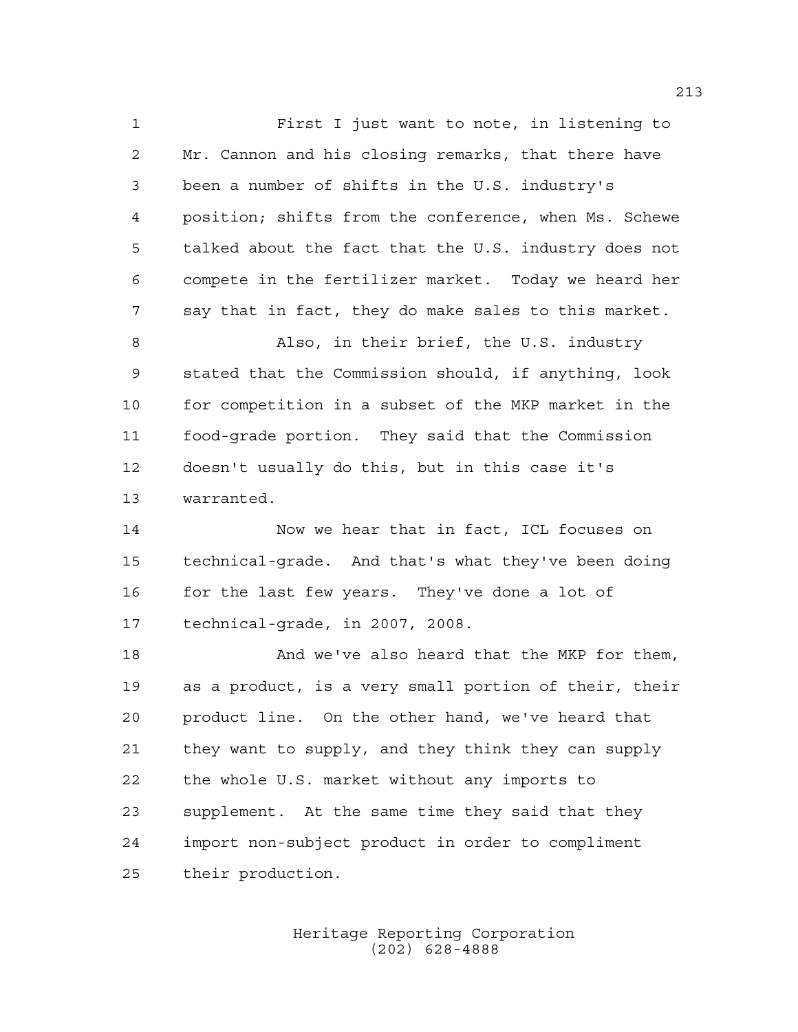First I just want to note, in listening to Mr. Cannon and his closing remarks, that there have been a number of shifts in the U.S. industry's position; shifts from the conference, when Ms. Schewe talked about the fact that the U.S. industry does not compete in the fertilizer market. Today we heard her say that in fact, they do make sales to this market.

Also, in their brief, the U.S. industry stated that the Commission should, if anything, look for competition in a subset of the MKP market in the food-grade portion. They said that the Commission doesn't usually do this, but in this case it's warranted.

Now we hear that in fact, ICL focuses on technical-grade. And that's what they've been doing for the last few years. They've done a lot of technical-grade, in 2007, 2008.

And we've also heard that the MKP for them, as a product, is a very small portion of their, their product line. On the other hand, we've heard that they want to supply, and they think they can supply the whole U.S. market without any imports to supplement. At the same time they said that they import non-subject product in order to compliment their production.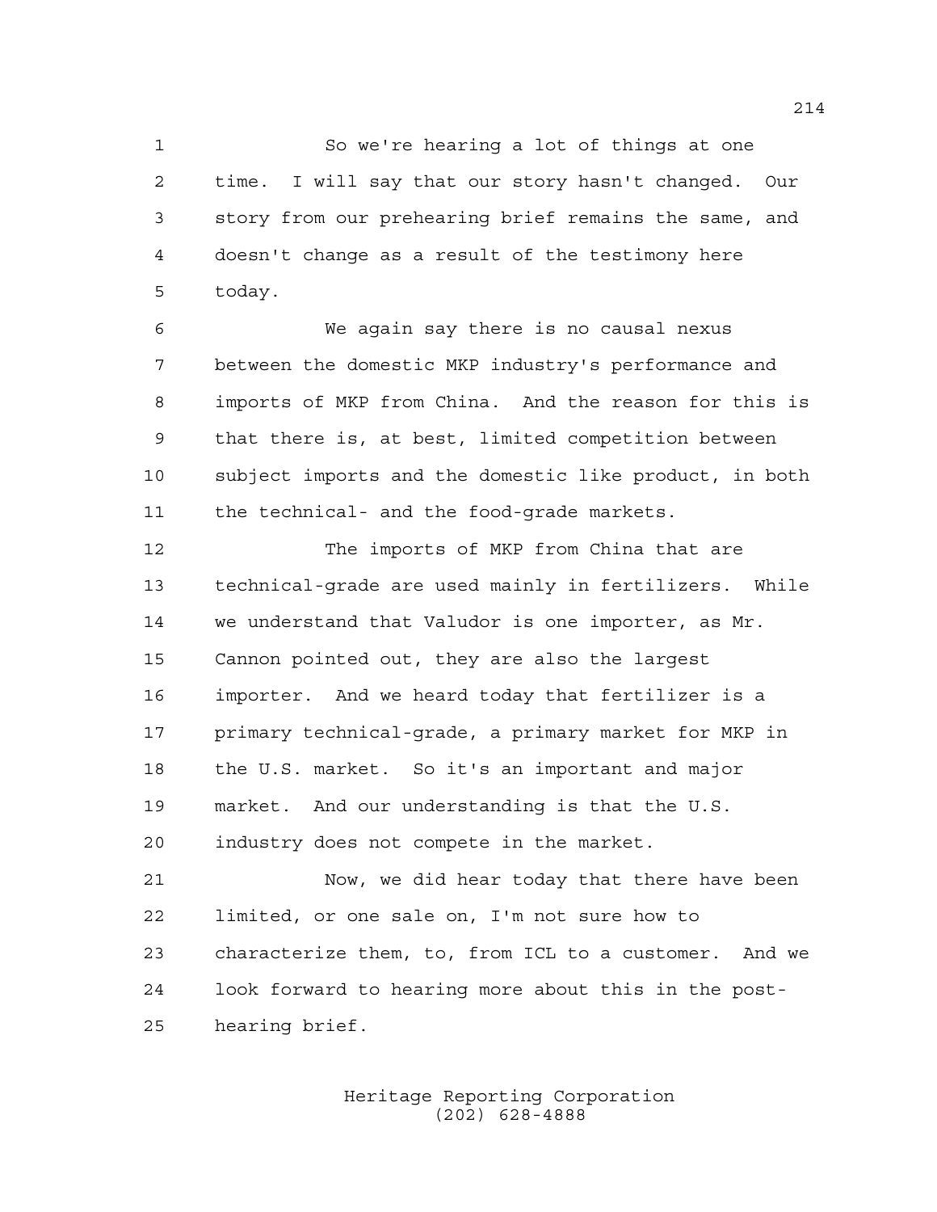So we're hearing a lot of things at one time. I will say that our story hasn't changed. Our story from our prehearing brief remains the same, and doesn't change as a result of the testimony here today.

We again say there is no causal nexus between the domestic MKP industry's performance and imports of MKP from China. And the reason for this is that there is, at best, limited competition between subject imports and the domestic like product, in both the technical- and the food-grade markets.

The imports of MKP from China that are technical-grade are used mainly in fertilizers. While we understand that Valudor is one importer, as Mr. Cannon pointed out, they are also the largest importer. And we heard today that fertilizer is a primary technical-grade, a primary market for MKP in the U.S. market. So it's an important and major market. And our understanding is that the U.S. industry does not compete in the market.

Now, we did hear today that there have been limited, or one sale on, I'm not sure how to characterize them, to, from ICL to a customer. And we look forward to hearing more about this in the post-hearing brief.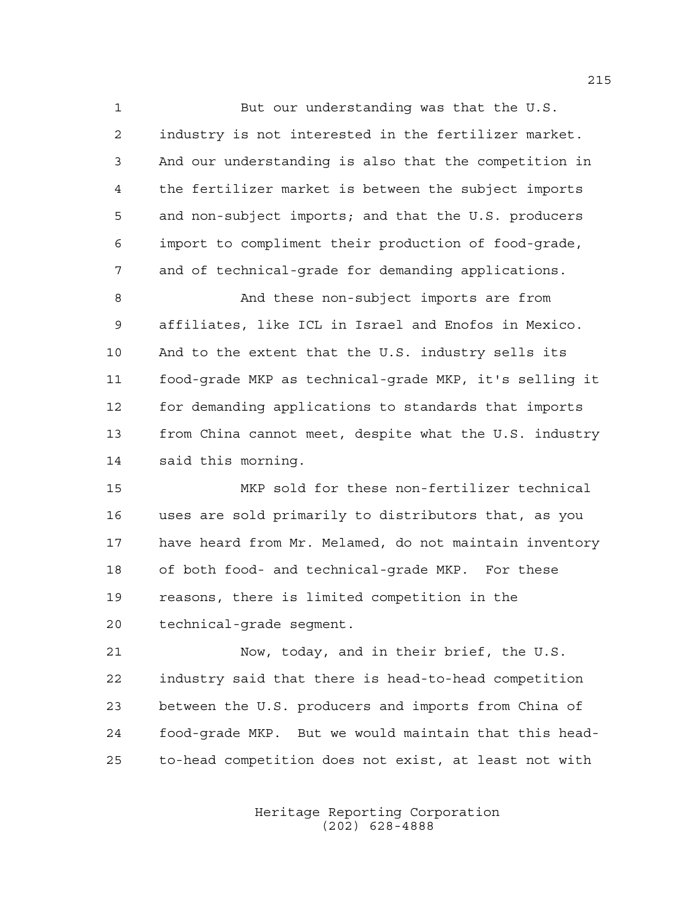But our understanding was that the U.S. industry is not interested in the fertilizer market. And our understanding is also that the competition in the fertilizer market is between the subject imports and non-subject imports; and that the U.S. producers import to compliment their production of food-grade, and of technical-grade for demanding applications.

And these non-subject imports are from affiliates, like ICL in Israel and Enofos in Mexico. And to the extent that the U.S. industry sells its food-grade MKP as technical-grade MKP, it's selling it for demanding applications to standards that imports from China cannot meet, despite what the U.S. industry said this morning.

MKP sold for these non-fertilizer technical uses are sold primarily to distributors that, as you have heard from Mr. Melamed, do not maintain inventory of both food- and technical-grade MKP. For these reasons, there is limited competition in the technical-grade segment.

Now, today, and in their brief, the U.S. industry said that there is head-to-head competition between the U.S. producers and imports from China of food-grade MKP. But we would maintain that this head-to-head competition does not exist, at least not with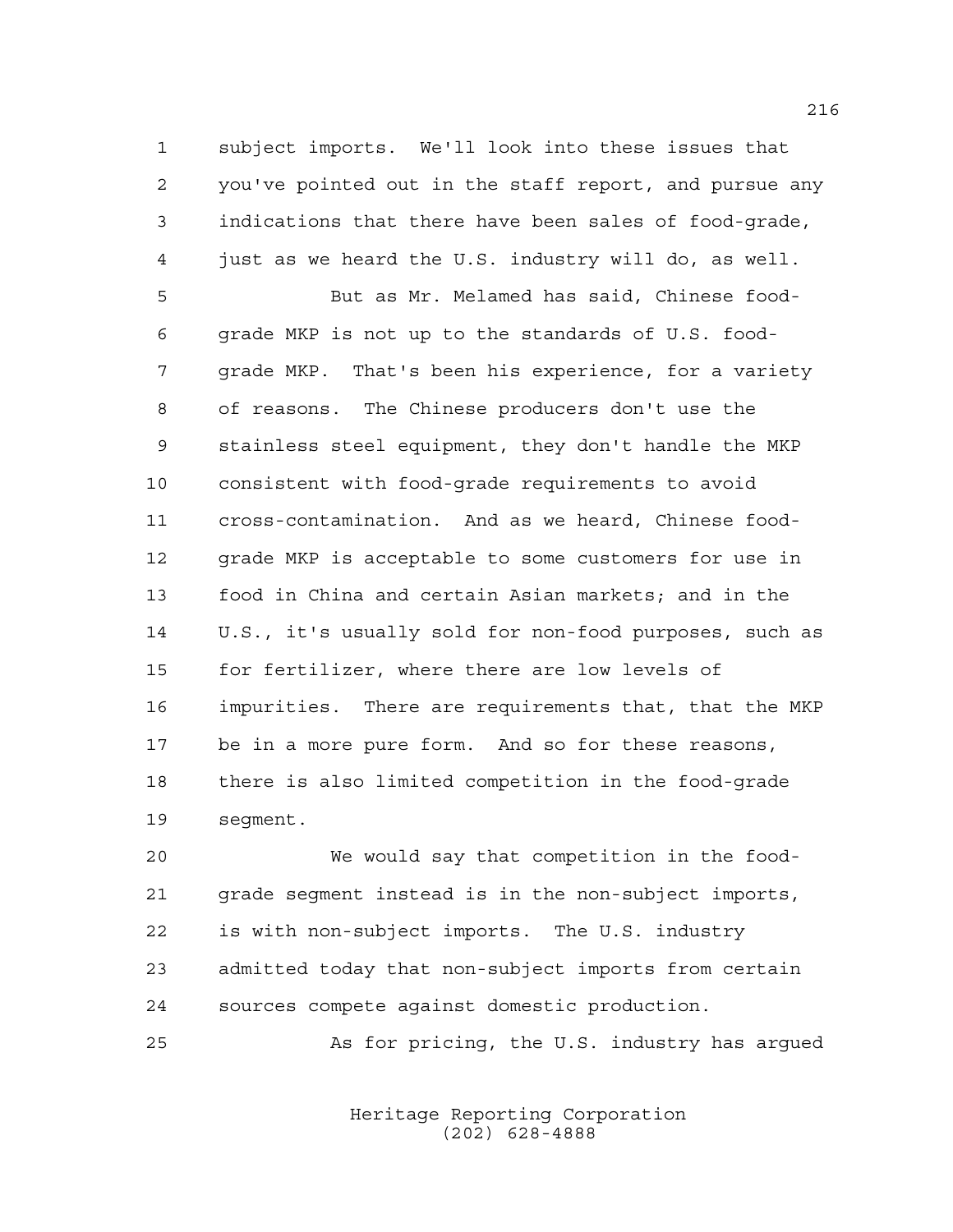subject imports. We'll look into these issues that you've pointed out in the staff report, and pursue any indications that there have been sales of food-grade, just as we heard the U.S. industry will do, as well.

But as Mr. Melamed has said, Chinese food-grade MKP is not up to the standards of U.S. food-grade MKP. That's been his experience, for a variety of reasons. The Chinese producers don't use the stainless steel equipment, they don't handle the MKP consistent with food-grade requirements to avoid cross-contamination. And as we heard, Chinese food-grade MKP is acceptable to some customers for use in food in China and certain Asian markets; and in the U.S., it's usually sold for non-food purposes, such as for fertilizer, where there are low levels of impurities. There are requirements that, that the MKP be in a more pure form. And so for these reasons, there is also limited competition in the food-grade segment.

We would say that competition in the food-grade segment instead is in the non-subject imports, is with non-subject imports. The U.S. industry admitted today that non-subject imports from certain sources compete against domestic production.

As for pricing, the U.S. industry has argued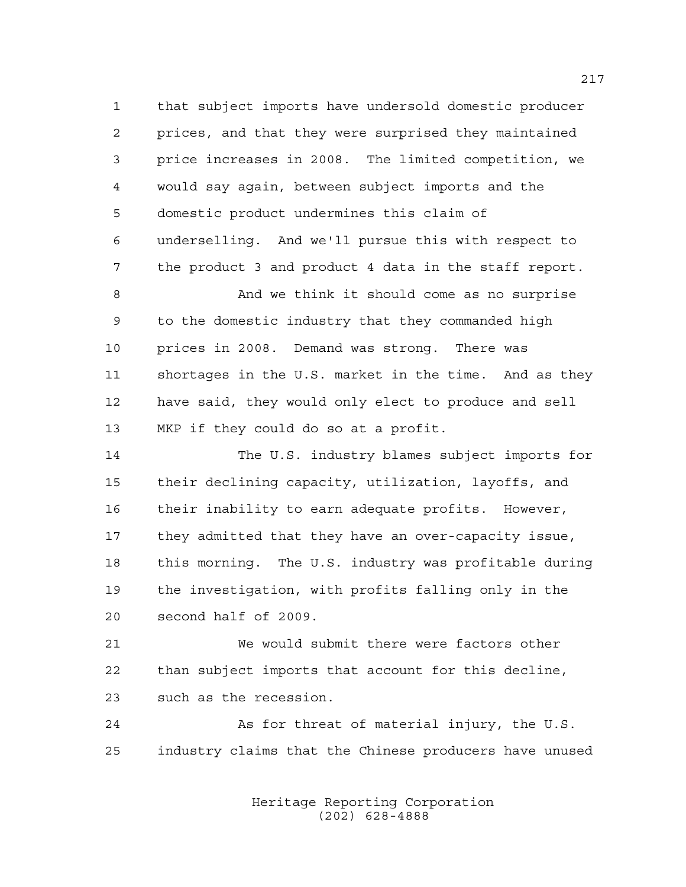that subject imports have undersold domestic producer prices, and that they were surprised they maintained price increases in 2008. The limited competition, we would say again, between subject imports and the domestic product undermines this claim of underselling. And we'll pursue this with respect to the product 3 and product 4 data in the staff report.

And we think it should come as no surprise to the domestic industry that they commanded high prices in 2008. Demand was strong. There was shortages in the U.S. market in the time. And as they have said, they would only elect to produce and sell MKP if they could do so at a profit.

The U.S. industry blames subject imports for their declining capacity, utilization, layoffs, and their inability to earn adequate profits. However, they admitted that they have an over-capacity issue, this morning. The U.S. industry was profitable during the investigation, with profits falling only in the second half of 2009.

We would submit there were factors other than subject imports that account for this decline, such as the recession.

As for threat of material injury, the U.S. industry claims that the Chinese producers have unused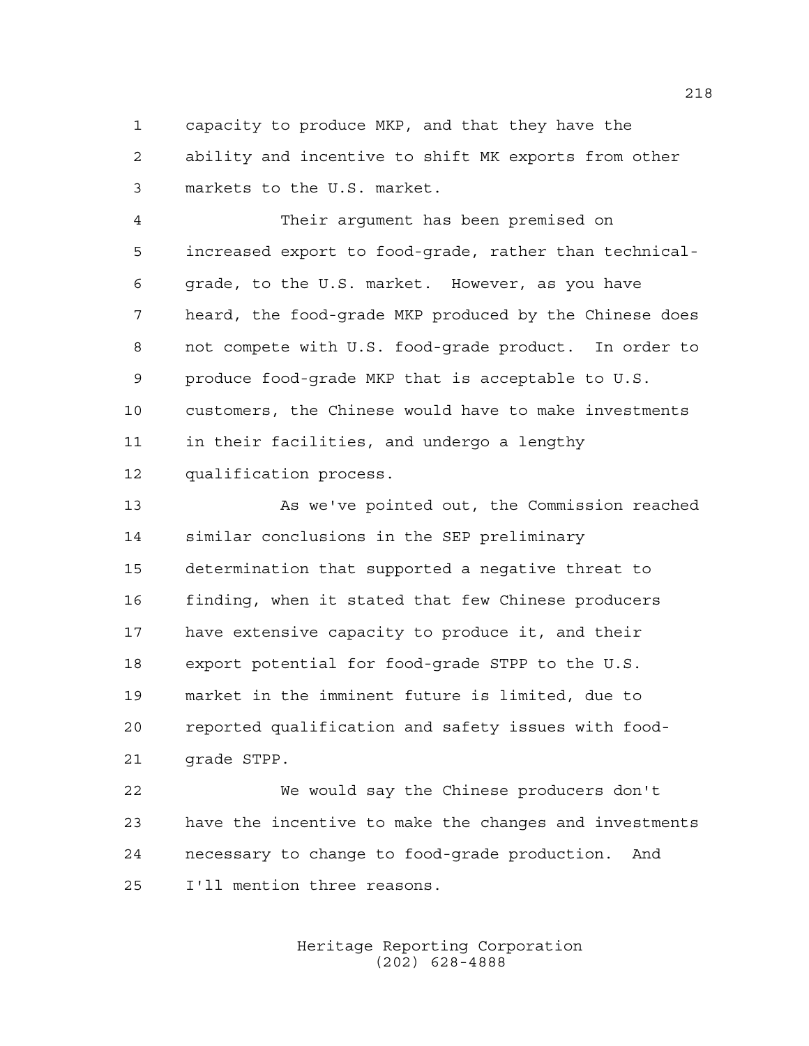capacity to produce MKP, and that they have the ability and incentive to shift MK exports from other markets to the U.S. market.

Their argument has been premised on increased export to food-grade, rather than technical-grade, to the U.S. market. However, as you have heard, the food-grade MKP produced by the Chinese does not compete with U.S. food-grade product. In order to produce food-grade MKP that is acceptable to U.S. customers, the Chinese would have to make investments in their facilities, and undergo a lengthy qualification process.

As we've pointed out, the Commission reached similar conclusions in the SEP preliminary determination that supported a negative threat to finding, when it stated that few Chinese producers have extensive capacity to produce it, and their export potential for food-grade STPP to the U.S. market in the imminent future is limited, due to reported qualification and safety issues with food-grade STPP.

We would say the Chinese producers don't have the incentive to make the changes and investments necessary to change to food-grade production. And I'll mention three reasons.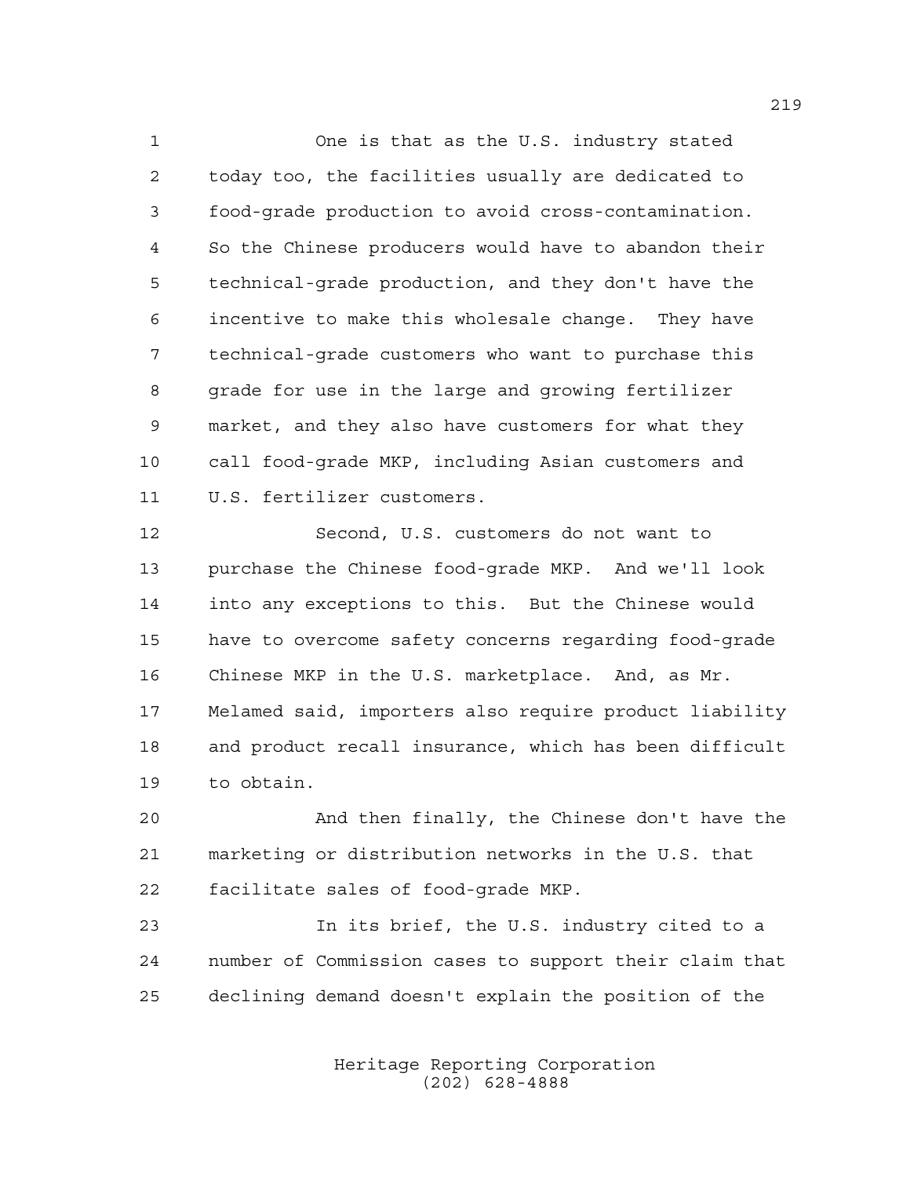One is that as the U.S. industry stated today too, the facilities usually are dedicated to food-grade production to avoid cross-contamination. So the Chinese producers would have to abandon their technical-grade production, and they don't have the incentive to make this wholesale change. They have technical-grade customers who want to purchase this grade for use in the large and growing fertilizer market, and they also have customers for what they call food-grade MKP, including Asian customers and U.S. fertilizer customers.

Second, U.S. customers do not want to purchase the Chinese food-grade MKP. And we'll look into any exceptions to this. But the Chinese would have to overcome safety concerns regarding food-grade Chinese MKP in the U.S. marketplace. And, as Mr. Melamed said, importers also require product liability and product recall insurance, which has been difficult to obtain.

And then finally, the Chinese don't have the marketing or distribution networks in the U.S. that facilitate sales of food-grade MKP.

In its brief, the U.S. industry cited to a number of Commission cases to support their claim that declining demand doesn't explain the position of the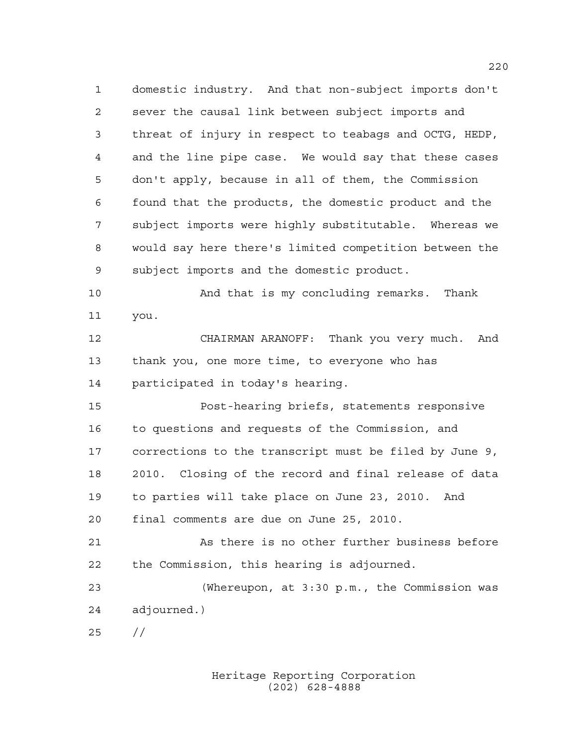domestic industry. And that non-subject imports don't sever the causal link between subject imports and threat of injury in respect to teabags and OCTG, HEDP, and the line pipe case. We would say that these cases don't apply, because in all of them, the Commission found that the products, the domestic product and the subject imports were highly substitutable. Whereas we would say here there's limited competition between the subject imports and the domestic product.

And that is my concluding remarks. Thank you.

CHAIRMAN ARANOFF: Thank you very much. And thank you, one more time, to everyone who has participated in today's hearing.

Post-hearing briefs, statements responsive to questions and requests of the Commission, and corrections to the transcript must be filed by June 9, 2010. Closing of the record and final release of data to parties will take place on June 23, 2010. And final comments are due on June 25, 2010.

As there is no other further business before the Commission, this hearing is adjourned.

(Whereupon, at 3:30 p.m., the Commission was adjourned.)

//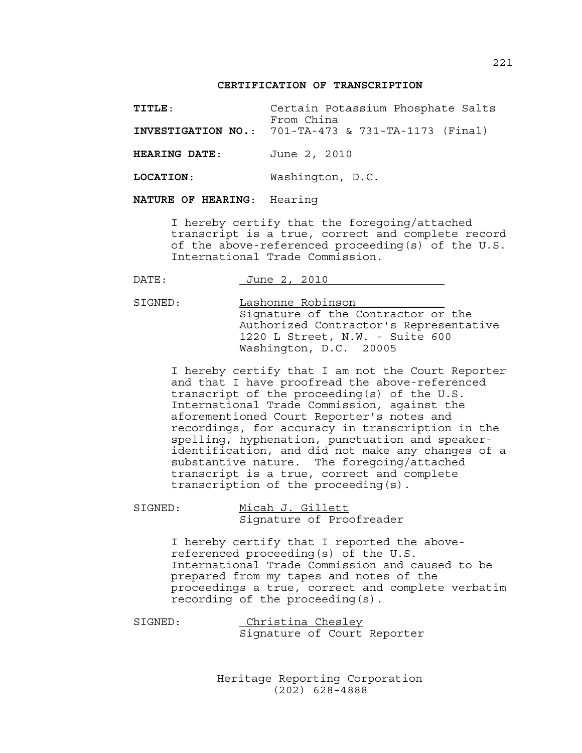## CERTIFICATION OF TRANSCRIPTION

**TITLE**: Certain Potassium Phosphate Salts From China

**INVESTIGATION NO.**: 701-TA-473 & 731-TA-1173 (Final)

**HEARING DATE**: June 2, 2010

**LOCATION**: Washington, D.C.

**NATURE OF HEARING**: Hearing

I hereby certify that the foregoing/attached transcript is a true, correct and complete record of the above-referenced proceeding(s) of the U.S. International Trade Commission.

DATE: June 2, 2010

SIGNED: Lashonne Robinson
Signature of the Contractor or the Authorized Contractor's Representative
1220 L Street, N.W. - Suite 600
Washington, D.C. 20005

I hereby certify that I am not the Court Reporter and that I have proofread the above-referenced transcript of the proceeding(s) of the U.S. International Trade Commission, against the aforementioned Court Reporter's notes and recordings, for accuracy in transcription in the spelling, hyphenation, punctuation and speaker-identification, and did not make any changes of a substantive nature. The foregoing/attached transcript is a true, correct and complete transcription of the proceeding(s).

SIGNED: Micah J. Gillett
Signature of Proofreader

I hereby certify that I reported the above-referenced proceeding(s) of the U.S. International Trade Commission and caused to be prepared from my tapes and notes of the proceedings a true, correct and complete verbatim recording of the proceeding(s).

SIGNED: Christina Chesley
Signature of Court Reporter